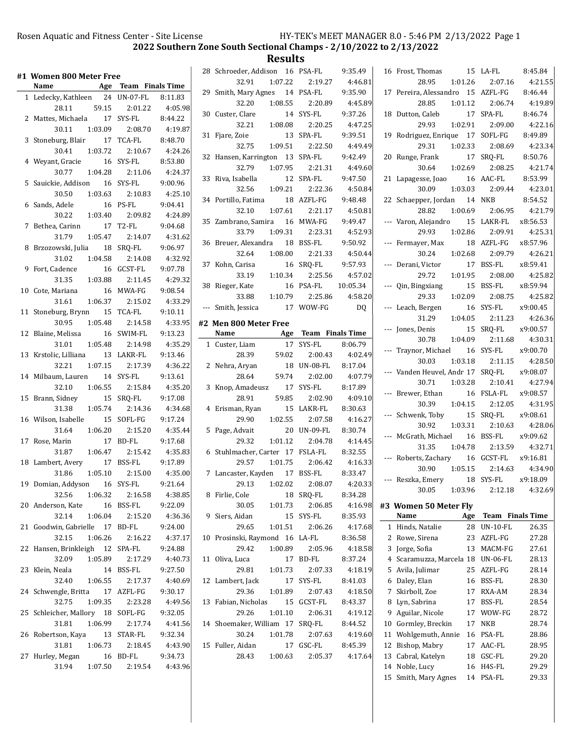## 2022 Southern Zone South Sectional Champs - 2/10/2022 to 2/13/2022

## Results

### #1 Women 800 Meter Free

| | Name | Age | Team | Finals Time |
|---|---|---|---|---|
| 1 | Ledecky, Kathleen | 24 | UN-07-FL | 8:11.83 |
| | 28.11 | 59.15 | 2:01.22 | 4:05.98 |
| 2 | Mattes, Michaela | 17 | SYS-FL | 8:44.22 |
| | 30.11 | 1:03.09 | 2:08.70 | 4:19.87 |
| 3 | Stoneburg, Blair | 17 | TCA-FL | 8:48.70 |
| | 30.41 | 1:03.72 | 2:10.67 | 4:24.26 |
| 4 | Weyant, Gracie | 16 | SYS-FL | 8:53.80 |
| | 30.77 | 1:04.28 | 2:11.06 | 4:24.37 |
| 5 | Sauickie, Addison | 16 | SYS-FL | 9:00.96 |
| | 30.50 | 1:03.63 | 2:10.83 | 4:25.10 |
| 6 | Sands, Adele | 16 | PS-FL | 9:04.41 |
| | 30.22 | 1:03.40 | 2:09.82 | 4:24.89 |
| 7 | Bethea, Carinn | 17 | T2-FL | 9:04.68 |
| | 31.79 | 1:05.47 | 2:14.07 | 4:31.62 |
| 8 | Brzozowski, Julia | 18 | SRQ-FL | 9:06.97 |
| | 31.02 | 1:04.58 | 2:14.08 | 4:32.92 |
| 9 | Fort, Cadence | 16 | GCST-FL | 9:07.78 |
| | 31.35 | 1:03.88 | 2:11.45 | 4:29.32 |
| 10 | Cote, Mariana | 16 | MWA-FG | 9:08.54 |
| | 31.61 | 1:06.37 | 2:15.02 | 4:33.29 |
| 11 | Stoneburg, Brynn | 15 | TCA-FL | 9:10.11 |
| | 30.95 | 1:05.48 | 2:14.58 | 4:33.95 |
| 12 | Blaine, Melissa | 16 | SWIM-FL | 9:13.23 |
| | 31.01 | 1:05.48 | 2:14.98 | 4:35.29 |
| 13 | Krstolic, Lilliana | 13 | LAKR-FL | 9:13.46 |
| | 32.21 | 1:07.15 | 2:17.39 | 4:36.22 |
| 14 | Milbaum, Lauren | 14 | SYS-FL | 9:13.61 |
| | 32.10 | 1:06.55 | 2:15.84 | 4:35.20 |
| 15 | Brann, Sidney | 15 | SRQ-FL | 9:17.08 |
| | 31.38 | 1:05.74 | 2:14.36 | 4:34.68 |
| 16 | Wilson, Isabelle | 15 | SOFL-FG | 9:17.24 |
| | 31.64 | 1:06.20 | 2:15.20 | 4:35.44 |
| 17 | Rose, Marin | 17 | BD-FL | 9:17.68 |
| | 31.87 | 1:06.47 | 2:15.42 | 4:35.83 |
| 18 | Lambert, Avery | 17 | BSS-FL | 9:17.89 |
| | 31.86 | 1:05.10 | 2:15.00 | 4:35.00 |
| 19 | Domian, Addyson | 16 | SYS-FL | 9:21.64 |
| | 32.56 | 1:06.32 | 2:16.58 | 4:38.85 |
| 20 | Anderson, Kate | 16 | BSS-FL | 9:22.09 |
| | 32.14 | 1:06.04 | 2:15.20 | 4:36.36 |
| 21 | Goodwin, Gabrielle | 17 | BD-FL | 9:24.00 |
| | 32.15 | 1:06.26 | 2:16.22 | 4:37.17 |
| 22 | Hansen, Brinkleigh | 12 | SPA-FL | 9:24.88 |
| | 32.09 | 1:05.89 | 2:17.29 | 4:40.73 |
| 23 | Klein, Neala | 14 | BSS-FL | 9:27.50 |
| | 32.40 | 1:06.55 | 2:17.37 | 4:40.69 |
| 24 | Schwengle, Britta | 17 | AZFL-FG | 9:30.17 |
| | 32.75 | 1:09.35 | 2:23.28 | 4:49.56 |
| 25 | Schleicher, Mallory | 18 | SOFL-FG | 9:32.05 |
| | 31.81 | 1:06.99 | 2:17.74 | 4:41.56 |
| 26 | Robertson, Kaya | 13 | STAR-FL | 9:32.34 |
| | 31.81 | 1:06.73 | 2:18.45 | 4:43.90 |
| 27 | Hurley, Megan | 16 | BD-FL | 9:34.73 |
| | 31.94 | 1:07.50 | 2:19.54 | 4:43.96 |
| 28 | Schroeder, Addison | 16 | PSA-FL | 9:35.49 |
| | 32.91 | 1:07.22 | 2:19.27 | 4:46.81 |
| 29 | Smith, Mary Agnes | 14 | PSA-FL | 9:35.90 |
| | 32.20 | 1:08.55 | 2:20.89 | 4:45.89 |
| 30 | Custer, Clare | 14 | SYS-FL | 9:37.26 |
| | 32.21 | 1:08.08 | 2:20.25 | 4:47.25 |
| 31 | Fjare, Zoie | 13 | SPA-FL | 9:39.51 |
| | 32.75 | 1:09.51 | 2:22.50 | 4:49.49 |
| 32 | Hansen, Karrington | 13 | SPA-FL | 9:42.49 |
| | 32.79 | 1:07.95 | 2:21.31 | 4:49.60 |
| 33 | Riva, Isabella | 12 | SPA-FL | 9:47.50 |
| | 32.56 | 1:09.21 | 2:22.36 | 4:50.84 |
| 34 | Portillo, Fatima | 18 | AZFL-FG | 9:48.48 |
| | 32.10 | 1:07.61 | 2:21.17 | 4:50.81 |
| 35 | Zambrano, Samira | 16 | MWA-FG | 9:49.47 |
| | 33.79 | 1:09.31 | 2:23.31 | 4:52.93 |
| 36 | Breuer, Alexandra | 18 | BSS-FL | 9:50.92 |
| | 32.64 | 1:08.00 | 2:21.33 | 4:50.44 |
| 37 | Kohn, Carisa | 16 | SRQ-FL | 9:57.93 |
| | 33.19 | 1:10.34 | 2:25.56 | 4:57.02 |
| 38 | Rieger, Kate | 16 | PSA-FL | 10:05.34 |
| | 33.88 | 1:10.79 | 2:25.86 | 4:58.20 |
| --- | Smith, Jessica | 17 | WOW-FG | DQ |

### #2 Men 800 Meter Free

| | Name | Age | Team | Finals Time |
|---|---|---|---|---|
| 1 | Custer, Liam | 17 | SYS-FL | 8:06.79 |
| | 28.39 | 59.02 | 2:00.43 | 4:02.49 |
| 2 | Nehra, Aryan | 18 | UN-08-FL | 8:17.04 |
| | 28.64 | 59.74 | 2:02.00 | 4:07.79 |
| 3 | Knop, Amadeusz | 17 | SYS-FL | 8:17.89 |
| | 28.91 | 59.85 | 2:02.90 | 4:09.10 |
| 4 | Erisman, Ryan | 15 | LAKR-FL | 8:30.63 |
| | 29.90 | 1:02.55 | 2:07.58 | 4:16.27 |
| 5 | Page, Advait | 20 | UN-09-FL | 8:30.74 |
| | 29.32 | 1:01.12 | 2:04.78 | 4:14.45 |
| 6 | Stuhlmacher, Carter | 17 | FSLA-FL | 8:32.55 |
| | 29.57 | 1:01.75 | 2:06.42 | 4:16.33 |
| 7 | Lancaster, Kayden | 17 | BSS-FL | 8:33.47 |
| | 29.13 | 1:02.02 | 2:08.07 | 4:20.33 |
| 8 | Firlie, Cole | 18 | SRQ-FL | 8:34.28 |
| | 30.05 | 1:01.73 | 2:06.85 | 4:16.98 |
| 9 | Siers, Aidan | 15 | SYS-FL | 8:35.93 |
| | 29.65 | 1:01.51 | 2:06.26 | 4:17.68 |
| 10 | Prosinski, Raymond | 16 | LA-FL | 8:36.58 |
| | 29.42 | 1:00.89 | 2:05.96 | 4:18.58 |
| 11 | Oliva, Luca | 17 | BD-FL | 8:37.24 |
| | 29.81 | 1:01.73 | 2:07.33 | 4:18.19 |
| 12 | Lambert, Jack | 17 | SYS-FL | 8:41.03 |
| | 29.36 | 1:01.89 | 2:07.43 | 4:18.50 |
| 13 | Fabian, Nicholas | 15 | GCST-FL | 8:43.37 |
| | 29.26 | 1:01.10 | 2:06.31 | 4:19.12 |
| 14 | Shoemaker, William | 17 | SRQ-FL | 8:44.52 |
| | 30.24 | 1:01.78 | 2:07.63 | 4:19.60 |
| 15 | Fuller, Aidan | 17 | GSC-FL | 8:45.39 |
| | 28.43 | 1:00.63 | 2:05.37 | 4:17.64 |
| 16 | Frost, Thomas | 15 | LA-FL | 8:45.84 |
| | 28.95 | 1:01.26 | 2:07.16 | 4:21.55 |
| 17 | Pereira, Alessandro | 15 | AZFL-FG | 8:46.44 |
| | 28.85 | 1:01.12 | 2:06.74 | 4:19.89 |
| 18 | Dutton, Caleb | 17 | SPA-FL | 8:46.74 |
| | 29.93 | 1:02.91 | 2:09.00 | 4:22.16 |
| 19 | Rodriguez, Enrique | 17 | SOFL-FG | 8:49.89 |
| | 29.31 | 1:02.33 | 2:08.69 | 4:23.34 |
| 20 | Runge, Frank | 17 | SRQ-FL | 8:50.76 |
| | 30.64 | 1:02.69 | 2:08.25 | 4:21.74 |
| 21 | Lapagesse, Joao | 16 | AAC-FL | 8:53.99 |
| | 30.09 | 1:03.03 | 2:09.44 | 4:23.01 |
| 22 | Schaepper, Jordan | 14 | NKB | 8:54.52 |
| | 28.82 | 1:00.69 | 2:06.95 | 4:21.79 |
| --- | Varon, Alejandro | 15 | LAKR-FL | x8:56.53 |
| | 29.93 | 1:02.86 | 2:09.91 | 4:25.31 |
| --- | Fermayer, Max | 18 | AZFL-FG | x8:57.96 |
| | 30.24 | 1:02.68 | 2:09.79 | 4:26.21 |
| --- | Derani, Victor | 17 | BSS-FL | x8:59.41 |
| | 29.72 | 1:01.95 | 2:08.00 | 4:25.82 |
| --- | Qin, Bingxiang | 15 | BSS-FL | x8:59.94 |
| | 29.33 | 1:02.09 | 2:08.75 | 4:25.82 |
| --- | Leach, Bergen | 16 | SYS-FL | x9:00.45 |
| | 31.29 | 1:04.05 | 2:11.23 | 4:26.36 |
| --- | Jones, Denis | 15 | SRQ-FL | x9:00.57 |
| | 30.78 | 1:04.09 | 2:11.68 | 4:30.31 |
| --- | Traynor, Michael | 16 | SYS-FL | x9:00.70 |
| | 30.03 | 1:03.18 | 2:11.15 | 4:28.50 |
| --- | Vanden Heuvel, Andr | 17 | SRQ-FL | x9:08.07 |
| | 30.71 | 1:03.28 | 2:10.41 | 4:27.94 |
| --- | Brewer, Ethan | 16 | FSLA-FL | x9:08.57 |
| | 30.39 | 1:04.15 | 2:12.05 | 4:31.95 |
| --- | Schwenk, Toby | 15 | SRQ-FL | x9:08.61 |
| | 30.92 | 1:03.31 | 2:10.63 | 4:28.06 |
| --- | McGrath, Michael | 16 | BSS-FL | x9:09.62 |
| | 31.35 | 1:04.78 | 2:13.59 | 4:32.71 |
| --- | Roberts, Zachary | 16 | GCST-FL | x9:16.81 |
| | 30.90 | 1:05.15 | 2:14.63 | 4:34.90 |
| --- | Reszka, Emery | 18 | SYS-FL | x9:18.09 |
| | 30.05 | 1:03.96 | 2:12.18 | 4:32.69 |

### #3 Women 50 Meter Fly

| | Name | Age | Team | Finals Time |
|---|---|---|---|---|
| 1 | Hinds, Natalie | 28 | UN-10-FL | 26.35 |
| 2 | Rowe, Sirena | 23 | AZFL-FG | 27.28 |
| 3 | Jorge, Sofia | 13 | MACM-FG | 27.61 |
| 4 | Scaramuzza, Marcela | 18 | UN-06-FL | 28.13 |
| 5 | Avila, Julimar | 25 | AZFL-FG | 28.14 |
| 6 | Daley, Elan | 16 | BSS-FL | 28.30 |
| 7 | Skirboll, Zoe | 17 | RXA-AM | 28.34 |
| 8 | Lyn, Sabrina | 17 | BSS-FL | 28.54 |
| 9 | Aguilar, Nicole | 17 | WOW-FG | 28.72 |
| 10 | Gormley, Breckin | 17 | NKB | 28.74 |
| 11 | Wohlgemuth, Annie | 16 | PSA-FL | 28.86 |
| 12 | Bishop, Mabry | 17 | AAC-FL | 28.95 |
| 13 | Cabral, Katelyn | 18 | GSC-FL | 29.20 |
| 14 | Noble, Lucy | 16 | H4S-FL | 29.29 |
| 15 | Smith, Mary Agnes | 14 | PSA-FL | 29.33 |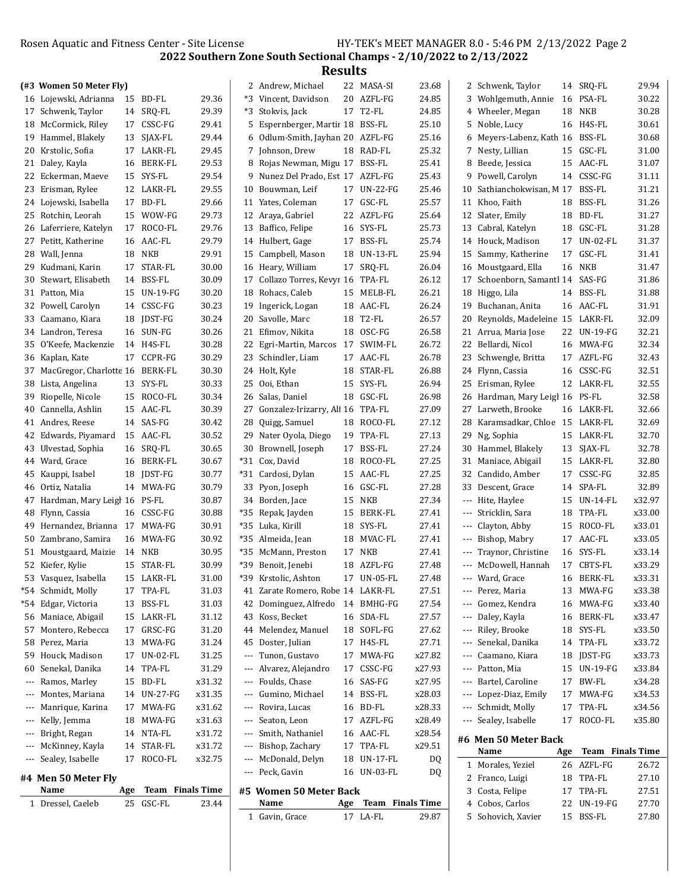# 2022 Southern Zone South Sectional Champs - 2/10/2022 to 2/13/2022

## Results

### (#3 Women 50 Meter Fly)

| Place | Name | Age | Team | Finals Time |
|---|---|---|---|---|
| 16 | Lojewski, Adrianna | 15 | BD-FL | 29.36 |
| 17 | Schwenk, Taylor | 14 | SRQ-FL | 29.39 |
| 18 | McCormick, Riley | 17 | CSSC-FG | 29.41 |
| 19 | Hammel, Blakely | 13 | SJAX-FL | 29.44 |
| 20 | Krstolic, Sofia | 17 | LAKR-FL | 29.45 |
| 21 | Daley, Kayla | 16 | BERK-FL | 29.53 |
| 22 | Eckerman, Maeve | 15 | SYS-FL | 29.54 |
| 23 | Erisman, Rylee | 12 | LAKR-FL | 29.55 |
| 24 | Lojewski, Isabella | 17 | BD-FL | 29.66 |
| 25 | Rotchin, Leorah | 15 | WOW-FG | 29.73 |
| 26 | Laferriere, Katelyn | 17 | ROCO-FL | 29.76 |
| 27 | Petitt, Katherine | 16 | AAC-FL | 29.79 |
| 28 | Wall, Jenna | 18 | NKB | 29.91 |
| 29 | Kudmani, Karin | 17 | STAR-FL | 30.00 |
| 30 | Stewart, Elisabeth | 14 | BSS-FL | 30.09 |
| 31 | Patton, Mia | 15 | UN-19-FG | 30.20 |
| 32 | Powell, Carolyn | 14 | CSSC-FG | 30.23 |
| 33 | Caamano, Kiara | 18 | JDST-FG | 30.24 |
| 34 | Landron, Teresa | 16 | SUN-FG | 30.26 |
| 35 | O'Keefe, Mackenzie | 14 | H4S-FL | 30.28 |
| 36 | Kaplan, Kate | 17 | CCPR-FG | 30.29 |
| 37 | MacGregor, Charlotte | 16 | BERK-FL | 30.30 |
| 38 | Lista, Angelina | 13 | SYS-FL | 30.33 |
| 39 | Riopelle, Nicole | 15 | ROCO-FL | 30.34 |
| 40 | Cannella, Ashlin | 15 | AAC-FL | 30.39 |
| 41 | Andres, Reese | 14 | SAS-FG | 30.42 |
| 42 | Edwards, Piyamard | 15 | AAC-FL | 30.52 |
| 43 | Ulvestad, Sophia | 16 | SRQ-FL | 30.65 |
| 44 | Ward, Grace | 16 | BERK-FL | 30.67 |
| 45 | Kauppi, Isabel | 18 | JDST-FG | 30.77 |
| 46 | Ortiz, Natalia | 14 | MWA-FG | 30.79 |
| 47 | Hardman, Mary Leigh | 16 | PS-FL | 30.87 |
| 48 | Flynn, Cassia | 16 | CSSC-FG | 30.88 |
| 49 | Hernandez, Brianna | 17 | MWA-FG | 30.91 |
| 50 | Zambrano, Samira | 16 | MWA-FG | 30.92 |
| 51 | Moustgaard, Maizie | 14 | NKB | 30.95 |
| 52 | Kiefer, Kylie | 15 | STAR-FL | 30.99 |
| 53 | Vasquez, Isabella | 15 | LAKR-FL | 31.00 |
| *54 | Schmidt, Molly | 17 | TPA-FL | 31.03 |
| *54 | Edgar, Victoria | 13 | BSS-FL | 31.03 |
| 56 | Maniace, Abigail | 15 | LAKR-FL | 31.12 |
| 57 | Montero, Rebecca | 17 | GRSC-FG | 31.20 |
| 58 | Perez, Maria | 13 | MWA-FG | 31.24 |
| 59 | Houck, Madison | 17 | UN-02-FL | 31.25 |
| 60 | Senekal, Danika | 14 | TPA-FL | 31.29 |
| --- | Ramos, Marley | 15 | BD-FL | x31.32 |
| --- | Montes, Mariana | 14 | UN-27-FG | x31.35 |
| --- | Manrique, Karina | 17 | MWA-FG | x31.62 |
| --- | Kelly, Jemma | 18 | MWA-FG | x31.63 |
| --- | Bright, Regan | 14 | NTA-FL | x31.72 |
| --- | McKinney, Kayla | 14 | STAR-FL | x31.72 |
| --- | Sealey, Isabelle | 17 | ROCO-FL | x32.75 |

### #4 Men 50 Meter Fly

| Place | Name | Age | Team | Finals Time |
|---|---|---|---|---|
| 1 | Dressel, Caeleb | 25 | GSC-FL | 23.44 |
| 2 | Andrew, Michael | 22 | MASA-SI | 23.68 |
| *3 | Vincent, Davidson | 20 | AZFL-FG | 24.85 |
| *3 | Stokvis, Jack | 17 | T2-FL | 24.85 |
| 5 | Espernberger, Martir | 18 | BSS-FL | 25.10 |
| 6 | Odlum-Smith, Jayhan | 20 | AZFL-FG | 25.16 |
| 7 | Johnson, Drew | 18 | RAD-FL | 25.32 |
| 8 | Rojas Newman, Migu | 17 | BSS-FL | 25.41 |
| 9 | Nunez Del Prado, Est | 17 | AZFL-FG | 25.43 |
| 10 | Bouwman, Leif | 17 | UN-22-FG | 25.46 |
| 11 | Yates, Coleman | 17 | GSC-FL | 25.57 |
| 12 | Araya, Gabriel | 22 | AZFL-FG | 25.64 |
| 13 | Baffico, Felipe | 16 | SYS-FL | 25.73 |
| 14 | Hulbert, Gage | 17 | BSS-FL | 25.74 |
| 15 | Campbell, Mason | 18 | UN-13-FL | 25.94 |
| 16 | Heary, William | 17 | SRQ-FL | 26.04 |
| 17 | Collazo Torres, Kevyr | 16 | TPA-FL | 26.12 |
| 18 | Rohacs, Caleb | 15 | MELB-FL | 26.21 |
| 19 | Ingerick, Logan | 18 | AAC-FL | 26.24 |
| 20 | Savolle, Marc | 18 | T2-FL | 26.57 |
| 21 | Efimov, Nikita | 18 | OSC-FG | 26.58 |
| 22 | Egri-Martin, Marcos | 17 | SWIM-FL | 26.72 |
| 23 | Schindler, Liam | 17 | AAC-FL | 26.78 |
| 24 | Holt, Kyle | 18 | STAR-FL | 26.88 |
| 25 | Ooi, Ethan | 15 | SYS-FL | 26.94 |
| 26 | Salas, Daniel | 18 | GSC-FL | 26.98 |
| 27 | Gonzalez-Irizarry, All | 16 | TPA-FL | 27.09 |
| 28 | Quigg, Samuel | 18 | ROCO-FL | 27.12 |
| 29 | Nater Oyola, Diego | 19 | TPA-FL | 27.13 |
| 30 | Brownell, Joseph | 17 | BSS-FL | 27.24 |
| *31 | Cox, David | 18 | ROCO-FL | 27.25 |
| *31 | Cardosi, Dylan | 15 | AAC-FL | 27.25 |
| 33 | Pyon, Joseph | 16 | GSC-FL | 27.28 |
| 34 | Borden, Jace | 15 | NKB | 27.34 |
| *35 | Repak, Jayden | 15 | BERK-FL | 27.41 |
| *35 | Luka, Kirill | 18 | SYS-FL | 27.41 |
| *35 | Almeida, Jean | 18 | MVAC-FL | 27.41 |
| *35 | McMann, Preston | 17 | NKB | 27.41 |
| *39 | Benoit, Jenebi | 18 | AZFL-FG | 27.48 |
| *39 | Krstolic, Ashton | 17 | UN-05-FL | 27.48 |
| 41 | Zarate Romero, Robe | 14 | LAKR-FL | 27.51 |
| 42 | Dominguez, Alfredo | 14 | BMHG-FG | 27.54 |
| 43 | Koss, Becket | 16 | SDA-FL | 27.57 |
| 44 | Melendez, Manuel | 18 | SOFL-FG | 27.62 |
| 45 | Doster, Julian | 17 | H4S-FL | 27.71 |
| --- | Tunon, Gustavo | 17 | MWA-FG | x27.82 |
| --- | Alvarez, Alejandro | 17 | CSSC-FG | x27.93 |
| --- | Foulds, Chase | 16 | SAS-FG | x27.95 |
| --- | Gumino, Michael | 14 | BSS-FL | x28.03 |
| --- | Rovira, Lucas | 16 | BD-FL | x28.33 |
| --- | Seaton, Leon | 17 | AZFL-FG | x28.49 |
| --- | Smith, Nathaniel | 16 | AAC-FL | x28.54 |
| --- | Bishop, Zachary | 17 | TPA-FL | x29.51 |
| --- | McDonald, Delyn | 18 | UN-17-FL | DQ |
| --- | Peck, Gavin | 16 | UN-03-FG | DQ |

### #5 Women 50 Meter Back

| Place | Name | Age | Team | Finals Time |
|---|---|---|---|---|
| 1 | Gavin, Grace | 17 | LA-FL | 29.87 |
| 2 | Schwenk, Taylor | 14 | SRQ-FL | 29.94 |
| 3 | Wohlgemuth, Annie | 16 | PSA-FL | 30.22 |
| 4 | Wheeler, Megan | 18 | NKB | 30.28 |
| 5 | Noble, Lucy | 16 | H4S-FL | 30.61 |
| 6 | Meyers-Labenz, Kath | 16 | BSS-FL | 30.68 |
| 7 | Nesty, Lillian | 15 | GSC-FL | 31.00 |
| 8 | Beede, Jessica | 15 | AAC-FL | 31.07 |
| 9 | Powell, Carolyn | 14 | CSSC-FG | 31.11 |
| 10 | Sathianchokwisan, M | 17 | BSS-FL | 31.21 |
| 11 | Khoo, Faith | 18 | BSS-FL | 31.26 |
| 12 | Slater, Emily | 18 | BD-FL | 31.27 |
| 13 | Cabral, Katelyn | 18 | GSC-FL | 31.28 |
| 14 | Houck, Madison | 17 | UN-02-FL | 31.37 |
| 15 | Sammy, Katherine | 17 | GSC-FL | 31.41 |
| 16 | Moustgaard, Ella | 16 | NKB | 31.47 |
| 17 | Schoenborn, Samantl | 14 | SAS-FG | 31.86 |
| 18 | Higgo, Lila | 14 | BSS-FL | 31.88 |
| 19 | Buchanan, Anita | 16 | AAC-FL | 31.91 |
| 20 | Reynolds, Madeleine | 15 | LAKR-FL | 32.09 |
| 21 | Arrua, Maria Jose | 22 | UN-19-FG | 32.21 |
| 22 | Bellardi, Nicol | 16 | MWA-FG | 32.34 |
| 23 | Schwengle, Britta | 17 | AZFL-FG | 32.43 |
| 24 | Flynn, Cassia | 16 | CSSC-FG | 32.51 |
| 25 | Erisman, Rylee | 12 | LAKR-FL | 32.55 |
| 26 | Hardman, Mary Leigh | 16 | PS-FL | 32.58 |
| 27 | Larweth, Brooke | 16 | LAKR-FL | 32.66 |
| 28 | Karamsadkar, Chloe | 15 | LAKR-FL | 32.69 |
| 29 | Ng, Sophia | 15 | LAKR-FL | 32.70 |
| 30 | Hammel, Blakely | 13 | SJAX-FL | 32.78 |
| 31 | Maniace, Abigail | 15 | LAKR-FL | 32.80 |
| 32 | Candido, Amber | 17 | CSSC-FG | 32.85 |
| 33 | Descent, Grace | 14 | SPA-FL | 32.89 |
| --- | Hite, Haylee | 15 | UN-14-FL | x32.97 |
| --- | Stricklin, Sara | 18 | TPA-FL | x33.00 |
| --- | Clayton, Abby | 15 | ROCO-FL | x33.01 |
| --- | Bishop, Mabry | 17 | AAC-FL | x33.05 |
| --- | Traynor, Christine | 16 | SYS-FL | x33.14 |
| --- | McDowell, Hannah | 17 | CBTS-FL | x33.29 |
| --- | Ward, Grace | 16 | BERK-FL | x33.31 |
| --- | Perez, Maria | 13 | MWA-FG | x33.38 |
| --- | Gomez, Kendra | 16 | MWA-FG | x33.40 |
| --- | Daley, Kayla | 16 | BERK-FL | x33.47 |
| --- | Riley, Brooke | 18 | SYS-FL | x33.50 |
| --- | Senekal, Danika | 14 | TPA-FL | x33.72 |
| --- | Caamano, Kiara | 18 | JDST-FG | x33.73 |
| --- | Patton, Mia | 15 | UN-19-FG | x33.84 |
| --- | Bartel, Caroline | 17 | BW-FL | x34.28 |
| --- | Lopez-Diaz, Emily | 17 | MWA-FG | x34.53 |
| --- | Schmidt, Molly | 17 | TPA-FL | x34.56 |
| --- | Sealey, Isabelle | 17 | ROCO-FL | x35.80 |

### #6 Men 50 Meter Back

| Place | Name | Age | Team | Finals Time |
|---|---|---|---|---|
| 1 | Morales, Yeziel | 26 | AZFL-FG | 26.72 |
| 2 | Franco, Luigi | 18 | TPA-FL | 27.10 |
| 3 | Costa, Felipe | 17 | TPA-FL | 27.51 |
| 4 | Cobos, Carlos | 22 | UN-19-FG | 27.70 |
| 5 | Sohovich, Xavier | 15 | BSS-FL | 27.80 |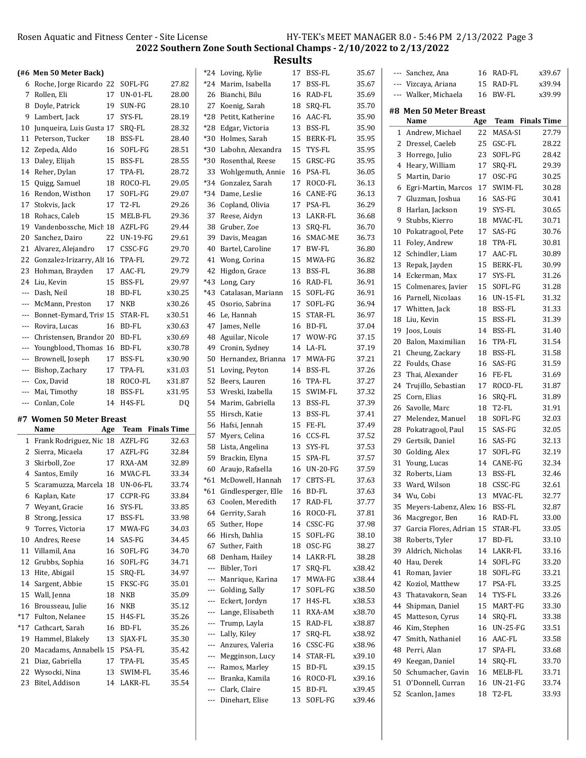## 2022 Southern Zone South Sectional Champs - 2/10/2022 to 2/13/2022

## Results

### (#6 Men 50 Meter Back)

| Place | Name | Age | Team | Finals Time |
|---|---|---|---|---|
| 6 | Roche, Jorge Ricardo | 22 | SOFL-FG | 27.82 |
| 7 | Rollen, Eli | 17 | UN-01-FL | 28.00 |
| 8 | Doyle, Patrick | 19 | SUN-FG | 28.10 |
| 9 | Lambert, Jack | 17 | SYS-FL | 28.19 |
| 10 | Junqueira, Luis Gusta | 17 | SRQ-FL | 28.32 |
| 11 | Peterson, Tucker | 18 | BSS-FL | 28.40 |
| 12 | Zepeda, Aldo | 16 | SOFL-FG | 28.51 |
| 13 | Daley, Elijah | 15 | BSS-FL | 28.55 |
| 14 | Reher, Dylan | 17 | TPA-FL | 28.72 |
| 15 | Quigg, Samuel | 18 | ROCO-FL | 29.05 |
| 16 | Rendon, Wisthon | 17 | SOFL-FG | 29.07 |
| 17 | Stokvis, Jack | 17 | T2-FL | 29.26 |
| 18 | Rohacs, Caleb | 15 | MELB-FL | 29.36 |
| 19 | Vandenbossche, Mich | 18 | AZFL-FG | 29.44 |
| 20 | Sanchez, Dairo | 22 | UN-19-FG | 29.61 |
| 21 | Alvarez, Alejandro | 17 | CSSC-FG | 29.70 |
| 22 | Gonzalez-Irizarry, All | 16 | TPA-FL | 29.72 |
| 23 | Hohman, Brayden | 17 | AAC-FL | 29.79 |
| 24 | Liu, Kevin | 15 | BSS-FL | 29.97 |
| --- | Dash, Neil | 18 | BD-FL | x30.25 |
| --- | McMann, Preston | 17 | NKB | x30.26 |
| --- | Bonnet-Eymard, Trist | 15 | STAR-FL | x30.51 |
| --- | Rovira, Lucas | 16 | BD-FL | x30.63 |
| --- | Christensen, Brandon | 20 | BD-FL | x30.69 |
| --- | Youngblood, Thomas | 16 | BD-FL | x30.78 |
| --- | Brownell, Joseph | 17 | BSS-FL | x30.90 |
| --- | Bishop, Zachary | 17 | TPA-FL | x31.03 |
| --- | Cox, David | 18 | ROCO-FL | x31.87 |
| --- | Mai, Timothy | 18 | BSS-FL | x31.95 |
| --- | Conlan, Cole | 14 | H4S-FL | DQ |

### #7 Women 50 Meter Breast

| Place | Name | Age | Team | Finals Time |
|---|---|---|---|---|
| 1 | Frank Rodriguez, Nic | 18 | AZFL-FG | 32.63 |
| 2 | Sierra, Micaela | 17 | AZFL-FG | 32.84 |
| 3 | Skirboll, Zoe | 17 | RXA-AM | 32.89 |
| 4 | Santos, Emily | 16 | MVAC-FL | 33.34 |
| 5 | Scaramuzza, Marcela | 18 | UN-06-FL | 33.74 |
| 6 | Kaplan, Kate | 17 | CCPR-FG | 33.84 |
| 7 | Weyant, Gracie | 16 | SYS-FL | 33.85 |
| 8 | Strong, Jessica | 17 | BSS-FL | 33.98 |
| 9 | Torres, Victoria | 17 | MWA-FG | 34.03 |
| 10 | Andres, Reese | 14 | SAS-FG | 34.45 |
| 11 | Villamil, Ana | 16 | SOFL-FG | 34.70 |
| 12 | Grubbs, Sophia | 16 | SOFL-FG | 34.71 |
| 13 | Hite, Abigail | 15 | SRQ-FL | 34.97 |
| 14 | Sargent, Abbie | 15 | FKSC-FG | 35.01 |
| 15 | Wall, Jenna | 18 | NKB | 35.09 |
| 16 | Brousseau, Julie | 16 | NKB | 35.12 |
| *17 | Fulton, Nelanee | 15 | H4S-FL | 35.26 |
| *17 | Cathcart, Sarah | 16 | BD-FL | 35.26 |
| 19 | Hammel, Blakely | 13 | SJAX-FL | 35.30 |
| 20 | Macadams, Annabelle | 15 | PSA-FL | 35.42 |
| 21 | Diaz, Gabriella | 17 | TPA-FL | 35.45 |
| 22 | Wysocki, Nina | 13 | SWIM-FL | 35.46 |
| 23 | Bitel, Addison | 14 | LAKR-FL | 35.54 |
| *24 | Loving, Kylie | 17 | BSS-FL | 35.67 |
| *24 | Marim, Isabella | 17 | BSS-FL | 35.67 |
| 26 | Bianchi, Bilu | 16 | RAD-FL | 35.69 |
| 27 | Koenig, Sarah | 18 | SRQ-FL | 35.70 |
| *28 | Petitt, Katherine | 16 | AAC-FL | 35.90 |
| *28 | Edgar, Victoria | 13 | BSS-FL | 35.90 |
| *30 | Holmes, Sarah | 15 | BERK-FL | 35.95 |
| *30 | Labohn, Alexandra | 15 | TYS-FL | 35.95 |
| *30 | Rosenthal, Reese | 15 | GRSC-FG | 35.95 |
| 33 | Wohlgemuth, Annie | 16 | PSA-FL | 36.05 |
| *34 | Gonzalez, Sarah | 17 | ROCO-FL | 36.13 |
| *34 | Dame, Leslie | 16 | CANE-FG | 36.13 |
| 36 | Copland, Olivia | 17 | PSA-FL | 36.29 |
| 37 | Reese, Aidyn | 13 | LAKR-FL | 36.68 |
| 38 | Gruber, Zoe | 13 | SRQ-FL | 36.70 |
| 39 | Davis, Meagan | 16 | SMAC-ME | 36.73 |
| 40 | Bartel, Caroline | 17 | BW-FL | 36.80 |
| 41 | Wong, Corina | 15 | MWA-FG | 36.82 |
| 42 | Higdon, Grace | 13 | BSS-FL | 36.88 |
| *43 | Long, Cary | 16 | RAD-FL | 36.91 |
| *43 | Catalasan, Mariann | 15 | SOFL-FG | 36.91 |
| 45 | Osorio, Sabrina | 17 | SOFL-FG | 36.94 |
| 46 | Le, Hannah | 15 | STAR-FL | 36.97 |
| 47 | James, Nelle | 16 | BD-FL | 37.04 |
| 48 | Aguilar, Nicole | 17 | WOW-FG | 37.15 |
| 49 | Cronin, Sydney | 14 | LA-FL | 37.19 |
| 50 | Hernandez, Brianna | 17 | MWA-FG | 37.21 |
| 51 | Loving, Peyton | 14 | BSS-FL | 37.26 |
| 52 | Beers, Lauren | 16 | TPA-FL | 37.27 |
| 53 | Wreski, Izabella | 15 | SWIM-FL | 37.32 |
| 54 | Marim, Gabriella | 13 | BSS-FL | 37.39 |
| 55 | Hirsch, Katie | 13 | BSS-FL | 37.41 |
| 56 | Hafsi, Jennah | 15 | FE-FL | 37.49 |
| 57 | Myers, Celina | 16 | CCS-FL | 37.52 |
| 58 | Lista, Angelina | 13 | SYS-FL | 37.53 |
| 59 | Brackin, Elyna | 15 | SPA-FL | 37.57 |
| 60 | Araujo, Rafaella | 16 | UN-20-FG | 37.59 |
| *61 | McDowell, Hannah | 17 | CBTS-FL | 37.63 |
| *61 | Gindlesperger, Elle | 16 | BD-FL | 37.63 |
| 63 | Coolen, Meredith | 17 | RAD-FL | 37.77 |
| 64 | Gerrity, Sarah | 16 | ROCO-FL | 37.81 |
| 65 | Suther, Hope | 14 | CSSC-FG | 37.98 |
| 66 | Hirsh, Dahlia | 15 | SOFL-FG | 38.10 |
| 67 | Suther, Faith | 18 | OSC-FG | 38.27 |
| 68 | Denham, Hailey | 14 | LAKR-FL | 38.28 |
| --- | Bibler, Tori | 17 | SRQ-FL | x38.42 |
| --- | Manrique, Karina | 17 | MWA-FG | x38.44 |
| --- | Golding, Sally | 17 | SOFL-FG | x38.50 |
| --- | Eckert, Jordyn | 17 | H4S-FL | x38.53 |
| --- | Lange, Elisabeth | 11 | RXA-AM | x38.70 |
| --- | Trump, Layla | 15 | RAD-FL | x38.87 |
| --- | Lally, Kiley | 17 | SRQ-FL | x38.92 |
| --- | Anzures, Valeria | 16 | CSSC-FG | x38.96 |
| --- | Megginson, Lucy | 14 | STAR-FL | x39.10 |
| --- | Ramos, Marley | 15 | BD-FL | x39.15 |
| --- | Branka, Kamila | 16 | ROCO-FL | x39.16 |
| --- | Clark, Claire | 15 | BD-FL | x39.45 |
| --- | Dinehart, Elise | 13 | SOFL-FG | x39.46 |
| --- | Sanchez, Ana | 16 | RAD-FL | x39.67 |
| --- | Vizcaya, Ariana | 15 | RAD-FL | x39.94 |
| --- | Walker, Michaela | 16 | BW-FL | x39.99 |

### #8 Men 50 Meter Breast

| Place | Name | Age | Team | Finals Time |
|---|---|---|---|---|
| 1 | Andrew, Michael | 22 | MASA-SI | 27.79 |
| 2 | Dressel, Caeleb | 25 | GSC-FL | 28.22 |
| 3 | Horrego, Julio | 23 | SOFL-FG | 28.42 |
| 4 | Heary, William | 17 | SRQ-FL | 29.39 |
| 5 | Martin, Dario | 17 | OSC-FG | 30.25 |
| 6 | Egri-Martin, Marcos | 17 | SWIM-FL | 30.28 |
| 7 | Gluzman, Joshua | 16 | SAS-FG | 30.41 |
| 8 | Harlan, Jackson | 19 | SYS-FL | 30.65 |
| 9 | Stubbs, Kierro | 18 | MVAC-FL | 30.71 |
| 10 | Pokatragool, Pete | 17 | SAS-FG | 30.76 |
| 11 | Foley, Andrew | 18 | TPA-FL | 30.81 |
| 12 | Schindler, Liam | 17 | AAC-FL | 30.89 |
| 13 | Repak, Jayden | 15 | BERK-FL | 30.99 |
| 14 | Eckerman, Max | 17 | SYS-FL | 31.26 |
| 15 | Colmenares, Javier | 15 | SOFL-FG | 31.28 |
| 16 | Parnell, Nicolaas | 16 | UN-15-FL | 31.32 |
| 17 | Whitten, Jack | 18 | BSS-FL | 31.33 |
| 18 | Liu, Kevin | 15 | BSS-FL | 31.39 |
| 19 | Joos, Louis | 14 | BSS-FL | 31.40 |
| 20 | Balon, Maximilian | 16 | TPA-FL | 31.54 |
| 21 | Cheung, Zackary | 18 | BSS-FL | 31.58 |
| 22 | Foulds, Chase | 16 | SAS-FG | 31.59 |
| 23 | Thai, Alexander | 16 | FE-FL | 31.69 |
| 24 | Trujillo, Sebastian | 17 | ROCO-FL | 31.87 |
| 25 | Corn, Elias | 16 | SRQ-FL | 31.89 |
| 26 | Savolle, Marc | 18 | T2-FL | 31.91 |
| 27 | Melendez, Manuel | 18 | SOFL-FG | 32.03 |
| 28 | Pokatragool, Paul | 15 | SAS-FG | 32.05 |
| 29 | Gertsik, Daniel | 16 | SAS-FG | 32.13 |
| 30 | Golding, Alex | 17 | SOFL-FG | 32.19 |
| 31 | Young, Lucas | 14 | CANE-FG | 32.34 |
| 32 | Roberts, Liam | 13 | BSS-FL | 32.46 |
| 33 | Ward, Wilson | 18 | CSSC-FG | 32.61 |
| 34 | Wu, Cobi | 13 | MVAC-FL | 32.77 |
| 35 | Meyers-Labenz, Alex | 16 | BSS-FL | 32.87 |
| 36 | Macgregor, Ben | 16 | RAD-FL | 33.00 |
| 37 | Garcia Flores, Adrian | 15 | STAR-FL | 33.05 |
| 38 | Roberts, Tyler | 17 | BD-FL | 33.10 |
| 39 | Aldrich, Nicholas | 14 | LAKR-FL | 33.16 |
| 40 | Hau, Derek | 14 | SOFL-FG | 33.20 |
| 41 | Roman, Javier | 18 | SOFL-FG | 33.21 |
| 42 | Koziol, Matthew | 17 | PSA-FL | 33.25 |
| 43 | Thatavakorn, Sean | 14 | TYS-FL | 33.26 |
| 44 | Shipman, Daniel | 15 | MART-FG | 33.30 |
| 45 | Matteson, Cyrus | 14 | SRQ-FL | 33.38 |
| 46 | Kim, Stephen | 16 | UN-25-FG | 33.51 |
| 47 | Smith, Nathaniel | 16 | AAC-FL | 33.58 |
| 48 | Perri, Alan | 17 | SPA-FL | 33.68 |
| 49 | Keegan, Daniel | 14 | SRQ-FL | 33.70 |
| 50 | Schumacher, Gavin | 16 | MELB-FL | 33.71 |
| 51 | O'Donnell, Curran | 16 | UN-21-FG | 33.74 |
| 52 | Scanlon, James | 18 | T2-FL | 33.93 |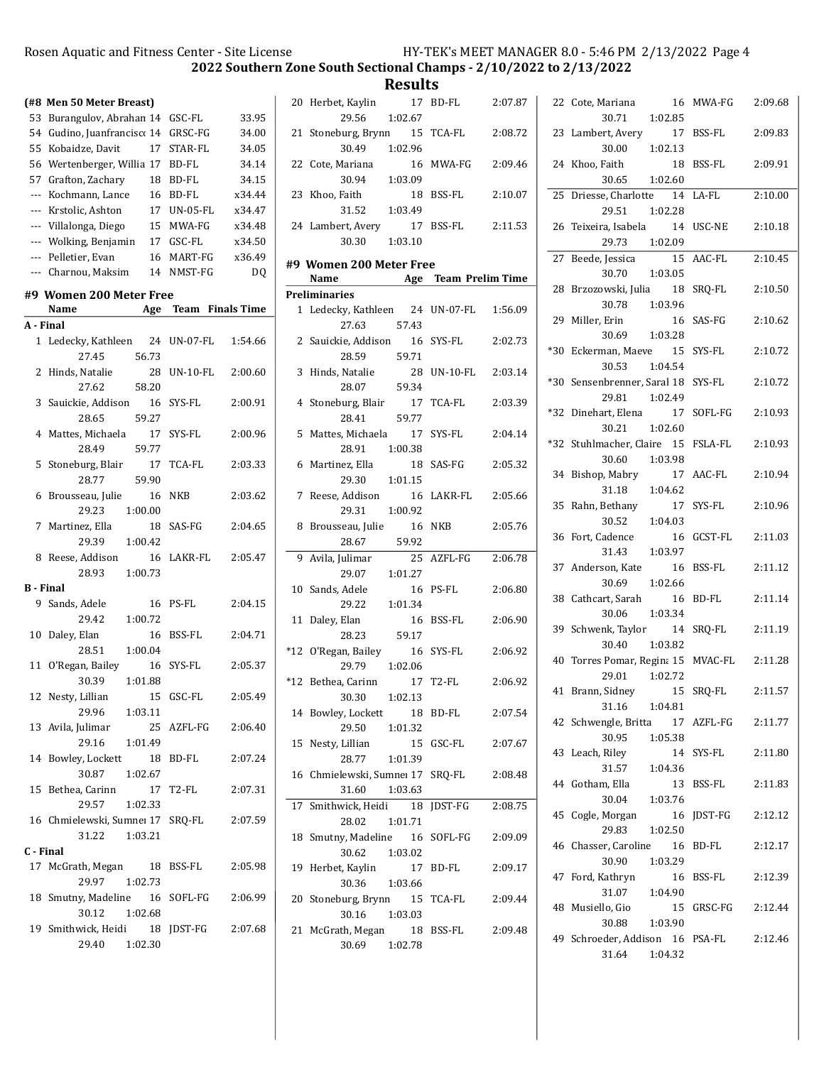## Results

### (#8 Men 50 Meter Breast)

| Place | Name | Age | Team | Time |
|---|---|---|---|---|
| 53 | Burangulov, Abrahan | 14 | GSC-FL | 33.95 |
| 54 | Gudino, Juanfrancisc | 14 | GRSC-FG | 34.00 |
| 55 | Kobaidze, Davit | 17 | STAR-FL | 34.05 |
| 56 | Wertenberger, Willia | 17 | BD-FL | 34.14 |
| 57 | Grafton, Zachary | 18 | BD-FL | 34.15 |
| --- | Kochmann, Lance | 16 | BD-FL | x34.44 |
| --- | Krstolic, Ashton | 17 | UN-05-FL | x34.47 |
| --- | Villalonga, Diego | 15 | MWA-FG | x34.48 |
| --- | Wolking, Benjamin | 17 | GSC-FL | x34.50 |
| --- | Pelletier, Evan | 16 | MART-FG | x36.49 |
| --- | Charnou, Maksim | 14 | NMST-FG | DQ |

### #9 Women 200 Meter Free

| Place | Name | Age | Team | Finals Time | Splits |
|---|---|---|---|---|---|
| **A - Final** | | | | | |
| 1 | Ledecky, Kathleen | 24 | UN-07-FL | 1:54.66 | 27.45, 56.73 |
| 2 | Hinds, Natalie | 28 | UN-10-FL | 2:00.60 | 27.62, 58.20 |
| 3 | Sauickie, Addison | 16 | SYS-FL | 2:00.91 | 28.65, 59.27 |
| 4 | Mattes, Michaela | 17 | SYS-FL | 2:00.96 | 28.49, 59.77 |
| 5 | Stoneburg, Blair | 17 | TCA-FL | 2:03.33 | 28.77, 59.90 |
| 6 | Brousseau, Julie | 16 | NKB | 2:03.62 | 29.23, 1:00.00 |
| 7 | Martinez, Ella | 18 | SAS-FG | 2:04.65 | 29.39, 1:00.42 |
| 8 | Reese, Addison | 16 | LAKR-FL | 2:05.47 | 28.93, 1:00.73 |
| **B - Final** | | | | | |
| 9 | Sands, Adele | 16 | PS-FL | 2:04.15 | 29.42, 1:00.72 |
| 10 | Daley, Elan | 16 | BSS-FL | 2:04.71 | 28.51, 1:00.04 |
| 11 | O'Regan, Bailey | 16 | SYS-FL | 2:05.37 | 30.39, 1:01.88 |
| 12 | Nesty, Lillian | 15 | GSC-FL | 2:05.49 | 29.96, 1:03.11 |
| 13 | Avila, Julimar | 25 | AZFL-FG | 2:06.40 | 29.16, 1:01.49 |
| 14 | Bowley, Lockett | 18 | BD-FL | 2:07.24 | 30.87, 1:02.67 |
| 15 | Bethea, Carinn | 17 | T2-FL | 2:07.31 | 29.57, 1:02.33 |
| 16 | Chmielewski, Sumner | 17 | SRQ-FL | 2:07.59 | 31.22, 1:03.21 |
| **C - Final** | | | | | |
| 17 | McGrath, Megan | 18 | BSS-FL | 2:05.98 | 29.97, 1:02.73 |
| 18 | Smutny, Madeline | 16 | SOFL-FG | 2:06.99 | 30.12, 1:02.68 |
| 19 | Smithwick, Heidi | 18 | JDST-FG | 2:07.68 | 29.40, 1:02.30 |
| 20 | Herbet, Kaylin | 17 | BD-FL | 2:07.87 | 29.56, 1:02.67 |
| 21 | Stoneburg, Brynn | 15 | TCA-FL | 2:08.72 | 30.49, 1:02.96 |
| 22 | Cote, Mariana | 16 | MWA-FG | 2:09.46 | 30.94, 1:03.09 |
| 23 | Khoo, Faith | 18 | BSS-FL | 2:10.07 | 31.52, 1:03.49 |
| 24 | Lambert, Avery | 17 | BSS-FL | 2:11.53 | 30.30, 1:03.10 |

### #9 Women 200 Meter Free

| Place | Name | Age | Team | Prelim Time | Splits |
|---|---|---|---|---|---|
| **Preliminaries** | | | | | |
| 1 | Ledecky, Kathleen | 24 | UN-07-FL | 1:56.09 | 27.63, 57.43 |
| 2 | Sauickie, Addison | 16 | SYS-FL | 2:02.73 | 28.59, 59.71 |
| 3 | Hinds, Natalie | 28 | UN-10-FL | 2:03.14 | 28.07, 59.34 |
| 4 | Stoneburg, Blair | 17 | TCA-FL | 2:03.39 | 28.41, 59.77 |
| 5 | Mattes, Michaela | 17 | SYS-FL | 2:04.14 | 28.91, 1:00.38 |
| 6 | Martinez, Ella | 18 | SAS-FG | 2:05.32 | 29.30, 1:01.15 |
| 7 | Reese, Addison | 16 | LAKR-FL | 2:05.66 | 29.31, 1:00.92 |
| 8 | Brousseau, Julie | 16 | NKB | 2:05.76 | 28.67, 59.92 |
| 9 | Avila, Julimar | 25 | AZFL-FG | 2:06.78 | 29.07, 1:01.27 |
| 10 | Sands, Adele | 16 | PS-FL | 2:06.80 | 29.22, 1:01.34 |
| 11 | Daley, Elan | 16 | BSS-FL | 2:06.90 | 28.23, 59.17 |
| *12 | O'Regan, Bailey | 16 | SYS-FL | 2:06.92 | 29.79, 1:02.06 |
| *12 | Bethea, Carinn | 17 | T2-FL | 2:06.92 | 30.30, 1:02.13 |
| 14 | Bowley, Lockett | 18 | BD-FL | 2:07.54 | 29.50, 1:01.32 |
| 15 | Nesty, Lillian | 15 | GSC-FL | 2:07.67 | 28.77, 1:01.39 |
| 16 | Chmielewski, Sumner | 17 | SRQ-FL | 2:08.48 | 31.60, 1:03.63 |
| 17 | Smithwick, Heidi | 18 | JDST-FG | 2:08.75 | 28.02, 1:01.71 |
| 18 | Smutny, Madeline | 16 | SOFL-FG | 2:09.09 | 30.62, 1:03.02 |
| 19 | Herbet, Kaylin | 17 | BD-FL | 2:09.17 | 30.36, 1:03.66 |
| 20 | Stoneburg, Brynn | 15 | TCA-FL | 2:09.44 | 30.16, 1:03.03 |
| 21 | McGrath, Megan | 18 | BSS-FL | 2:09.48 | 30.69, 1:02.78 |
| 22 | Cote, Mariana | 16 | MWA-FG | 2:09.68 | 30.71, 1:02.85 |
| 23 | Lambert, Avery | 17 | BSS-FL | 2:09.83 | 30.00, 1:02.13 |
| 24 | Khoo, Faith | 18 | BSS-FL | 2:09.91 | 30.65, 1:02.60 |
| 25 | Driesse, Charlotte | 14 | LA-FL | 2:10.00 | 29.51, 1:02.28 |
| 26 | Teixeira, Isabela | 14 | USC-NE | 2:10.18 | 29.73, 1:02.09 |
| 27 | Beede, Jessica | 15 | AAC-FL | 2:10.45 | 30.70, 1:03.05 |
| 28 | Brzozowski, Julia | 18 | SRQ-FL | 2:10.50 | 30.78, 1:03.96 |
| 29 | Miller, Erin | 16 | SAS-FG | 2:10.62 | 30.69, 1:03.28 |
| *30 | Eckerman, Maeve | 15 | SYS-FL | 2:10.72 | 30.53, 1:04.54 |
| *30 | Sensenbrenner, Sarah | 18 | SYS-FL | 2:10.72 | 29.81, 1:02.49 |
| *32 | Dinehart, Elena | 17 | SOFL-FG | 2:10.93 | 30.21, 1:02.60 |
| *32 | Stuhlmacher, Claire | 15 | FSLA-FL | 2:10.93 | 30.60, 1:03.98 |
| 34 | Bishop, Mabry | 17 | AAC-FL | 2:10.94 | 31.18, 1:04.62 |
| 35 | Rahn, Bethany | 17 | SYS-FL | 2:10.96 | 30.52, 1:04.03 |
| 36 | Fort, Cadence | 16 | GCST-FL | 2:11.03 | 31.43, 1:03.97 |
| 37 | Anderson, Kate | 16 | BSS-FL | 2:11.12 | 30.69, 1:02.66 |
| 38 | Cathcart, Sarah | 16 | BD-FL | 2:11.14 | 30.06, 1:03.34 |
| 39 | Schwenk, Taylor | 14 | SRQ-FL | 2:11.19 | 30.40, 1:03.82 |
| 40 | Torres Pomar, Regina | 15 | MVAC-FL | 2:11.28 | 29.01, 1:02.72 |
| 41 | Brann, Sidney | 15 | SRQ-FL | 2:11.57 | 31.16, 1:04.81 |
| 42 | Schwengle, Britta | 17 | AZFL-FG | 2:11.77 | 30.95, 1:05.38 |
| 43 | Leach, Riley | 14 | SYS-FL | 2:11.80 | 31.57, 1:04.36 |
| 44 | Gotham, Ella | 13 | BSS-FL | 2:11.83 | 30.04, 1:03.76 |
| 45 | Cogle, Morgan | 16 | JDST-FG | 2:12.12 | 29.83, 1:02.50 |
| 46 | Chasser, Caroline | 16 | BD-FL | 2:12.17 | 30.90, 1:03.29 |
| 47 | Ford, Kathryn | 16 | BSS-FL | 2:12.39 | 31.07, 1:04.90 |
| 48 | Musiello, Gio | 15 | GRSC-FG | 2:12.44 | 30.88, 1:03.90 |
| 49 | Schroeder, Addison | 16 | PSA-FL | 2:12.46 | 31.64, 1:04.32 |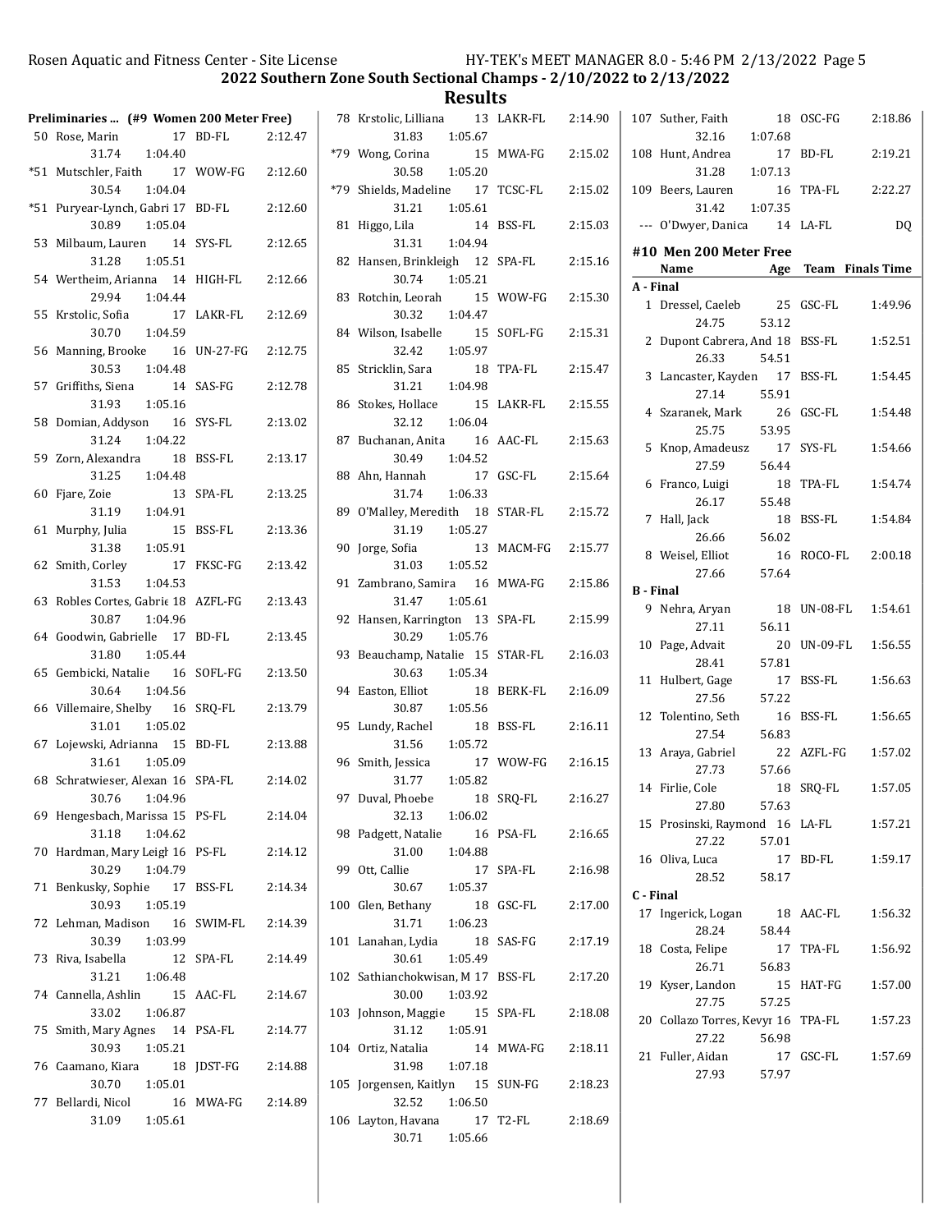## 2022 Southern Zone South Sectional Champs - 2/10/2022 to 2/13/2022

## Results

**Preliminaries ... (#9 Women 200 Meter Free)**

| Place | Name | Age | Team | Time | 50 | 100 |
|---|---|---|---|---|---|---|
| 50 | Rose, Marin | 17 | BD-FL | 2:12.47 | 31.74 | 1:04.40 |
| *51 | Mutschler, Faith | 17 | WOW-FG | 2:12.60 | 30.54 | 1:04.04 |
| *51 | Puryear-Lynch, Gabri | 17 | BD-FL | 2:12.60 | 30.89 | 1:05.04 |
| 53 | Milbaum, Lauren | 14 | SYS-FL | 2:12.65 | 31.28 | 1:05.51 |
| 54 | Wertheim, Arianna | 14 | HIGH-FL | 2:12.66 | 29.94 | 1:04.44 |
| 55 | Krstolic, Sofia | 17 | LAKR-FL | 2:12.69 | 30.70 | 1:04.59 |
| 56 | Manning, Brooke | 16 | UN-27-FG | 2:12.75 | 30.53 | 1:04.48 |
| 57 | Griffiths, Siena | 14 | SAS-FG | 2:12.78 | 31.93 | 1:05.16 |
| 58 | Domian, Addyson | 16 | SYS-FL | 2:13.02 | 31.24 | 1:04.22 |
| 59 | Zorn, Alexandra | 18 | BSS-FL | 2:13.17 | 31.25 | 1:04.48 |
| 60 | Fjare, Zoie | 13 | SPA-FL | 2:13.25 | 31.19 | 1:04.91 |
| 61 | Murphy, Julia | 15 | BSS-FL | 2:13.36 | 31.38 | 1:05.91 |
| 62 | Smith, Corley | 17 | FKSC-FG | 2:13.42 | 31.53 | 1:04.53 |
| 63 | Robles Cortes, Gabrie | 18 | AZFL-FG | 2:13.43 | 30.87 | 1:04.96 |
| 64 | Goodwin, Gabrielle | 17 | BD-FL | 2:13.45 | 31.80 | 1:05.44 |
| 65 | Gembicki, Natalie | 16 | SOFL-FG | 2:13.50 | 30.64 | 1:04.56 |
| 66 | Villemaire, Shelby | 16 | SRQ-FL | 2:13.79 | 31.01 | 1:05.02 |
| 67 | Lojewski, Adrianna | 15 | BD-FL | 2:13.88 | 31.61 | 1:05.09 |
| 68 | Schratwieser, Alexan | 16 | SPA-FL | 2:14.02 | 30.76 | 1:04.96 |
| 69 | Hengesbach, Marissa | 15 | PS-FL | 2:14.04 | 31.18 | 1:04.62 |
| 70 | Hardman, Mary Leigh | 16 | PS-FL | 2:14.12 | 30.29 | 1:04.79 |
| 71 | Benkusky, Sophie | 17 | BSS-FL | 2:14.34 | 30.93 | 1:05.19 |
| 72 | Lehman, Madison | 16 | SWIM-FL | 2:14.39 | 30.39 | 1:03.99 |
| 73 | Riva, Isabella | 12 | SPA-FL | 2:14.49 | 31.21 | 1:06.48 |
| 74 | Cannella, Ashlin | 15 | AAC-FL | 2:14.67 | 33.02 | 1:06.87 |
| 75 | Smith, Mary Agnes | 14 | PSA-FL | 2:14.77 | 30.93 | 1:05.21 |
| 76 | Caamano, Kiara | 18 | JDST-FG | 2:14.88 | 30.70 | 1:05.01 |
| 77 | Bellardi, Nicol | 16 | MWA-FG | 2:14.89 | 31.09 | 1:05.61 |
| 78 | Krstolic, Lilliana | 13 | LAKR-FL | 2:14.90 | 31.83 | 1:05.67 |
| *79 | Wong, Corina | 15 | MWA-FG | 2:15.02 | 30.58 | 1:05.20 |
| *79 | Shields, Madeline | 17 | TCSC-FL | 2:15.02 | 31.21 | 1:05.61 |
| 81 | Higgo, Lila | 14 | BSS-FL | 2:15.03 | 31.31 | 1:04.94 |
| 82 | Hansen, Brinkleigh | 12 | SPA-FL | 2:15.16 | 30.74 | 1:05.21 |
| 83 | Rotchin, Leorah | 15 | WOW-FG | 2:15.30 | 30.32 | 1:04.47 |
| 84 | Wilson, Isabelle | 15 | SOFL-FG | 2:15.31 | 32.42 | 1:05.97 |
| 85 | Stricklin, Sara | 18 | TPA-FL | 2:15.47 | 31.21 | 1:04.98 |
| 86 | Stokes, Hollace | 15 | LAKR-FL | 2:15.55 | 32.12 | 1:06.04 |
| 87 | Buchanan, Anita | 16 | AAC-FL | 2:15.63 | 30.49 | 1:04.52 |
| 88 | Ahn, Hannah | 17 | GSC-FL | 2:15.64 | 31.74 | 1:06.33 |
| 89 | O'Malley, Meredith | 18 | STAR-FL | 2:15.72 | 31.19 | 1:05.27 |
| 90 | Jorge, Sofia | 13 | MACM-FG | 2:15.77 | 31.03 | 1:05.52 |
| 91 | Zambrano, Samira | 16 | MWA-FG | 2:15.86 | 31.47 | 1:05.61 |
| 92 | Hansen, Karrington | 13 | SPA-FL | 2:15.99 | 30.29 | 1:05.76 |
| 93 | Beauchamp, Natalie | 15 | STAR-FL | 2:16.03 | 30.63 | 1:05.34 |
| 94 | Easton, Elliot | 18 | BERK-FL | 2:16.09 | 30.87 | 1:05.56 |
| 95 | Lundy, Rachel | 18 | BSS-FL | 2:16.11 | 31.56 | 1:05.72 |
| 96 | Smith, Jessica | 17 | WOW-FG | 2:16.15 | 31.77 | 1:05.82 |
| 97 | Duval, Phoebe | 18 | SRQ-FL | 2:16.27 | 32.13 | 1:06.02 |
| 98 | Padgett, Natalie | 16 | PSA-FL | 2:16.65 | 31.00 | 1:04.88 |
| 99 | Ott, Callie | 17 | SPA-FL | 2:16.98 | 30.67 | 1:05.37 |
| 100 | Glen, Bethany | 18 | GSC-FL | 2:17.00 | 31.71 | 1:06.23 |
| 101 | Lanahan, Lydia | 18 | SAS-FG | 2:17.19 | 30.61 | 1:05.49 |
| 102 | Sathianchokwisan, M | 17 | BSS-FL | 2:17.20 | 30.00 | 1:03.92 |
| 103 | Johnson, Maggie | 15 | SPA-FL | 2:18.08 | 31.12 | 1:05.91 |
| 104 | Ortiz, Natalia | 14 | MWA-FG | 2:18.11 | 31.98 | 1:07.18 |
| 105 | Jorgensen, Kaitlyn | 15 | SUN-FG | 2:18.23 | 32.52 | 1:06.50 |
| 106 | Layton, Havana | 17 | T2-FL | 2:18.69 | 30.71 | 1:05.66 |
| 107 | Suther, Faith | 18 | OSC-FG | 2:18.86 | 32.16 | 1:07.68 |
| 108 | Hunt, Andrea | 17 | BD-FL | 2:19.21 | 31.28 | 1:07.13 |
| 109 | Beers, Lauren | 16 | TPA-FL | 2:22.27 | 31.42 | 1:07.35 |
| --- | O'Dwyer, Danica | 14 | LA-FL | DQ | | |

### #10 Men 200 Meter Free

| Place | Name | Age | Team | Finals Time | 50 | 100 |
|---|---|---|---|---|---|---|
| **A - Final** | | | | | | |
| 1 | Dressel, Caeleb | 25 | GSC-FL | 1:49.96 | 24.75 | 53.12 |
| 2 | Dupont Cabrera, And | 18 | BSS-FL | 1:52.51 | 26.33 | 54.51 |
| 3 | Lancaster, Kayden | 17 | BSS-FL | 1:54.45 | 27.14 | 55.91 |
| 4 | Szaranek, Mark | 26 | GSC-FL | 1:54.48 | 25.75 | 53.95 |
| 5 | Knop, Amadeusz | 17 | SYS-FL | 1:54.66 | 27.59 | 56.44 |
| 6 | Franco, Luigi | 18 | TPA-FL | 1:54.74 | 26.17 | 55.48 |
| 7 | Hall, Jack | 18 | BSS-FL | 1:54.84 | 26.66 | 56.02 |
| 8 | Weisel, Elliot | 16 | ROCO-FL | 2:00.18 | 27.66 | 57.64 |
| **B - Final** | | | | | | |
| 9 | Nehra, Aryan | 18 | UN-08-FL | 1:54.61 | 27.11 | 56.11 |
| 10 | Page, Advait | 20 | UN-09-FL | 1:56.55 | 28.41 | 57.81 |
| 11 | Hulbert, Gage | 17 | BSS-FL | 1:56.63 | 27.56 | 57.22 |
| 12 | Tolentino, Seth | 16 | BSS-FL | 1:56.65 | 27.54 | 56.83 |
| 13 | Araya, Gabriel | 22 | AZFL-FG | 1:57.02 | 27.73 | 57.66 |
| 14 | Firlie, Cole | 18 | SRQ-FL | 1:57.05 | 27.80 | 57.63 |
| 15 | Prosinski, Raymond | 16 | LA-FL | 1:57.21 | 27.22 | 57.01 |
| 16 | Oliva, Luca | 17 | BD-FL | 1:59.17 | 28.52 | 58.17 |
| **C - Final** | | | | | | |
| 17 | Ingerick, Logan | 18 | AAC-FL | 1:56.32 | 28.24 | 58.44 |
| 18 | Costa, Felipe | 17 | TPA-FL | 1:56.92 | 26.71 | 56.83 |
| 19 | Kyser, Landon | 15 | HAT-FG | 1:57.00 | 27.75 | 57.25 |
| 20 | Collazo Torres, Kevyr | 16 | TPA-FL | 1:57.23 | 27.22 | 56.98 |
| 21 | Fuller, Aidan | 17 | GSC-FL | 1:57.69 | 27.93 | 57.97 |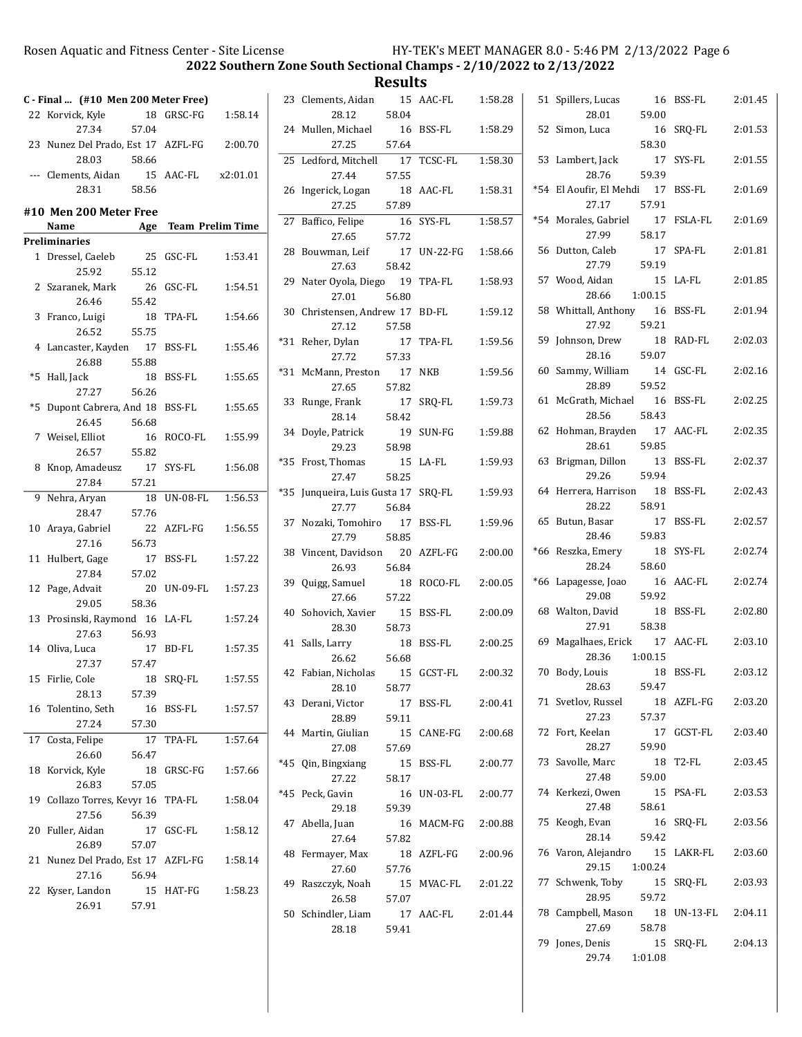## 2022 Southern Zone South Sectional Champs - 2/10/2022 to 2/13/2022

### Results

**C - Final ... (#10 Men 200 Meter Free)**

| Place | Name | Age | Team | Time |
|---|---|---|---|---|
| 22 | Korvick, Kyle | 18 | GRSC-FG | 1:58.14 |
| | 27.34 57.04 | | | |
| 23 | Nunez Del Prado, Est | 17 | AZFL-FG | 2:00.70 |
| | 28.03 58.66 | | | |
| --- | Clements, Aidan | 15 | AAC-FL | x2:01.01 |
| | 28.31 58.56 | | | |

### #10 Men 200 Meter Free

**Preliminaries**

| Place | Name | Age | Team | Prelim Time |
|---|---|---|---|---|
| 1 | Dressel, Caeleb | 25 | GSC-FL | 1:53.41 |
| | 25.92 55.12 | | | |
| 2 | Szaranek, Mark | 26 | GSC-FL | 1:54.51 |
| | 26.46 55.42 | | | |
| 3 | Franco, Luigi | 18 | TPA-FL | 1:54.66 |
| | 26.52 55.75 | | | |
| 4 | Lancaster, Kayden | 17 | BSS-FL | 1:55.46 |
| | 26.88 55.88 | | | |
| *5 | Hall, Jack | 18 | BSS-FL | 1:55.65 |
| | 27.27 56.26 | | | |
| *5 | Dupont Cabrera, And | 18 | BSS-FL | 1:55.65 |
| | 26.45 56.68 | | | |
| 7 | Weisel, Elliot | 16 | ROCO-FL | 1:55.99 |
| | 26.57 55.82 | | | |
| 8 | Knop, Amadeusz | 17 | SYS-FL | 1:56.08 |
| | 27.84 57.21 | | | |
| 9 | Nehra, Aryan | 18 | UN-08-FL | 1:56.53 |
| | 28.47 57.76 | | | |
| 10 | Araya, Gabriel | 22 | AZFL-FG | 1:56.55 |
| | 27.16 56.73 | | | |
| 11 | Hulbert, Gage | 17 | BSS-FL | 1:57.22 |
| | 27.84 57.02 | | | |
| 12 | Page, Advait | 20 | UN-09-FL | 1:57.23 |
| | 29.05 58.36 | | | |
| 13 | Prosinski, Raymond | 16 | LA-FL | 1:57.24 |
| | 27.63 56.93 | | | |
| 14 | Oliva, Luca | 17 | BD-FL | 1:57.35 |
| | 27.37 57.47 | | | |
| 15 | Firlie, Cole | 18 | SRQ-FL | 1:57.55 |
| | 28.13 57.39 | | | |
| 16 | Tolentino, Seth | 16 | BSS-FL | 1:57.57 |
| | 27.24 57.30 | | | |
| 17 | Costa, Felipe | 17 | TPA-FL | 1:57.64 |
| | 26.60 56.47 | | | |
| 18 | Korvick, Kyle | 18 | GRSC-FG | 1:57.66 |
| | 26.83 57.05 | | | |
| 19 | Collazo Torres, Kevyr | 16 | TPA-FL | 1:58.04 |
| | 27.56 56.39 | | | |
| 20 | Fuller, Aidan | 17 | GSC-FL | 1:58.12 |
| | 26.89 57.07 | | | |
| 21 | Nunez Del Prado, Est | 17 | AZFL-FG | 1:58.14 |
| | 27.16 56.94 | | | |
| 22 | Kyser, Landon | 15 | HAT-FG | 1:58.23 |
| | 26.91 57.91 | | | |
| 23 | Clements, Aidan | 15 | AAC-FL | 1:58.28 |
| | 28.12 58.04 | | | |
| 24 | Mullen, Michael | 16 | BSS-FL | 1:58.29 |
| | 27.25 57.64 | | | |
| 25 | Ledford, Mitchell | 17 | TCSC-FL | 1:58.30 |
| | 27.44 57.55 | | | |
| 26 | Ingerick, Logan | 18 | AAC-FL | 1:58.31 |
| | 27.25 57.89 | | | |
| 27 | Baffico, Felipe | 16 | SYS-FL | 1:58.57 |
| | 27.65 57.72 | | | |
| 28 | Bouwman, Leif | 17 | UN-22-FG | 1:58.66 |
| | 27.63 58.42 | | | |
| 29 | Nater Oyola, Diego | 19 | TPA-FL | 1:58.93 |
| | 27.01 56.80 | | | |
| 30 | Christensen, Andrew | 17 | BD-FL | 1:59.12 |
| | 27.12 57.58 | | | |
| *31 | Reher, Dylan | 17 | TPA-FL | 1:59.56 |
| | 27.72 57.33 | | | |
| *31 | McMann, Preston | 17 | NKB | 1:59.56 |
| | 27.65 57.82 | | | |
| 33 | Runge, Frank | 17 | SRQ-FL | 1:59.73 |
| | 28.14 58.42 | | | |
| 34 | Doyle, Patrick | 19 | SUN-FG | 1:59.88 |
| | 29.23 58.98 | | | |
| *35 | Frost, Thomas | 15 | LA-FL | 1:59.93 |
| | 27.47 58.25 | | | |
| *35 | Junqueira, Luis Gusta | 17 | SRQ-FL | 1:59.93 |
| | 27.77 56.84 | | | |
| 37 | Nozaki, Tomohiro | 17 | BSS-FL | 1:59.96 |
| | 27.79 58.85 | | | |
| 38 | Vincent, Davidson | 20 | AZFL-FG | 2:00.00 |
| | 26.93 56.84 | | | |
| 39 | Quigg, Samuel | 18 | ROCO-FL | 2:00.05 |
| | 27.66 57.22 | | | |
| 40 | Sohovich, Xavier | 15 | BSS-FL | 2:00.09 |
| | 28.30 58.73 | | | |
| 41 | Salls, Larry | 18 | BSS-FL | 2:00.25 |
| | 26.62 56.68 | | | |
| 42 | Fabian, Nicholas | 15 | GCST-FL | 2:00.32 |
| | 28.10 58.77 | | | |
| 43 | Derani, Victor | 17 | BSS-FL | 2:00.41 |
| | 28.89 59.11 | | | |
| 44 | Martin, Giulian | 15 | CANE-FG | 2:00.68 |
| | 27.08 57.69 | | | |
| *45 | Qin, Bingxiang | 15 | BSS-FL | 2:00.77 |
| | 27.22 58.17 | | | |
| *45 | Peck, Gavin | 16 | UN-03-FL | 2:00.77 |
| | 29.18 59.39 | | | |
| 47 | Abella, Juan | 16 | MACM-FG | 2:00.88 |
| | 27.64 57.82 | | | |
| 48 | Fermayer, Max | 18 | AZFL-FG | 2:00.96 |
| | 27.60 57.76 | | | |
| 49 | Raszczyk, Noah | 15 | MVAC-FL | 2:01.22 |
| | 26.58 57.07 | | | |
| 50 | Schindler, Liam | 17 | AAC-FL | 2:01.44 |
| | 28.18 59.41 | | | |
| 51 | Spillers, Lucas | 16 | BSS-FL | 2:01.45 |
| | 28.01 59.00 | | | |
| 52 | Simon, Luca | 16 | SRQ-FL | 2:01.53 |
| | 58.30 | | | |
| 53 | Lambert, Jack | 17 | SYS-FL | 2:01.55 |
| | 28.76 59.39 | | | |
| *54 | El Aoufir, El Mehdi | 17 | BSS-FL | 2:01.69 |
| | 27.17 57.91 | | | |
| *54 | Morales, Gabriel | 17 | FSLA-FL | 2:01.69 |
| | 27.99 58.17 | | | |
| 56 | Dutton, Caleb | 17 | SPA-FL | 2:01.81 |
| | 27.79 59.19 | | | |
| 57 | Wood, Aidan | 15 | LA-FL | 2:01.85 |
| | 28.66 1:00.15 | | | |
| 58 | Whittall, Anthony | 16 | BSS-FL | 2:01.94 |
| | 27.92 59.21 | | | |
| 59 | Johnson, Drew | 18 | RAD-FL | 2:02.03 |
| | 28.16 59.07 | | | |
| 60 | Sammy, William | 14 | GSC-FL | 2:02.16 |
| | 28.89 59.52 | | | |
| 61 | McGrath, Michael | 16 | BSS-FL | 2:02.25 |
| | 28.56 58.43 | | | |
| 62 | Hohman, Brayden | 17 | AAC-FL | 2:02.35 |
| | 28.61 59.85 | | | |
| 63 | Brigman, Dillon | 13 | BSS-FL | 2:02.37 |
| | 29.26 59.94 | | | |
| 64 | Herrera, Harrison | 18 | BSS-FL | 2:02.43 |
| | 28.22 58.91 | | | |
| 65 | Butun, Basar | 17 | BSS-FL | 2:02.57 |
| | 28.46 59.83 | | | |
| *66 | Reszka, Emery | 18 | SYS-FL | 2:02.74 |
| | 28.24 58.60 | | | |
| *66 | Lapagesse, Joao | 16 | AAC-FL | 2:02.74 |
| | 29.08 59.92 | | | |
| 68 | Walton, David | 18 | BSS-FL | 2:02.80 |
| | 27.91 58.38 | | | |
| 69 | Magalhaes, Erick | 17 | AAC-FL | 2:03.10 |
| | 28.36 1:00.15 | | | |
| 70 | Body, Louis | 18 | BSS-FL | 2:03.12 |
| | 28.63 59.47 | | | |
| 71 | Svetlov, Russel | 18 | AZFL-FG | 2:03.20 |
| | 27.23 57.37 | | | |
| 72 | Fort, Keelan | 17 | GCST-FL | 2:03.40 |
| | 28.27 59.90 | | | |
| 73 | Savolle, Marc | 18 | T2-FL | 2:03.45 |
| | 27.48 59.00 | | | |
| 74 | Kerkezi, Owen | 15 | PSA-FL | 2:03.53 |
| | 27.48 58.61 | | | |
| 75 | Keogh, Evan | 16 | SRQ-FL | 2:03.56 |
| | 28.14 59.42 | | | |
| 76 | Varon, Alejandro | 15 | LAKR-FL | 2:03.60 |
| | 29.15 1:00.24 | | | |
| 77 | Schwenk, Toby | 15 | SRQ-FL | 2:03.93 |
| | 28.95 59.72 | | | |
| 78 | Campbell, Mason | 18 | UN-13-FL | 2:04.11 |
| | 27.69 58.78 | | | |
| 79 | Jones, Denis | 15 | SRQ-FL | 2:04.13 |
| | 29.74 1:01.08 | | | |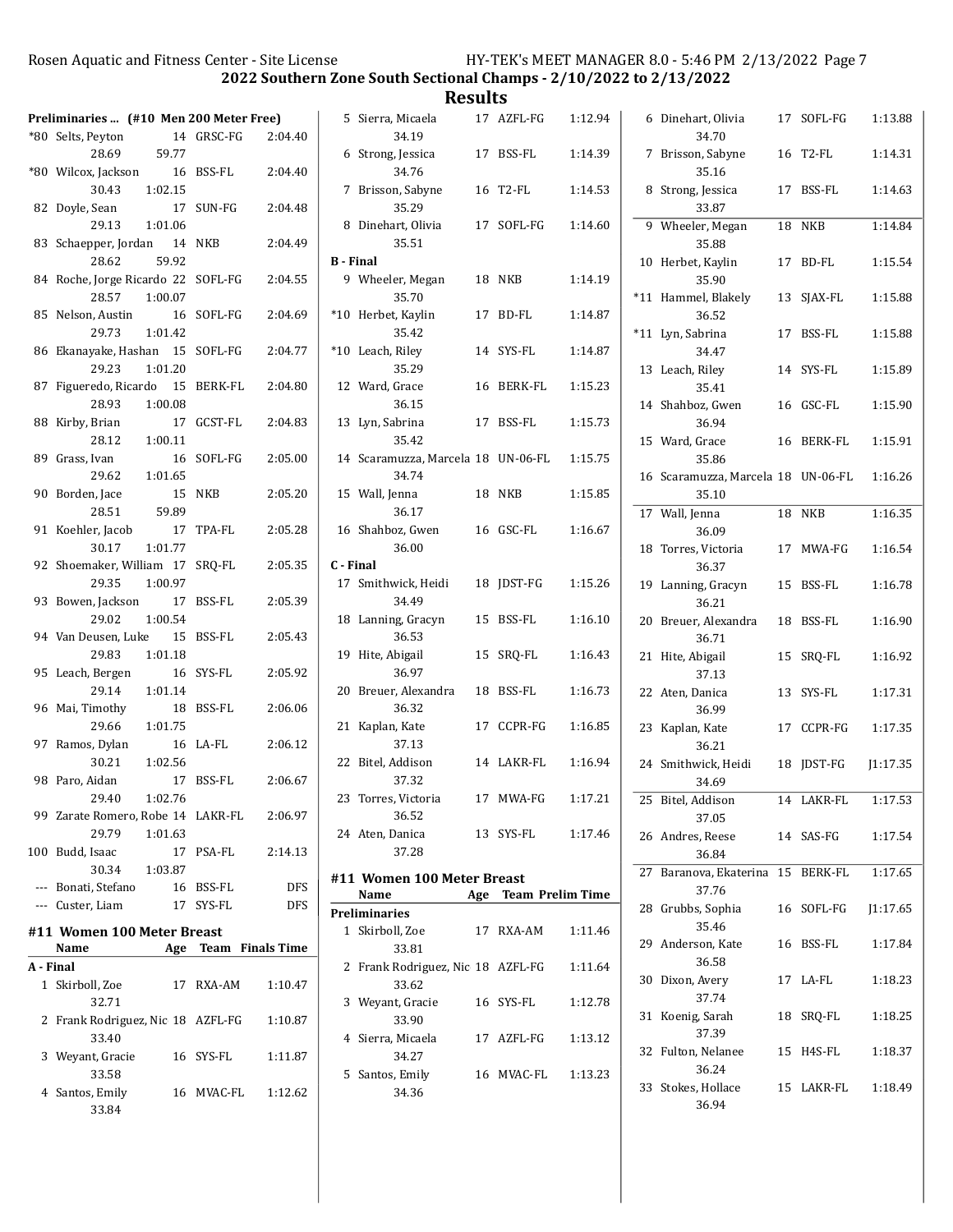# 2022 Southern Zone South Sectional Champs - 2/10/2022 to 2/13/2022

## Results

### Preliminaries ... (#10 Men 200 Meter Free)

| Place | Name | Age | Team | Time | Splits |
|---|---|---|---|---|---|
| *80 | Selts, Peyton | 14 | GRSC-FG | 2:04.40 | 28.69 59.77 |
| *80 | Wilcox, Jackson | 16 | BSS-FL | 2:04.40 | 30.43 1:02.15 |
| 82 | Doyle, Sean | 17 | SUN-FG | 2:04.48 | 29.13 1:01.06 |
| 83 | Schaepper, Jordan | 14 | NKB | 2:04.49 | 28.62 59.92 |
| 84 | Roche, Jorge Ricardo | 22 | SOFL-FG | 2:04.55 | 28.57 1:00.07 |
| 85 | Nelson, Austin | 16 | SOFL-FG | 2:04.69 | 29.73 1:01.42 |
| 86 | Ekanayake, Hashan | 15 | SOFL-FG | 2:04.77 | 29.23 1:01.20 |
| 87 | Figueredo, Ricardo | 15 | BERK-FL | 2:04.80 | 28.93 1:00.08 |
| 88 | Kirby, Brian | 17 | GCST-FL | 2:04.83 | 28.12 1:00.11 |
| 89 | Grass, Ivan | 16 | SOFL-FG | 2:05.00 | 29.62 1:01.65 |
| 90 | Borden, Jace | 15 | NKB | 2:05.20 | 28.51 59.89 |
| 91 | Koehler, Jacob | 17 | TPA-FL | 2:05.28 | 30.17 1:01.77 |
| 92 | Shoemaker, William | 17 | SRQ-FL | 2:05.35 | 29.35 1:00.97 |
| 93 | Bowen, Jackson | 17 | BSS-FL | 2:05.39 | 29.02 1:00.54 |
| 94 | Van Deusen, Luke | 15 | BSS-FL | 2:05.43 | 29.83 1:01.18 |
| 95 | Leach, Bergen | 16 | SYS-FL | 2:05.92 | 29.14 1:01.14 |
| 96 | Mai, Timothy | 18 | BSS-FL | 2:06.06 | 29.66 1:01.75 |
| 97 | Ramos, Dylan | 16 | LA-FL | 2:06.12 | 30.21 1:02.56 |
| 98 | Paro, Aidan | 17 | BSS-FL | 2:06.67 | 29.40 1:02.76 |
| 99 | Zarate Romero, Robe | 14 | LAKR-FL | 2:06.97 | 29.79 1:01.63 |
| 100 | Budd, Isaac | 17 | PSA-FL | 2:14.13 | 30.34 1:03.87 |
| --- | Bonati, Stefano | 16 | BSS-FL | DFS | |
| --- | Custer, Liam | 17 | SYS-FL | DFS | |

### #11 Women 100 Meter Breast

| Place | Name | Age | Team | Finals Time | Split |
|---|---|---|---|---|---|
| **A - Final** | | | | | |
| 1 | Skirboll, Zoe | 17 | RXA-AM | 1:10.47 | 32.71 |
| 2 | Frank Rodriguez, Nic | 18 | AZFL-FG | 1:10.87 | 33.40 |
| 3 | Weyant, Gracie | 16 | SYS-FL | 1:11.87 | 33.58 |
| 4 | Santos, Emily | 16 | MVAC-FL | 1:12.62 | 33.84 |
| 5 | Sierra, Micaela | 17 | AZFL-FG | 1:12.94 | 34.19 |
| 6 | Strong, Jessica | 17 | BSS-FL | 1:14.39 | 34.76 |
| 7 | Brisson, Sabyne | 16 | T2-FL | 1:14.53 | 35.29 |
| 8 | Dinehart, Olivia | 17 | SOFL-FG | 1:14.60 | 35.51 |
| **B - Final** | | | | | |
| 9 | Wheeler, Megan | 18 | NKB | 1:14.19 | 35.70 |
| *10 | Herbet, Kaylin | 17 | BD-FL | 1:14.87 | 35.42 |
| *10 | Leach, Riley | 14 | SYS-FL | 1:14.87 | 35.29 |
| 12 | Ward, Grace | 16 | BERK-FL | 1:15.23 | 36.15 |
| 13 | Lyn, Sabrina | 17 | BSS-FL | 1:15.73 | 35.42 |
| 14 | Scaramuzza, Marcela | 18 | UN-06-FL | 1:15.75 | 34.74 |
| 15 | Wall, Jenna | 18 | NKB | 1:15.85 | 36.17 |
| 16 | Shahboz, Gwen | 16 | GSC-FL | 1:16.67 | 36.00 |
| **C - Final** | | | | | |
| 17 | Smithwick, Heidi | 18 | JDST-FG | 1:15.26 | 34.49 |
| 18 | Lanning, Gracyn | 15 | BSS-FL | 1:16.10 | 36.53 |
| 19 | Hite, Abigail | 15 | SRQ-FL | 1:16.43 | 36.97 |
| 20 | Breuer, Alexandra | 18 | BSS-FL | 1:16.73 | 36.32 |
| 21 | Kaplan, Kate | 17 | CCPR-FG | 1:16.85 | 37.13 |
| 22 | Bitel, Addison | 14 | LAKR-FL | 1:16.94 | 37.32 |
| 23 | Torres, Victoria | 17 | MWA-FG | 1:17.21 | 36.52 |
| 24 | Aten, Danica | 13 | SYS-FL | 1:17.46 | 37.28 |

### #11 Women 100 Meter Breast

| Place | Name | Age | Team | Prelim Time | Split |
|---|---|---|---|---|---|
| **Preliminaries** | | | | | |
| 1 | Skirboll, Zoe | 17 | RXA-AM | 1:11.46 | 33.81 |
| 2 | Frank Rodriguez, Nic | 18 | AZFL-FG | 1:11.64 | 33.62 |
| 3 | Weyant, Gracie | 16 | SYS-FL | 1:12.78 | 33.90 |
| 4 | Sierra, Micaela | 17 | AZFL-FG | 1:13.12 | 34.27 |
| 5 | Santos, Emily | 16 | MVAC-FL | 1:13.23 | 34.36 |
| 6 | Dinehart, Olivia | 17 | SOFL-FG | 1:13.88 | 34.70 |
| 7 | Brisson, Sabyne | 16 | T2-FL | 1:14.31 | 35.16 |
| 8 | Strong, Jessica | 17 | BSS-FL | 1:14.63 | 33.87 |
| 9 | Wheeler, Megan | 18 | NKB | 1:14.84 | 35.88 |
| 10 | Herbet, Kaylin | 17 | BD-FL | 1:15.54 | 35.90 |
| *11 | Hammel, Blakely | 13 | SJAX-FL | 1:15.88 | 36.52 |
| *11 | Lyn, Sabrina | 17 | BSS-FL | 1:15.88 | 34.47 |
| 13 | Leach, Riley | 14 | SYS-FL | 1:15.89 | 35.41 |
| 14 | Shahboz, Gwen | 16 | GSC-FL | 1:15.90 | 36.94 |
| 15 | Ward, Grace | 16 | BERK-FL | 1:15.91 | 35.86 |
| 16 | Scaramuzza, Marcela | 18 | UN-06-FL | 1:16.26 | 35.10 |
| 17 | Wall, Jenna | 18 | NKB | 1:16.35 | 36.09 |
| 18 | Torres, Victoria | 17 | MWA-FG | 1:16.54 | 36.37 |
| 19 | Lanning, Gracyn | 15 | BSS-FL | 1:16.78 | 36.21 |
| 20 | Breuer, Alexandra | 18 | BSS-FL | 1:16.90 | 36.71 |
| 21 | Hite, Abigail | 15 | SRQ-FL | 1:16.92 | 37.13 |
| 22 | Aten, Danica | 13 | SYS-FL | 1:17.31 | 36.99 |
| 23 | Kaplan, Kate | 17 | CCPR-FG | 1:17.35 | 36.21 |
| 24 | Smithwick, Heidi | 18 | JDST-FG | J1:17.35 | 34.69 |
| 25 | Bitel, Addison | 14 | LAKR-FL | 1:17.53 | 37.05 |
| 26 | Andres, Reese | 14 | SAS-FG | 1:17.54 | 36.84 |
| 27 | Baranova, Ekaterina | 15 | BERK-FL | 1:17.65 | 37.76 |
| 28 | Grubbs, Sophia | 16 | SOFL-FG | J1:17.65 | 35.46 |
| 29 | Anderson, Kate | 16 | BSS-FL | 1:17.84 | 36.58 |
| 30 | Dixon, Avery | 17 | LA-FL | 1:18.23 | 37.74 |
| 31 | Koenig, Sarah | 18 | SRQ-FL | 1:18.25 | 37.39 |
| 32 | Fulton, Nelanee | 15 | H4S-FL | 1:18.37 | 36.24 |
| 33 | Stokes, Hollace | 15 | LAKR-FL | 1:18.49 | 36.94 |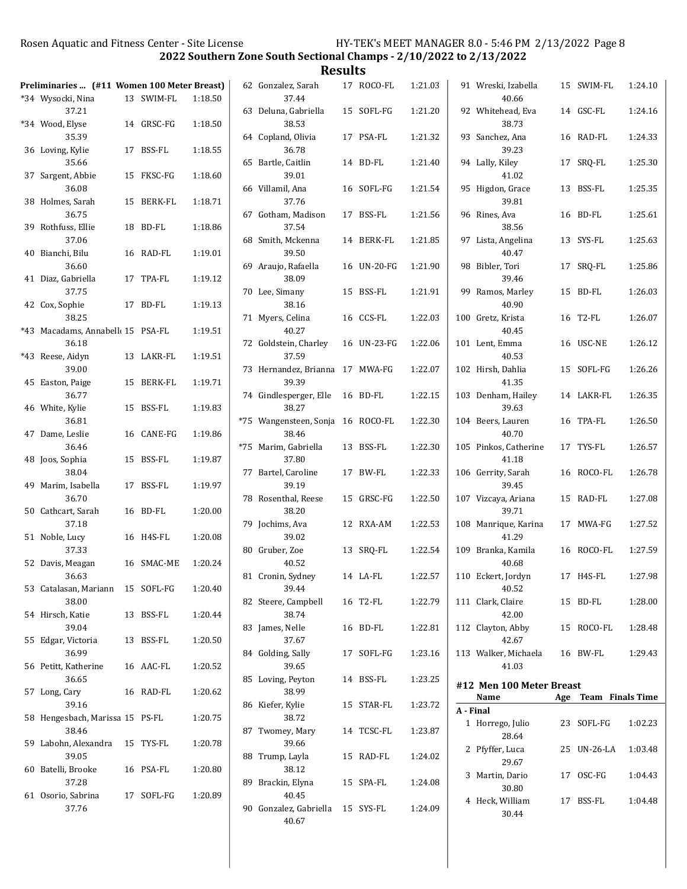**2022 Southern Zone South Sectional Champs - 2/10/2022 to 2/13/2022**

## Results

### Preliminaries ... (#11 Women 100 Meter Breast)

| Place | Name | Age | Team | Time | Split |
|---|---|---|---|---|---|
| *34 | Wysocki, Nina | 13 | SWIM-FL | 1:18.50 | 37.21 |
| *34 | Wood, Elyse | 14 | GRSC-FG | 1:18.50 | 35.39 |
| 36 | Loving, Kylie | 17 | BSS-FL | 1:18.55 | 35.66 |
| 37 | Sargent, Abbie | 15 | FKSC-FG | 1:18.60 | 36.08 |
| 38 | Holmes, Sarah | 15 | BERK-FL | 1:18.71 | 36.75 |
| 39 | Rothfuss, Ellie | 18 | BD-FL | 1:18.86 | 37.06 |
| 40 | Bianchi, Bilu | 16 | RAD-FL | 1:19.01 | 36.60 |
| 41 | Diaz, Gabriella | 17 | TPA-FL | 1:19.12 | 37.75 |
| 42 | Cox, Sophie | 17 | BD-FL | 1:19.13 | 38.25 |
| *43 | Macadams, Annabelle | 15 | PSA-FL | 1:19.51 | 36.18 |
| *43 | Reese, Aidyn | 13 | LAKR-FL | 1:19.51 | 39.00 |
| 45 | Easton, Paige | 15 | BERK-FL | 1:19.71 | 36.77 |
| 46 | White, Kylie | 15 | BSS-FL | 1:19.83 | 36.81 |
| 47 | Dame, Leslie | 16 | CANE-FG | 1:19.86 | 36.46 |
| 48 | Joos, Sophia | 15 | BSS-FL | 1:19.87 | 38.04 |
| 49 | Marim, Isabella | 17 | BSS-FL | 1:19.97 | 36.70 |
| 50 | Cathcart, Sarah | 16 | BD-FL | 1:20.00 | 37.18 |
| 51 | Noble, Lucy | 16 | H4S-FL | 1:20.08 | 37.33 |
| 52 | Davis, Meagan | 16 | SMAC-ME | 1:20.24 | 36.63 |
| 53 | Catalasan, Mariann | 15 | SOFL-FG | 1:20.40 | 38.00 |
| 54 | Hirsch, Katie | 13 | BSS-FL | 1:20.44 | 39.04 |
| 55 | Edgar, Victoria | 13 | BSS-FL | 1:20.50 | 36.99 |
| 56 | Petitt, Katherine | 16 | AAC-FL | 1:20.52 | 36.65 |
| 57 | Long, Cary | 16 | RAD-FL | 1:20.62 | 39.16 |
| 58 | Hengesbach, Marissa | 15 | PS-FL | 1:20.75 | 38.46 |
| 59 | Labohn, Alexandra | 15 | TYS-FL | 1:20.78 | 39.05 |
| 60 | Batelli, Brooke | 16 | PSA-FL | 1:20.80 | 37.28 |
| 61 | Osorio, Sabrina | 17 | SOFL-FG | 1:20.89 | 37.76 |
| 62 | Gonzalez, Sarah | 17 | ROCO-FL | 1:21.03 | 37.44 |
| 63 | Deluna, Gabriella | 15 | SOFL-FG | 1:21.20 | 38.53 |
| 64 | Copland, Olivia | 17 | PSA-FL | 1:21.32 | 36.78 |
| 65 | Bartle, Caitlin | 14 | BD-FL | 1:21.40 | 39.01 |
| 66 | Villamil, Ana | 16 | SOFL-FG | 1:21.54 | 37.76 |
| 67 | Gotham, Madison | 17 | BSS-FL | 1:21.56 | 37.54 |
| 68 | Smith, Mckenna | 14 | BERK-FL | 1:21.85 | 39.50 |
| 69 | Araujo, Rafaella | 16 | UN-20-FG | 1:21.90 | 38.09 |
| 70 | Lee, Simany | 15 | BSS-FL | 1:21.91 | 38.16 |
| 71 | Myers, Celina | 16 | CCS-FL | 1:22.03 | 40.27 |
| 72 | Goldstein, Charley | 16 | UN-23-FG | 1:22.06 | 37.59 |
| 73 | Hernandez, Brianna | 17 | MWA-FG | 1:22.07 | 39.39 |
| 74 | Gindlesperger, Elle | 16 | BD-FL | 1:22.15 | 38.27 |
| *75 | Wangensteen, Sonja | 16 | ROCO-FL | 1:22.30 | 38.46 |
| *75 | Marim, Gabriella | 13 | BSS-FL | 1:22.30 | 37.80 |
| 77 | Bartel, Caroline | 17 | BW-FL | 1:22.33 | 39.19 |
| 78 | Rosenthal, Reese | 15 | GRSC-FG | 1:22.50 | 38.20 |
| 79 | Jochims, Ava | 12 | RXA-AM | 1:22.53 | 39.02 |
| 80 | Gruber, Zoe | 13 | SRQ-FL | 1:22.54 | 40.52 |
| 81 | Cronin, Sydney | 14 | LA-FL | 1:22.57 | 39.44 |
| 82 | Steere, Campbell | 16 | T2-FL | 1:22.79 | 38.74 |
| 83 | James, Nelle | 16 | BD-FL | 1:22.81 | 37.67 |
| 84 | Golding, Sally | 17 | SOFL-FG | 1:23.16 | 39.65 |
| 85 | Loving, Peyton | 14 | BSS-FL | 1:23.25 | 38.99 |
| 86 | Kiefer, Kylie | 15 | STAR-FL | 1:23.72 | 38.72 |
| 87 | Twomey, Mary | 14 | TCSC-FL | 1:23.87 | 39.66 |
| 88 | Trump, Layla | 15 | RAD-FL | 1:24.02 | 38.12 |
| 89 | Brackin, Elyna | 15 | SPA-FL | 1:24.08 | 40.45 |
| 90 | Gonzalez, Gabriella | 15 | SYS-FL | 1:24.09 | 40.67 |
| 91 | Wreski, Izabella | 15 | SWIM-FL | 1:24.10 | 40.66 |
| 92 | Whitehead, Eva | 14 | GSC-FL | 1:24.16 | 38.73 |
| 93 | Sanchez, Ana | 16 | RAD-FL | 1:24.33 | 39.23 |
| 94 | Lally, Kiley | 17 | SRQ-FL | 1:25.30 | 41.02 |
| 95 | Higdon, Grace | 13 | BSS-FL | 1:25.35 | 39.81 |
| 96 | Rines, Ava | 16 | BD-FL | 1:25.61 | 38.56 |
| 97 | Lista, Angelina | 13 | SYS-FL | 1:25.63 | 40.47 |
| 98 | Bibler, Tori | 17 | SRQ-FL | 1:25.86 | 39.46 |
| 99 | Ramos, Marley | 15 | BD-FL | 1:26.03 | 40.90 |
| 100 | Gretz, Krista | 16 | T2-FL | 1:26.07 | 40.45 |
| 101 | Lent, Emma | 16 | USC-NE | 1:26.12 | 40.53 |
| 102 | Hirsh, Dahlia | 15 | SOFL-FG | 1:26.26 | 41.35 |
| 103 | Denham, Hailey | 14 | LAKR-FL | 1:26.35 | 39.63 |
| 104 | Beers, Lauren | 16 | TPA-FL | 1:26.50 | 40.70 |
| 105 | Pinkos, Catherine | 17 | TYS-FL | 1:26.57 | 41.18 |
| 106 | Gerrity, Sarah | 16 | ROCO-FL | 1:26.78 | 39.45 |
| 107 | Vizcaya, Ariana | 15 | RAD-FL | 1:27.08 | 39.71 |
| 108 | Manrique, Karina | 17 | MWA-FG | 1:27.52 | 41.29 |
| 109 | Branka, Kamila | 16 | ROCO-FL | 1:27.59 | 40.68 |
| 110 | Eckert, Jordyn | 17 | H4S-FL | 1:27.98 | 40.52 |
| 111 | Clark, Claire | 15 | BD-FL | 1:28.00 | 42.00 |
| 112 | Clayton, Abby | 15 | ROCO-FL | 1:28.48 | 42.67 |
| 113 | Walker, Michaela | 16 | BW-FL | 1:29.43 | 41.03 |

### #12 Men 100 Meter Breast

**A - Final**

| Place | Name | Age | Team | Finals Time | Split |
|---|---|---|---|---|---|
| 1 | Horrego, Julio | 23 | SOFL-FG | 1:02.23 | 28.64 |
| 2 | Pfyffer, Luca | 25 | UN-26-LA | 1:03.48 | 29.67 |
| 3 | Martin, Dario | 17 | OSC-FG | 1:04.43 | 30.80 |
| 4 | Heck, William | 17 | BSS-FL | 1:04.48 | 30.44 |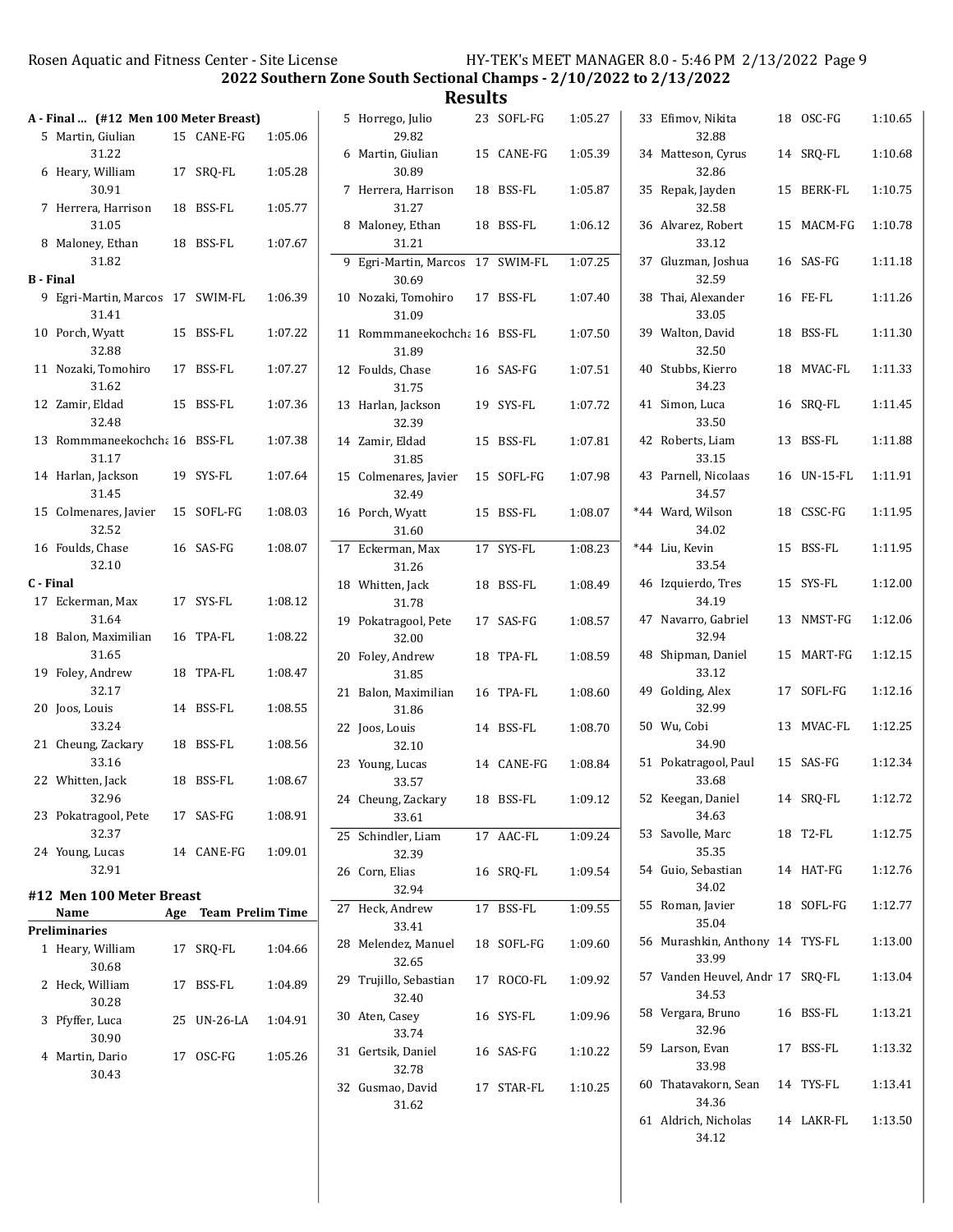## 2022 Southern Zone South Sectional Champs - 2/10/2022 to 2/13/2022

## Results

### A - Final ... (#12 Men 100 Meter Breast)

| Place | Name | Age | Team | Time |
|---|---|---|---|---|
| 5 | Martin, Giulian | 15 | CANE-FG | 1:05.06 |
| | 31.22 | | | |
| 6 | Heary, William | 17 | SRQ-FL | 1:05.28 |
| | 30.91 | | | |
| 7 | Herrera, Harrison | 18 | BSS-FL | 1:05.77 |
| | 31.05 | | | |
| 8 | Maloney, Ethan | 18 | BSS-FL | 1:07.67 |
| | 31.82 | | | |

### B - Final

| Place | Name | Age | Team | Time |
|---|---|---|---|---|
| 9 | Egri-Martin, Marcos | 17 | SWIM-FL | 1:06.39 |
| | 31.41 | | | |
| 10 | Porch, Wyatt | 15 | BSS-FL | 1:07.22 |
| | 32.88 | | | |
| 11 | Nozaki, Tomohiro | 17 | BSS-FL | 1:07.27 |
| | 31.62 | | | |
| 12 | Zamir, Eldad | 15 | BSS-FL | 1:07.36 |
| | 32.48 | | | |
| 13 | Rommmaneekochcha | 16 | BSS-FL | 1:07.38 |
| | 31.17 | | | |
| 14 | Harlan, Jackson | 19 | SYS-FL | 1:07.64 |
| | 31.45 | | | |
| 15 | Colmenares, Javier | 15 | SOFL-FG | 1:08.03 |
| | 32.52 | | | |
| 16 | Foulds, Chase | 16 | SAS-FG | 1:08.07 |
| | 32.10 | | | |

### C - Final

| Place | Name | Age | Team | Time |
|---|---|---|---|---|
| 17 | Eckerman, Max | 17 | SYS-FL | 1:08.12 |
| | 31.64 | | | |
| 18 | Balon, Maximilian | 16 | TPA-FL | 1:08.22 |
| | 31.65 | | | |
| 19 | Foley, Andrew | 18 | TPA-FL | 1:08.47 |
| | 32.17 | | | |
| 20 | Joos, Louis | 14 | BSS-FL | 1:08.55 |
| | 33.24 | | | |
| 21 | Cheung, Zackary | 18 | BSS-FL | 1:08.56 |
| | 33.16 | | | |
| 22 | Whitten, Jack | 18 | BSS-FL | 1:08.67 |
| | 32.96 | | | |
| 23 | Pokatragool, Pete | 17 | SAS-FG | 1:08.91 |
| | 32.37 | | | |
| 24 | Young, Lucas | 14 | CANE-FG | 1:09.01 |
| | 32.91 | | | |

### #12 Men 100 Meter Breast

**Preliminaries**

| Place | Name | Age | Team | Prelim Time |
|---|---|---|---|---|
| 1 | Heary, William | 17 | SRQ-FL | 1:04.66 |
| | 30.68 | | | |
| 2 | Heck, William | 17 | BSS-FL | 1:04.89 |
| | 30.28 | | | |
| 3 | Pfyffer, Luca | 25 | UN-26-LA | 1:04.91 |
| | 30.90 | | | |
| 4 | Martin, Dario | 17 | OSC-FG | 1:05.26 |
| | 30.43 | | | |
| 5 | Horrego, Julio | 23 | SOFL-FG | 1:05.27 |
| | 29.82 | | | |
| 6 | Martin, Giulian | 15 | CANE-FG | 1:05.39 |
| | 30.89 | | | |
| 7 | Herrera, Harrison | 18 | BSS-FL | 1:05.87 |
| | 31.27 | | | |
| 8 | Maloney, Ethan | 18 | BSS-FL | 1:06.12 |
| | 31.21 | | | |
| 9 | Egri-Martin, Marcos | 17 | SWIM-FL | 1:07.25 |
| | 30.69 | | | |
| 10 | Nozaki, Tomohiro | 17 | BSS-FL | 1:07.40 |
| | 31.09 | | | |
| 11 | Rommmaneekochcha | 16 | BSS-FL | 1:07.50 |
| | 31.89 | | | |
| 12 | Foulds, Chase | 16 | SAS-FG | 1:07.51 |
| | 31.75 | | | |
| 13 | Harlan, Jackson | 19 | SYS-FL | 1:07.72 |
| | 32.39 | | | |
| 14 | Zamir, Eldad | 15 | BSS-FL | 1:07.81 |
| | 31.85 | | | |
| 15 | Colmenares, Javier | 15 | SOFL-FG | 1:07.98 |
| | 32.49 | | | |
| 16 | Porch, Wyatt | 15 | BSS-FL | 1:08.07 |
| | 31.60 | | | |
| 17 | Eckerman, Max | 17 | SYS-FL | 1:08.23 |
| | 31.26 | | | |
| 18 | Whitten, Jack | 18 | BSS-FL | 1:08.49 |
| | 31.78 | | | |
| 19 | Pokatragool, Pete | 17 | SAS-FG | 1:08.57 |
| | 32.00 | | | |
| 20 | Foley, Andrew | 18 | TPA-FL | 1:08.59 |
| | 31.85 | | | |
| 21 | Balon, Maximilian | 16 | TPA-FL | 1:08.60 |
| | 31.86 | | | |
| 22 | Joos, Louis | 14 | BSS-FL | 1:08.70 |
| | 32.10 | | | |
| 23 | Young, Lucas | 14 | CANE-FG | 1:08.84 |
| | 33.57 | | | |
| 24 | Cheung, Zackary | 18 | BSS-FL | 1:09.12 |
| | 33.61 | | | |
| 25 | Schindler, Liam | 17 | AAC-FL | 1:09.24 |
| | 32.39 | | | |
| 26 | Corn, Elias | 16 | SRQ-FL | 1:09.54 |
| | 32.94 | | | |
| 27 | Heck, Andrew | 17 | BSS-FL | 1:09.55 |
| | 33.41 | | | |
| 28 | Melendez, Manuel | 18 | SOFL-FG | 1:09.60 |
| | 32.65 | | | |
| 29 | Trujillo, Sebastian | 17 | ROCO-FL | 1:09.92 |
| | 32.40 | | | |
| 30 | Aten, Casey | 16 | SYS-FL | 1:09.96 |
| | 33.74 | | | |
| 31 | Gertsik, Daniel | 16 | SAS-FG | 1:10.22 |
| | 32.78 | | | |
| 32 | Gusmao, David | 17 | STAR-FL | 1:10.25 |
| | 31.62 | | | |
| 33 | Efimov, Nikita | 18 | OSC-FG | 1:10.65 |
| | 32.88 | | | |
| 34 | Matteson, Cyrus | 14 | SRQ-FL | 1:10.68 |
| | 32.86 | | | |
| 35 | Repak, Jayden | 15 | BERK-FL | 1:10.75 |
| | 32.58 | | | |
| 36 | Alvarez, Robert | 15 | MACM-FG | 1:10.78 |
| | 33.12 | | | |
| 37 | Gluzman, Joshua | 16 | SAS-FG | 1:11.18 |
| | 32.59 | | | |
| 38 | Thai, Alexander | 16 | FE-FL | 1:11.26 |
| | 33.05 | | | |
| 39 | Walton, David | 18 | BSS-FL | 1:11.30 |
| | 32.50 | | | |
| 40 | Stubbs, Kierro | 18 | MVAC-FL | 1:11.33 |
| | 34.23 | | | |
| 41 | Simon, Luca | 16 | SRQ-FL | 1:11.45 |
| | 33.50 | | | |
| 42 | Roberts, Liam | 13 | BSS-FL | 1:11.88 |
| | 33.15 | | | |
| 43 | Parnell, Nicolaas | 16 | UN-15-FL | 1:11.91 |
| | 34.57 | | | |
| *44 | Ward, Wilson | 18 | CSSC-FG | 1:11.95 |
| | 34.02 | | | |
| *44 | Liu, Kevin | 15 | BSS-FL | 1:11.95 |
| | 33.54 | | | |
| 46 | Izquierdo, Tres | 15 | SYS-FL | 1:12.00 |
| | 34.19 | | | |
| 47 | Navarro, Gabriel | 13 | NMST-FG | 1:12.06 |
| | 32.94 | | | |
| 48 | Shipman, Daniel | 15 | MART-FG | 1:12.15 |
| | 33.12 | | | |
| 49 | Golding, Alex | 17 | SOFL-FG | 1:12.16 |
| | 32.99 | | | |
| 50 | Wu, Cobi | 13 | MVAC-FL | 1:12.25 |
| | 34.90 | | | |
| 51 | Pokatragool, Paul | 15 | SAS-FG | 1:12.34 |
| | 33.68 | | | |
| 52 | Keegan, Daniel | 14 | SRQ-FL | 1:12.72 |
| | 34.63 | | | |
| 53 | Savolle, Marc | 18 | T2-FL | 1:12.75 |
| | 35.35 | | | |
| 54 | Guio, Sebastian | 14 | HAT-FG | 1:12.76 |
| | 34.02 | | | |
| 55 | Roman, Javier | 18 | SOFL-FG | 1:12.77 |
| | 35.04 | | | |
| 56 | Murashkin, Anthony | 14 | TYS-FL | 1:13.00 |
| | 33.99 | | | |
| 57 | Vanden Heuvel, Andr | 17 | SRQ-FL | 1:13.04 |
| | 34.53 | | | |
| 58 | Vergara, Bruno | 16 | BSS-FL | 1:13.21 |
| | 32.96 | | | |
| 59 | Larson, Evan | 17 | BSS-FL | 1:13.32 |
| | 33.98 | | | |
| 60 | Thatavakorn, Sean | 14 | TYS-FL | 1:13.41 |
| | 34.36 | | | |
| 61 | Aldrich, Nicholas | 14 | LAKR-FL | 1:13.50 |
| | 34.12 | | | |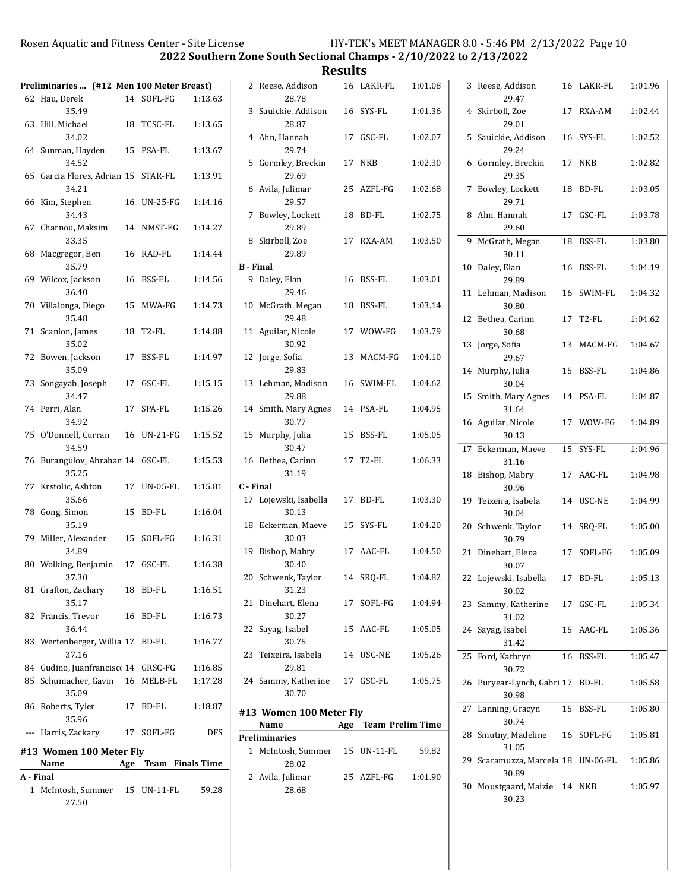## 2022 Southern Zone South Sectional Champs - 2/10/2022 to 2/13/2022

## Results

### Preliminaries ... (#12 Men 100 Meter Breast)

| Place | Name | Age | Team | Time |
|---|---|---|---|---|
| 62 | Hau, Derek | 14 | SOFL-FG | 1:13.63 |
| | 35.49 | | | |
| 63 | Hill, Michael | 18 | TCSC-FL | 1:13.65 |
| | 34.02 | | | |
| 64 | Sunman, Hayden | 15 | PSA-FL | 1:13.67 |
| | 34.52 | | | |
| 65 | Garcia Flores, Adrian | 15 | STAR-FL | 1:13.91 |
| | 34.21 | | | |
| 66 | Kim, Stephen | 16 | UN-25-FG | 1:14.16 |
| | 34.43 | | | |
| 67 | Charnou, Maksim | 14 | NMST-FG | 1:14.27 |
| | 33.35 | | | |
| 68 | Macgregor, Ben | 16 | RAD-FL | 1:14.44 |
| | 35.79 | | | |
| 69 | Wilcox, Jackson | 16 | BSS-FL | 1:14.56 |
| | 36.40 | | | |
| 70 | Villalonga, Diego | 15 | MWA-FG | 1:14.73 |
| | 35.48 | | | |
| 71 | Scanlon, James | 18 | T2-FL | 1:14.88 |
| | 35.02 | | | |
| 72 | Bowen, Jackson | 17 | BSS-FL | 1:14.97 |
| | 35.09 | | | |
| 73 | Songayab, Joseph | 17 | GSC-FL | 1:15.15 |
| | 34.47 | | | |
| 74 | Perri, Alan | 17 | SPA-FL | 1:15.26 |
| | 34.92 | | | |
| 75 | O'Donnell, Curran | 16 | UN-21-FG | 1:15.52 |
| | 34.59 | | | |
| 76 | Burangulov, Abrahan | 14 | GSC-FL | 1:15.53 |
| | 35.25 | | | |
| 77 | Krstolic, Ashton | 17 | UN-05-FL | 1:15.81 |
| | 35.66 | | | |
| 78 | Gong, Simon | 15 | BD-FL | 1:16.04 |
| | 35.19 | | | |
| 79 | Miller, Alexander | 15 | SOFL-FG | 1:16.31 |
| | 34.89 | | | |
| 80 | Wolking, Benjamin | 17 | GSC-FL | 1:16.38 |
| | 37.30 | | | |
| 81 | Grafton, Zachary | 18 | BD-FL | 1:16.51 |
| | 35.17 | | | |
| 82 | Francis, Trevor | 16 | BD-FL | 1:16.73 |
| | 36.44 | | | |
| 83 | Wertenberger, Willia | 17 | BD-FL | 1:16.77 |
| | 37.16 | | | |
| 84 | Gudino, Juanfrancisco | 14 | GRSC-FG | 1:16.85 |
| 85 | Schumacher, Gavin | 16 | MELB-FL | 1:17.28 |
| | 35.09 | | | |
| 86 | Roberts, Tyler | 17 | BD-FL | 1:18.87 |
| | 35.96 | | | |
| --- | Harris, Zackary | 17 | SOFL-FG | DFS |

### #13 Women 100 Meter Fly

| Place | Name | Age | Team | Finals Time |
|---|---|---|---|---|
| **A - Final** | | | | |
| 1 | McIntosh, Summer | 15 | UN-11-FL | 59.28 |
| | 27.50 | | | |
| 2 | Reese, Addison | 16 | LAKR-FL | 1:01.08 |
| | 28.78 | | | |
| 3 | Sauickie, Addison | 16 | SYS-FL | 1:01.36 |
| | 28.87 | | | |
| 4 | Ahn, Hannah | 17 | GSC-FL | 1:02.07 |
| | 29.74 | | | |
| 5 | Gormley, Breckin | 17 | NKB | 1:02.30 |
| | 29.69 | | | |
| 6 | Avila, Julimar | 25 | AZFL-FG | 1:02.68 |
| | 29.57 | | | |
| 7 | Bowley, Lockett | 18 | BD-FL | 1:02.75 |
| | 29.89 | | | |
| 8 | Skirboll, Zoe | 17 | RXA-AM | 1:03.50 |
| | 29.89 | | | |
| **B - Final** | | | | |
| 9 | Daley, Elan | 16 | BSS-FL | 1:03.01 |
| | 29.46 | | | |
| 10 | McGrath, Megan | 18 | BSS-FL | 1:03.14 |
| | 29.48 | | | |
| 11 | Aguilar, Nicole | 17 | WOW-FG | 1:03.79 |
| | 30.92 | | | |
| 12 | Jorge, Sofia | 13 | MACM-FG | 1:04.10 |
| | 29.83 | | | |
| 13 | Lehman, Madison | 16 | SWIM-FL | 1:04.62 |
| | 29.88 | | | |
| 14 | Smith, Mary Agnes | 14 | PSA-FL | 1:04.95 |
| | 30.77 | | | |
| 15 | Murphy, Julia | 15 | BSS-FL | 1:05.05 |
| | 30.47 | | | |
| 16 | Bethea, Carinn | 17 | T2-FL | 1:06.33 |
| | 31.19 | | | |
| **C - Final** | | | | |
| 17 | Lojewski, Isabella | 17 | BD-FL | 1:03.30 |
| | 30.13 | | | |
| 18 | Eckerman, Maeve | 15 | SYS-FL | 1:04.20 |
| | 30.03 | | | |
| 19 | Bishop, Mabry | 17 | AAC-FL | 1:04.50 |
| | 30.40 | | | |
| 20 | Schwenk, Taylor | 14 | SRQ-FL | 1:04.82 |
| | 31.23 | | | |
| 21 | Dinehart, Elena | 17 | SOFL-FG | 1:04.94 |
| | 30.27 | | | |
| 22 | Sayag, Isabel | 15 | AAC-FL | 1:05.05 |
| | 30.75 | | | |
| 23 | Teixeira, Isabela | 14 | USC-NE | 1:05.26 |
| | 29.81 | | | |
| 24 | Sammy, Katherine | 17 | GSC-FL | 1:05.75 |
| | 30.70 | | | |

### #13 Women 100 Meter Fly

| Place | Name | Age | Team | Prelim Time |
|---|---|---|---|---|
| **Preliminaries** | | | | |
| 1 | McIntosh, Summer | 15 | UN-11-FL | 59.82 |
| | 28.02 | | | |
| 2 | Avila, Julimar | 25 | AZFL-FG | 1:01.90 |
| | 28.68 | | | |
| 3 | Reese, Addison | 16 | LAKR-FL | 1:01.96 |
| | 29.47 | | | |
| 4 | Skirboll, Zoe | 17 | RXA-AM | 1:02.44 |
| | 29.01 | | | |
| 5 | Sauickie, Addison | 16 | SYS-FL | 1:02.52 |
| | 29.24 | | | |
| 6 | Gormley, Breckin | 17 | NKB | 1:02.82 |
| | 29.35 | | | |
| 7 | Bowley, Lockett | 18 | BD-FL | 1:03.05 |
| | 29.71 | | | |
| 8 | Ahn, Hannah | 17 | GSC-FL | 1:03.78 |
| | 29.60 | | | |
| 9 | McGrath, Megan | 18 | BSS-FL | 1:03.80 |
| | 30.11 | | | |
| 10 | Daley, Elan | 16 | BSS-FL | 1:04.19 |
| | 29.89 | | | |
| 11 | Lehman, Madison | 16 | SWIM-FL | 1:04.32 |
| | 30.80 | | | |
| 12 | Bethea, Carinn | 17 | T2-FL | 1:04.62 |
| | 30.68 | | | |
| 13 | Jorge, Sofia | 13 | MACM-FG | 1:04.67 |
| | 29.67 | | | |
| 14 | Murphy, Julia | 15 | BSS-FL | 1:04.86 |
| | 30.04 | | | |
| 15 | Smith, Mary Agnes | 14 | PSA-FL | 1:04.87 |
| | 31.64 | | | |
| 16 | Aguilar, Nicole | 17 | WOW-FG | 1:04.89 |
| | 30.13 | | | |
| 17 | Eckerman, Maeve | 15 | SYS-FL | 1:04.96 |
| | 31.16 | | | |
| 18 | Bishop, Mabry | 17 | AAC-FL | 1:04.98 |
| | 30.96 | | | |
| 19 | Teixeira, Isabela | 14 | USC-NE | 1:04.99 |
| | 30.04 | | | |
| 20 | Schwenk, Taylor | 14 | SRQ-FL | 1:05.00 |
| | 30.79 | | | |
| 21 | Dinehart, Elena | 17 | SOFL-FG | 1:05.09 |
| | 30.07 | | | |
| 22 | Lojewski, Isabella | 17 | BD-FL | 1:05.13 |
| | 30.02 | | | |
| 23 | Sammy, Katherine | 17 | GSC-FL | 1:05.34 |
| | 31.02 | | | |
| 24 | Sayag, Isabel | 15 | AAC-FL | 1:05.36 |
| | 31.42 | | | |
| 25 | Ford, Kathryn | 16 | BSS-FL | 1:05.47 |
| | 30.72 | | | |
| 26 | Puryear-Lynch, Gabri | 17 | BD-FL | 1:05.58 |
| | 30.98 | | | |
| 27 | Lanning, Gracyn | 15 | BSS-FL | 1:05.80 |
| | 30.74 | | | |
| 28 | Smutny, Madeline | 16 | SOFL-FG | 1:05.81 |
| | 31.05 | | | |
| 29 | Scaramuzza, Marcela | 18 | UN-06-FL | 1:05.86 |
| | 30.89 | | | |
| 30 | Moustgaard, Maizie | 14 | NKB | 1:05.97 |
| | 30.23 | | | |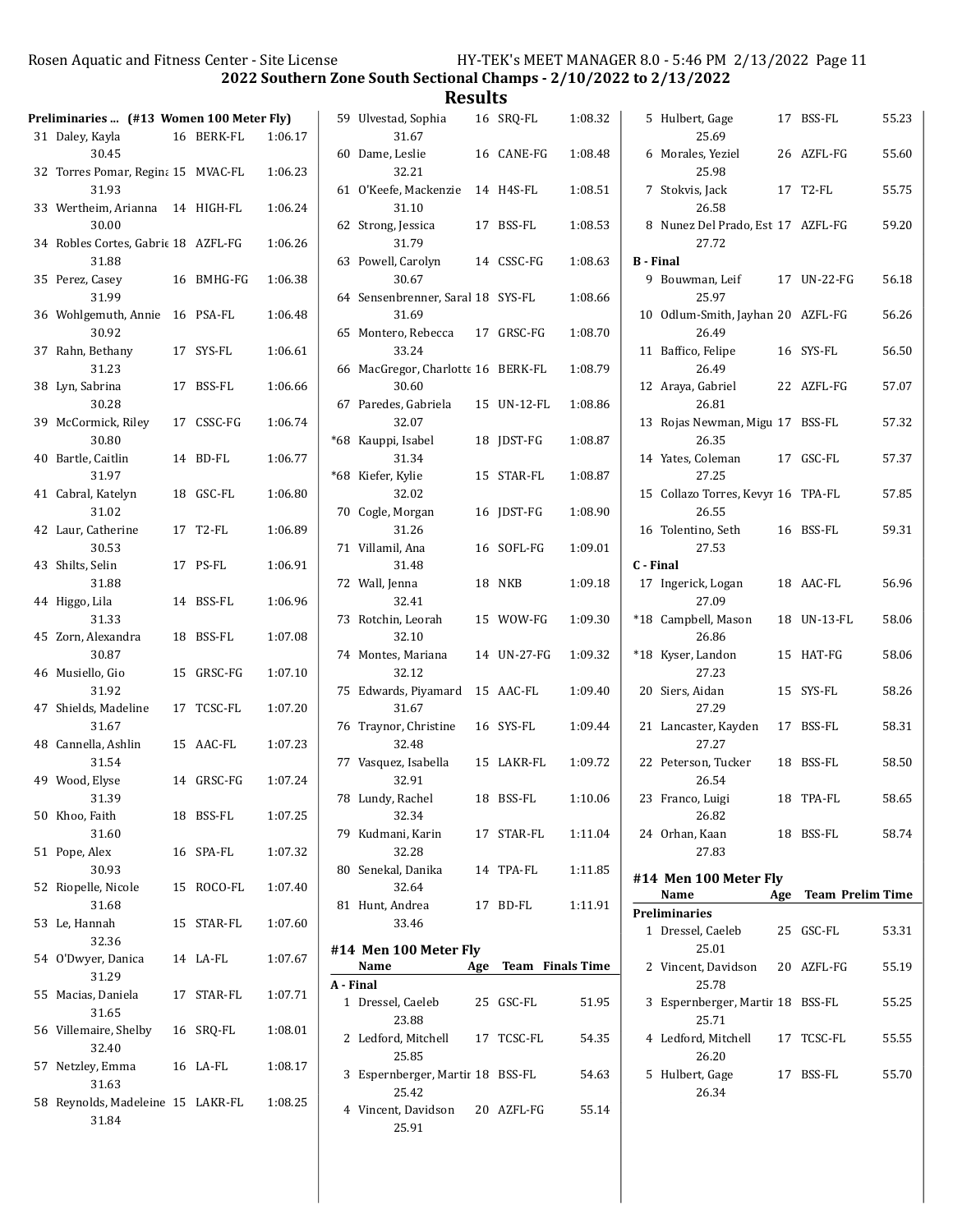## 2022 Southern Zone South Sectional Champs - 2/10/2022 to 2/13/2022

## Results

### Preliminaries ... (#13 Women 100 Meter Fly)

| Place | Name | Age | Team | Prelim Time |
|---|---|---|---|---|
| 31 | Daley, Kayla | 16 | BERK-FL | 1:06.17 |
| | 30.45 | | | |
| 32 | Torres Pomar, Regina | 15 | MVAC-FL | 1:06.23 |
| | 31.93 | | | |
| 33 | Wertheim, Arianna | 14 | HIGH-FL | 1:06.24 |
| | 30.00 | | | |
| 34 | Robles Cortes, Gabrie | 18 | AZFL-FG | 1:06.26 |
| | 31.88 | | | |
| 35 | Perez, Casey | 16 | BMHG-FG | 1:06.38 |
| | 31.99 | | | |
| 36 | Wohlgemuth, Annie | 16 | PSA-FL | 1:06.48 |
| | 30.92 | | | |
| 37 | Rahn, Bethany | 17 | SYS-FL | 1:06.61 |
| | 31.23 | | | |
| 38 | Lyn, Sabrina | 17 | BSS-FL | 1:06.66 |
| | 30.28 | | | |
| 39 | McCormick, Riley | 17 | CSSC-FG | 1:06.74 |
| | 30.80 | | | |
| 40 | Bartle, Caitlin | 14 | BD-FL | 1:06.77 |
| | 31.97 | | | |
| 41 | Cabral, Katelyn | 18 | GSC-FL | 1:06.80 |
| | 31.02 | | | |
| 42 | Laur, Catherine | 17 | T2-FL | 1:06.89 |
| | 30.53 | | | |
| 43 | Shilts, Selin | 17 | PS-FL | 1:06.91 |
| | 31.88 | | | |
| 44 | Higgo, Lila | 14 | BSS-FL | 1:06.96 |
| | 31.33 | | | |
| 45 | Zorn, Alexandra | 18 | BSS-FL | 1:07.08 |
| | 30.87 | | | |
| 46 | Musiello, Gio | 15 | GRSC-FG | 1:07.10 |
| | 31.92 | | | |
| 47 | Shields, Madeline | 17 | TCSC-FL | 1:07.20 |
| | 31.67 | | | |
| 48 | Cannella, Ashlin | 15 | AAC-FL | 1:07.23 |
| | 31.54 | | | |
| 49 | Wood, Elyse | 14 | GRSC-FG | 1:07.24 |
| | 31.39 | | | |
| 50 | Khoo, Faith | 18 | BSS-FL | 1:07.25 |
| | 31.60 | | | |
| 51 | Pope, Alex | 16 | SPA-FL | 1:07.32 |
| | 30.93 | | | |
| 52 | Riopelle, Nicole | 15 | ROCO-FL | 1:07.40 |
| | 31.68 | | | |
| 53 | Le, Hannah | 15 | STAR-FL | 1:07.60 |
| | 32.36 | | | |
| 54 | O'Dwyer, Danica | 14 | LA-FL | 1:07.67 |
| | 31.29 | | | |
| 55 | Macias, Daniela | 17 | STAR-FL | 1:07.71 |
| | 31.65 | | | |
| 56 | Villemaire, Shelby | 16 | SRQ-FL | 1:08.01 |
| | 32.40 | | | |
| 57 | Netzley, Emma | 16 | LA-FL | 1:08.17 |
| | 31.63 | | | |
| 58 | Reynolds, Madeleine | 15 | LAKR-FL | 1:08.25 |
| | 31.84 | | | |
| 59 | Ulvestad, Sophia | 16 | SRQ-FL | 1:08.32 |
| | 31.67 | | | |
| 60 | Dame, Leslie | 16 | CANE-FG | 1:08.48 |
| | 32.21 | | | |
| 61 | O'Keefe, Mackenzie | 14 | H4S-FL | 1:08.51 |
| | 31.10 | | | |
| 62 | Strong, Jessica | 17 | BSS-FL | 1:08.53 |
| | 31.79 | | | |
| 63 | Powell, Carolyn | 14 | CSSC-FG | 1:08.63 |
| | 30.67 | | | |
| 64 | Sensenbrenner, Saral | 18 | SYS-FL | 1:08.66 |
| | 31.69 | | | |
| 65 | Montero, Rebecca | 17 | GRSC-FG | 1:08.70 |
| | 33.24 | | | |
| 66 | MacGregor, Charlotte | 16 | BERK-FL | 1:08.79 |
| | 30.60 | | | |
| 67 | Paredes, Gabriela | 15 | UN-12-FL | 1:08.86 |
| | 32.07 | | | |
| *68 | Kauppi, Isabel | 18 | JDST-FG | 1:08.87 |
| | 31.34 | | | |
| *68 | Kiefer, Kylie | 15 | STAR-FL | 1:08.87 |
| | 32.02 | | | |
| 70 | Cogle, Morgan | 16 | JDST-FG | 1:08.90 |
| | 31.26 | | | |
| 71 | Villamil, Ana | 16 | SOFL-FG | 1:09.01 |
| | 31.48 | | | |
| 72 | Wall, Jenna | 18 | NKB | 1:09.18 |
| | 32.41 | | | |
| 73 | Rotchin, Leorah | 15 | WOW-FG | 1:09.30 |
| | 32.10 | | | |
| 74 | Montes, Mariana | 14 | UN-27-FG | 1:09.32 |
| | 32.12 | | | |
| 75 | Edwards, Piyamard | 15 | AAC-FL | 1:09.40 |
| | 31.67 | | | |
| 76 | Traynor, Christine | 16 | SYS-FL | 1:09.44 |
| | 32.48 | | | |
| 77 | Vasquez, Isabella | 15 | LAKR-FL | 1:09.72 |
| | 32.91 | | | |
| 78 | Lundy, Rachel | 18 | BSS-FL | 1:10.06 |
| | 32.34 | | | |
| 79 | Kudmani, Karin | 17 | STAR-FL | 1:11.04 |
| | 32.28 | | | |
| 80 | Senekal, Danika | 14 | TPA-FL | 1:11.85 |
| | 32.64 | | | |
| 81 | Hunt, Andrea | 17 | BD-FL | 1:11.91 |
| | 33.46 | | | |

### #14 Men 100 Meter Fly

| Place | Name | Age | Team | Finals Time |
|---|---|---|---|---|
| **A - Final** | | | | |
| 1 | Dressel, Caeleb | 25 | GSC-FL | 51.95 |
| | 23.88 | | | |
| 2 | Ledford, Mitchell | 17 | TCSC-FL | 54.35 |
| | 25.85 | | | |
| 3 | Espernberger, Martir | 18 | BSS-FL | 54.63 |
| | 25.42 | | | |
| 4 | Vincent, Davidson | 20 | AZFL-FG | 55.14 |
| | 25.91 | | | |
| 5 | Hulbert, Gage | 17 | BSS-FL | 55.23 |
| | 25.69 | | | |
| 6 | Morales, Yeziel | 26 | AZFL-FG | 55.60 |
| | 25.98 | | | |
| 7 | Stokvis, Jack | 17 | T2-FL | 55.75 |
| | 26.58 | | | |
| 8 | Nunez Del Prado, Est | 17 | AZFL-FG | 59.20 |
| | 27.72 | | | |
| **B - Final** | | | | |
| 9 | Bouwman, Leif | 17 | UN-22-FG | 56.18 |
| | 25.97 | | | |
| 10 | Odlum-Smith, Jayhan | 20 | AZFL-FG | 56.26 |
| | 26.49 | | | |
| 11 | Baffico, Felipe | 16 | SYS-FL | 56.50 |
| | 26.49 | | | |
| 12 | Araya, Gabriel | 22 | AZFL-FG | 57.07 |
| | 26.81 | | | |
| 13 | Rojas Newman, Migu | 17 | BSS-FL | 57.32 |
| | 26.35 | | | |
| 14 | Yates, Coleman | 17 | GSC-FL | 57.37 |
| | 27.25 | | | |
| 15 | Collazo Torres, Kevyr | 16 | TPA-FL | 57.85 |
| | 26.55 | | | |
| 16 | Tolentino, Seth | 16 | BSS-FL | 59.31 |
| | 27.53 | | | |
| **C - Final** | | | | |
| 17 | Ingerick, Logan | 18 | AAC-FL | 56.96 |
| | 27.09 | | | |
| *18 | Campbell, Mason | 18 | UN-13-FL | 58.06 |
| | 26.86 | | | |
| *18 | Kyser, Landon | 15 | HAT-FG | 58.06 |
| | 27.23 | | | |
| 20 | Siers, Aidan | 15 | SYS-FL | 58.26 |
| | 27.29 | | | |
| 21 | Lancaster, Kayden | 17 | BSS-FL | 58.31 |
| | 27.27 | | | |
| 22 | Peterson, Tucker | 18 | BSS-FL | 58.50 |
| | 26.54 | | | |
| 23 | Franco, Luigi | 18 | TPA-FL | 58.65 |
| | 26.82 | | | |
| 24 | Orhan, Kaan | 18 | BSS-FL | 58.74 |
| | 27.83 | | | |

### #14 Men 100 Meter Fly

| Place | Name | Age | Team | Prelim Time |
|---|---|---|---|---|
| **Preliminaries** | | | | |
| 1 | Dressel, Caeleb | 25 | GSC-FL | 53.31 |
| | 25.01 | | | |
| 2 | Vincent, Davidson | 20 | AZFL-FG | 55.19 |
| | 25.78 | | | |
| 3 | Espernberger, Martir | 18 | BSS-FL | 55.25 |
| | 25.71 | | | |
| 4 | Ledford, Mitchell | 17 | TCSC-FL | 55.55 |
| | 26.20 | | | |
| 5 | Hulbert, Gage | 17 | BSS-FL | 55.70 |
| | 26.34 | | | |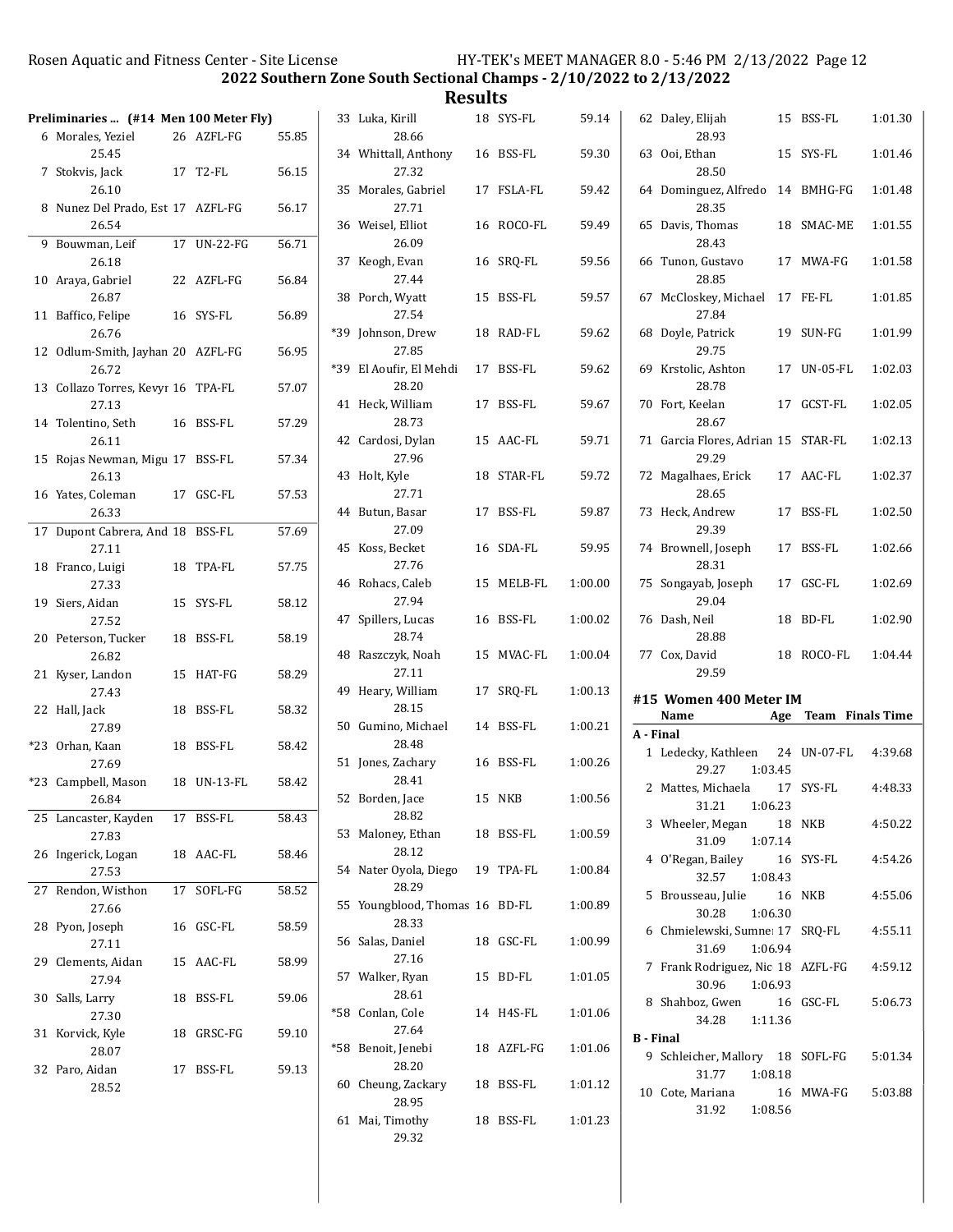## 2022 Southern Zone South Sectional Champs - 2/10/2022 to 2/13/2022

## Results

### Preliminaries ... (#14 Men 100 Meter Fly)

| Place | Name | Age | Team | Time | Split |
|---|---|---|---|---|---|
| 6 | Morales, Yeziel | 26 | AZFL-FG | 55.85 | 25.45 |
| 7 | Stokvis, Jack | 17 | T2-FL | 56.15 | 26.10 |
| 8 | Nunez Del Prado, Est | 17 | AZFL-FG | 56.17 | 26.54 |
| 9 | Bouwman, Leif | 17 | UN-22-FG | 56.71 | 26.18 |
| 10 | Araya, Gabriel | 22 | AZFL-FG | 56.84 | 26.87 |
| 11 | Baffico, Felipe | 16 | SYS-FL | 56.89 | 26.76 |
| 12 | Odlum-Smith, Jayhan | 20 | AZFL-FG | 56.95 | 26.72 |
| 13 | Collazo Torres, Kevyr | 16 | TPA-FL | 57.07 | 27.13 |
| 14 | Tolentino, Seth | 16 | BSS-FL | 57.29 | 26.11 |
| 15 | Rojas Newman, Migu | 17 | BSS-FL | 57.34 | 26.13 |
| 16 | Yates, Coleman | 17 | GSC-FL | 57.53 | 26.33 |
| 17 | Dupont Cabrera, And | 18 | BSS-FL | 57.69 | 27.11 |
| 18 | Franco, Luigi | 18 | TPA-FL | 57.75 | 27.33 |
| 19 | Siers, Aidan | 15 | SYS-FL | 58.12 | 27.52 |
| 20 | Peterson, Tucker | 18 | BSS-FL | 58.19 | 26.82 |
| 21 | Kyser, Landon | 15 | HAT-FG | 58.29 | 27.43 |
| 22 | Hall, Jack | 18 | BSS-FL | 58.32 | 27.89 |
| *23 | Orhan, Kaan | 18 | BSS-FL | 58.42 | 27.69 |
| *23 | Campbell, Mason | 18 | UN-13-FL | 58.42 | 26.84 |
| 25 | Lancaster, Kayden | 17 | BSS-FL | 58.43 | 27.83 |
| 26 | Ingerick, Logan | 18 | AAC-FL | 58.46 | 27.53 |
| 27 | Rendon, Wisthon | 17 | SOFL-FG | 58.52 | 27.66 |
| 28 | Pyon, Joseph | 16 | GSC-FL | 58.59 | 27.11 |
| 29 | Clements, Aidan | 15 | AAC-FL | 58.99 | 27.94 |
| 30 | Salls, Larry | 18 | BSS-FL | 59.06 | 27.30 |
| 31 | Korvick, Kyle | 18 | GRSC-FG | 59.10 | 28.07 |
| 32 | Paro, Aidan | 17 | BSS-FL | 59.13 | 28.52 |
| 33 | Luka, Kirill | 18 | SYS-FL | 59.14 | 28.66 |
| 34 | Whittall, Anthony | 16 | BSS-FL | 59.30 | 27.32 |
| 35 | Morales, Gabriel | 17 | FSLA-FL | 59.42 | 27.71 |
| 36 | Weisel, Elliot | 16 | ROCO-FL | 59.49 | 26.09 |
| 37 | Keogh, Evan | 16 | SRQ-FL | 59.56 | 27.44 |
| 38 | Porch, Wyatt | 15 | BSS-FL | 59.57 | 27.54 |
| *39 | Johnson, Drew | 18 | RAD-FL | 59.62 | 27.85 |
| *39 | El Aoufir, El Mehdi | 17 | BSS-FL | 59.62 | 28.20 |
| 41 | Heck, William | 17 | BSS-FL | 59.67 | 28.73 |
| 42 | Cardosi, Dylan | 15 | AAC-FL | 59.71 | 27.96 |
| 43 | Holt, Kyle | 18 | STAR-FL | 59.72 | 27.71 |
| 44 | Butun, Basar | 17 | BSS-FL | 59.87 | 27.09 |
| 45 | Koss, Becket | 16 | SDA-FL | 59.95 | 27.76 |
| 46 | Rohacs, Caleb | 15 | MELB-FL | 1:00.00 | 27.94 |
| 47 | Spillers, Lucas | 16 | BSS-FL | 1:00.02 | 28.74 |
| 48 | Raszczyk, Noah | 15 | MVAC-FL | 1:00.04 | 27.11 |
| 49 | Heary, William | 17 | SRQ-FL | 1:00.13 | 28.15 |
| 50 | Gumino, Michael | 14 | BSS-FL | 1:00.21 | 28.48 |
| 51 | Jones, Zachary | 16 | BSS-FL | 1:00.26 | 28.41 |
| 52 | Borden, Jace | 15 | NKB | 1:00.56 | 28.82 |
| 53 | Maloney, Ethan | 18 | BSS-FL | 1:00.59 | 28.12 |
| 54 | Nater Oyola, Diego | 19 | TPA-FL | 1:00.84 | 28.29 |
| 55 | Youngblood, Thomas | 16 | BD-FL | 1:00.89 | 28.33 |
| 56 | Salas, Daniel | 18 | GSC-FL | 1:00.99 | 27.16 |
| 57 | Walker, Ryan | 15 | BD-FL | 1:01.05 | 28.61 |
| *58 | Conlan, Cole | 14 | H4S-FL | 1:01.06 | 27.64 |
| *58 | Benoit, Jenebi | 18 | AZFL-FG | 1:01.06 | 28.20 |
| 60 | Cheung, Zackary | 18 | BSS-FL | 1:01.12 | 28.95 |
| 61 | Mai, Timothy | 18 | BSS-FL | 1:01.23 | 29.32 |
| 62 | Daley, Elijah | 15 | BSS-FL | 1:01.30 | 28.93 |
| 63 | Ooi, Ethan | 15 | SYS-FL | 1:01.46 | 28.50 |
| 64 | Dominguez, Alfredo | 14 | BMHG-FG | 1:01.48 | 28.35 |
| 65 | Davis, Thomas | 18 | SMAC-ME | 1:01.55 | 28.43 |
| 66 | Tunon, Gustavo | 17 | MWA-FG | 1:01.58 | 28.85 |
| 67 | McCloskey, Michael | 17 | FE-FL | 1:01.85 | 27.84 |
| 68 | Doyle, Patrick | 19 | SUN-FG | 1:01.99 | 29.75 |
| 69 | Krstolic, Ashton | 17 | UN-05-FL | 1:02.03 | 28.78 |
| 70 | Fort, Keelan | 17 | GCST-FL | 1:02.05 | 28.67 |
| 71 | Garcia Flores, Adrian | 15 | STAR-FL | 1:02.13 | 29.29 |
| 72 | Magalhaes, Erick | 17 | AAC-FL | 1:02.37 | 28.65 |
| 73 | Heck, Andrew | 17 | BSS-FL | 1:02.50 | 29.39 |
| 74 | Brownell, Joseph | 17 | BSS-FL | 1:02.66 | 28.31 |
| 75 | Songayab, Joseph | 17 | GSC-FL | 1:02.69 | 29.04 |
| 76 | Dash, Neil | 18 | BD-FL | 1:02.90 | 28.88 |
| 77 | Cox, David | 18 | ROCO-FL | 1:04.44 | 29.59 |

### #15 Women 400 Meter IM

| Place | Name | Age | Team | Finals Time | Splits |
|---|---|---|---|---|---|
| **A - Final** | | | | | |
| 1 | Ledecky, Kathleen | 24 | UN-07-FL | 4:39.68 | 29.27, 1:03.45 |
| 2 | Mattes, Michaela | 17 | SYS-FL | 4:48.33 | 31.21, 1:06.23 |
| 3 | Wheeler, Megan | 18 | NKB | 4:50.22 | 31.09, 1:07.14 |
| 4 | O'Regan, Bailey | 16 | SYS-FL | 4:54.26 | 32.57, 1:08.43 |
| 5 | Brousseau, Julie | 16 | NKB | 4:55.06 | 30.28, 1:06.30 |
| 6 | Chmielewski, Sumner | 17 | SRQ-FL | 4:55.11 | 31.69, 1:06.94 |
| 7 | Frank Rodriguez, Nic | 18 | AZFL-FG | 4:59.12 | 30.96, 1:06.93 |
| 8 | Shahboz, Gwen | 16 | GSC-FL | 5:06.73 | 34.28, 1:11.36 |
| **B - Final** | | | | | |
| 9 | Schleicher, Mallory | 18 | SOFL-FG | 5:01.34 | 31.77, 1:08.18 |
| 10 | Cote, Mariana | 16 | MWA-FG | 5:03.88 | 31.92, 1:08.56 |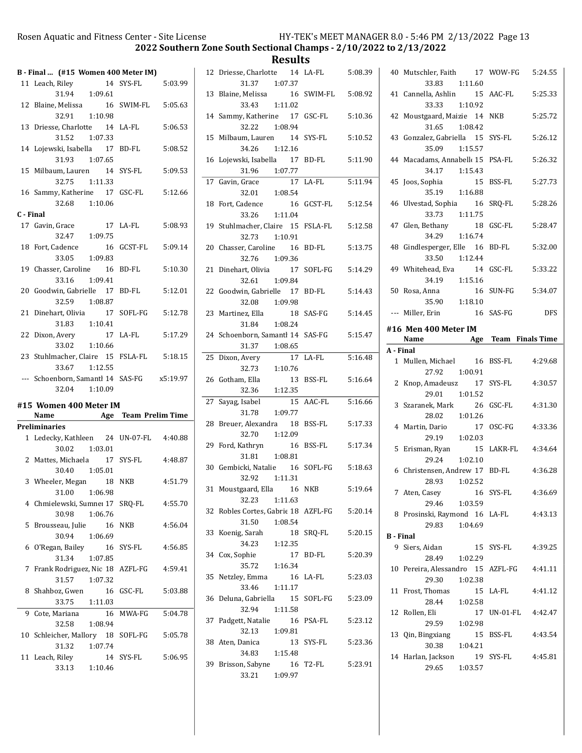## 2022 Southern Zone South Sectional Champs - 2/10/2022 to 2/13/2022

## Results

### B - Final ... (#15 Women 400 Meter IM)

| Place | Name | Age | Team | Time |
|---|---|---|---|---|
| 11 | Leach, Riley | 14 | SYS-FL | 5:03.99 |
| | 31.94 1:09.61 | | | |
| 12 | Blaine, Melissa | 16 | SWIM-FL | 5:05.63 |
| | 32.91 1:10.98 | | | |
| 13 | Driesse, Charlotte | 14 | LA-FL | 5:06.53 |
| | 31.52 1:07.33 | | | |
| 14 | Lojewski, Isabella | 17 | BD-FL | 5:08.52 |
| | 31.93 1:07.65 | | | |
| 15 | Milbaum, Lauren | 14 | SYS-FL | 5:09.53 |
| | 32.75 1:11.33 | | | |
| 16 | Sammy, Katherine | 17 | GSC-FL | 5:12.66 |
| | 32.68 1:10.06 | | | |

### C - Final

| Place | Name | Age | Team | Time |
|---|---|---|---|---|
| 17 | Gavin, Grace | 17 | LA-FL | 5:08.93 |
| | 32.47 1:09.75 | | | |
| 18 | Fort, Cadence | 16 | GCST-FL | 5:09.14 |
| | 33.05 1:09.83 | | | |
| 19 | Chasser, Caroline | 16 | BD-FL | 5:10.30 |
| | 33.16 1:09.41 | | | |
| 20 | Goodwin, Gabrielle | 17 | BD-FL | 5:12.01 |
| | 32.59 1:08.87 | | | |
| 21 | Dinehart, Olivia | 17 | SOFL-FG | 5:12.78 |
| | 31.83 1:10.41 | | | |
| 22 | Dixon, Avery | 17 | LA-FL | 5:17.29 |
| | 33.02 1:10.66 | | | |
| 23 | Stuhlmacher, Claire | 15 | FSLA-FL | 5:18.15 |
| | 33.67 1:12.55 | | | |
| --- | Schoenborn, Samantl | 14 | SAS-FG | x5:19.97 |
| | 32.04 1:10.09 | | | |

### #15 Women 400 Meter IM

| | Name | Age | Team | Prelim Time |
|---|---|---|---|---|
| **Preliminaries** | | | | |
| 1 | Ledecky, Kathleen | 24 | UN-07-FL | 4:40.88 |
| | 30.02 1:03.01 | | | |
| 2 | Mattes, Michaela | 17 | SYS-FL | 4:48.87 |
| | 30.40 1:05.01 | | | |
| 3 | Wheeler, Megan | 18 | NKB | 4:51.79 |
| | 31.00 1:06.98 | | | |
| 4 | Chmielewski, Sumnei | 17 | SRQ-FL | 4:55.70 |
| | 30.98 1:06.76 | | | |
| 5 | Brousseau, Julie | 16 | NKB | 4:56.04 |
| | 30.94 1:06.69 | | | |
| 6 | O'Regan, Bailey | 16 | SYS-FL | 4:56.85 |
| | 31.34 1:07.85 | | | |
| 7 | Frank Rodriguez, Nic | 18 | AZFL-FG | 4:59.41 |
| | 31.57 1:07.32 | | | |
| 8 | Shahboz, Gwen | 16 | GSC-FL | 5:03.88 |
| | 33.75 1:11.03 | | | |
| 9 | Cote, Mariana | 16 | MWA-FG | 5:04.78 |
| | 32.58 1:08.94 | | | |
| 10 | Schleicher, Mallory | 18 | SOFL-FG | 5:05.78 |
| | 31.32 1:07.74 | | | |
| 11 | Leach, Riley | 14 | SYS-FL | 5:06.95 |
| | 33.13 1:10.46 | | | |
| 12 | Driesse, Charlotte | 14 | LA-FL | 5:08.39 |
| | 31.37 1:07.37 | | | |
| 13 | Blaine, Melissa | 16 | SWIM-FL | 5:08.92 |
| | 33.43 1:11.02 | | | |
| 14 | Sammy, Katherine | 17 | GSC-FL | 5:10.36 |
| | 32.22 1:08.94 | | | |
| 15 | Milbaum, Lauren | 14 | SYS-FL | 5:10.52 |
| | 34.26 1:12.16 | | | |
| 16 | Lojewski, Isabella | 17 | BD-FL | 5:11.90 |
| | 31.96 1:07.77 | | | |
| 17 | Gavin, Grace | 17 | LA-FL | 5:11.94 |
| | 32.01 1:08.54 | | | |
| 18 | Fort, Cadence | 16 | GCST-FL | 5:12.54 |
| | 33.26 1:11.04 | | | |
| 19 | Stuhlmacher, Claire | 15 | FSLA-FL | 5:12.58 |
| | 32.73 1:10.91 | | | |
| 20 | Chasser, Caroline | 16 | BD-FL | 5:13.75 |
| | 32.76 1:09.36 | | | |
| 21 | Dinehart, Olivia | 17 | SOFL-FG | 5:14.29 |
| | 32.61 1:09.84 | | | |
| 22 | Goodwin, Gabrielle | 17 | BD-FL | 5:14.43 |
| | 32.08 1:09.98 | | | |
| 23 | Martinez, Ella | 18 | SAS-FG | 5:14.45 |
| | 31.84 1:08.24 | | | |
| 24 | Schoenborn, Samantl | 14 | SAS-FG | 5:15.47 |
| | 31.37 1:08.65 | | | |
| 25 | Dixon, Avery | 17 | LA-FL | 5:16.48 |
| | 32.73 1:10.76 | | | |
| 26 | Gotham, Ella | 13 | BSS-FL | 5:16.64 |
| | 32.36 1:12.35 | | | |
| 27 | Sayag, Isabel | 15 | AAC-FL | 5:16.66 |
| | 31.78 1:09.77 | | | |
| 28 | Breuer, Alexandra | 18 | BSS-FL | 5:17.33 |
| | 32.70 1:12.09 | | | |
| 29 | Ford, Kathryn | 16 | BSS-FL | 5:17.34 |
| | 31.81 1:08.81 | | | |
| 30 | Gembicki, Natalie | 16 | SOFL-FG | 5:18.63 |
| | 32.92 1:11.31 | | | |
| 31 | Moustgaard, Ella | 16 | NKB | 5:19.64 |
| | 32.23 1:11.63 | | | |
| 32 | Robles Cortes, Gabric | 18 | AZFL-FG | 5:20.14 |
| | 31.50 1:08.54 | | | |
| 33 | Koenig, Sarah | 18 | SRQ-FL | 5:20.15 |
| | 34.23 1:12.35 | | | |
| 34 | Cox, Sophie | 17 | BD-FL | 5:20.39 |
| | 35.72 1:16.34 | | | |
| 35 | Netzley, Emma | 16 | LA-FL | 5:23.03 |
| | 33.46 1:11.17 | | | |
| 36 | Deluna, Gabriella | 15 | SOFL-FG | 5:23.09 |
| | 32.94 1:11.58 | | | |
| 37 | Padgett, Natalie | 16 | PSA-FL | 5:23.12 |
| | 32.13 1:09.81 | | | |
| 38 | Aten, Danica | 13 | SYS-FL | 5:23.36 |
| | 34.83 1:15.48 | | | |
| 39 | Brisson, Sabyne | 16 | T2-FL | 5:23.91 |
| | 33.21 1:09.97 | | | |
| 40 | Mutschler, Faith | 17 | WOW-FG | 5:24.55 |
| | 33.83 1:11.60 | | | |
| 41 | Cannella, Ashlin | 15 | AAC-FL | 5:25.33 |
| | 33.33 1:10.92 | | | |
| 42 | Moustgaard, Maizie | 14 | NKB | 5:25.72 |
| | 31.65 1:08.42 | | | |
| 43 | Gonzalez, Gabriella | 15 | SYS-FL | 5:26.12 |
| | 35.09 1:15.57 | | | |
| 44 | Macadams, Annabell | 15 | PSA-FL | 5:26.32 |
| | 34.17 1:15.43 | | | |
| 45 | Joos, Sophia | 15 | BSS-FL | 5:27.73 |
| | 35.19 1:16.88 | | | |
| 46 | Ulvestad, Sophia | 16 | SRQ-FL | 5:28.26 |
| | 33.73 1:11.75 | | | |
| 47 | Glen, Bethany | 18 | GSC-FL | 5:28.47 |
| | 34.29 1:16.74 | | | |
| 48 | Gindlesperger, Elle | 16 | BD-FL | 5:32.00 |
| | 33.50 1:12.44 | | | |
| 49 | Whitehead, Eva | 14 | GSC-FL | 5:33.22 |
| | 34.19 1:15.16 | | | |
| 50 | Rosa, Anna | 16 | SUN-FG | 5:34.07 |
| | 35.90 1:18.10 | | | |
| --- | Miller, Erin | 16 | SAS-FG | DFS |

### #16 Men 400 Meter IM

| | Name | Age | Team | Finals Time |
|---|---|---|---|---|
| **A - Final** | | | | |
| 1 | Mullen, Michael | 16 | BSS-FL | 4:29.68 |
| | 27.92 1:00.91 | | | |
| 2 | Knop, Amadeusz | 17 | SYS-FL | 4:30.57 |
| | 29.01 1:01.52 | | | |
| 3 | Szaranek, Mark | 26 | GSC-FL | 4:31.30 |
| | 28.02 1:01.26 | | | |
| 4 | Martin, Dario | 17 | OSC-FG | 4:33.36 |
| | 29.19 1:02.03 | | | |
| 5 | Erisman, Ryan | 15 | LAKR-FL | 4:34.64 |
| | 29.24 1:02.10 | | | |
| 6 | Christensen, Andrew | 17 | BD-FL | 4:36.28 |
| | 28.93 1:02.52 | | | |
| 7 | Aten, Casey | 16 | SYS-FL | 4:36.69 |
| | 29.46 1:03.59 | | | |
| 8 | Prosinski, Raymond | 16 | LA-FL | 4:43.13 |
| | 29.83 1:04.69 | | | |
| **B - Final** | | | | |
| 9 | Siers, Aidan | 15 | SYS-FL | 4:39.25 |
| | 28.49 1:02.29 | | | |
| 10 | Pereira, Alessandro | 15 | AZFL-FG | 4:41.11 |
| | 29.30 1:02.38 | | | |
| 11 | Frost, Thomas | 15 | LA-FL | 4:41.12 |
| | 28.44 1:02.58 | | | |
| 12 | Rollen, Eli | 17 | UN-01-FL | 4:42.47 |
| | 29.59 1:02.98 | | | |
| 13 | Qin, Bingxiang | 15 | BSS-FL | 4:43.54 |
| | 30.38 1:04.21 | | | |
| 14 | Harlan, Jackson | 19 | SYS-FL | 4:45.81 |
| | 29.65 1:03.57 | | | |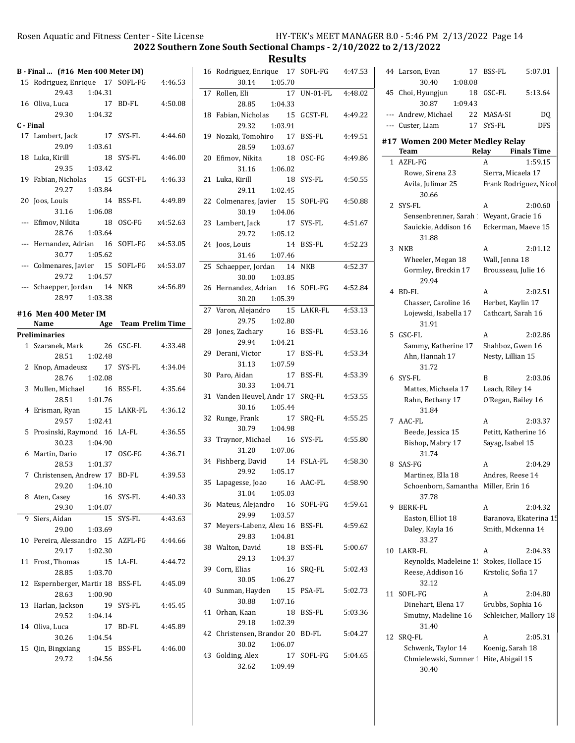## 2022 Southern Zone South Sectional Champs - 2/10/2022 to 2/13/2022

## Results

### B - Final ... (#16 Men 400 Meter IM)

| | Name | Age | Team | Time |
|---|---|---|---|---|
| 15 | Rodriguez, Enrique | 17 | SOFL-FG | 4:46.53 |
| | 29.43 | 1:04.31 | | |
| 16 | Oliva, Luca | 17 | BD-FL | 4:50.08 |
| | 29.30 | 1:04.32 | | |

### C - Final

| | Name | Age | Team | Time |
|---|---|---|---|---|
| 17 | Lambert, Jack | 17 | SYS-FL | 4:44.60 |
| | 29.09 | 1:03.61 | | |
| 18 | Luka, Kirill | 18 | SYS-FL | 4:46.00 |
| | 29.35 | 1:03.42 | | |
| 19 | Fabian, Nicholas | 15 | GCST-FL | 4:46.33 |
| | 29.27 | 1:03.84 | | |
| 20 | Joos, Louis | 14 | BSS-FL | 4:49.89 |
| | 31.16 | 1:06.08 | | |
| --- | Efimov, Nikita | 18 | OSC-FG | x4:52.63 |
| | 28.76 | 1:03.64 | | |
| --- | Hernandez, Adrian | 16 | SOFL-FG | x4:53.05 |
| | 30.77 | 1:05.62 | | |
| --- | Colmenares, Javier | 15 | SOFL-FG | x4:53.07 |
| | 29.72 | 1:04.57 | | |
| --- | Schaepper, Jordan | 14 | NKB | x4:56.89 |
| | 28.97 | 1:03.38 | | |

### #16 Men 400 Meter IM

| | Name | Age | Team | Prelim Time |
|---|---|---|---|---|
| **Preliminaries** | | | | |
| 1 | Szaranek, Mark | 26 | GSC-FL | 4:33.48 |
| | 28.51 | 1:02.48 | | |
| 2 | Knop, Amadeusz | 17 | SYS-FL | 4:34.04 |
| | 28.76 | 1:02.08 | | |
| 3 | Mullen, Michael | 16 | BSS-FL | 4:35.64 |
| | 28.51 | 1:01.76 | | |
| 4 | Erisman, Ryan | 15 | LAKR-FL | 4:36.12 |
| | 29.57 | 1:02.41 | | |
| 5 | Prosinski, Raymond | 16 | LA-FL | 4:36.55 |
| | 30.23 | 1:04.90 | | |
| 6 | Martin, Dario | 17 | OSC-FG | 4:36.71 |
| | 28.53 | 1:01.37 | | |
| 7 | Christensen, Andrew | 17 | BD-FL | 4:39.53 |
| | 29.20 | 1:04.10 | | |
| 8 | Aten, Casey | 16 | SYS-FL | 4:40.33 |
| | 29.30 | 1:04.07 | | |
| 9 | Siers, Aidan | 15 | SYS-FL | 4:43.63 |
| | 29.00 | 1:03.69 | | |
| 10 | Pereira, Alessandro | 15 | AZFL-FG | 4:44.66 |
| | 29.17 | 1:02.30 | | |
| 11 | Frost, Thomas | 15 | LA-FL | 4:44.72 |
| | 28.85 | 1:03.70 | | |
| 12 | Espernberger, Martir | 18 | BSS-FL | 4:45.09 |
| | 28.63 | 1:00.90 | | |
| 13 | Harlan, Jackson | 19 | SYS-FL | 4:45.45 |
| | 29.52 | 1:04.14 | | |
| 14 | Oliva, Luca | 17 | BD-FL | 4:45.89 |
| | 30.26 | 1:04.54 | | |
| 15 | Qin, Bingxiang | 15 | BSS-FL | 4:46.00 |
| | 29.72 | 1:04.56 | | |
| 16 | Rodriguez, Enrique | 17 | SOFL-FG | 4:47.53 |
| | 30.14 | 1:05.70 | | |
| 17 | Rollen, Eli | 17 | UN-01-FL | 4:48.02 |
| | 28.85 | 1:04.33 | | |
| 18 | Fabian, Nicholas | 15 | GCST-FL | 4:49.22 |
| | 29.32 | 1:03.91 | | |
| 19 | Nozaki, Tomohiro | 17 | BSS-FL | 4:49.51 |
| | 28.59 | 1:03.67 | | |
| 20 | Efimov, Nikita | 18 | OSC-FG | 4:49.86 |
| | 31.16 | 1:06.02 | | |
| 21 | Luka, Kirill | 18 | SYS-FL | 4:50.55 |
| | 29.11 | 1:02.45 | | |
| 22 | Colmenares, Javier | 15 | SOFL-FG | 4:50.88 |
| | 30.19 | 1:04.06 | | |
| 23 | Lambert, Jack | 17 | SYS-FL | 4:51.67 |
| | 29.72 | 1:05.12 | | |
| 24 | Joos, Louis | 14 | BSS-FL | 4:52.23 |
| | 31.46 | 1:07.46 | | |
| 25 | Schaepper, Jordan | 14 | NKB | 4:52.37 |
| | 30.00 | 1:03.85 | | |
| 26 | Hernandez, Adrian | 16 | SOFL-FG | 4:52.84 |
| | 30.20 | 1:05.39 | | |
| 27 | Varon, Alejandro | 15 | LAKR-FL | 4:53.13 |
| | 29.75 | 1:02.80 | | |
| 28 | Jones, Zachary | 16 | BSS-FL | 4:53.16 |
| | 29.94 | 1:04.21 | | |
| 29 | Derani, Victor | 17 | BSS-FL | 4:53.34 |
| | 31.13 | 1:07.59 | | |
| 30 | Paro, Aidan | 17 | BSS-FL | 4:53.39 |
| | 30.33 | 1:04.71 | | |
| 31 | Vanden Heuvel, Andr | 17 | SRQ-FL | 4:53.55 |
| | 30.16 | 1:05.44 | | |
| 32 | Runge, Frank | 17 | SRQ-FL | 4:55.25 |
| | 30.79 | 1:04.98 | | |
| 33 | Traynor, Michael | 16 | SYS-FL | 4:55.80 |
| | 31.20 | 1:07.06 | | |
| 34 | Fishberg, David | 14 | FSLA-FL | 4:58.30 |
| | 29.92 | 1:05.17 | | |
| 35 | Lapagesse, Joao | 16 | AAC-FL | 4:58.90 |
| | 31.04 | 1:05.03 | | |
| 36 | Mateus, Alejandro | 16 | SOFL-FG | 4:59.61 |
| | 29.99 | 1:03.57 | | |
| 37 | Meyers-Labenz, Alex | 16 | BSS-FL | 4:59.62 |
| | 29.83 | 1:04.81 | | |
| 38 | Walton, David | 18 | BSS-FL | 5:00.67 |
| | 29.13 | 1:04.37 | | |
| 39 | Corn, Elias | 16 | SRQ-FL | 5:02.43 |
| | 30.05 | 1:06.27 | | |
| 40 | Sunman, Hayden | 15 | PSA-FL | 5:02.73 |
| | 30.88 | 1:07.16 | | |
| 41 | Orhan, Kaan | 18 | BSS-FL | 5:03.36 |
| | 29.18 | 1:02.39 | | |
| 42 | Christensen, Brandor | 20 | BD-FL | 5:04.27 |
| | 30.02 | 1:06.07 | | |
| 43 | Golding, Alex | 17 | SOFL-FG | 5:04.65 |
| | 32.62 | 1:09.49 | | |
| 44 | Larson, Evan | 17 | BSS-FL | 5:07.01 |
| | 30.40 | 1:08.08 | | |
| 45 | Choi, Hyungjun | 18 | GSC-FL | 5:13.64 |
| | 30.87 | 1:09.43 | | |
| --- | Andrew, Michael | 22 | MASA-SI | DQ |
| --- | Custer, Liam | 17 | SYS-FL | DFS |

### #17 Women 200 Meter Medley Relay

| | Team | | Relay | Finals Time |
|---|---|---|---|---|
| 1 | AZFL-FG | | A | 1:59.15 |
| | Rowe, Sirena 23 | Sierra, Micaela 17 | | |
| | Avila, Julimar 25 | Frank Rodriguez, Nicol | | |
| | 30.66 | | | |
| 2 | SYS-FL | | A | 2:00.60 |
| | Sensenbrenner, Sarah | Weyant, Gracie 16 | | |
| | Sauickie, Addison 16 | Eckerman, Maeve 15 | | |
| | 31.88 | | | |
| 3 | NKB | | A | 2:01.12 |
| | Wheeler, Megan 18 | Wall, Jenna 18 | | |
| | Gormley, Breckin 17 | Brousseau, Julie 16 | | |
| | 29.94 | | | |
| 4 | BD-FL | | A | 2:02.51 |
| | Chasser, Caroline 16 | Herbet, Kaylin 17 | | |
| | Lojewski, Isabella 17 | Cathcart, Sarah 16 | | |
| | 31.91 | | | |
| 5 | GSC-FL | | A | 2:02.86 |
| | Sammy, Katherine 17 | Shahboz, Gwen 16 | | |
| | Ahn, Hannah 17 | Nesty, Lillian 15 | | |
| | 31.72 | | | |
| 6 | SYS-FL | | B | 2:03.06 |
| | Mattes, Michaela 17 | Leach, Riley 14 | | |
| | Rahn, Bethany 17 | O'Regan, Bailey 16 | | |
| | 31.84 | | | |
| 7 | AAC-FL | | A | 2:03.37 |
| | Beede, Jessica 15 | Petitt, Katherine 16 | | |
| | Bishop, Mabry 17 | Sayag, Isabel 15 | | |
| | 31.74 | | | |
| 8 | SAS-FG | | A | 2:04.29 |
| | Martinez, Ella 18 | Andres, Reese 14 | | |
| | Schoenborn, Samantha | Miller, Erin 16 | | |
| | 37.78 | | | |
| 9 | BERK-FL | | A | 2:04.32 |
| | Easton, Elliot 18 | Baranova, Ekaterina 15 | | |
| | Daley, Kayla 16 | Smith, Mckenna 14 | | |
| | 33.27 | | | |
| 10 | LAKR-FL | | A | 2:04.33 |
| | Reynolds, Madeleine 1! | Stokes, Hollace 15 | | |
| | Reese, Addison 16 | Krstolic, Sofia 17 | | |
| | 32.12 | | | |
| 11 | SOFL-FG | | A | 2:04.80 |
| | Dinehart, Elena 17 | Grubbs, Sophia 16 | | |
| | Smutny, Madeline 16 | Schleicher, Mallory 18 | | |
| | 31.40 | | | |
| 12 | SRQ-FL | | A | 2:05.31 |
| | Schwenk, Taylor 14 | Koenig, Sarah 18 | | |
| | Chmielewski, Sumner 1 | Hite, Abigail 15 | | |
| | 30.40 | | | |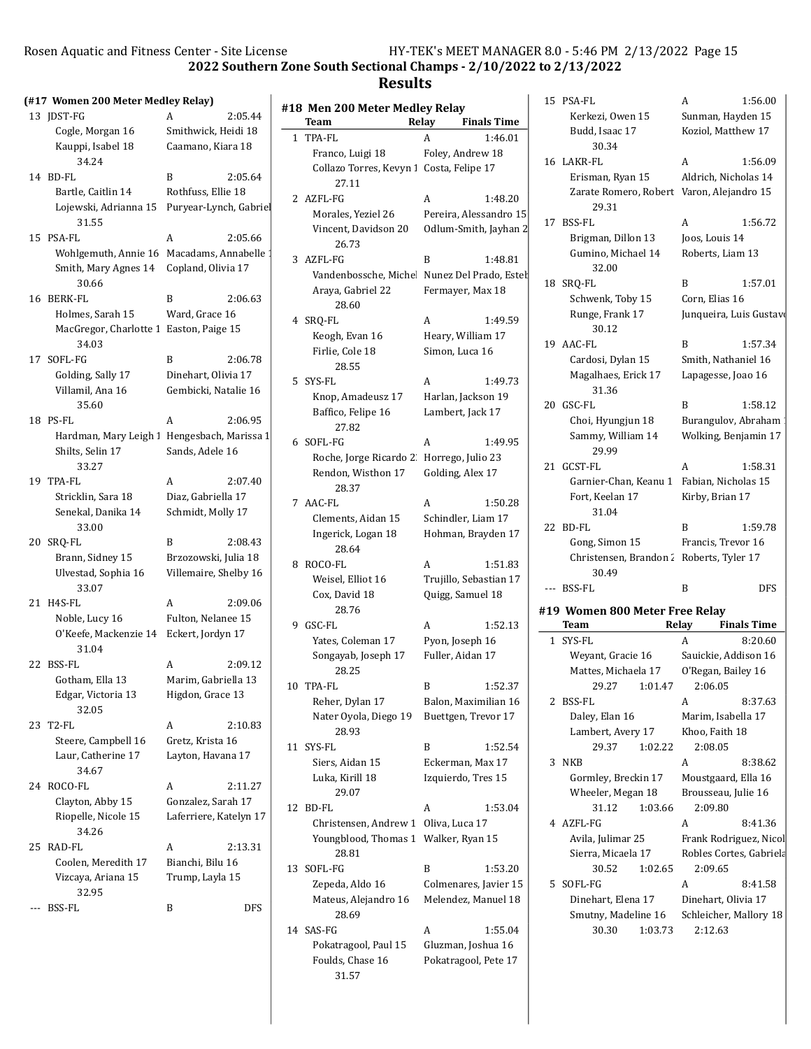## 2022 Southern Zone South Sectional Champs - 2/10/2022 to 2/13/2022

## Results

### (#17 Women 200 Meter Medley Relay)

| | Team | Relay | Finals Time |
|---|---|---|---|
| 13 | JDST-FG | A | 2:05.44 |
| | Cogle, Morgan 16 | Smithwick, Heidi 18 | |
| | Kauppi, Isabel 18 | Caamano, Kiara 18 | |
| | 34.24 | | |
| 14 | BD-FL | B | 2:05.64 |
| | Bartle, Caitlin 14 | Rothfuss, Ellie 18 | |
| | Lojewski, Adrianna 15 | Puryear-Lynch, Gabriel | |
| | 31.55 | | |
| 15 | PSA-FL | A | 2:05.66 |
| | Wohlgemuth, Annie 16 | Macadams, Annabelle 1 | |
| | Smith, Mary Agnes 14 | Copland, Olivia 17 | |
| | 30.66 | | |
| 16 | BERK-FL | B | 2:06.63 |
| | Holmes, Sarah 15 | Ward, Grace 16 | |
| | MacGregor, Charlotte 1 | Easton, Paige 15 | |
| | 34.03 | | |
| 17 | SOFL-FG | B | 2:06.78 |
| | Golding, Sally 17 | Dinehart, Olivia 17 | |
| | Villamil, Ana 16 | Gembicki, Natalie 16 | |
| | 35.60 | | |
| 18 | PS-FL | A | 2:06.95 |
| | Hardman, Mary Leigh 1 | Hengesbach, Marissa 1 | |
| | Shilts, Selin 17 | Sands, Adele 16 | |
| | 33.27 | | |
| 19 | TPA-FL | A | 2:07.40 |
| | Stricklin, Sara 18 | Diaz, Gabriella 17 | |
| | Senekal, Danika 14 | Schmidt, Molly 17 | |
| | 33.00 | | |
| 20 | SRQ-FL | B | 2:08.43 |
| | Brann, Sidney 15 | Brzozowski, Julia 18 | |
| | Ulvestad, Sophia 16 | Villemaire, Shelby 16 | |
| | 33.07 | | |
| 21 | H4S-FL | A | 2:09.06 |
| | Noble, Lucy 16 | Fulton, Nelanee 15 | |
| | O'Keefe, Mackenzie 14 | Eckert, Jordyn 17 | |
| | 31.04 | | |
| 22 | BSS-FL | A | 2:09.12 |
| | Gotham, Ella 13 | Marim, Gabriella 13 | |
| | Edgar, Victoria 13 | Higdon, Grace 13 | |
| | 32.05 | | |
| 23 | T2-FL | A | 2:10.83 |
| | Steere, Campbell 16 | Gretz, Krista 16 | |
| | Laur, Catherine 17 | Layton, Havana 17 | |
| | 34.67 | | |
| 24 | ROCO-FL | A | 2:11.27 |
| | Clayton, Abby 15 | Gonzalez, Sarah 17 | |
| | Riopelle, Nicole 15 | Laferriere, Katelyn 17 | |
| | 34.26 | | |
| 25 | RAD-FL | A | 2:13.31 |
| | Coolen, Meredith 17 | Bianchi, Bilu 16 | |
| | Vizcaya, Ariana 15 | Trump, Layla 15 | |
| | 32.95 | | |
| --- | BSS-FL | B | DFS |

### #18 Men 200 Meter Medley Relay

| | Team | Relay | Finals Time |
|---|---|---|---|
| 1 | TPA-FL | A | 1:46.01 |
| | Franco, Luigi 18 | Foley, Andrew 18 | |
| | Collazo Torres, Kevyn 1 | Costa, Felipe 17 | |
| | 27.11 | | |
| 2 | AZFL-FG | A | 1:48.20 |
| | Morales, Yeziel 26 | Pereira, Alessandro 15 | |
| | Vincent, Davidson 20 | Odlum-Smith, Jayhan 2 | |
| | 26.73 | | |
| 3 | AZFL-FG | B | 1:48.81 |
| | Vandenbossche, Michel | Nunez Del Prado, Esteb | |
| | Araya, Gabriel 22 | Fermayer, Max 18 | |
| | 28.60 | | |
| 4 | SRQ-FL | A | 1:49.59 |
| | Keogh, Evan 16 | Heary, William 17 | |
| | Firlie, Cole 18 | Simon, Luca 16 | |
| | 28.55 | | |
| 5 | SYS-FL | A | 1:49.73 |
| | Knop, Amadeusz 17 | Harlan, Jackson 19 | |
| | Baffico, Felipe 16 | Lambert, Jack 17 | |
| | 27.82 | | |
| 6 | SOFL-FG | A | 1:49.95 |
| | Roche, Jorge Ricardo 2 | Horrego, Julio 23 | |
| | Rendon, Wisthon 17 | Golding, Alex 17 | |
| | 28.37 | | |
| 7 | AAC-FL | A | 1:50.28 |
| | Clements, Aidan 15 | Schindler, Liam 17 | |
| | Ingerick, Logan 18 | Hohman, Brayden 17 | |
| | 28.64 | | |
| 8 | ROCO-FL | A | 1:51.83 |
| | Weisel, Elliot 16 | Trujillo, Sebastian 17 | |
| | Cox, David 18 | Quigg, Samuel 18 | |
| | 28.76 | | |
| 9 | GSC-FL | A | 1:52.13 |
| | Yates, Coleman 17 | Pyon, Joseph 16 | |
| | Songayab, Joseph 17 | Fuller, Aidan 17 | |
| | 28.25 | | |
| 10 | TPA-FL | B | 1:52.37 |
| | Reher, Dylan 17 | Balon, Maximilian 16 | |
| | Nater Oyola, Diego 19 | Buettgen, Trevor 17 | |
| | 28.93 | | |
| 11 | SYS-FL | B | 1:52.54 |
| | Siers, Aidan 15 | Eckerman, Max 17 | |
| | Luka, Kirill 18 | Izquierdo, Tres 15 | |
| | 29.07 | | |
| 12 | BD-FL | A | 1:53.04 |
| | Christensen, Andrew 1 | Oliva, Luca 17 | |
| | Youngblood, Thomas 1 | Walker, Ryan 15 | |
| | 28.81 | | |
| 13 | SOFL-FG | B | 1:53.20 |
| | Zepeda, Aldo 16 | Colmenares, Javier 15 | |
| | Mateus, Alejandro 16 | Melendez, Manuel 18 | |
| | 28.69 | | |
| 14 | SAS-FG | A | 1:55.04 |
| | Pokatragool, Paul 15 | Gluzman, Joshua 16 | |
| | Foulds, Chase 16 | Pokatragool, Pete 17 | |
| | 31.57 | | |
| 15 | PSA-FL | A | 1:56.00 |
| | Kerkezi, Owen 15 | Sunman, Hayden 15 | |
| | Budd, Isaac 17 | Koziol, Matthew 17 | |
| | 30.34 | | |
| 16 | LAKR-FL | A | 1:56.09 |
| | Erisman, Ryan 15 | Aldrich, Nicholas 14 | |
| | Zarate Romero, Robert | Varon, Alejandro 15 | |
| | 29.31 | | |
| 17 | BSS-FL | A | 1:56.72 |
| | Brigman, Dillon 13 | Joos, Louis 14 | |
| | Gumino, Michael 14 | Roberts, Liam 13 | |
| | 32.00 | | |
| 18 | SRQ-FL | B | 1:57.01 |
| | Schwenk, Toby 15 | Corn, Elias 16 | |
| | Runge, Frank 17 | Junqueira, Luis Gustavo | |
| | 30.12 | | |
| 19 | AAC-FL | B | 1:57.34 |
| | Cardosi, Dylan 15 | Smith, Nathaniel 16 | |
| | Magalhaes, Erick 17 | Lapagesse, Joao 16 | |
| | 31.36 | | |
| 20 | GSC-FL | B | 1:58.12 |
| | Choi, Hyungjun 18 | Burangulov, Abraham 1 | |
| | Sammy, William 14 | Wolking, Benjamin 17 | |
| | 29.99 | | |
| 21 | GCST-FL | A | 1:58.31 |
| | Garnier-Chan, Keanu 1 | Fabian, Nicholas 15 | |
| | Fort, Keelan 17 | Kirby, Brian 17 | |
| | 31.04 | | |
| 22 | BD-FL | B | 1:59.78 |
| | Gong, Simon 15 | Francis, Trevor 16 | |
| | Christensen, Brandon 2 | Roberts, Tyler 17 | |
| | 30.49 | | |
| --- | BSS-FL | B | DFS |

### #19 Women 800 Meter Free Relay

| | Team | Relay | Finals Time |
|---|---|---|---|
| 1 | SYS-FL | A | 8:20.60 |
| | Weyant, Gracie 16 | Sauickie, Addison 16 | |
| | Mattes, Michaela 17 | O'Regan, Bailey 16 | |
| | 29.27 1:01.47 | 2:06.05 | |
| 2 | BSS-FL | A | 8:37.63 |
| | Daley, Elan 16 | Marim, Isabella 17 | |
| | Lambert, Avery 17 | Khoo, Faith 18 | |
| | 29.37 1:02.22 | 2:08.05 | |
| 3 | NKB | A | 8:38.62 |
| | Gormley, Breckin 17 | Moustgaard, Ella 16 | |
| | Wheeler, Megan 18 | Brousseau, Julie 16 | |
| | 31.12 1:03.66 | 2:09.80 | |
| 4 | AZFL-FG | A | 8:41.36 |
| | Avila, Julimar 25 | Frank Rodriguez, Nicol | |
| | Sierra, Micaela 17 | Robles Cortes, Gabriela | |
| | 30.52 1:02.65 | 2:09.65 | |
| 5 | SOFL-FG | A | 8:41.58 |
| | Dinehart, Elena 17 | Dinehart, Olivia 17 | |
| | Smutny, Madeline 16 | Schleicher, Mallory 18 | |
| | 30.30 1:03.73 | 2:12.63 | |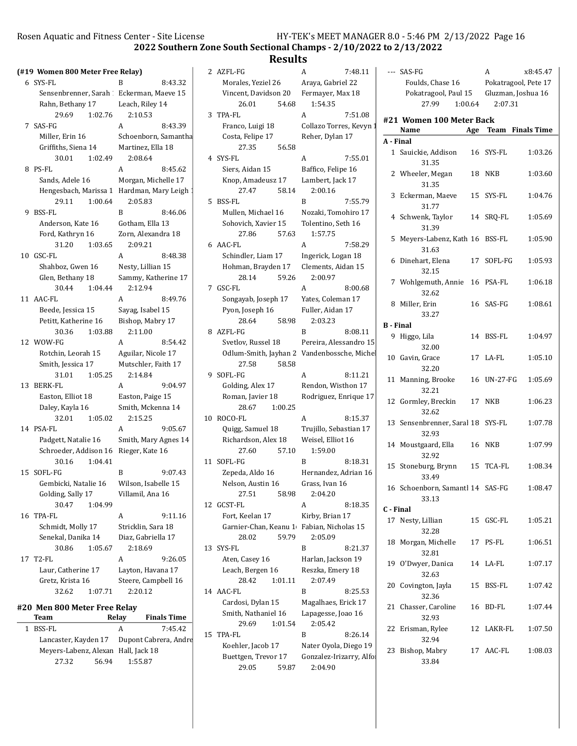## 2022 Southern Zone South Sectional Champs - 2/10/2022 to 2/13/2022

## Results

### (#19 Women 800 Meter Free Relay)

6 SYS-FL B 8:43.32
Sensenbrenner, Sarah 1 Eckerman, Maeve 15
Rahn, Bethany 17 Leach, Riley 14
29.69 1:02.76 2:10.53

7 SAS-FG A 8:43.39
Miller, Erin 16 Schoenborn, Samantha
Griffiths, Siena 14 Martinez, Ella 18
30.01 1:02.49 2:08.64

8 PS-FL A 8:45.62
Sands, Adele 16 Morgan, Michelle 17
Hengesbach, Marissa 1 Hardman, Mary Leigh 1
29.11 1:00.64 2:05.83

9 BSS-FL B 8:46.06
Anderson, Kate 16 Gotham, Ella 13
Ford, Kathryn 16 Zorn, Alexandra 18
31.20 1:03.65 2:09.21

10 GSC-FL A 8:48.38
Shahboz, Gwen 16 Nesty, Lillian 15
Glen, Bethany 18 Sammy, Katherine 17
30.44 1:04.44 2:12.94

11 AAC-FL A 8:49.76
Beede, Jessica 15 Sayag, Isabel 15
Petitt, Katherine 16 Bishop, Mabry 17
30.36 1:03.88 2:11.00

12 WOW-FG A 8:54.42
Rotchin, Leorah 15 Aguilar, Nicole 17
Smith, Jessica 17 Mutschler, Faith 17
31.01 1:05.25 2:14.84

13 BERK-FL A 9:04.97
Easton, Elliot 18 Easton, Paige 15
Daley, Kayla 16 Smith, Mckenna 14
32.01 1:05.02 2:15.25

14 PSA-FL A 9:05.67
Padgett, Natalie 16 Smith, Mary Agnes 14
Schroeder, Addison 16 Rieger, Kate 16
30.16 1:04.41

15 SOFL-FG B 9:07.43
Gembicki, Natalie 16 Wilson, Isabelle 15
Golding, Sally 17 Villamil, Ana 16
30.47 1:04.99

16 TPA-FL A 9:11.16
Schmidt, Molly 17 Stricklin, Sara 18
Senekal, Danika 14 Diaz, Gabriella 17
30.86 1:05.67 2:18.69

17 T2-FL A 9:26.05
Laur, Catherine 17 Layton, Havana 17
Gretz, Krista 16 Steere, Campbell 16
32.62 1:07.71 2:20.12

### #20 Men 800 Meter Free Relay

| Team | Relay | Finals Time |
|---|---|---|

1 BSS-FL A 7:45.42
Lancaster, Kayden 17 Dupont Cabrera, Andre
Meyers-Labenz, Alexan Hall, Jack 18
27.32 56.94 1:55.87

2 AZFL-FG A 7:48.11
Morales, Yeziel 26 Araya, Gabriel 22
Vincent, Davidson 20 Fermayer, Max 18
26.01 54.68 1:54.35

3 TPA-FL A 7:51.08
Franco, Luigi 18 Collazo Torres, Kevyn 1
Costa, Felipe 17 Reher, Dylan 17
27.35 56.58

4 SYS-FL A 7:55.01
Siers, Aidan 15 Baffico, Felipe 16
Knop, Amadeusz 17 Lambert, Jack 17
27.47 58.14 2:00.16

5 BSS-FL B 7:55.79
Mullen, Michael 16 Nozaki, Tomohiro 17
Sohovich, Xavier 15 Tolentino, Seth 16
27.86 57.63 1:57.75

6 AAC-FL A 7:58.29
Schindler, Liam 17 Ingerick, Logan 18
Hohman, Brayden 17 Clements, Aidan 15
28.14 59.26 2:00.97

7 GSC-FL A 8:00.68
Songayab, Joseph 17 Yates, Coleman 17
Pyon, Joseph 16 Fuller, Aidan 17
28.64 58.98 2:03.23

8 AZFL-FG B 8:08.11
Svetlov, Russel 18 Pereira, Alessandro 15
Odlum-Smith, Jayhan 2 Vandenbossche, Michel
27.58 58.58

9 SOFL-FG A 8:11.21
Golding, Alex 17 Rendon, Wisthon 17
Roman, Javier 18 Rodriguez, Enrique 17
28.67 1:00.25

10 ROCO-FL A 8:15.37
Quigg, Samuel 18 Trujillo, Sebastian 17
Richardson, Alex 18 Weisel, Elliot 16
27.60 57.10 1:59.00

11 SOFL-FG B 8:18.31
Zepeda, Aldo 16 Hernandez, Adrian 16
Nelson, Austin 16 Grass, Ivan 16
27.51 58.98 2:04.20

12 GCST-FL A 8:18.35
Fort, Keelan 17 Kirby, Brian 17
Garnier-Chan, Keanu 1 Fabian, Nicholas 15
28.02 59.79 2:05.09

13 SYS-FL B 8:21.37
Aten, Casey 16 Harlan, Jackson 19
Leach, Bergen 16 Reszka, Emery 18
28.42 1:01.11 2:07.49

14 AAC-FL B 8:25.53
Cardosi, Dylan 15 Magalhaes, Erick 17
Smith, Nathaniel 16 Lapagesse, Joao 16
29.69 1:01.54 2:05.42

15 TPA-FL B 8:26.14
Koehler, Jacob 17 Nater Oyola, Diego 19
Buettgen, Trevor 17 Gonzalez-Irizarry, Alfo
29.05 59.87 2:04.90

--- SAS-FG A x8:45.47
Foulds, Chase 16 Pokatragool, Pete 17
Pokatragool, Paul 15 Gluzman, Joshua 16
27.99 1:00.64 2:07.31

### #21 Women 100 Meter Back

| | Name | Age | Team | Finals Time |
|---|---|---|---|---|
| **A - Final** | | | | |
| 1 | Sauickie, Addison | 16 | SYS-FL | 1:03.26 |
| | 31.35 | | | |
| 2 | Wheeler, Megan | 18 | NKB | 1:03.60 |
| | 31.35 | | | |
| 3 | Eckerman, Maeve | 15 | SYS-FL | 1:04.76 |
| | 31.77 | | | |
| 4 | Schwenk, Taylor | 14 | SRQ-FL | 1:05.69 |
| | 31.39 | | | |
| 5 | Meyers-Labenz, Kath | 16 | BSS-FL | 1:05.90 |
| | 31.63 | | | |
| 6 | Dinehart, Elena | 17 | SOFL-FG | 1:05.93 |
| | 32.15 | | | |
| 7 | Wohlgemuth, Annie | 16 | PSA-FL | 1:06.18 |
| | 32.62 | | | |
| 8 | Miller, Erin | 16 | SAS-FG | 1:08.61 |
| | 33.27 | | | |
| **B - Final** | | | | |
| 9 | Higgo, Lila | 14 | BSS-FL | 1:04.97 |
| | 32.00 | | | |
| 10 | Gavin, Grace | 17 | LA-FL | 1:05.10 |
| | 32.20 | | | |
| 11 | Manning, Brooke | 16 | UN-27-FG | 1:05.69 |
| | 32.21 | | | |
| 12 | Gormley, Breckin | 17 | NKB | 1:06.23 |
| | 32.62 | | | |
| 13 | Sensenbrenner, Saral | 18 | SYS-FL | 1:07.78 |
| | 32.93 | | | |
| 14 | Moustgaard, Ella | 16 | NKB | 1:07.99 |
| | 32.92 | | | |
| 15 | Stoneburg, Brynn | 15 | TCA-FL | 1:08.34 |
| | 33.49 | | | |
| 16 | Schoenborn, Samantl | 14 | SAS-FG | 1:08.47 |
| | 33.13 | | | |
| **C - Final** | | | | |
| 17 | Nesty, Lillian | 15 | GSC-FL | 1:05.21 |
| | 32.28 | | | |
| 18 | Morgan, Michelle | 17 | PS-FL | 1:06.51 |
| | 32.81 | | | |
| 19 | O'Dwyer, Danica | 14 | LA-FL | 1:07.17 |
| | 32.63 | | | |
| 20 | Covington, Jayla | 15 | BSS-FL | 1:07.42 |
| | 32.36 | | | |
| 21 | Chasser, Caroline | 16 | BD-FL | 1:07.44 |
| | 32.93 | | | |
| 22 | Erisman, Rylee | 12 | LAKR-FL | 1:07.50 |
| | 32.94 | | | |
| 23 | Bishop, Mabry | 17 | AAC-FL | 1:08.03 |
| | 33.84 | | | |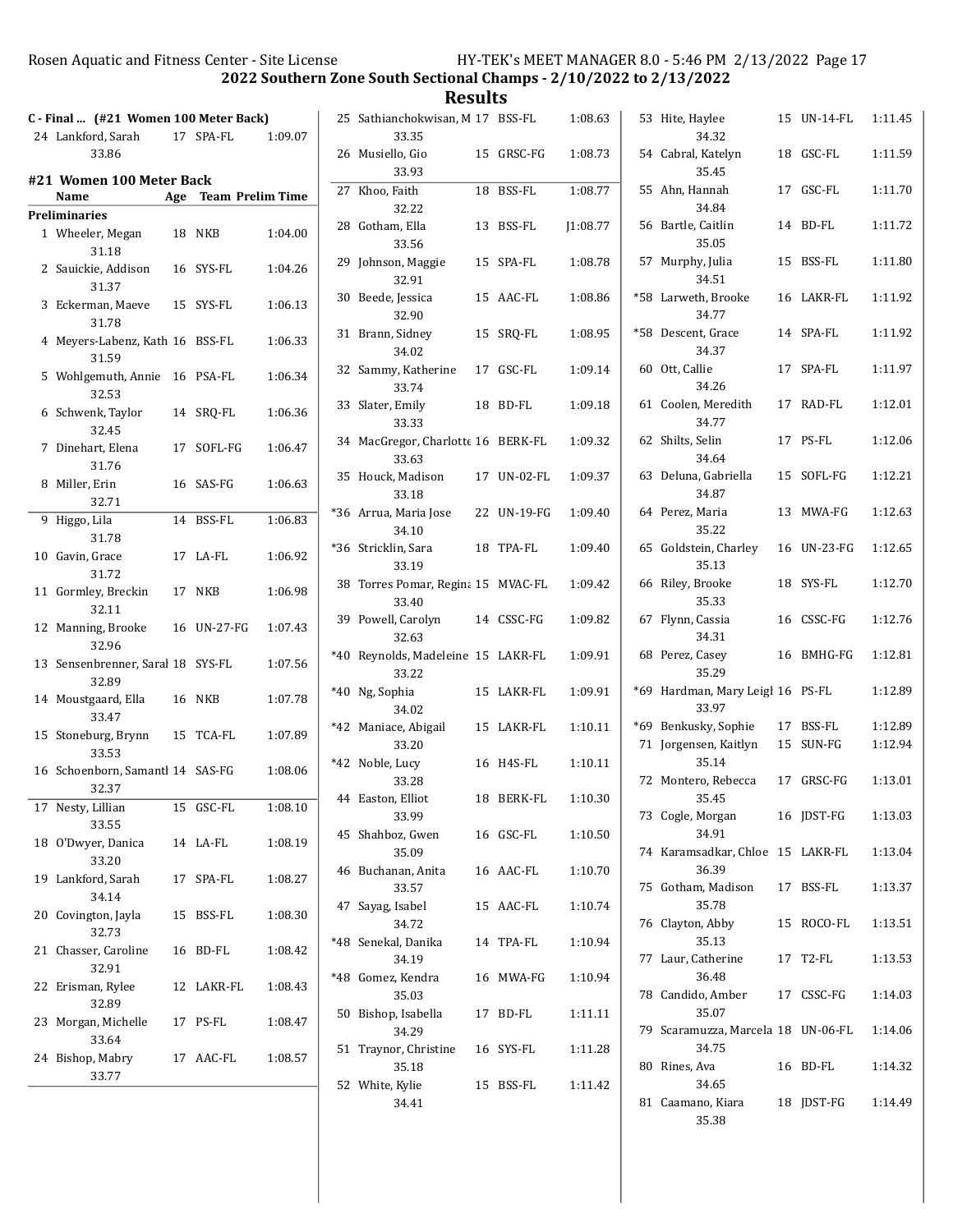## 2022 Southern Zone South Sectional Champs - 2/10/2022 to 2/13/2022

## Results

### C - Final ... (#21 Women 100 Meter Back)

| | Name | Age | Team | Time |
|---|---|---|---|---|
| 24 | Lankford, Sarah | 17 | SPA-FL | 1:09.07 |
| | 33.86 | | | |

### #21 Women 100 Meter Back

| | Name | Age | Team | Prelim Time |
|---|---|---|---|---|
| **Preliminaries** | | | | |
| 1 | Wheeler, Megan | 18 | NKB | 1:04.00 |
| | 31.18 | | | |
| 2 | Sauickie, Addison | 16 | SYS-FL | 1:04.26 |
| | 31.37 | | | |
| 3 | Eckerman, Maeve | 15 | SYS-FL | 1:06.13 |
| | 31.78 | | | |
| 4 | Meyers-Labenz, Kath | 16 | BSS-FL | 1:06.33 |
| | 31.59 | | | |
| 5 | Wohlgemuth, Annie | 16 | PSA-FL | 1:06.34 |
| | 32.53 | | | |
| 6 | Schwenk, Taylor | 14 | SRQ-FL | 1:06.36 |
| | 32.45 | | | |
| 7 | Dinehart, Elena | 17 | SOFL-FG | 1:06.47 |
| | 31.76 | | | |
| 8 | Miller, Erin | 16 | SAS-FG | 1:06.63 |
| | 32.71 | | | |
| 9 | Higgo, Lila | 14 | BSS-FL | 1:06.83 |
| | 31.78 | | | |
| 10 | Gavin, Grace | 17 | LA-FL | 1:06.92 |
| | 31.72 | | | |
| 11 | Gormley, Breckin | 17 | NKB | 1:06.98 |
| | 32.11 | | | |
| 12 | Manning, Brooke | 16 | UN-27-FG | 1:07.43 |
| | 32.96 | | | |
| 13 | Sensenbrenner, Saral | 18 | SYS-FL | 1:07.56 |
| | 32.89 | | | |
| 14 | Moustgaard, Ella | 16 | NKB | 1:07.78 |
| | 33.47 | | | |
| 15 | Stoneburg, Brynn | 15 | TCA-FL | 1:07.89 |
| | 33.53 | | | |
| 16 | Schoenborn, Samantl | 14 | SAS-FG | 1:08.06 |
| | 32.37 | | | |
| 17 | Nesty, Lillian | 15 | GSC-FL | 1:08.10 |
| | 33.55 | | | |
| 18 | O'Dwyer, Danica | 14 | LA-FL | 1:08.19 |
| | 33.20 | | | |
| 19 | Lankford, Sarah | 17 | SPA-FL | 1:08.27 |
| | 34.14 | | | |
| 20 | Covington, Jayla | 15 | BSS-FL | 1:08.30 |
| | 32.73 | | | |
| 21 | Chasser, Caroline | 16 | BD-FL | 1:08.42 |
| | 32.91 | | | |
| 22 | Erisman, Rylee | 12 | LAKR-FL | 1:08.43 |
| | 32.89 | | | |
| 23 | Morgan, Michelle | 17 | PS-FL | 1:08.47 |
| | 33.64 | | | |
| 24 | Bishop, Mabry | 17 | AAC-FL | 1:08.57 |
| | 33.77 | | | |
| 25 | Sathianchokwisan, M | 17 | BSS-FL | 1:08.63 |
| | 33.35 | | | |
| 26 | Musiello, Gio | 15 | GRSC-FG | 1:08.73 |
| | 33.93 | | | |
| 27 | Khoo, Faith | 18 | BSS-FL | 1:08.77 |
| | 32.22 | | | |
| 28 | Gotham, Ella | 13 | BSS-FL | J1:08.77 |
| | 33.56 | | | |
| 29 | Johnson, Maggie | 15 | SPA-FL | 1:08.78 |
| | 32.91 | | | |
| 30 | Beede, Jessica | 15 | AAC-FL | 1:08.86 |
| | 32.90 | | | |
| 31 | Brann, Sidney | 15 | SRQ-FL | 1:08.95 |
| | 34.02 | | | |
| 32 | Sammy, Katherine | 17 | GSC-FL | 1:09.14 |
| | 33.74 | | | |
| 33 | Slater, Emily | 18 | BD-FL | 1:09.18 |
| | 33.33 | | | |
| 34 | MacGregor, Charlotte | 16 | BERK-FL | 1:09.32 |
| | 33.63 | | | |
| 35 | Houck, Madison | 17 | UN-02-FL | 1:09.37 |
| | 33.18 | | | |
| *36 | Arrua, Maria Jose | 22 | UN-19-FG | 1:09.40 |
| | 34.10 | | | |
| *36 | Stricklin, Sara | 18 | TPA-FL | 1:09.40 |
| | 33.19 | | | |
| 38 | Torres Pomar, Regina | 15 | MVAC-FL | 1:09.42 |
| | 33.40 | | | |
| 39 | Powell, Carolyn | 14 | CSSC-FG | 1:09.82 |
| | 32.63 | | | |
| *40 | Reynolds, Madeleine | 15 | LAKR-FL | 1:09.91 |
| | 33.22 | | | |
| *40 | Ng, Sophia | 15 | LAKR-FL | 1:09.91 |
| | 34.02 | | | |
| *42 | Maniace, Abigail | 15 | LAKR-FL | 1:10.11 |
| | 33.20 | | | |
| *42 | Noble, Lucy | 16 | H4S-FL | 1:10.11 |
| | 33.28 | | | |
| 44 | Easton, Elliot | 18 | BERK-FL | 1:10.30 |
| | 33.99 | | | |
| 45 | Shahboz, Gwen | 16 | GSC-FL | 1:10.50 |
| | 35.09 | | | |
| 46 | Buchanan, Anita | 16 | AAC-FL | 1:10.70 |
| | 33.57 | | | |
| 47 | Sayag, Isabel | 15 | AAC-FL | 1:10.74 |
| | 34.72 | | | |
| *48 | Senekal, Danika | 14 | TPA-FL | 1:10.94 |
| | 34.19 | | | |
| *48 | Gomez, Kendra | 16 | MWA-FG | 1:10.94 |
| | 35.03 | | | |
| 50 | Bishop, Isabella | 17 | BD-FL | 1:11.11 |
| | 34.29 | | | |
| 51 | Traynor, Christine | 16 | SYS-FL | 1:11.28 |
| | 35.18 | | | |
| 52 | White, Kylie | 15 | BSS-FL | 1:11.42 |
| | 34.41 | | | |
| 53 | Hite, Haylee | 15 | UN-14-FL | 1:11.45 |
| | 34.32 | | | |
| 54 | Cabral, Katelyn | 18 | GSC-FL | 1:11.59 |
| | 35.45 | | | |
| 55 | Ahn, Hannah | 17 | GSC-FL | 1:11.70 |
| | 34.84 | | | |
| 56 | Bartle, Caitlin | 14 | BD-FL | 1:11.72 |
| | 35.05 | | | |
| 57 | Murphy, Julia | 15 | BSS-FL | 1:11.80 |
| | 34.51 | | | |
| *58 | Larweth, Brooke | 16 | LAKR-FL | 1:11.92 |
| | 34.77 | | | |
| *58 | Descent, Grace | 14 | SPA-FL | 1:11.92 |
| | 34.37 | | | |
| 60 | Ott, Callie | 17 | SPA-FL | 1:11.97 |
| | 34.26 | | | |
| 61 | Coolen, Meredith | 17 | RAD-FL | 1:12.01 |
| | 34.77 | | | |
| 62 | Shilts, Selin | 17 | PS-FL | 1:12.06 |
| | 34.64 | | | |
| 63 | Deluna, Gabriella | 15 | SOFL-FG | 1:12.21 |
| | 34.87 | | | |
| 64 | Perez, Maria | 13 | MWA-FG | 1:12.63 |
| | 35.22 | | | |
| 65 | Goldstein, Charley | 16 | UN-23-FG | 1:12.65 |
| | 35.13 | | | |
| 66 | Riley, Brooke | 18 | SYS-FL | 1:12.70 |
| | 35.33 | | | |
| 67 | Flynn, Cassia | 16 | CSSC-FG | 1:12.76 |
| | 34.31 | | | |
| 68 | Perez, Casey | 16 | BMHG-FG | 1:12.81 |
| | 35.29 | | | |
| *69 | Hardman, Mary Leigl | 16 | PS-FL | 1:12.89 |
| | 33.97 | | | |
| *69 | Benkusky, Sophie | 17 | BSS-FL | 1:12.89 |
| 71 | Jorgensen, Kaitlyn | 15 | SUN-FG | 1:12.94 |
| | 35.14 | | | |
| 72 | Montero, Rebecca | 17 | GRSC-FG | 1:13.01 |
| | 35.45 | | | |
| 73 | Cogle, Morgan | 16 | JDST-FG | 1:13.03 |
| | 34.91 | | | |
| 74 | Karamsadkar, Chloe | 15 | LAKR-FL | 1:13.04 |
| | 36.39 | | | |
| 75 | Gotham, Madison | 17 | BSS-FL | 1:13.37 |
| | 35.78 | | | |
| 76 | Clayton, Abby | 15 | ROCO-FL | 1:13.51 |
| | 35.13 | | | |
| 77 | Laur, Catherine | 17 | T2-FL | 1:13.53 |
| | 36.48 | | | |
| 78 | Candido, Amber | 17 | CSSC-FG | 1:14.03 |
| | 35.07 | | | |
| 79 | Scaramuzza, Marcela | 18 | UN-06-FL | 1:14.06 |
| | 34.75 | | | |
| 80 | Rines, Ava | 16 | BD-FL | 1:14.32 |
| | 34.65 | | | |
| 81 | Caamano, Kiara | 18 | JDST-FG | 1:14.49 |
| | 35.38 | | | |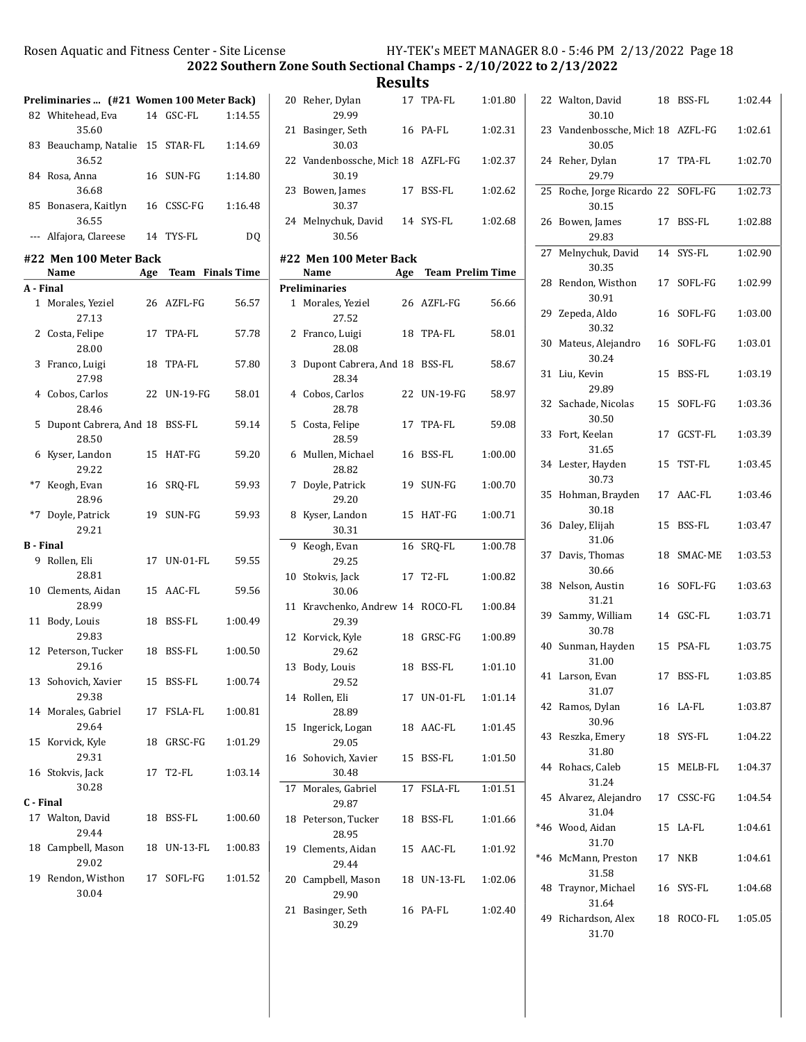# 2022 Southern Zone South Sectional Champs - 2/10/2022 to 2/13/2022

## Results

### Preliminaries ... (#21 Women 100 Meter Back)

| Place | Name | Age | Team | Time |
|---|---|---|---|---|
| 82 | Whitehead, Eva | 14 | GSC-FL | 1:14.55 |
| | 35.60 | | | |
| 83 | Beauchamp, Natalie | 15 | STAR-FL | 1:14.69 |
| | 36.52 | | | |
| 84 | Rosa, Anna | 16 | SUN-FG | 1:14.80 |
| | 36.68 | | | |
| 85 | Bonasera, Kaitlyn | 16 | CSSC-FG | 1:16.48 |
| | 36.55 | | | |
| --- | Alfajora, Clareese | 14 | TYS-FL | DQ |

### #22 Men 100 Meter Back

| Place | Name | Age | Team | Finals Time |
|---|---|---|---|---|
| **A - Final** | | | | |
| 1 | Morales, Yeziel | 26 | AZFL-FG | 56.57 |
| | 27.13 | | | |
| 2 | Costa, Felipe | 17 | TPA-FL | 57.78 |
| | 28.00 | | | |
| 3 | Franco, Luigi | 18 | TPA-FL | 57.80 |
| | 27.98 | | | |
| 4 | Cobos, Carlos | 22 | UN-19-FG | 58.01 |
| | 28.46 | | | |
| 5 | Dupont Cabrera, And | 18 | BSS-FL | 59.14 |
| | 28.50 | | | |
| 6 | Kyser, Landon | 15 | HAT-FG | 59.20 |
| | 29.22 | | | |
| *7 | Keogh, Evan | 16 | SRQ-FL | 59.93 |
| | 28.96 | | | |
| *7 | Doyle, Patrick | 19 | SUN-FG | 59.93 |
| | 29.21 | | | |
| **B - Final** | | | | |
| 9 | Rollen, Eli | 17 | UN-01-FL | 59.55 |
| | 28.81 | | | |
| 10 | Clements, Aidan | 15 | AAC-FL | 59.56 |
| | 28.99 | | | |
| 11 | Body, Louis | 18 | BSS-FL | 1:00.49 |
| | 29.83 | | | |
| 12 | Peterson, Tucker | 18 | BSS-FL | 1:00.50 |
| | 29.16 | | | |
| 13 | Sohovich, Xavier | 15 | BSS-FL | 1:00.74 |
| | 29.38 | | | |
| 14 | Morales, Gabriel | 17 | FSLA-FL | 1:00.81 |
| | 29.64 | | | |
| 15 | Korvick, Kyle | 18 | GRSC-FG | 1:01.29 |
| | 29.31 | | | |
| 16 | Stokvis, Jack | 17 | T2-FL | 1:03.14 |
| | 30.28 | | | |
| **C - Final** | | | | |
| 17 | Walton, David | 18 | BSS-FL | 1:00.60 |
| | 29.44 | | | |
| 18 | Campbell, Mason | 18 | UN-13-FL | 1:00.83 |
| | 29.02 | | | |
| 19 | Rendon, Wisthon | 17 | SOFL-FG | 1:01.52 |
| | 30.04 | | | |
| 20 | Reher, Dylan | 17 | TPA-FL | 1:01.80 |
| | 29.99 | | | |
| 21 | Basinger, Seth | 16 | PA-FL | 1:02.31 |
| | 30.03 | | | |
| 22 | Vandenbossche, Mich | 18 | AZFL-FG | 1:02.37 |
| | 30.19 | | | |
| 23 | Bowen, James | 17 | BSS-FL | 1:02.62 |
| | 30.37 | | | |
| 24 | Melnychuk, David | 14 | SYS-FL | 1:02.68 |
| | 30.56 | | | |

### #22 Men 100 Meter Back

| Place | Name | Age | Team | Prelim Time |
|---|---|---|---|---|
| **Preliminaries** | | | | |
| 1 | Morales, Yeziel | 26 | AZFL-FG | 56.66 |
| | 27.52 | | | |
| 2 | Franco, Luigi | 18 | TPA-FL | 58.01 |
| | 28.08 | | | |
| 3 | Dupont Cabrera, And | 18 | BSS-FL | 58.67 |
| | 28.34 | | | |
| 4 | Cobos, Carlos | 22 | UN-19-FG | 58.97 |
| | 28.78 | | | |
| 5 | Costa, Felipe | 17 | TPA-FL | 59.08 |
| | 28.59 | | | |
| 6 | Mullen, Michael | 16 | BSS-FL | 1:00.00 |
| | 28.82 | | | |
| 7 | Doyle, Patrick | 19 | SUN-FG | 1:00.70 |
| | 29.20 | | | |
| 8 | Kyser, Landon | 15 | HAT-FG | 1:00.71 |
| | 30.31 | | | |
| 9 | Keogh, Evan | 16 | SRQ-FL | 1:00.78 |
| | 29.25 | | | |
| 10 | Stokvis, Jack | 17 | T2-FL | 1:00.82 |
| | 30.06 | | | |
| 11 | Kravchenko, Andrew | 14 | ROCO-FL | 1:00.84 |
| | 29.39 | | | |
| 12 | Korvick, Kyle | 18 | GRSC-FG | 1:00.89 |
| | 29.62 | | | |
| 13 | Body, Louis | 18 | BSS-FL | 1:01.10 |
| | 29.52 | | | |
| 14 | Rollen, Eli | 17 | UN-01-FL | 1:01.14 |
| | 28.89 | | | |
| 15 | Ingerick, Logan | 18 | AAC-FL | 1:01.45 |
| | 29.05 | | | |
| 16 | Sohovich, Xavier | 15 | BSS-FL | 1:01.50 |
| | 30.48 | | | |
| 17 | Morales, Gabriel | 17 | FSLA-FL | 1:01.51 |
| | 29.87 | | | |
| 18 | Peterson, Tucker | 18 | BSS-FL | 1:01.66 |
| | 28.95 | | | |
| 19 | Clements, Aidan | 15 | AAC-FL | 1:01.92 |
| | 29.44 | | | |
| 20 | Campbell, Mason | 18 | UN-13-FL | 1:02.06 |
| | 29.90 | | | |
| 21 | Basinger, Seth | 16 | PA-FL | 1:02.40 |
| | 30.29 | | | |
| 22 | Walton, David | 18 | BSS-FL | 1:02.44 |
| | 30.10 | | | |
| 23 | Vandenbossche, Mich | 18 | AZFL-FG | 1:02.61 |
| | 30.05 | | | |
| 24 | Reher, Dylan | 17 | TPA-FL | 1:02.70 |
| | 29.79 | | | |
| 25 | Roche, Jorge Ricardo | 22 | SOFL-FG | 1:02.73 |
| | 30.15 | | | |
| 26 | Bowen, James | 17 | BSS-FL | 1:02.88 |
| | 29.83 | | | |
| 27 | Melnychuk, David | 14 | SYS-FL | 1:02.90 |
| | 30.35 | | | |
| 28 | Rendon, Wisthon | 17 | SOFL-FG | 1:02.99 |
| | 30.91 | | | |
| 29 | Zepeda, Aldo | 16 | SOFL-FG | 1:03.00 |
| | 30.32 | | | |
| 30 | Mateus, Alejandro | 16 | SOFL-FG | 1:03.01 |
| | 30.24 | | | |
| 31 | Liu, Kevin | 15 | BSS-FL | 1:03.19 |
| | 29.89 | | | |
| 32 | Sachade, Nicolas | 15 | SOFL-FG | 1:03.36 |
| | 30.50 | | | |
| 33 | Fort, Keelan | 17 | GCST-FL | 1:03.39 |
| | 31.65 | | | |
| 34 | Lester, Hayden | 15 | TST-FL | 1:03.45 |
| | 30.73 | | | |
| 35 | Hohman, Brayden | 17 | AAC-FL | 1:03.46 |
| | 30.18 | | | |
| 36 | Daley, Elijah | 15 | BSS-FL | 1:03.47 |
| | 31.06 | | | |
| 37 | Davis, Thomas | 18 | SMAC-ME | 1:03.53 |
| | 30.66 | | | |
| 38 | Nelson, Austin | 16 | SOFL-FG | 1:03.63 |
| | 31.21 | | | |
| 39 | Sammy, William | 14 | GSC-FL | 1:03.71 |
| | 30.78 | | | |
| 40 | Sunman, Hayden | 15 | PSA-FL | 1:03.75 |
| | 31.00 | | | |
| 41 | Larson, Evan | 17 | BSS-FL | 1:03.85 |
| | 31.07 | | | |
| 42 | Ramos, Dylan | 16 | LA-FL | 1:03.87 |
| | 30.96 | | | |
| 43 | Reszka, Emery | 18 | SYS-FL | 1:04.22 |
| | 31.80 | | | |
| 44 | Rohacs, Caleb | 15 | MELB-FL | 1:04.37 |
| | 31.24 | | | |
| 45 | Alvarez, Alejandro | 17 | CSSC-FG | 1:04.54 |
| | 31.04 | | | |
| *46 | Wood, Aidan | 15 | LA-FL | 1:04.61 |
| | 31.70 | | | |
| *46 | McMann, Preston | 17 | NKB | 1:04.61 |
| | 31.58 | | | |
| 48 | Traynor, Michael | 16 | SYS-FL | 1:04.68 |
| | 31.64 | | | |
| 49 | Richardson, Alex | 18 | ROCO-FL | 1:05.05 |
| | 31.70 | | | |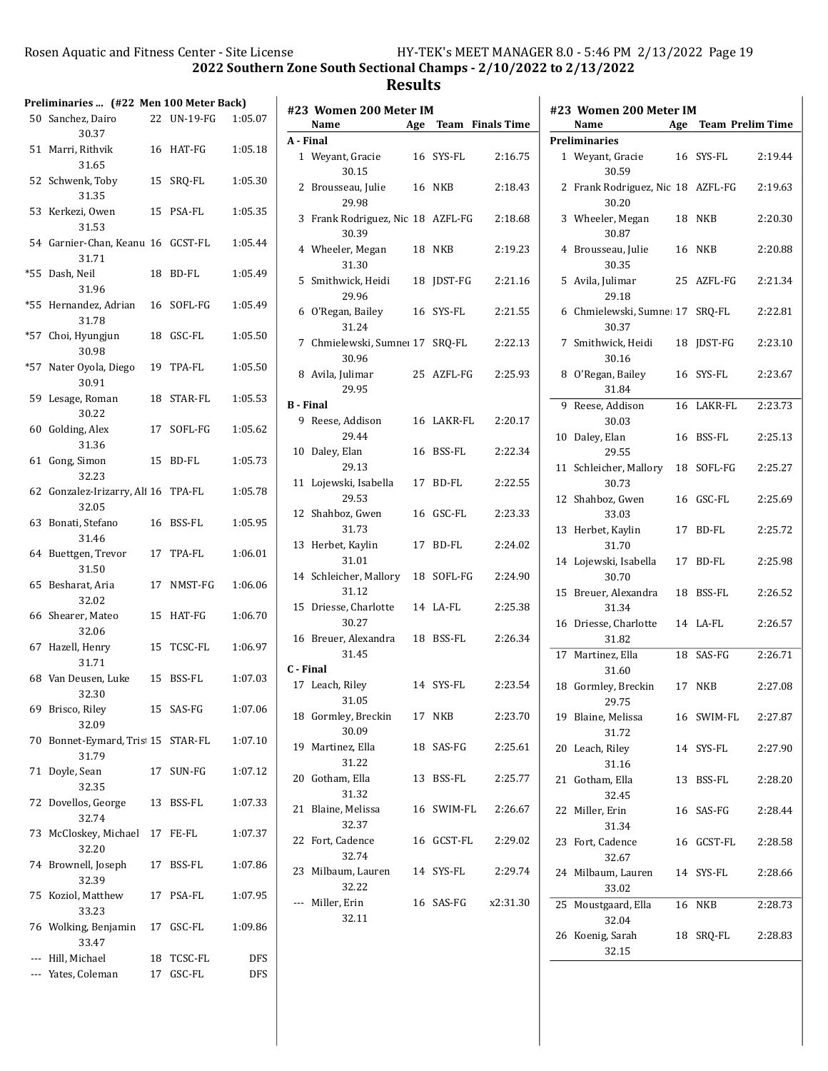## 2022 Southern Zone South Sectional Champs - 2/10/2022 to 2/13/2022

## Results

### Preliminaries ... (#22 Men 100 Meter Back)

| Place | Name | Age | Team | Time |
|---|---|---|---|---|
| 50 | Sanchez, Dairo | 22 | UN-19-FG | 1:05.07 |
| | 30.37 | | | |
| 51 | Marri, Rithvik | 16 | HAT-FG | 1:05.18 |
| | 31.65 | | | |
| 52 | Schwenk, Toby | 15 | SRQ-FL | 1:05.30 |
| | 31.35 | | | |
| 53 | Kerkezi, Owen | 15 | PSA-FL | 1:05.35 |
| | 31.53 | | | |
| 54 | Garnier-Chan, Keanu | 16 | GCST-FL | 1:05.44 |
| | 31.71 | | | |
| *55 | Dash, Neil | 18 | BD-FL | 1:05.49 |
| | 31.96 | | | |
| *55 | Hernandez, Adrian | 16 | SOFL-FG | 1:05.49 |
| | 31.78 | | | |
| *57 | Choi, Hyungjun | 18 | GSC-FL | 1:05.50 |
| | 30.98 | | | |
| *57 | Nater Oyola, Diego | 19 | TPA-FL | 1:05.50 |
| | 30.91 | | | |
| 59 | Lesage, Roman | 18 | STAR-FL | 1:05.53 |
| | 30.22 | | | |
| 60 | Golding, Alex | 17 | SOFL-FG | 1:05.62 |
| | 31.36 | | | |
| 61 | Gong, Simon | 15 | BD-FL | 1:05.73 |
| | 32.23 | | | |
| 62 | Gonzalez-Irizarry, All | 16 | TPA-FL | 1:05.78 |
| | 32.05 | | | |
| 63 | Bonati, Stefano | 16 | BSS-FL | 1:05.95 |
| | 31.46 | | | |
| 64 | Buettgen, Trevor | 17 | TPA-FL | 1:06.01 |
| | 31.50 | | | |
| 65 | Besharat, Aria | 17 | NMST-FG | 1:06.06 |
| | 32.02 | | | |
| 66 | Shearer, Mateo | 15 | HAT-FG | 1:06.70 |
| | 32.06 | | | |
| 67 | Hazell, Henry | 15 | TCSC-FL | 1:06.97 |
| | 31.71 | | | |
| 68 | Van Deusen, Luke | 15 | BSS-FL | 1:07.03 |
| | 32.30 | | | |
| 69 | Brisco, Riley | 15 | SAS-FG | 1:07.06 |
| | 32.09 | | | |
| 70 | Bonnet-Eymard, Trist | 15 | STAR-FL | 1:07.10 |
| | 31.79 | | | |
| 71 | Doyle, Sean | 17 | SUN-FG | 1:07.12 |
| | 32.35 | | | |
| 72 | Dovellos, George | 13 | BSS-FL | 1:07.33 |
| | 32.74 | | | |
| 73 | McCloskey, Michael | 17 | FE-FL | 1:07.37 |
| | 32.20 | | | |
| 74 | Brownell, Joseph | 17 | BSS-FL | 1:07.86 |
| | 32.39 | | | |
| 75 | Koziol, Matthew | 17 | PSA-FL | 1:07.95 |
| | 33.23 | | | |
| 76 | Wolking, Benjamin | 17 | GSC-FL | 1:09.86 |
| | 33.47 | | | |
| --- | Hill, Michael | 18 | TCSC-FL | DFS |
| --- | Yates, Coleman | 17 | GSC-FL | DFS |

### #23 Women 200 Meter IM

| Place | Name | Age | Team | Finals Time |
|---|---|---|---|---|
| **A - Final** | | | | |
| 1 | Weyant, Gracie | 16 | SYS-FL | 2:16.75 |
| | 30.15 | | | |
| 2 | Brousseau, Julie | 16 | NKB | 2:18.43 |
| | 29.98 | | | |
| 3 | Frank Rodriguez, Nic | 18 | AZFL-FG | 2:18.68 |
| | 30.39 | | | |
| 4 | Wheeler, Megan | 18 | NKB | 2:19.23 |
| | 31.30 | | | |
| 5 | Smithwick, Heidi | 18 | JDST-FG | 2:21.16 |
| | 29.96 | | | |
| 6 | O'Regan, Bailey | 16 | SYS-FL | 2:21.55 |
| | 31.24 | | | |
| 7 | Chmielewski, Sumner | 17 | SRQ-FL | 2:22.13 |
| | 30.96 | | | |
| 8 | Avila, Julimar | 25 | AZFL-FG | 2:25.93 |
| | 29.95 | | | |
| **B - Final** | | | | |
| 9 | Reese, Addison | 16 | LAKR-FL | 2:20.17 |
| | 29.44 | | | |
| 10 | Daley, Elan | 16 | BSS-FL | 2:22.34 |
| | 29.13 | | | |
| 11 | Lojewski, Isabella | 17 | BD-FL | 2:22.55 |
| | 29.53 | | | |
| 12 | Shahboz, Gwen | 16 | GSC-FL | 2:23.33 |
| | 31.73 | | | |
| 13 | Herbet, Kaylin | 17 | BD-FL | 2:24.02 |
| | 31.01 | | | |
| 14 | Schleicher, Mallory | 18 | SOFL-FG | 2:24.90 |
| | 31.12 | | | |
| 15 | Driesse, Charlotte | 14 | LA-FL | 2:25.38 |
| | 30.27 | | | |
| 16 | Breuer, Alexandra | 18 | BSS-FL | 2:26.34 |
| | 31.45 | | | |
| **C - Final** | | | | |
| 17 | Leach, Riley | 14 | SYS-FL | 2:23.54 |
| | 31.05 | | | |
| 18 | Gormley, Breckin | 17 | NKB | 2:23.70 |
| | 30.09 | | | |
| 19 | Martinez, Ella | 18 | SAS-FG | 2:25.61 |
| | 31.22 | | | |
| 20 | Gotham, Ella | 13 | BSS-FL | 2:25.77 |
| | 31.32 | | | |
| 21 | Blaine, Melissa | 16 | SWIM-FL | 2:26.67 |
| | 32.37 | | | |
| 22 | Fort, Cadence | 16 | GCST-FL | 2:29.02 |
| | 32.74 | | | |
| 23 | Milbaum, Lauren | 14 | SYS-FL | 2:29.74 |
| | 32.22 | | | |
| --- | Miller, Erin | 16 | SAS-FG | x2:31.30 |
| | 32.11 | | | |

### #23 Women 200 Meter IM

| Place | Name | Age | Team | Prelim Time |
|---|---|---|---|---|
| **Preliminaries** | | | | |
| 1 | Weyant, Gracie | 16 | SYS-FL | 2:19.44 |
| | 30.59 | | | |
| 2 | Frank Rodriguez, Nic | 18 | AZFL-FG | 2:19.63 |
| | 30.20 | | | |
| 3 | Wheeler, Megan | 18 | NKB | 2:20.30 |
| | 30.87 | | | |
| 4 | Brousseau, Julie | 16 | NKB | 2:20.88 |
| | 30.35 | | | |
| 5 | Avila, Julimar | 25 | AZFL-FG | 2:21.34 |
| | 29.18 | | | |
| 6 | Chmielewski, Sumner | 17 | SRQ-FL | 2:22.81 |
| | 30.37 | | | |
| 7 | Smithwick, Heidi | 18 | JDST-FG | 2:23.10 |
| | 30.16 | | | |
| 8 | O'Regan, Bailey | 16 | SYS-FL | 2:23.67 |
| | 31.84 | | | |
| 9 | Reese, Addison | 16 | LAKR-FL | 2:23.73 |
| | 30.03 | | | |
| 10 | Daley, Elan | 16 | BSS-FL | 2:25.13 |
| | 29.55 | | | |
| 11 | Schleicher, Mallory | 18 | SOFL-FG | 2:25.27 |
| | 30.73 | | | |
| 12 | Shahboz, Gwen | 16 | GSC-FL | 2:25.69 |
| | 33.03 | | | |
| 13 | Herbet, Kaylin | 17 | BD-FL | 2:25.72 |
| | 31.70 | | | |
| 14 | Lojewski, Isabella | 17 | BD-FL | 2:25.98 |
| | 30.70 | | | |
| 15 | Breuer, Alexandra | 18 | BSS-FL | 2:26.52 |
| | 31.34 | | | |
| 16 | Driesse, Charlotte | 14 | LA-FL | 2:26.57 |
| | 31.82 | | | |
| 17 | Martinez, Ella | 18 | SAS-FG | 2:26.71 |
| | 31.60 | | | |
| 18 | Gormley, Breckin | 17 | NKB | 2:27.08 |
| | 29.75 | | | |
| 19 | Blaine, Melissa | 16 | SWIM-FL | 2:27.87 |
| | 31.72 | | | |
| 20 | Leach, Riley | 14 | SYS-FL | 2:27.90 |
| | 31.16 | | | |
| 21 | Gotham, Ella | 13 | BSS-FL | 2:28.20 |
| | 32.45 | | | |
| 22 | Miller, Erin | 16 | SAS-FG | 2:28.44 |
| | 31.34 | | | |
| 23 | Fort, Cadence | 16 | GCST-FL | 2:28.58 |
| | 32.67 | | | |
| 24 | Milbaum, Lauren | 14 | SYS-FL | 2:28.66 |
| | 33.02 | | | |
| 25 | Moustgaard, Ella | 16 | NKB | 2:28.73 |
| | 32.04 | | | |
| 26 | Koenig, Sarah | 18 | SRQ-FL | 2:28.83 |
| | 32.15 | | | |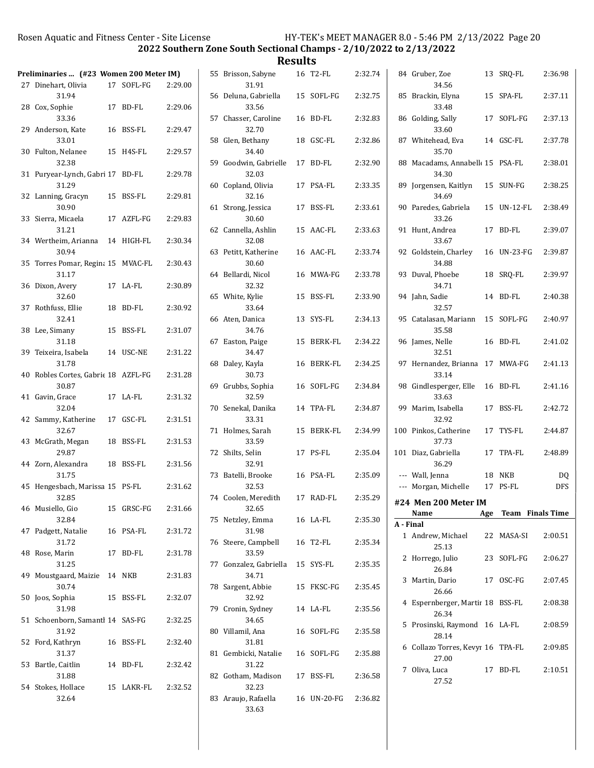## 2022 Southern Zone South Sectional Champs - 2/10/2022 to 2/13/2022

## Results

**Preliminaries ... (#23 Women 200 Meter IM)**

| Place | Name | Age | Team | Time | Split |
|---|---|---|---|---|---|
| 27 | Dinehart, Olivia | 17 | SOFL-FG | 2:29.00 | 31.94 |
| 28 | Cox, Sophie | 17 | BD-FL | 2:29.06 | 33.36 |
| 29 | Anderson, Kate | 16 | BSS-FL | 2:29.47 | 33.01 |
| 30 | Fulton, Nelanee | 15 | H4S-FL | 2:29.57 | 32.38 |
| 31 | Puryear-Lynch, Gabri | 17 | BD-FL | 2:29.78 | 31.29 |
| 32 | Lanning, Gracyn | 15 | BSS-FL | 2:29.81 | 30.90 |
| 33 | Sierra, Micaela | 17 | AZFL-FG | 2:29.83 | 31.21 |
| 34 | Wertheim, Arianna | 14 | HIGH-FL | 2:30.34 | 30.94 |
| 35 | Torres Pomar, Regina | 15 | MVAC-FL | 2:30.43 | 31.17 |
| 36 | Dixon, Avery | 17 | LA-FL | 2:30.89 | 32.60 |
| 37 | Rothfuss, Ellie | 18 | BD-FL | 2:30.92 | 32.41 |
| 38 | Lee, Simany | 15 | BSS-FL | 2:31.07 | 31.18 |
| 39 | Teixeira, Isabela | 14 | USC-NE | 2:31.22 | 31.78 |
| 40 | Robles Cortes, Gabrie | 18 | AZFL-FG | 2:31.28 | 30.87 |
| 41 | Gavin, Grace | 17 | LA-FL | 2:31.32 | 32.04 |
| 42 | Sammy, Katherine | 17 | GSC-FL | 2:31.51 | 32.67 |
| 43 | McGrath, Megan | 18 | BSS-FL | 2:31.53 | 29.87 |
| 44 | Zorn, Alexandra | 18 | BSS-FL | 2:31.56 | 31.75 |
| 45 | Hengesbach, Marissa | 15 | PS-FL | 2:31.62 | 32.85 |
| 46 | Musiello, Gio | 15 | GRSC-FG | 2:31.66 | 32.84 |
| 47 | Padgett, Natalie | 16 | PSA-FL | 2:31.72 | 31.72 |
| 48 | Rose, Marin | 17 | BD-FL | 2:31.78 | 31.25 |
| 49 | Moustgaard, Maizie | 14 | NKB | 2:31.83 | 30.74 |
| 50 | Joos, Sophia | 15 | BSS-FL | 2:32.07 | 31.98 |
| 51 | Schoenborn, Samantl | 14 | SAS-FG | 2:32.25 | 31.92 |
| 52 | Ford, Kathryn | 16 | BSS-FL | 2:32.40 | 31.37 |
| 53 | Bartle, Caitlin | 14 | BD-FL | 2:32.42 | 31.88 |
| 54 | Stokes, Hollace | 15 | LAKR-FL | 2:32.52 | 32.64 |
| 55 | Brisson, Sabyne | 16 | T2-FL | 2:32.74 | 31.91 |
| 56 | Deluna, Gabriella | 15 | SOFL-FG | 2:32.75 | 33.56 |
| 57 | Chasser, Caroline | 16 | BD-FL | 2:32.83 | 32.70 |
| 58 | Glen, Bethany | 18 | GSC-FL | 2:32.86 | 34.40 |
| 59 | Goodwin, Gabrielle | 17 | BD-FL | 2:32.90 | 32.03 |
| 60 | Copland, Olivia | 17 | PSA-FL | 2:33.35 | 32.16 |
| 61 | Strong, Jessica | 17 | BSS-FL | 2:33.61 | 30.60 |
| 62 | Cannella, Ashlin | 15 | AAC-FL | 2:33.63 | 32.08 |
| 63 | Petitt, Katherine | 16 | AAC-FL | 2:33.74 | 30.60 |
| 64 | Bellardi, Nicol | 16 | MWA-FG | 2:33.78 | 32.32 |
| 65 | White, Kylie | 15 | BSS-FL | 2:33.90 | 33.64 |
| 66 | Aten, Danica | 13 | SYS-FL | 2:34.13 | 34.76 |
| 67 | Easton, Paige | 15 | BERK-FL | 2:34.22 | 34.47 |
| 68 | Daley, Kayla | 16 | BERK-FL | 2:34.25 | 30.73 |
| 69 | Grubbs, Sophia | 16 | SOFL-FG | 2:34.84 | 32.59 |
| 70 | Senekal, Danika | 14 | TPA-FL | 2:34.87 | 33.31 |
| 71 | Holmes, Sarah | 15 | BERK-FL | 2:34.99 | 33.59 |
| 72 | Shilts, Selin | 17 | PS-FL | 2:35.04 | 32.91 |
| 73 | Batelli, Brooke | 16 | PSA-FL | 2:35.09 | 32.53 |
| 74 | Coolen, Meredith | 17 | RAD-FL | 2:35.29 | 32.65 |
| 75 | Netzley, Emma | 16 | LA-FL | 2:35.30 | 31.98 |
| 76 | Steere, Campbell | 16 | T2-FL | 2:35.34 | 33.59 |
| 77 | Gonzalez, Gabriella | 15 | SYS-FL | 2:35.35 | 34.71 |
| 78 | Sargent, Abbie | 15 | FKSC-FG | 2:35.45 | 32.92 |
| 79 | Cronin, Sydney | 14 | LA-FL | 2:35.56 | 34.65 |
| 80 | Villamil, Ana | 16 | SOFL-FG | 2:35.58 | 31.81 |
| 81 | Gembicki, Natalie | 16 | SOFL-FG | 2:35.88 | 31.22 |
| 82 | Gotham, Madison | 17 | BSS-FL | 2:36.58 | 32.23 |
| 83 | Araujo, Rafaella | 16 | UN-20-FG | 2:36.82 | 33.63 |
| 84 | Gruber, Zoe | 13 | SRQ-FL | 2:36.98 | 34.56 |
| 85 | Brackin, Elyna | 15 | SPA-FL | 2:37.11 | 33.48 |
| 86 | Golding, Sally | 17 | SOFL-FG | 2:37.13 | 33.60 |
| 87 | Whitehead, Eva | 14 | GSC-FL | 2:37.78 | 35.70 |
| 88 | Macadams, Annabelle | 15 | PSA-FL | 2:38.01 | 34.30 |
| 89 | Jorgensen, Kaitlyn | 15 | SUN-FG | 2:38.25 | 34.69 |
| 90 | Paredes, Gabriela | 15 | UN-12-FL | 2:38.49 | 33.26 |
| 91 | Hunt, Andrea | 17 | BD-FL | 2:39.07 | 33.67 |
| 92 | Goldstein, Charley | 16 | UN-23-FG | 2:39.87 | 34.88 |
| 93 | Duval, Phoebe | 18 | SRQ-FL | 2:39.97 | 34.71 |
| 94 | Jahn, Sadie | 14 | BD-FL | 2:40.38 | 32.57 |
| 95 | Catalasan, Mariann | 15 | SOFL-FG | 2:40.97 | 35.58 |
| 96 | James, Nelle | 16 | BD-FL | 2:41.02 | 32.51 |
| 97 | Hernandez, Brianna | 17 | MWA-FG | 2:41.13 | 33.14 |
| 98 | Gindlesperger, Elle | 16 | BD-FL | 2:41.16 | 33.63 |
| 99 | Marim, Isabella | 17 | BSS-FL | 2:42.72 | 32.92 |
| 100 | Pinkos, Catherine | 17 | TYS-FL | 2:44.87 | 37.73 |
| 101 | Diaz, Gabriella | 17 | TPA-FL | 2:48.89 | 36.29 |
| --- | Wall, Jenna | 18 | NKB | DQ | |
| --- | Morgan, Michelle | 17 | PS-FL | DFS | |

### #24 Men 200 Meter IM

**A - Final**

| Place | Name | Age | Team | Finals Time | Split |
|---|---|---|---|---|---|
| 1 | Andrew, Michael | 22 | MASA-SI | 2:00.51 | 25.13 |
| 2 | Horrego, Julio | 23 | SOFL-FG | 2:06.27 | 26.84 |
| 3 | Martin, Dario | 17 | OSC-FG | 2:07.45 | 26.66 |
| 4 | Espernberger, Martir | 18 | BSS-FL | 2:08.38 | 26.34 |
| 5 | Prosinski, Raymond | 16 | LA-FL | 2:08.59 | 28.14 |
| 6 | Collazo Torres, Kevyr | 16 | TPA-FL | 2:09.85 | 27.00 |
| 7 | Oliva, Luca | 17 | BD-FL | 2:10.51 | 27.52 |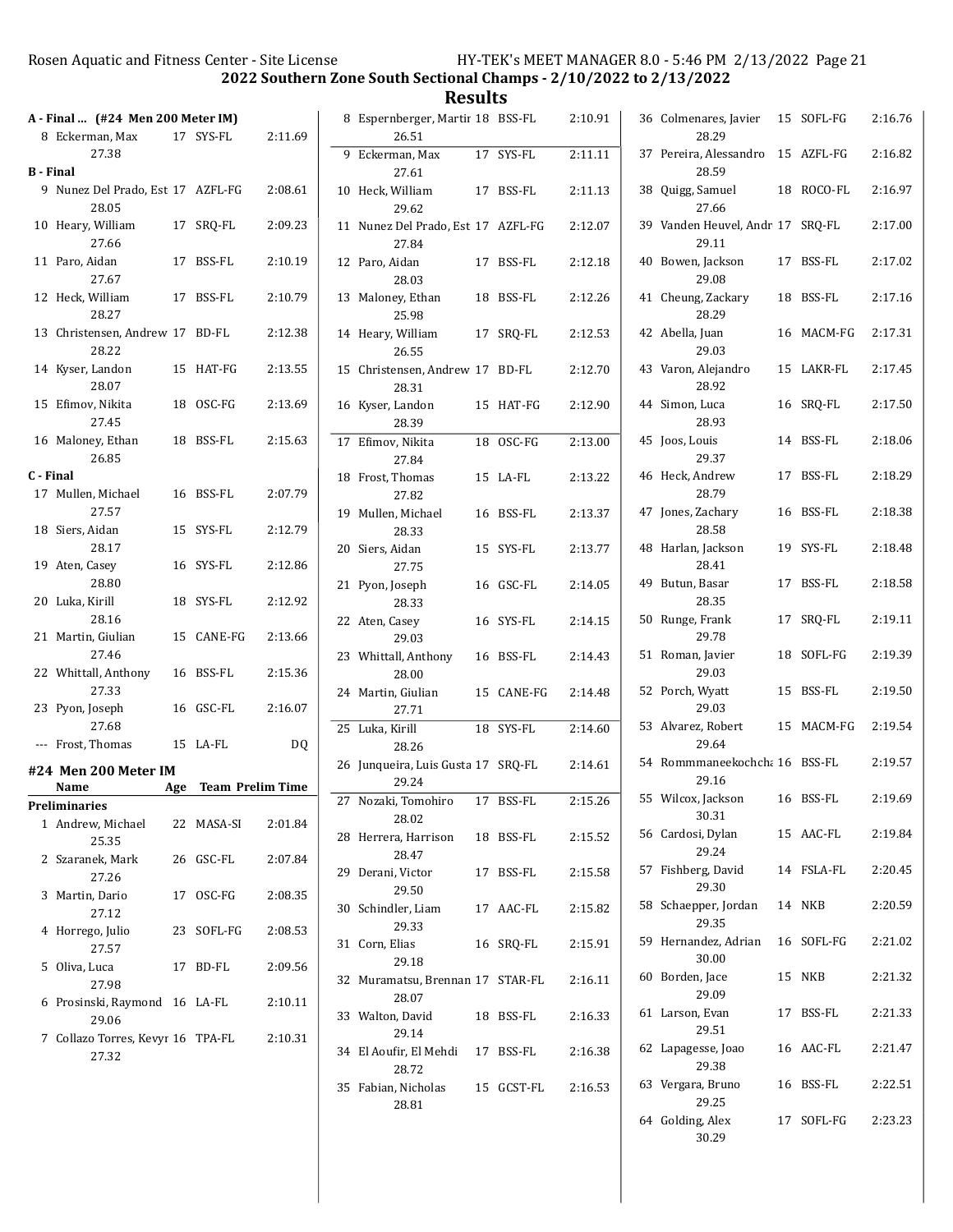## 2022 Southern Zone South Sectional Champs - 2/10/2022 to 2/13/2022

## Results

**A - Final ... (#24 Men 200 Meter IM)**

| Place | Name | Age | Team | Time |
|---|---|---|---|---|
| 8 | Eckerman, Max | 17 | SYS-FL | 2:11.69 |
| | 27.38 | | | |

**B - Final**

| Place | Name | Age | Team | Time |
|---|---|---|---|---|
| 9 | Nunez Del Prado, Est | 17 | AZFL-FG | 2:08.61 |
| | 28.05 | | | |
| 10 | Heary, William | 17 | SRQ-FL | 2:09.23 |
| | 27.66 | | | |
| 11 | Paro, Aidan | 17 | BSS-FL | 2:10.19 |
| | 27.67 | | | |
| 12 | Heck, William | 17 | BSS-FL | 2:10.79 |
| | 28.27 | | | |
| 13 | Christensen, Andrew | 17 | BD-FL | 2:12.38 |
| | 28.22 | | | |
| 14 | Kyser, Landon | 15 | HAT-FG | 2:13.55 |
| | 28.07 | | | |
| 15 | Efimov, Nikita | 18 | OSC-FG | 2:13.69 |
| | 27.45 | | | |
| 16 | Maloney, Ethan | 18 | BSS-FL | 2:15.63 |
| | 26.85 | | | |

**C - Final**

| Place | Name | Age | Team | Time |
|---|---|---|---|---|
| 17 | Mullen, Michael | 16 | BSS-FL | 2:07.79 |
| | 27.57 | | | |
| 18 | Siers, Aidan | 15 | SYS-FL | 2:12.79 |
| | 28.17 | | | |
| 19 | Aten, Casey | 16 | SYS-FL | 2:12.86 |
| | 28.80 | | | |
| 20 | Luka, Kirill | 18 | SYS-FL | 2:12.92 |
| | 28.16 | | | |
| 21 | Martin, Giulian | 15 | CANE-FG | 2:13.66 |
| | 27.46 | | | |
| 22 | Whittall, Anthony | 16 | BSS-FL | 2:15.36 |
| | 27.33 | | | |
| 23 | Pyon, Joseph | 16 | GSC-FL | 2:16.07 |
| | 27.68 | | | |
| --- | Frost, Thomas | 15 | LA-FL | DQ |

### #24 Men 200 Meter IM

**Preliminaries**

| Place | Name | Age | Team | Prelim Time |
|---|---|---|---|---|
| 1 | Andrew, Michael | 22 | MASA-SI | 2:01.84 |
| | 25.35 | | | |
| 2 | Szaranek, Mark | 26 | GSC-FL | 2:07.84 |
| | 27.26 | | | |
| 3 | Martin, Dario | 17 | OSC-FG | 2:08.35 |
| | 27.12 | | | |
| 4 | Horrego, Julio | 23 | SOFL-FG | 2:08.53 |
| | 27.57 | | | |
| 5 | Oliva, Luca | 17 | BD-FL | 2:09.56 |
| | 27.98 | | | |
| 6 | Prosinski, Raymond | 16 | LA-FL | 2:10.11 |
| | 29.06 | | | |
| 7 | Collazo Torres, Kevyr | 16 | TPA-FL | 2:10.31 |
| | 27.32 | | | |
| 8 | Espernberger, Martir | 18 | BSS-FL | 2:10.91 |
| | 26.51 | | | |
| 9 | Eckerman, Max | 17 | SYS-FL | 2:11.11 |
| | 27.61 | | | |
| 10 | Heck, William | 17 | BSS-FL | 2:11.13 |
| | 29.62 | | | |
| 11 | Nunez Del Prado, Est | 17 | AZFL-FG | 2:12.07 |
| | 27.84 | | | |
| 12 | Paro, Aidan | 17 | BSS-FL | 2:12.18 |
| | 28.03 | | | |
| 13 | Maloney, Ethan | 18 | BSS-FL | 2:12.26 |
| | 25.98 | | | |
| 14 | Heary, William | 17 | SRQ-FL | 2:12.53 |
| | 26.55 | | | |
| 15 | Christensen, Andrew | 17 | BD-FL | 2:12.70 |
| | 28.31 | | | |
| 16 | Kyser, Landon | 15 | HAT-FG | 2:12.90 |
| | 28.39 | | | |
| 17 | Efimov, Nikita | 18 | OSC-FG | 2:13.00 |
| | 27.84 | | | |
| 18 | Frost, Thomas | 15 | LA-FL | 2:13.22 |
| | 27.82 | | | |
| 19 | Mullen, Michael | 16 | BSS-FL | 2:13.37 |
| | 28.33 | | | |
| 20 | Siers, Aidan | 15 | SYS-FL | 2:13.77 |
| | 27.75 | | | |
| 21 | Pyon, Joseph | 16 | GSC-FL | 2:14.05 |
| | 28.33 | | | |
| 22 | Aten, Casey | 16 | SYS-FL | 2:14.15 |
| | 29.03 | | | |
| 23 | Whittall, Anthony | 16 | BSS-FL | 2:14.43 |
| | 28.00 | | | |
| 24 | Martin, Giulian | 15 | CANE-FG | 2:14.48 |
| | 27.71 | | | |
| 25 | Luka, Kirill | 18 | SYS-FL | 2:14.60 |
| | 28.26 | | | |
| 26 | Junqueira, Luis Gusta | 17 | SRQ-FL | 2:14.61 |
| | 29.24 | | | |
| 27 | Nozaki, Tomohiro | 17 | BSS-FL | 2:15.26 |
| | 28.02 | | | |
| 28 | Herrera, Harrison | 18 | BSS-FL | 2:15.52 |
| | 28.47 | | | |
| 29 | Derani, Victor | 17 | BSS-FL | 2:15.58 |
| | 29.50 | | | |
| 30 | Schindler, Liam | 17 | AAC-FL | 2:15.82 |
| | 29.33 | | | |
| 31 | Corn, Elias | 16 | SRQ-FL | 2:15.91 |
| | 29.18 | | | |
| 32 | Muramatsu, Brennan | 17 | STAR-FL | 2:16.11 |
| | 28.07 | | | |
| 33 | Walton, David | 18 | BSS-FL | 2:16.33 |
| | 29.14 | | | |
| 34 | El Aoufir, El Mehdi | 17 | BSS-FL | 2:16.38 |
| | 28.72 | | | |
| 35 | Fabian, Nicholas | 15 | GCST-FL | 2:16.53 |
| | 28.81 | | | |
| 36 | Colmenares, Javier | 15 | SOFL-FG | 2:16.76 |
| | 28.29 | | | |
| 37 | Pereira, Alessandro | 15 | AZFL-FG | 2:16.82 |
| | 28.59 | | | |
| 38 | Quigg, Samuel | 18 | ROCO-FL | 2:16.97 |
| | 27.66 | | | |
| 39 | Vanden Heuvel, Andr | 17 | SRQ-FL | 2:17.00 |
| | 29.11 | | | |
| 40 | Bowen, Jackson | 17 | BSS-FL | 2:17.02 |
| | 29.08 | | | |
| 41 | Cheung, Zackary | 18 | BSS-FL | 2:17.16 |
| | 28.29 | | | |
| 42 | Abella, Juan | 16 | MACM-FG | 2:17.31 |
| | 29.03 | | | |
| 43 | Varon, Alejandro | 15 | LAKR-FL | 2:17.45 |
| | 28.92 | | | |
| 44 | Simon, Luca | 16 | SRQ-FL | 2:17.50 |
| | 28.93 | | | |
| 45 | Joos, Louis | 14 | BSS-FL | 2:18.06 |
| | 29.37 | | | |
| 46 | Heck, Andrew | 17 | BSS-FL | 2:18.29 |
| | 28.79 | | | |
| 47 | Jones, Zachary | 16 | BSS-FL | 2:18.38 |
| | 28.58 | | | |
| 48 | Harlan, Jackson | 19 | SYS-FL | 2:18.48 |
| | 28.41 | | | |
| 49 | Butun, Basar | 17 | BSS-FL | 2:18.58 |
| | 28.35 | | | |
| 50 | Runge, Frank | 17 | SRQ-FL | 2:19.11 |
| | 29.78 | | | |
| 51 | Roman, Javier | 18 | SOFL-FG | 2:19.39 |
| | 29.03 | | | |
| 52 | Porch, Wyatt | 15 | BSS-FL | 2:19.50 |
| | 29.03 | | | |
| 53 | Alvarez, Robert | 15 | MACM-FG | 2:19.54 |
| | 29.64 | | | |
| 54 | Rommmaneekochcha | 16 | BSS-FL | 2:19.57 |
| | 29.16 | | | |
| 55 | Wilcox, Jackson | 16 | BSS-FL | 2:19.69 |
| | 30.31 | | | |
| 56 | Cardosi, Dylan | 15 | AAC-FL | 2:19.84 |
| | 29.24 | | | |
| 57 | Fishberg, David | 14 | FSLA-FL | 2:20.45 |
| | 29.30 | | | |
| 58 | Schaepper, Jordan | 14 | NKB | 2:20.59 |
| | 29.35 | | | |
| 59 | Hernandez, Adrian | 16 | SOFL-FG | 2:21.02 |
| | 30.00 | | | |
| 60 | Borden, Jace | 15 | NKB | 2:21.32 |
| | 29.09 | | | |
| 61 | Larson, Evan | 17 | BSS-FL | 2:21.33 |
| | 29.51 | | | |
| 62 | Lapagesse, Joao | 16 | AAC-FL | 2:21.47 |
| | 29.38 | | | |
| 63 | Vergara, Bruno | 16 | BSS-FL | 2:22.51 |
| | 29.25 | | | |
| 64 | Golding, Alex | 17 | SOFL-FG | 2:23.23 |
| | 30.29 | | | |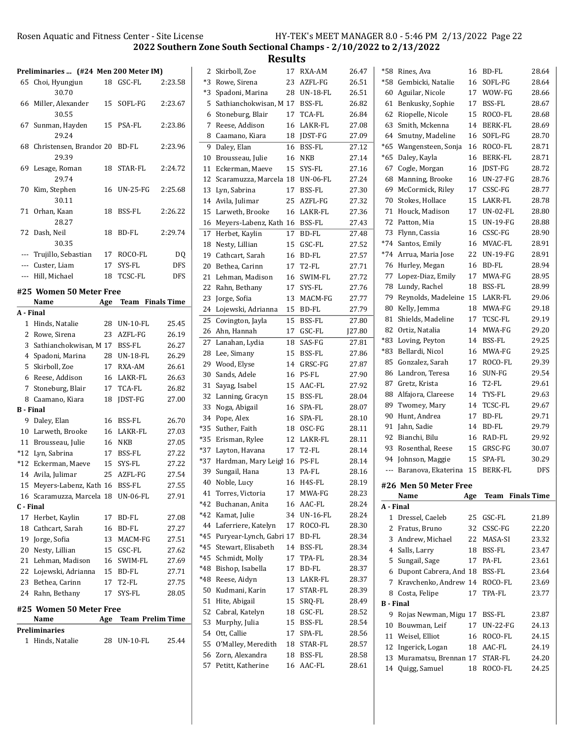## 2022 Southern Zone South Sectional Champs - 2/10/2022 to 2/13/2022

## Results

### Preliminaries ... (#24 Men 200 Meter IM)

| | Name | Age | Team | Time |
|---|---|---|---|---|
| 65 | Choi, Hyungjun | 18 | GSC-FL | 2:23.58 |
| | 30.70 | | | |
| 66 | Miller, Alexander | 15 | SOFL-FG | 2:23.67 |
| | 30.55 | | | |
| 67 | Sunman, Hayden | 15 | PSA-FL | 2:23.86 |
| | 29.24 | | | |
| 68 | Christensen, Brandor | 20 | BD-FL | 2:23.96 |
| | 29.39 | | | |
| 69 | Lesage, Roman | 18 | STAR-FL | 2:24.72 |
| | 29.74 | | | |
| 70 | Kim, Stephen | 16 | UN-25-FG | 2:25.68 |
| | 30.11 | | | |
| 71 | Orhan, Kaan | 18 | BSS-FL | 2:26.22 |
| | 28.27 | | | |
| 72 | Dash, Neil | 18 | BD-FL | 2:29.74 |
| | 30.35 | | | |
| --- | Trujillo, Sebastian | 17 | ROCO-FL | DQ |
| --- | Custer, Liam | 17 | SYS-FL | DFS |
| --- | Hill, Michael | 18 | TCSC-FL | DFS |

### #25 Women 50 Meter Free

| | Name | Age | Team | Finals Time |
|---|---|---|---|---|
| **A - Final** | | | | |
| 1 | Hinds, Natalie | 28 | UN-10-FL | 25.45 |
| 2 | Rowe, Sirena | 23 | AZFL-FG | 26.19 |
| 3 | Sathianchokwisan, M | 17 | BSS-FL | 26.27 |
| 4 | Spadoni, Marina | 28 | UN-18-FL | 26.29 |
| 5 | Skirboll, Zoe | 17 | RXA-AM | 26.61 |
| 6 | Reese, Addison | 16 | LAKR-FL | 26.63 |
| 7 | Stoneburg, Blair | 17 | TCA-FL | 26.82 |
| 8 | Caamano, Kiara | 18 | JDST-FG | 27.00 |
| **B - Final** | | | | |
| 9 | Daley, Elan | 16 | BSS-FL | 26.70 |
| 10 | Larweth, Brooke | 16 | LAKR-FL | 27.03 |
| 11 | Brousseau, Julie | 16 | NKB | 27.05 |
| *12 | Lyn, Sabrina | 17 | BSS-FL | 27.22 |
| *12 | Eckerman, Maeve | 15 | SYS-FL | 27.22 |
| 14 | Avila, Julimar | 25 | AZFL-FG | 27.54 |
| 15 | Meyers-Labenz, Kath | 16 | BSS-FL | 27.55 |
| 16 | Scaramuzza, Marcela | 18 | UN-06-FL | 27.91 |
| **C - Final** | | | | |
| 17 | Herbet, Kaylin | 17 | BD-FL | 27.08 |
| 18 | Cathcart, Sarah | 16 | BD-FL | 27.27 |
| 19 | Jorge, Sofia | 13 | MACM-FG | 27.51 |
| 20 | Nesty, Lillian | 15 | GSC-FL | 27.62 |
| 21 | Lehman, Madison | 16 | SWIM-FL | 27.69 |
| 22 | Lojewski, Adrianna | 15 | BD-FL | 27.71 |
| 23 | Bethea, Carinn | 17 | T2-FL | 27.75 |
| 24 | Rahn, Bethany | 17 | SYS-FL | 28.05 |

### #25 Women 50 Meter Free

| | Name | Age | Team | Prelim Time |
|---|---|---|---|---|
| **Preliminaries** | | | | |
| 1 | Hinds, Natalie | 28 | UN-10-FL | 25.44 |
| 2 | Skirboll, Zoe | 17 | RXA-AM | 26.47 |
| *3 | Rowe, Sirena | 23 | AZFL-FG | 26.51 |
| *3 | Spadoni, Marina | 28 | UN-18-FL | 26.51 |
| 5 | Sathianchokwisan, M | 17 | BSS-FL | 26.82 |
| 6 | Stoneburg, Blair | 17 | TCA-FL | 26.84 |
| 7 | Reese, Addison | 16 | LAKR-FL | 27.08 |
| 8 | Caamano, Kiara | 18 | JDST-FG | 27.09 |
| 9 | Daley, Elan | 16 | BSS-FL | 27.12 |
| 10 | Brousseau, Julie | 16 | NKB | 27.14 |
| 11 | Eckerman, Maeve | 15 | SYS-FL | 27.16 |
| 12 | Scaramuzza, Marcela | 18 | UN-06-FL | 27.24 |
| 13 | Lyn, Sabrina | 17 | BSS-FL | 27.30 |
| 14 | Avila, Julimar | 25 | AZFL-FG | 27.32 |
| 15 | Larweth, Brooke | 16 | LAKR-FL | 27.36 |
| 16 | Meyers-Labenz, Kath | 16 | BSS-FL | 27.43 |
| 17 | Herbet, Kaylin | 17 | BD-FL | 27.48 |
| 18 | Nesty, Lillian | 15 | GSC-FL | 27.52 |
| 19 | Cathcart, Sarah | 16 | BD-FL | 27.57 |
| 20 | Bethea, Carinn | 17 | T2-FL | 27.71 |
| 21 | Lehman, Madison | 16 | SWIM-FL | 27.72 |
| 22 | Rahn, Bethany | 17 | SYS-FL | 27.76 |
| 23 | Jorge, Sofia | 13 | MACM-FG | 27.77 |
| 24 | Lojewski, Adrianna | 15 | BD-FL | 27.79 |
| 25 | Covington, Jayla | 15 | BSS-FL | 27.80 |
| 26 | Ahn, Hannah | 17 | GSC-FL | J27.80 |
| 27 | Lanahan, Lydia | 18 | SAS-FG | 27.81 |
| 28 | Lee, Simany | 15 | BSS-FL | 27.86 |
| 29 | Wood, Elyse | 14 | GRSC-FG | 27.87 |
| 30 | Sands, Adele | 16 | PS-FL | 27.90 |
| 31 | Sayag, Isabel | 15 | AAC-FL | 27.92 |
| 32 | Lanning, Gracyn | 15 | BSS-FL | 28.04 |
| 33 | Noga, Abigail | 16 | SPA-FL | 28.07 |
| 34 | Pope, Alex | 16 | SPA-FL | 28.10 |
| *35 | Suther, Faith | 18 | OSC-FG | 28.11 |
| *35 | Erisman, Rylee | 12 | LAKR-FL | 28.11 |
| *37 | Layton, Havana | 17 | T2-FL | 28.14 |
| *37 | Hardman, Mary Leigh | 16 | PS-FL | 28.14 |
| 39 | Sungail, Hana | 13 | PA-FL | 28.16 |
| 40 | Noble, Lucy | 16 | H4S-FL | 28.19 |
| 41 | Torres, Victoria | 17 | MWA-FG | 28.23 |
| *42 | Buchanan, Anita | 16 | AAC-FL | 28.24 |
| *42 | Kamat, Julie | 34 | UN-16-FL | 28.24 |
| 44 | Laferriere, Katelyn | 17 | ROCO-FL | 28.30 |
| *45 | Puryear-Lynch, Gabri | 17 | BD-FL | 28.34 |
| *45 | Stewart, Elisabeth | 14 | BSS-FL | 28.34 |
| *45 | Schmidt, Molly | 17 | TPA-FL | 28.34 |
| *48 | Bishop, Isabella | 17 | BD-FL | 28.37 |
| *48 | Reese, Aidyn | 13 | LAKR-FL | 28.37 |
| 50 | Kudmani, Karin | 17 | STAR-FL | 28.39 |
| 51 | Hite, Abigail | 15 | SRQ-FL | 28.49 |
| 52 | Cabral, Katelyn | 18 | GSC-FL | 28.52 |
| 53 | Murphy, Julia | 15 | BSS-FL | 28.54 |
| 54 | Ott, Callie | 17 | SPA-FL | 28.56 |
| 55 | O'Malley, Meredith | 18 | STAR-FL | 28.57 |
| 56 | Zorn, Alexandra | 18 | BSS-FL | 28.58 |
| 57 | Petitt, Katherine | 16 | AAC-FL | 28.61 |
| *58 | Rines, Ava | 16 | BD-FL | 28.64 |
| *58 | Gembicki, Natalie | 16 | SOFL-FG | 28.64 |
| 60 | Aguilar, Nicole | 17 | WOW-FG | 28.66 |
| 61 | Benkusky, Sophie | 17 | BSS-FL | 28.67 |
| 62 | Riopelle, Nicole | 15 | ROCO-FL | 28.68 |
| 63 | Smith, Mckenna | 14 | BERK-FL | 28.69 |
| 64 | Smutny, Madeline | 16 | SOFL-FG | 28.70 |
| *65 | Wangensteen, Sonja | 16 | ROCO-FL | 28.71 |
| *65 | Daley, Kayla | 16 | BERK-FL | 28.71 |
| 67 | Cogle, Morgan | 16 | JDST-FG | 28.72 |
| 68 | Manning, Brooke | 16 | UN-27-FG | 28.76 |
| 69 | McCormick, Riley | 17 | CSSC-FG | 28.77 |
| 70 | Stokes, Hollace | 15 | LAKR-FL | 28.78 |
| 71 | Houck, Madison | 17 | UN-02-FL | 28.80 |
| 72 | Patton, Mia | 15 | UN-19-FG | 28.88 |
| 73 | Flynn, Cassia | 16 | CSSC-FG | 28.90 |
| *74 | Santos, Emily | 16 | MVAC-FL | 28.91 |
| *74 | Arrua, Maria Jose | 22 | UN-19-FG | 28.91 |
| 76 | Hurley, Megan | 16 | BD-FL | 28.94 |
| 77 | Lopez-Diaz, Emily | 17 | MWA-FG | 28.95 |
| 78 | Lundy, Rachel | 18 | BSS-FL | 28.99 |
| 79 | Reynolds, Madeleine | 15 | LAKR-FL | 29.06 |
| 80 | Kelly, Jemma | 18 | MWA-FG | 29.18 |
| 81 | Shields, Madeline | 17 | TCSC-FL | 29.19 |
| 82 | Ortiz, Natalia | 14 | MWA-FG | 29.20 |
| *83 | Loving, Peyton | 14 | BSS-FL | 29.25 |
| *83 | Bellardi, Nicol | 16 | MWA-FG | 29.25 |
| 85 | Gonzalez, Sarah | 17 | ROCO-FL | 29.39 |
| 86 | Landron, Teresa | 16 | SUN-FG | 29.54 |
| 87 | Gretz, Krista | 16 | T2-FL | 29.61 |
| 88 | Alfajora, Clareese | 14 | TYS-FL | 29.63 |
| 89 | Twomey, Mary | 14 | TCSC-FL | 29.67 |
| 90 | Hunt, Andrea | 17 | BD-FL | 29.71 |
| 91 | Jahn, Sadie | 14 | BD-FL | 29.79 |
| 92 | Bianchi, Bilu | 16 | RAD-FL | 29.92 |
| 93 | Rosenthal, Reese | 15 | GRSC-FG | 30.07 |
| 94 | Johnson, Maggie | 15 | SPA-FL | 30.29 |
| --- | Baranova, Ekaterina | 15 | BERK-FL | DFS |

### #26 Men 50 Meter Free

| | Name | Age | Team | Finals Time |
|---|---|---|---|---|
| **A - Final** | | | | |
| 1 | Dressel, Caeleb | 25 | GSC-FL | 21.89 |
| 2 | Fratus, Bruno | 32 | CSSC-FG | 22.20 |
| 3 | Andrew, Michael | 22 | MASA-SI | 23.32 |
| 4 | Salls, Larry | 18 | BSS-FL | 23.47 |
| 5 | Sungail, Sage | 17 | PA-FL | 23.61 |
| 6 | Dupont Cabrera, And | 18 | BSS-FL | 23.64 |
| 7 | Kravchenko, Andrew | 14 | ROCO-FL | 23.69 |
| 8 | Costa, Felipe | 17 | TPA-FL | 23.77 |
| **B - Final** | | | | |
| 9 | Rojas Newman, Migu | 17 | BSS-FL | 23.87 |
| 10 | Bouwman, Leif | 17 | UN-22-FG | 24.13 |
| 11 | Weisel, Elliot | 16 | ROCO-FL | 24.15 |
| 12 | Ingerick, Logan | 18 | AAC-FL | 24.19 |
| 13 | Muramatsu, Brennan | 17 | STAR-FL | 24.20 |
| 14 | Quigg, Samuel | 18 | ROCO-FL | 24.25 |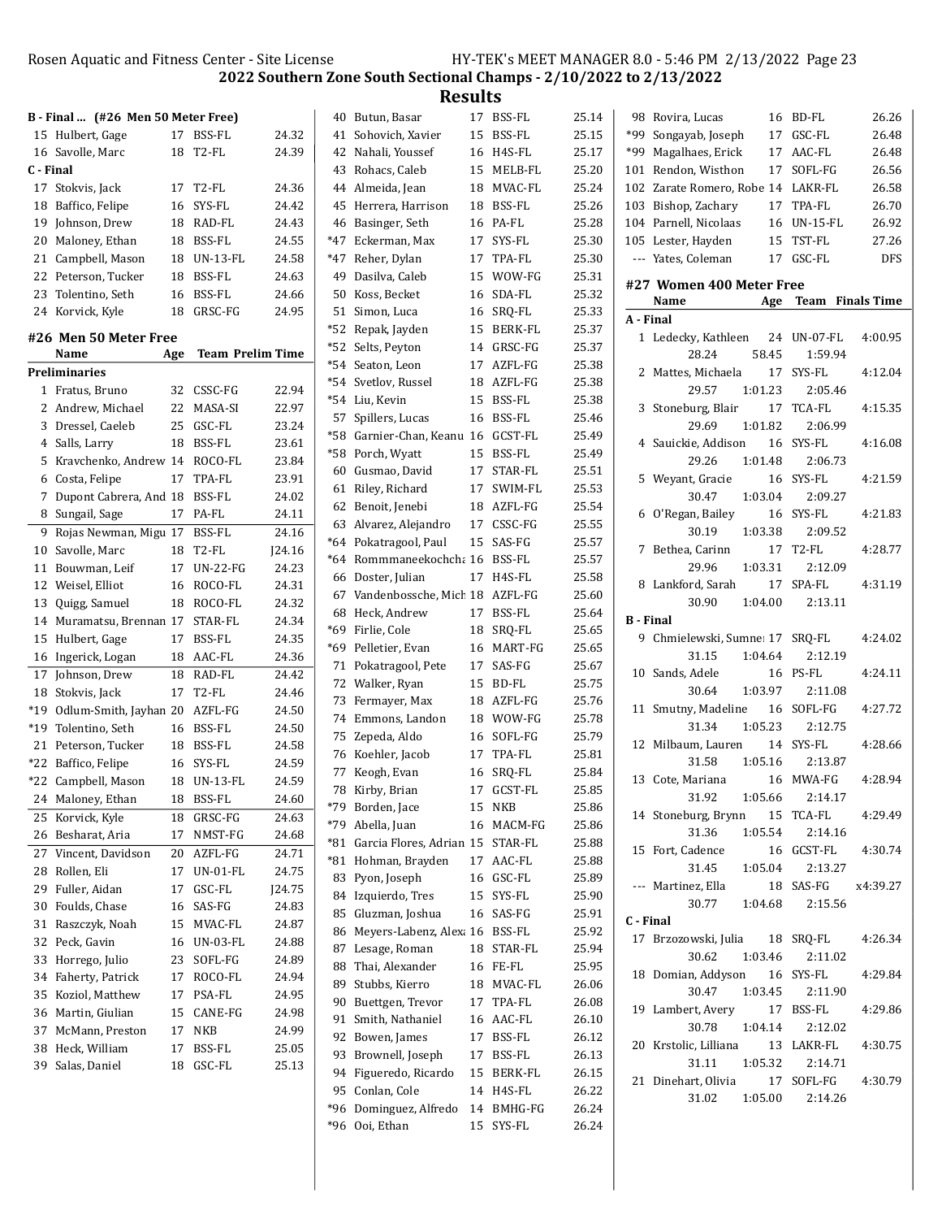## 2022 Southern Zone South Sectional Champs - 2/10/2022 to 2/13/2022

## Results

**B - Final ... (#26 Men 50 Meter Free)**

| | Name | Age | Team | Time |
|---|---|---|---|---|
| 15 | Hulbert, Gage | 17 | BSS-FL | 24.32 |
| 16 | Savolle, Marc | 18 | T2-FL | 24.39 |

**C - Final**

| | Name | Age | Team | Time |
|---|---|---|---|---|
| 17 | Stokvis, Jack | 17 | T2-FL | 24.36 |
| 18 | Baffico, Felipe | 16 | SYS-FL | 24.42 |
| 19 | Johnson, Drew | 18 | RAD-FL | 24.43 |
| 20 | Maloney, Ethan | 18 | BSS-FL | 24.55 |
| 21 | Campbell, Mason | 18 | UN-13-FL | 24.58 |
| 22 | Peterson, Tucker | 18 | BSS-FL | 24.63 |
| 23 | Tolentino, Seth | 16 | BSS-FL | 24.66 |
| 24 | Korvick, Kyle | 18 | GRSC-FG | 24.95 |

### #26 Men 50 Meter Free

**Preliminaries**

| | Name | Age | Team | Prelim Time |
|---|---|---|---|---|
| 1 | Fratus, Bruno | 32 | CSSC-FG | 22.94 |
| 2 | Andrew, Michael | 22 | MASA-SI | 22.97 |
| 3 | Dressel, Caeleb | 25 | GSC-FL | 23.24 |
| 4 | Salls, Larry | 18 | BSS-FL | 23.61 |
| 5 | Kravchenko, Andrew | 14 | ROCO-FL | 23.84 |
| 6 | Costa, Felipe | 17 | TPA-FL | 23.91 |
| 7 | Dupont Cabrera, And | 18 | BSS-FL | 24.02 |
| 8 | Sungail, Sage | 17 | PA-FL | 24.11 |
| 9 | Rojas Newman, Migu | 17 | BSS-FL | 24.16 |
| 10 | Savolle, Marc | 18 | T2-FL | J24.16 |
| 11 | Bouwman, Leif | 17 | UN-22-FG | 24.23 |
| 12 | Weisel, Elliot | 16 | ROCO-FL | 24.31 |
| 13 | Quigg, Samuel | 18 | ROCO-FL | 24.32 |
| 14 | Muramatsu, Brennan | 17 | STAR-FL | 24.34 |
| 15 | Hulbert, Gage | 17 | BSS-FL | 24.35 |
| 16 | Ingerick, Logan | 18 | AAC-FL | 24.36 |
| 17 | Johnson, Drew | 18 | RAD-FL | 24.42 |
| 18 | Stokvis, Jack | 17 | T2-FL | 24.46 |
| *19 | Odlum-Smith, Jayhan | 20 | AZFL-FG | 24.50 |
| *19 | Tolentino, Seth | 16 | BSS-FL | 24.50 |
| 21 | Peterson, Tucker | 18 | BSS-FL | 24.58 |
| *22 | Baffico, Felipe | 16 | SYS-FL | 24.59 |
| *22 | Campbell, Mason | 18 | UN-13-FL | 24.59 |
| 24 | Maloney, Ethan | 18 | BSS-FL | 24.60 |
| 25 | Korvick, Kyle | 18 | GRSC-FG | 24.63 |
| 26 | Besharat, Aria | 17 | NMST-FG | 24.68 |
| 27 | Vincent, Davidson | 20 | AZFL-FG | 24.71 |
| 28 | Rollen, Eli | 17 | UN-01-FL | 24.75 |
| 29 | Fuller, Aidan | 17 | GSC-FL | J24.75 |
| 30 | Foulds, Chase | 16 | SAS-FG | 24.83 |
| 31 | Raszczyk, Noah | 15 | MVAC-FL | 24.87 |
| 32 | Peck, Gavin | 16 | UN-03-FL | 24.88 |
| 33 | Horrego, Julio | 23 | SOFL-FG | 24.89 |
| 34 | Faherty, Patrick | 17 | ROCO-FL | 24.94 |
| 35 | Koziol, Matthew | 17 | PSA-FL | 24.95 |
| 36 | Martin, Giulian | 15 | CANE-FG | 24.98 |
| 37 | McMann, Preston | 17 | NKB | 24.99 |
| 38 | Heck, William | 17 | BSS-FL | 25.05 |
| 39 | Salas, Daniel | 18 | GSC-FL | 25.13 |
| 40 | Butun, Basar | 17 | BSS-FL | 25.14 |
| 41 | Sohovich, Xavier | 15 | BSS-FL | 25.15 |
| 42 | Nahali, Youssef | 16 | H4S-FL | 25.17 |
| 43 | Rohacs, Caleb | 15 | MELB-FL | 25.20 |
| 44 | Almeida, Jean | 18 | MVAC-FL | 25.24 |
| 45 | Herrera, Harrison | 18 | BSS-FL | 25.26 |
| 46 | Basinger, Seth | 16 | PA-FL | 25.28 |
| *47 | Eckerman, Max | 17 | SYS-FL | 25.30 |
| *47 | Reher, Dylan | 17 | TPA-FL | 25.30 |
| 49 | Dasilva, Caleb | 15 | WOW-FG | 25.31 |
| 50 | Koss, Becket | 16 | SDA-FL | 25.32 |
| 51 | Simon, Luca | 16 | SRQ-FL | 25.33 |
| *52 | Repak, Jayden | 15 | BERK-FL | 25.37 |
| *52 | Selts, Peyton | 14 | GRSC-FG | 25.37 |
| *54 | Seaton, Leon | 17 | AZFL-FG | 25.38 |
| *54 | Svetlov, Russel | 18 | AZFL-FG | 25.38 |
| *54 | Liu, Kevin | 15 | BSS-FL | 25.38 |
| 57 | Spillers, Lucas | 16 | BSS-FL | 25.46 |
| *58 | Garnier-Chan, Keanu | 16 | GCST-FL | 25.49 |
| *58 | Porch, Wyatt | 15 | BSS-FL | 25.49 |
| 60 | Gusmao, David | 17 | STAR-FL | 25.51 |
| 61 | Riley, Richard | 17 | SWIM-FL | 25.53 |
| 62 | Benoit, Jenebi | 18 | AZFL-FG | 25.54 |
| 63 | Alvarez, Alejandro | 17 | CSSC-FG | 25.55 |
| *64 | Pokatragool, Paul | 15 | SAS-FG | 25.57 |
| *64 | Rommmaneekochcha | 16 | BSS-FL | 25.57 |
| 66 | Doster, Julian | 17 | H4S-FL | 25.58 |
| 67 | Vandenbossche, Mich | 18 | AZFL-FG | 25.60 |
| 68 | Heck, Andrew | 17 | BSS-FL | 25.64 |
| *69 | Firlie, Cole | 18 | SRQ-FL | 25.65 |
| *69 | Pelletier, Evan | 16 | MART-FG | 25.65 |
| 71 | Pokatragool, Pete | 17 | SAS-FG | 25.67 |
| 72 | Walker, Ryan | 15 | BD-FL | 25.75 |
| 73 | Fermayer, Max | 18 | AZFL-FG | 25.76 |
| 74 | Emmons, Landon | 18 | WOW-FG | 25.78 |
| 75 | Zepeda, Aldo | 16 | SOFL-FG | 25.79 |
| 76 | Koehler, Jacob | 17 | TPA-FL | 25.81 |
| 77 | Keogh, Evan | 16 | SRQ-FL | 25.84 |
| 78 | Kirby, Brian | 17 | GCST-FL | 25.85 |
| *79 | Borden, Jace | 15 | NKB | 25.86 |
| *79 | Abella, Juan | 16 | MACM-FG | 25.86 |
| *81 | Garcia Flores, Adrian | 15 | STAR-FL | 25.88 |
| *81 | Hohman, Brayden | 17 | AAC-FL | 25.88 |
| 83 | Pyon, Joseph | 16 | GSC-FL | 25.89 |
| 84 | Izquierdo, Tres | 15 | SYS-FL | 25.90 |
| 85 | Gluzman, Joshua | 16 | SAS-FG | 25.91 |
| 86 | Meyers-Labenz, Alex | 16 | BSS-FL | 25.92 |
| 87 | Lesage, Roman | 18 | STAR-FL | 25.94 |
| 88 | Thai, Alexander | 16 | FE-FL | 25.95 |
| 89 | Stubbs, Kierro | 18 | MVAC-FL | 26.06 |
| 90 | Buettgen, Trevor | 17 | TPA-FL | 26.08 |
| 91 | Smith, Nathaniel | 16 | AAC-FL | 26.10 |
| 92 | Bowen, James | 17 | BSS-FL | 26.12 |
| 93 | Brownell, Joseph | 17 | BSS-FL | 26.13 |
| 94 | Figueredo, Ricardo | 15 | BERK-FL | 26.15 |
| 95 | Conlan, Cole | 14 | H4S-FL | 26.22 |
| *96 | Dominguez, Alfredo | 14 | BMHG-FG | 26.24 |
| *96 | Ooi, Ethan | 15 | SYS-FL | 26.24 |
| 98 | Rovira, Lucas | 16 | BD-FL | 26.26 |
| *99 | Songayab, Joseph | 17 | GSC-FL | 26.48 |
| *99 | Magalhaes, Erick | 17 | AAC-FL | 26.48 |
| 101 | Rendon, Wisthon | 17 | SOFL-FG | 26.56 |
| 102 | Zarate Romero, Robe | 14 | LAKR-FL | 26.58 |
| 103 | Bishop, Zachary | 17 | TPA-FL | 26.70 |
| 104 | Parnell, Nicolaas | 16 | UN-15-FL | 26.92 |
| 105 | Lester, Hayden | 15 | TST-FL | 27.26 |
| --- | Yates, Coleman | 17 | GSC-FL | DFS |

### #27 Women 400 Meter Free

**A - Final**

| | Name | Age | Team | Finals Time |
|---|---|---|---|---|
| 1 | Ledecky, Kathleen | 24 | UN-07-FL | 4:00.95 |
| | 28.24 | 58.45 | 1:59.94 | |
| 2 | Mattes, Michaela | 17 | SYS-FL | 4:12.04 |
| | 29.57 | 1:01.23 | 2:05.46 | |
| 3 | Stoneburg, Blair | 17 | TCA-FL | 4:15.35 |
| | 29.69 | 1:01.82 | 2:06.99 | |
| 4 | Sauickie, Addison | 16 | SYS-FL | 4:16.08 |
| | 29.26 | 1:01.48 | 2:06.73 | |
| 5 | Weyant, Gracie | 16 | SYS-FL | 4:21.59 |
| | 30.47 | 1:03.04 | 2:09.27 | |
| 6 | O'Regan, Bailey | 16 | SYS-FL | 4:21.83 |
| | 30.19 | 1:03.38 | 2:09.52 | |
| 7 | Bethea, Carinn | 17 | T2-FL | 4:28.77 |
| | 29.96 | 1:03.31 | 2:12.09 | |
| 8 | Lankford, Sarah | 17 | SPA-FL | 4:31.19 |
| | 30.90 | 1:04.00 | 2:13.11 | |

**B - Final**

| | Name | Age | Team | Finals Time |
|---|---|---|---|---|
| 9 | Chmielewski, Sumner | 17 | SRQ-FL | 4:24.02 |
| | 31.15 | 1:04.64 | 2:12.19 | |
| 10 | Sands, Adele | 16 | PS-FL | 4:24.11 |
| | 30.64 | 1:03.97 | 2:11.08 | |
| 11 | Smutny, Madeline | 16 | SOFL-FG | 4:27.72 |
| | 31.34 | 1:05.23 | 2:12.75 | |
| 12 | Milbaum, Lauren | 14 | SYS-FL | 4:28.66 |
| | 31.58 | 1:05.16 | 2:13.87 | |
| 13 | Cote, Mariana | 16 | MWA-FG | 4:28.94 |
| | 31.92 | 1:05.66 | 2:14.17 | |
| 14 | Stoneburg, Brynn | 15 | TCA-FL | 4:29.49 |
| | 31.36 | 1:05.54 | 2:14.16 | |
| 15 | Fort, Cadence | 16 | GCST-FL | 4:30.74 |
| | 31.45 | 1:05.04 | 2:13.27 | |
| --- | Martinez, Ella | 18 | SAS-FG | x4:39.27 |
| | 30.77 | 1:04.68 | 2:15.56 | |

**C - Final**

| | Name | Age | Team | Finals Time |
|---|---|---|---|---|
| 17 | Brzozowski, Julia | 18 | SRQ-FL | 4:26.34 |
| | 30.62 | 1:03.46 | 2:11.02 | |
| 18 | Domian, Addyson | 16 | SYS-FL | 4:29.84 |
| | 30.47 | 1:03.45 | 2:11.90 | |
| 19 | Lambert, Avery | 17 | BSS-FL | 4:29.86 |
| | 30.78 | 1:04.14 | 2:12.02 | |
| 20 | Krstolic, Lilliana | 13 | LAKR-FL | 4:30.75 |
| | 31.11 | 1:05.32 | 2:14.71 | |
| 21 | Dinehart, Olivia | 17 | SOFL-FG | 4:30.79 |
| | 31.02 | 1:05.00 | 2:14.26 | |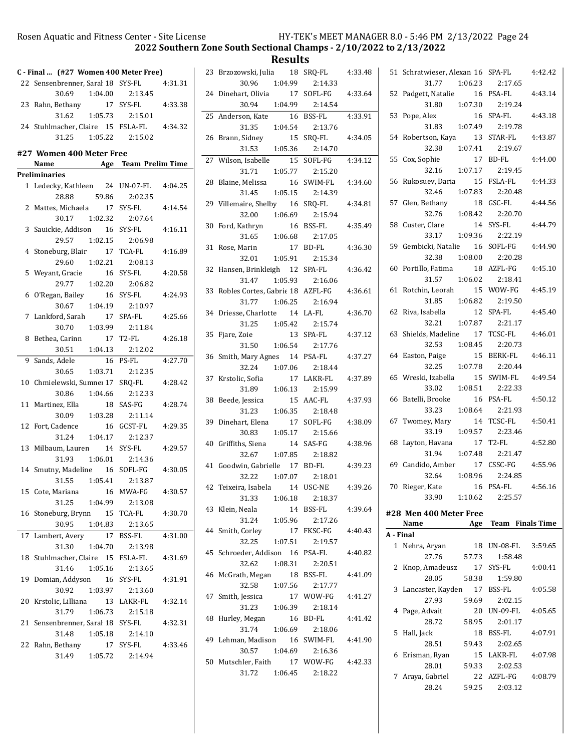## 2022 Southern Zone South Sectional Champs - 2/10/2022 to 2/13/2022

## Results

### C - Final ... (#27 Women 400 Meter Free)

| Place | Name | Age | Team | Time |
|---|---|---|---|---|
| 22 | Sensenbrenner, Sarah | 18 | SYS-FL | 4:31.31 |
| | 30.69 | 1:04.00 | 2:13.45 | |
| 23 | Rahn, Bethany | 17 | SYS-FL | 4:33.38 |
| | 31.62 | 1:05.73 | 2:15.01 | |
| 24 | Stuhlmacher, Claire | 15 | FSLA-FL | 4:34.32 |
| | 31.25 | 1:05.22 | 2:15.02 | |

### #27 Women 400 Meter Free

| Place | Name | Age | Team | Prelim Time |
|---|---|---|---|---|
| **Preliminaries** | | | | |
| 1 | Ledecky, Kathleen | 24 | UN-07-FL | 4:04.25 |
| | 28.88 | 59.86 | 2:02.35 | |
| 2 | Mattes, Michaela | 17 | SYS-FL | 4:14.54 |
| | 30.17 | 1:02.32 | 2:07.64 | |
| 3 | Sauickie, Addison | 16 | SYS-FL | 4:16.11 |
| | 29.57 | 1:02.15 | 2:06.98 | |
| 4 | Stoneburg, Blair | 17 | TCA-FL | 4:16.89 |
| | 29.60 | 1:02.21 | 2:08.13 | |
| 5 | Weyant, Gracie | 16 | SYS-FL | 4:20.58 |
| | 29.77 | 1:02.20 | 2:06.82 | |
| 6 | O'Regan, Bailey | 16 | SYS-FL | 4:24.93 |
| | 30.67 | 1:04.19 | 2:10.97 | |
| 7 | Lankford, Sarah | 17 | SPA-FL | 4:25.66 |
| | 30.70 | 1:03.99 | 2:11.84 | |
| 8 | Bethea, Carinn | 17 | T2-FL | 4:26.18 |
| | 30.51 | 1:04.13 | 2:12.02 | |
| 9 | Sands, Adele | 16 | PS-FL | 4:27.70 |
| | 30.65 | 1:03.71 | 2:12.35 | |
| 10 | Chmielewski, Sumner | 17 | SRQ-FL | 4:28.42 |
| | 30.86 | 1:04.66 | 2:12.33 | |
| 11 | Martinez, Ella | 18 | SAS-FG | 4:28.74 |
| | 30.09 | 1:03.28 | 2:11.14 | |
| 12 | Fort, Cadence | 16 | GCST-FL | 4:29.35 |
| | 31.24 | 1:04.17 | 2:12.37 | |
| 13 | Milbaum, Lauren | 14 | SYS-FL | 4:29.57 |
| | 31.93 | 1:06.01 | 2:14.36 | |
| 14 | Smutny, Madeline | 16 | SOFL-FG | 4:30.05 |
| | 31.55 | 1:05.41 | 2:13.87 | |
| 15 | Cote, Mariana | 16 | MWA-FG | 4:30.57 |
| | 31.25 | 1:04.99 | 2:13.08 | |
| 16 | Stoneburg, Brynn | 15 | TCA-FL | 4:30.70 |
| | 30.95 | 1:04.83 | 2:13.65 | |
| 17 | Lambert, Avery | 17 | BSS-FL | 4:31.00 |
| | 31.30 | 1:04.70 | 2:13.98 | |
| 18 | Stuhlmacher, Claire | 15 | FSLA-FL | 4:31.69 |
| | 31.46 | 1:05.16 | 2:13.65 | |
| 19 | Domian, Addyson | 16 | SYS-FL | 4:31.91 |
| | 30.92 | 1:03.97 | 2:13.60 | |
| 20 | Krstolic, Lilliana | 13 | LAKR-FL | 4:32.14 |
| | 31.79 | 1:06.73 | 2:15.18 | |
| 21 | Sensenbrenner, Sarah | 18 | SYS-FL | 4:32.31 |
| | 31.48 | 1:05.18 | 2:14.10 | |
| 22 | Rahn, Bethany | 17 | SYS-FL | 4:33.46 |
| | 31.49 | 1:05.72 | 2:14.94 | |
| 23 | Brzozowski, Julia | 18 | SRQ-FL | 4:33.48 |
| | 30.96 | 1:04.99 | 2:14.33 | |
| 24 | Dinehart, Olivia | 17 | SOFL-FG | 4:33.64 |
| | 30.94 | 1:04.99 | 2:14.54 | |
| 25 | Anderson, Kate | 16 | BSS-FL | 4:33.91 |
| | 31.35 | 1:04.54 | 2:13.76 | |
| 26 | Brann, Sidney | 15 | SRQ-FL | 4:34.05 |
| | 31.53 | 1:05.36 | 2:14.70 | |
| 27 | Wilson, Isabelle | 15 | SOFL-FG | 4:34.12 |
| | 31.71 | 1:05.77 | 2:15.20 | |
| 28 | Blaine, Melissa | 16 | SWIM-FL | 4:34.60 |
| | 31.45 | 1:05.15 | 2:14.39 | |
| 29 | Villemaire, Shelby | 16 | SRQ-FL | 4:34.81 |
| | 32.00 | 1:06.69 | 2:15.94 | |
| 30 | Ford, Kathryn | 16 | BSS-FL | 4:35.49 |
| | 31.65 | 1:06.68 | 2:17.05 | |
| 31 | Rose, Marin | 17 | BD-FL | 4:36.30 |
| | 32.01 | 1:05.91 | 2:15.34 | |
| 32 | Hansen, Brinkleigh | 12 | SPA-FL | 4:36.42 |
| | 31.47 | 1:05.93 | 2:16.06 | |
| 33 | Robles Cortes, Gabrie | 18 | AZFL-FG | 4:36.61 |
| | 31.77 | 1:06.25 | 2:16.94 | |
| 34 | Driesse, Charlotte | 14 | LA-FL | 4:36.70 |
| | 31.25 | 1:05.42 | 2:15.74 | |
| 35 | Fjare, Zoie | 13 | SPA-FL | 4:37.12 |
| | 31.50 | 1:06.54 | 2:17.76 | |
| 36 | Smith, Mary Agnes | 14 | PSA-FL | 4:37.27 |
| | 32.24 | 1:07.06 | 2:18.44 | |
| 37 | Krstolic, Sofia | 17 | LAKR-FL | 4:37.89 |
| | 31.89 | 1:06.13 | 2:15.99 | |
| 38 | Beede, Jessica | 15 | AAC-FL | 4:37.93 |
| | 31.23 | 1:06.35 | 2:18.48 | |
| 39 | Dinehart, Elena | 17 | SOFL-FG | 4:38.09 |
| | 30.83 | 1:05.17 | 2:15.66 | |
| 40 | Griffiths, Siena | 14 | SAS-FG | 4:38.96 |
| | 32.67 | 1:07.85 | 2:18.82 | |
| 41 | Goodwin, Gabrielle | 17 | BD-FL | 4:39.23 |
| | 32.22 | 1:07.07 | 2:18.01 | |
| 42 | Teixeira, Isabela | 14 | USC-NE | 4:39.26 |
| | 31.33 | 1:06.18 | 2:18.37 | |
| 43 | Klein, Neala | 14 | BSS-FL | 4:39.64 |
| | 31.24 | 1:05.96 | 2:17.26 | |
| 44 | Smith, Corley | 17 | FKSC-FG | 4:40.43 |
| | 32.25 | 1:07.51 | 2:19.57 | |
| 45 | Schroeder, Addison | 16 | PSA-FL | 4:40.82 |
| | 32.62 | 1:08.31 | 2:20.51 | |
| 46 | McGrath, Megan | 18 | BSS-FL | 4:41.09 |
| | 32.58 | 1:07.56 | 2:17.77 | |
| 47 | Smith, Jessica | 17 | WOW-FG | 4:41.27 |
| | 31.23 | 1:06.39 | 2:18.14 | |
| 48 | Hurley, Megan | 16 | BD-FL | 4:41.42 |
| | 31.74 | 1:06.69 | 2:18.06 | |
| 49 | Lehman, Madison | 16 | SWIM-FL | 4:41.90 |
| | 30.57 | 1:04.69 | 2:16.36 | |
| 50 | Mutschler, Faith | 17 | WOW-FG | 4:42.33 |
| | 31.72 | 1:06.45 | 2:18.22 | |
| 51 | Schratwieser, Alexan | 16 | SPA-FL | 4:42.42 |
| | 31.77 | 1:06.23 | 2:17.65 | |
| 52 | Padgett, Natalie | 16 | PSA-FL | 4:43.14 |
| | 31.80 | 1:07.30 | 2:19.24 | |
| 53 | Pope, Alex | 16 | SPA-FL | 4:43.18 |
| | 31.83 | 1:07.49 | 2:19.78 | |
| 54 | Robertson, Kaya | 13 | STAR-FL | 4:43.87 |
| | 32.38 | 1:07.41 | 2:19.67 | |
| 55 | Cox, Sophie | 17 | BD-FL | 4:44.00 |
| | 32.16 | 1:07.17 | 2:19.45 | |
| 56 | Rukosuev, Daria | 15 | FSLA-FL | 4:44.33 |
| | 32.46 | 1:07.83 | 2:20.48 | |
| 57 | Glen, Bethany | 18 | GSC-FL | 4:44.56 |
| | 32.76 | 1:08.42 | 2:20.70 | |
| 58 | Custer, Clare | 14 | SYS-FL | 4:44.79 |
| | 33.17 | 1:09.36 | 2:22.19 | |
| 59 | Gembicki, Natalie | 16 | SOFL-FG | 4:44.90 |
| | 32.38 | 1:08.00 | 2:20.28 | |
| 60 | Portillo, Fatima | 18 | AZFL-FG | 4:45.10 |
| | 31.57 | 1:06.02 | 2:18.41 | |
| 61 | Rotchin, Leorah | 15 | WOW-FG | 4:45.19 |
| | 31.85 | 1:06.82 | 2:19.50 | |
| 62 | Riva, Isabella | 12 | SPA-FL | 4:45.40 |
| | 32.21 | 1:07.87 | 2:21.17 | |
| 63 | Shields, Madeline | 17 | TCSC-FL | 4:46.01 |
| | 32.53 | 1:08.45 | 2:20.73 | |
| 64 | Easton, Paige | 15 | BERK-FL | 4:46.11 |
| | 32.25 | 1:07.78 | 2:20.44 | |
| 65 | Wreski, Izabella | 15 | SWIM-FL | 4:49.54 |
| | 33.02 | 1:08.51 | 2:22.33 | |
| 66 | Batelli, Brooke | 16 | PSA-FL | 4:50.12 |
| | 33.23 | 1:08.64 | 2:21.93 | |
| 67 | Twomey, Mary | 14 | TCSC-FL | 4:50.41 |
| | 33.19 | 1:09.57 | 2:23.46 | |
| 68 | Layton, Havana | 17 | T2-FL | 4:52.80 |
| | 31.94 | 1:07.48 | 2:21.47 | |
| 69 | Candido, Amber | 17 | CSSC-FG | 4:55.96 |
| | 32.64 | 1:08.96 | 2:24.85 | |
| 70 | Rieger, Kate | 16 | PSA-FL | 4:56.16 |
| | 33.90 | 1:10.62 | 2:25.57 | |

### #28 Men 400 Meter Free

| Place | Name | Age | Team | Finals Time |
|---|---|---|---|---|
| **A - Final** | | | | |
| 1 | Nehra, Aryan | 18 | UN-08-FL | 3:59.65 |
| | 27.76 | 57.73 | 1:58.48 | |
| 2 | Knop, Amadeusz | 17 | SYS-FL | 4:00.41 |
| | 28.05 | 58.38 | 1:59.80 | |
| 3 | Lancaster, Kayden | 17 | BSS-FL | 4:05.58 |
| | 27.93 | 59.69 | 2:02.15 | |
| 4 | Page, Advait | 20 | UN-09-FL | 4:05.65 |
| | 28.72 | 58.95 | 2:01.17 | |
| 5 | Hall, Jack | 18 | BSS-FL | 4:07.91 |
| | 28.51 | 59.43 | 2:02.65 | |
| 6 | Erisman, Ryan | 15 | LAKR-FL | 4:07.98 |
| | 28.01 | 59.33 | 2:02.53 | |
| 7 | Araya, Gabriel | 22 | AZFL-FG | 4:08.79 |
| | 28.24 | 59.25 | 2:03.12 | |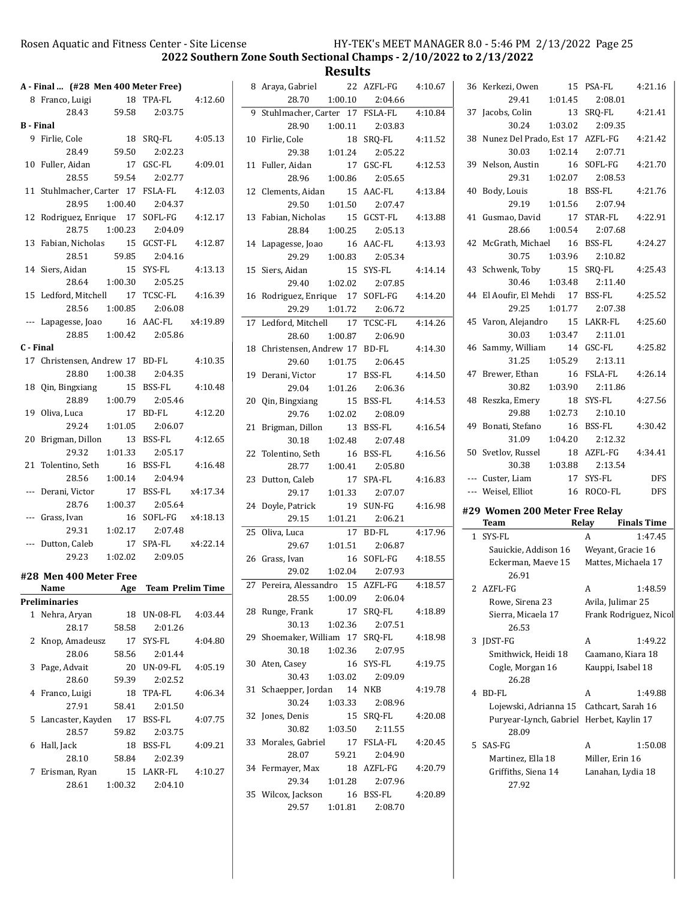## 2022 Southern Zone South Sectional Champs - 2/10/2022 to 2/13/2022

## Results

### A - Final ... (#28 Men 400 Meter Free)

| Place | Name | Age | Team | Time |
|---|---|---|---|---|
| 8 | Franco, Luigi | 18 | TPA-FL | 4:12.60 |
| | 28.43 | 59.58 | 2:03.75 | |

**B - Final**

| Place | Name | Age | Team | Time |
|---|---|---|---|---|
| 9 | Firlie, Cole | 18 | SRQ-FL | 4:05.13 |
| | 28.49 | 59.50 | 2:02.23 | |
| 10 | Fuller, Aidan | 17 | GSC-FL | 4:09.01 |
| | 28.55 | 59.54 | 2:02.77 | |
| 11 | Stuhlmacher, Carter | 17 | FSLA-FL | 4:12.03 |
| | 28.95 | 1:00.40 | 2:04.37 | |
| 12 | Rodriguez, Enrique | 17 | SOFL-FG | 4:12.17 |
| | 28.75 | 1:00.23 | 2:04.09 | |
| 13 | Fabian, Nicholas | 15 | GCST-FL | 4:12.87 |
| | 28.51 | 59.85 | 2:04.16 | |
| 14 | Siers, Aidan | 15 | SYS-FL | 4:13.13 |
| | 28.64 | 1:00.30 | 2:05.25 | |
| 15 | Ledford, Mitchell | 17 | TCSC-FL | 4:16.39 |
| | 28.56 | 1:00.85 | 2:06.08 | |
| --- | Lapagesse, Joao | 16 | AAC-FL | x4:19.89 |
| | 28.85 | 1:00.42 | 2:05.86 | |

**C - Final**

| Place | Name | Age | Team | Time |
|---|---|---|---|---|
| 17 | Christensen, Andrew | 17 | BD-FL | 4:10.35 |
| | 28.80 | 1:00.38 | 2:04.35 | |
| 18 | Qin, Bingxiang | 15 | BSS-FL | 4:10.48 |
| | 28.89 | 1:00.79 | 2:05.46 | |
| 19 | Oliva, Luca | 17 | BD-FL | 4:12.20 |
| | 29.24 | 1:01.05 | 2:06.07 | |
| 20 | Brigman, Dillon | 13 | BSS-FL | 4:12.65 |
| | 29.32 | 1:01.33 | 2:05.17 | |
| 21 | Tolentino, Seth | 16 | BSS-FL | 4:16.48 |
| | 28.56 | 1:00.14 | 2:04.94 | |
| --- | Derani, Victor | 17 | BSS-FL | x4:17.34 |
| | 28.76 | 1:00.37 | 2:05.64 | |
| --- | Grass, Ivan | 16 | SOFL-FG | x4:18.13 |
| | 29.31 | 1:02.17 | 2:07.48 | |
| --- | Dutton, Caleb | 17 | SPA-FL | x4:22.14 |
| | 29.23 | 1:02.02 | 2:09.05 | |

### #28 Men 400 Meter Free

**Preliminaries**

| Place | Name | Age | Team | Prelim Time |
|---|---|---|---|---|
| 1 | Nehra, Aryan | 18 | UN-08-FL | 4:03.44 |
| | 28.17 | 58.58 | 2:01.26 | |
| 2 | Knop, Amadeusz | 17 | SYS-FL | 4:04.80 |
| | 28.06 | 58.56 | 2:01.44 | |
| 3 | Page, Advait | 20 | UN-09-FL | 4:05.19 |
| | 28.60 | 59.39 | 2:02.52 | |
| 4 | Franco, Luigi | 18 | TPA-FL | 4:06.34 |
| | 27.91 | 58.41 | 2:01.50 | |
| 5 | Lancaster, Kayden | 17 | BSS-FL | 4:07.75 |
| | 28.57 | 59.82 | 2:03.75 | |
| 6 | Hall, Jack | 18 | BSS-FL | 4:09.21 |
| | 28.10 | 58.84 | 2:02.39 | |
| 7 | Erisman, Ryan | 15 | LAKR-FL | 4:10.27 |
| | 28.61 | 1:00.32 | 2:04.10 | |
| 8 | Araya, Gabriel | 22 | AZFL-FG | 4:10.67 |
| | 28.70 | 1:00.10 | 2:04.66 | |
| 9 | Stuhlmacher, Carter | 17 | FSLA-FL | 4:10.84 |
| | 28.90 | 1:00.11 | 2:03.83 | |
| 10 | Firlie, Cole | 18 | SRQ-FL | 4:11.52 |
| | 29.38 | 1:01.24 | 2:05.22 | |
| 11 | Fuller, Aidan | 17 | GSC-FL | 4:12.53 |
| | 28.96 | 1:00.86 | 2:05.65 | |
| 12 | Clements, Aidan | 15 | AAC-FL | 4:13.84 |
| | 29.50 | 1:01.50 | 2:07.47 | |
| 13 | Fabian, Nicholas | 15 | GCST-FL | 4:13.88 |
| | 28.84 | 1:00.25 | 2:05.13 | |
| 14 | Lapagesse, Joao | 16 | AAC-FL | 4:13.93 |
| | 29.29 | 1:00.83 | 2:05.34 | |
| 15 | Siers, Aidan | 15 | SYS-FL | 4:14.14 |
| | 29.40 | 1:02.02 | 2:07.85 | |
| 16 | Rodriguez, Enrique | 17 | SOFL-FG | 4:14.20 |
| | 29.29 | 1:01.72 | 2:06.72 | |
| 17 | Ledford, Mitchell | 17 | TCSC-FL | 4:14.26 |
| | 28.60 | 1:00.87 | 2:06.90 | |
| 18 | Christensen, Andrew | 17 | BD-FL | 4:14.30 |
| | 29.60 | 1:01.75 | 2:06.45 | |
| 19 | Derani, Victor | 17 | BSS-FL | 4:14.50 |
| | 29.04 | 1:01.26 | 2:06.36 | |
| 20 | Qin, Bingxiang | 15 | BSS-FL | 4:14.53 |
| | 29.76 | 1:02.02 | 2:08.09 | |
| 21 | Brigman, Dillon | 13 | BSS-FL | 4:16.54 |
| | 30.18 | 1:02.48 | 2:07.48 | |
| 22 | Tolentino, Seth | 16 | BSS-FL | 4:16.56 |
| | 28.77 | 1:00.41 | 2:05.80 | |
| 23 | Dutton, Caleb | 17 | SPA-FL | 4:16.83 |
| | 29.17 | 1:01.33 | 2:07.07 | |
| 24 | Doyle, Patrick | 19 | SUN-FG | 4:16.98 |
| | 29.15 | 1:01.21 | 2:06.21 | |
| 25 | Oliva, Luca | 17 | BD-FL | 4:17.96 |
| | 29.67 | 1:01.51 | 2:06.87 | |
| 26 | Grass, Ivan | 16 | SOFL-FG | 4:18.55 |
| | 29.02 | 1:02.04 | 2:07.93 | |
| 27 | Pereira, Alessandro | 15 | AZFL-FG | 4:18.57 |
| | 28.55 | 1:00.09 | 2:06.04 | |
| 28 | Runge, Frank | 17 | SRQ-FL | 4:18.89 |
| | 30.13 | 1:02.36 | 2:07.51 | |
| 29 | Shoemaker, William | 17 | SRQ-FL | 4:18.98 |
| | 30.18 | 1:02.36 | 2:07.95 | |
| 30 | Aten, Casey | 16 | SYS-FL | 4:19.75 |
| | 30.43 | 1:03.02 | 2:09.09 | |
| 31 | Schaepper, Jordan | 14 | NKB | 4:19.78 |
| | 30.24 | 1:03.33 | 2:08.96 | |
| 32 | Jones, Denis | 15 | SRQ-FL | 4:20.08 |
| | 30.82 | 1:03.50 | 2:11.55 | |
| 33 | Morales, Gabriel | 17 | FSLA-FL | 4:20.45 |
| | 28.07 | 59.21 | 2:04.90 | |
| 34 | Fermayer, Max | 18 | AZFL-FG | 4:20.79 |
| | 29.34 | 1:01.28 | 2:07.96 | |
| 35 | Wilcox, Jackson | 16 | BSS-FL | 4:20.89 |
| | 29.57 | 1:01.81 | 2:08.70 | |
| 36 | Kerkezi, Owen | 15 | PSA-FL | 4:21.16 |
| | 29.41 | 1:01.45 | 2:08.01 | |
| 37 | Jacobs, Colin | 13 | SRQ-FL | 4:21.41 |
| | 30.24 | 1:03.02 | 2:09.35 | |
| 38 | Nunez Del Prado, Est | 17 | AZFL-FG | 4:21.42 |
| | 30.03 | 1:02.14 | 2:07.71 | |
| 39 | Nelson, Austin | 16 | SOFL-FG | 4:21.70 |
| | 29.31 | 1:02.07 | 2:08.53 | |
| 40 | Body, Louis | 18 | BSS-FL | 4:21.76 |
| | 29.19 | 1:01.56 | 2:07.94 | |
| 41 | Gusmao, David | 17 | STAR-FL | 4:22.91 |
| | 28.66 | 1:00.54 | 2:07.68 | |
| 42 | McGrath, Michael | 16 | BSS-FL | 4:24.27 |
| | 30.75 | 1:03.96 | 2:10.82 | |
| 43 | Schwenk, Toby | 15 | SRQ-FL | 4:25.43 |
| | 30.46 | 1:03.48 | 2:11.40 | |
| 44 | El Aoufir, El Mehdi | 17 | BSS-FL | 4:25.52 |
| | 29.25 | 1:01.77 | 2:07.38 | |
| 45 | Varon, Alejandro | 15 | LAKR-FL | 4:25.60 |
| | 30.03 | 1:03.47 | 2:11.01 | |
| 46 | Sammy, William | 14 | GSC-FL | 4:25.82 |
| | 31.25 | 1:05.29 | 2:13.11 | |
| 47 | Brewer, Ethan | 16 | FSLA-FL | 4:26.14 |
| | 30.82 | 1:03.90 | 2:11.86 | |
| 48 | Reszka, Emery | 18 | SYS-FL | 4:27.56 |
| | 29.88 | 1:02.73 | 2:10.10 | |
| 49 | Bonati, Stefano | 16 | BSS-FL | 4:30.42 |
| | 31.09 | 1:04.20 | 2:12.32 | |
| 50 | Svetlov, Russel | 18 | AZFL-FG | 4:34.41 |
| | 30.38 | 1:03.88 | 2:13.54 | |
| --- | Custer, Liam | 17 | SYS-FL | DFS |
| --- | Weisel, Elliot | 16 | ROCO-FL | DFS |

### #29 Women 200 Meter Free Relay

| Place | Team | Relay | Finals Time |
|---|---|---|---|
| 1 | SYS-FL | A | 1:47.45 |
| | Sauickie, Addison 16 | Weyant, Gracie 16 | |
| | Eckerman, Maeve 15 | Mattes, Michaela 17 | |
| | 26.91 | | |
| 2 | AZFL-FG | A | 1:48.59 |
| | Rowe, Sirena 23 | Avila, Julimar 25 | |
| | Sierra, Micaela 17 | Frank Rodriguez, Nicol | |
| | 26.53 | | |
| 3 | JDST-FG | A | 1:49.22 |
| | Smithwick, Heidi 18 | Caamano, Kiara 18 | |
| | Cogle, Morgan 16 | Kauppi, Isabel 18 | |
| | 26.28 | | |
| 4 | BD-FL | A | 1:49.88 |
| | Lojewski, Adrianna 15 | Cathcart, Sarah 16 | |
| | Puryear-Lynch, Gabriel | Herbet, Kaylin 17 | |
| | 28.09 | | |
| 5 | SAS-FG | A | 1:50.08 |
| | Martinez, Ella 18 | Miller, Erin 16 | |
| | Griffiths, Siena 14 | Lanahan, Lydia 18 | |
| | 27.92 | | |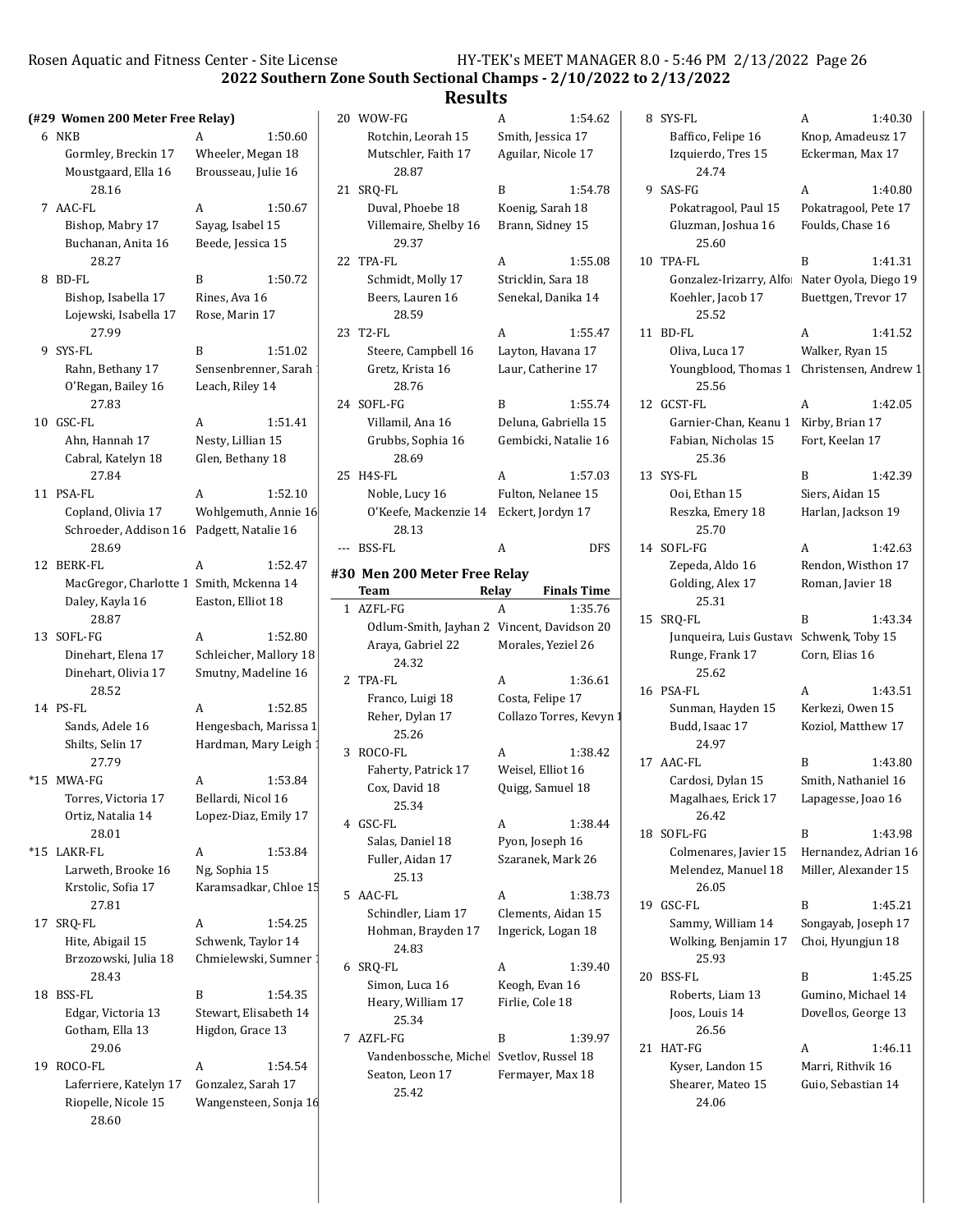## 2022 Southern Zone South Sectional Champs - 2/10/2022 to 2/13/2022

## Results

### (#29 Women 200 Meter Free Relay)

6 NKB A 1:50.60
Gormley, Breckin 17 Wheeler, Megan 18
Moustgaard, Ella 16 Brousseau, Julie 16
28.16

7 AAC-FL A 1:50.67
Bishop, Mabry 17 Sayag, Isabel 15
Buchanan, Anita 16 Beede, Jessica 15
28.27

8 BD-FL B 1:50.72
Bishop, Isabella 17 Rines, Ava 16
Lojewski, Isabella 17 Rose, Marin 17
27.99

9 SYS-FL B 1:51.02
Rahn, Bethany 17 Sensenbrenner, Sarah
O'Regan, Bailey 16 Leach, Riley 14
27.83

10 GSC-FL A 1:51.41
Ahn, Hannah 17 Nesty, Lillian 15
Cabral, Katelyn 18 Glen, Bethany 18
27.84

11 PSA-FL A 1:52.10
Copland, Olivia 17 Wohlgemuth, Annie 16
Schroeder, Addison 16 Padgett, Natalie 16
28.69

12 BERK-FL A 1:52.47
MacGregor, Charlotte 1 Smith, Mckenna 14
Daley, Kayla 16 Easton, Elliot 18
28.87

13 SOFL-FG A 1:52.80
Dinehart, Elena 17 Schleicher, Mallory 18
Dinehart, Olivia 17 Smutny, Madeline 16
28.52

14 PS-FL A 1:52.85
Sands, Adele 16 Hengesbach, Marissa 1
Shilts, Selin 17 Hardman, Mary Leigh
27.79

*15 MWA-FG A 1:53.84
Torres, Victoria 17 Bellardi, Nicol 16
Ortiz, Natalia 14 Lopez-Diaz, Emily 17
28.01

*15 LAKR-FL A 1:53.84
Larweth, Brooke 16 Ng, Sophia 15
Krstolic, Sofia 17 Karamsadkar, Chloe 15
27.81

17 SRQ-FL A 1:54.25
Hite, Abigail 15 Schwenk, Taylor 14
Brzozowski, Julia 18 Chmielewski, Sumner
28.43

18 BSS-FL B 1:54.35
Edgar, Victoria 13 Stewart, Elisabeth 14
Gotham, Ella 13 Higdon, Grace 13
29.06

19 ROCO-FL A 1:54.54
Laferriere, Katelyn 17 Gonzalez, Sarah 17
Riopelle, Nicole 15 Wangensteen, Sonja 16
28.60

20 WOW-FG A 1:54.62
Rotchin, Leorah 15 Smith, Jessica 17
Mutschler, Faith 17 Aguilar, Nicole 17
28.87

21 SRQ-FL B 1:54.78
Duval, Phoebe 18 Koenig, Sarah 18
Villemaire, Shelby 16 Brann, Sidney 15
29.37

22 TPA-FL A 1:55.08
Schmidt, Molly 17 Stricklin, Sara 18
Beers, Lauren 16 Senekal, Danika 14
28.59

23 T2-FL A 1:55.47
Steere, Campbell 16 Layton, Havana 17
Gretz, Krista 16 Laur, Catherine 17
28.76

24 SOFL-FG B 1:55.74
Villamil, Ana 16 Deluna, Gabriella 15
Grubbs, Sophia 16 Gembicki, Natalie 16
28.69

25 H4S-FL A 1:57.03
Noble, Lucy 16 Fulton, Nelanee 15
O'Keefe, Mackenzie 14 Eckert, Jordyn 17
28.13

--- BSS-FL A DFS

### #30 Men 200 Meter Free Relay

| Team | Relay | Finals Time |
|---|---|---|

1 AZFL-FG A 1:35.76
Odlum-Smith, Jayhan 2 Vincent, Davidson 20
Araya, Gabriel 22 Morales, Yeziel 26
24.32

2 TPA-FL A 1:36.61
Franco, Luigi 18 Costa, Felipe 17
Reher, Dylan 17 Collazo Torres, Kevyn 1
25.26

3 ROCO-FL A 1:38.42
Faherty, Patrick 17 Weisel, Elliot 16
Cox, David 18 Quigg, Samuel 18
25.34

4 GSC-FL A 1:38.44
Salas, Daniel 18 Pyon, Joseph 16
Fuller, Aidan 17 Szaranek, Mark 26
25.13

5 AAC-FL A 1:38.73
Schindler, Liam 17 Clements, Aidan 15
Hohman, Brayden 17 Ingerick, Logan 18
24.83

6 SRQ-FL A 1:39.40
Simon, Luca 16 Keogh, Evan 16
Heary, William 17 Firlie, Cole 18
25.34

7 AZFL-FG B 1:39.97
Vandenbossche, Michel Svetlov, Russel 18
Seaton, Leon 17 Fermayer, Max 18
25.42

8 SYS-FL A 1:40.30
Baffico, Felipe 16 Knop, Amadeusz 17
Izquierdo, Tres 15 Eckerman, Max 17
24.74

9 SAS-FG A 1:40.80
Pokatragool, Paul 15 Pokatragool, Pete 17
Gluzman, Joshua 16 Foulds, Chase 16
25.60

10 TPA-FL B 1:41.31
Gonzalez-Irizarry, Alfo Nater Oyola, Diego 19
Koehler, Jacob 17 Buettgen, Trevor 17
25.52

11 BD-FL A 1:41.52
Oliva, Luca 17 Walker, Ryan 15
Youngblood, Thomas 1 Christensen, Andrew 1
25.56

12 GCST-FL A 1:42.05
Garnier-Chan, Keanu 1 Kirby, Brian 17
Fabian, Nicholas 15 Fort, Keelan 17
25.36

13 SYS-FL B 1:42.39
Ooi, Ethan 15 Siers, Aidan 15
Reszka, Emery 18 Harlan, Jackson 19
25.70

14 SOFL-FG A 1:42.63
Zepeda, Aldo 16 Rendon, Wisthon 17
Golding, Alex 17 Roman, Javier 18
25.31

15 SRQ-FL B 1:43.34
Junqueira, Luis Gustavo Schwenk, Toby 15
Runge, Frank 17 Corn, Elias 16
25.62

16 PSA-FL A 1:43.51
Sunman, Hayden 15 Kerkezi, Owen 15
Budd, Isaac 17 Koziol, Matthew 17
24.97

17 AAC-FL B 1:43.80
Cardosi, Dylan 15 Smith, Nathaniel 16
Magalhaes, Erick 17 Lapagesse, Joao 16
26.42

18 SOFL-FG B 1:43.98
Colmenares, Javier 15 Hernandez, Adrian 16
Melendez, Manuel 18 Miller, Alexander 15
26.05

19 GSC-FL B 1:45.21
Sammy, William 14 Songayab, Joseph 17
Wolking, Benjamin 17 Choi, Hyungjun 18
25.93

20 BSS-FL B 1:45.25
Roberts, Liam 13 Gumino, Michael 14
Joos, Louis 14 Dovellos, George 13
26.56

21 HAT-FG A 1:46.11
Kyser, Landon 15 Marri, Rithvik 16
Shearer, Mateo 15 Guio, Sebastian 14
24.06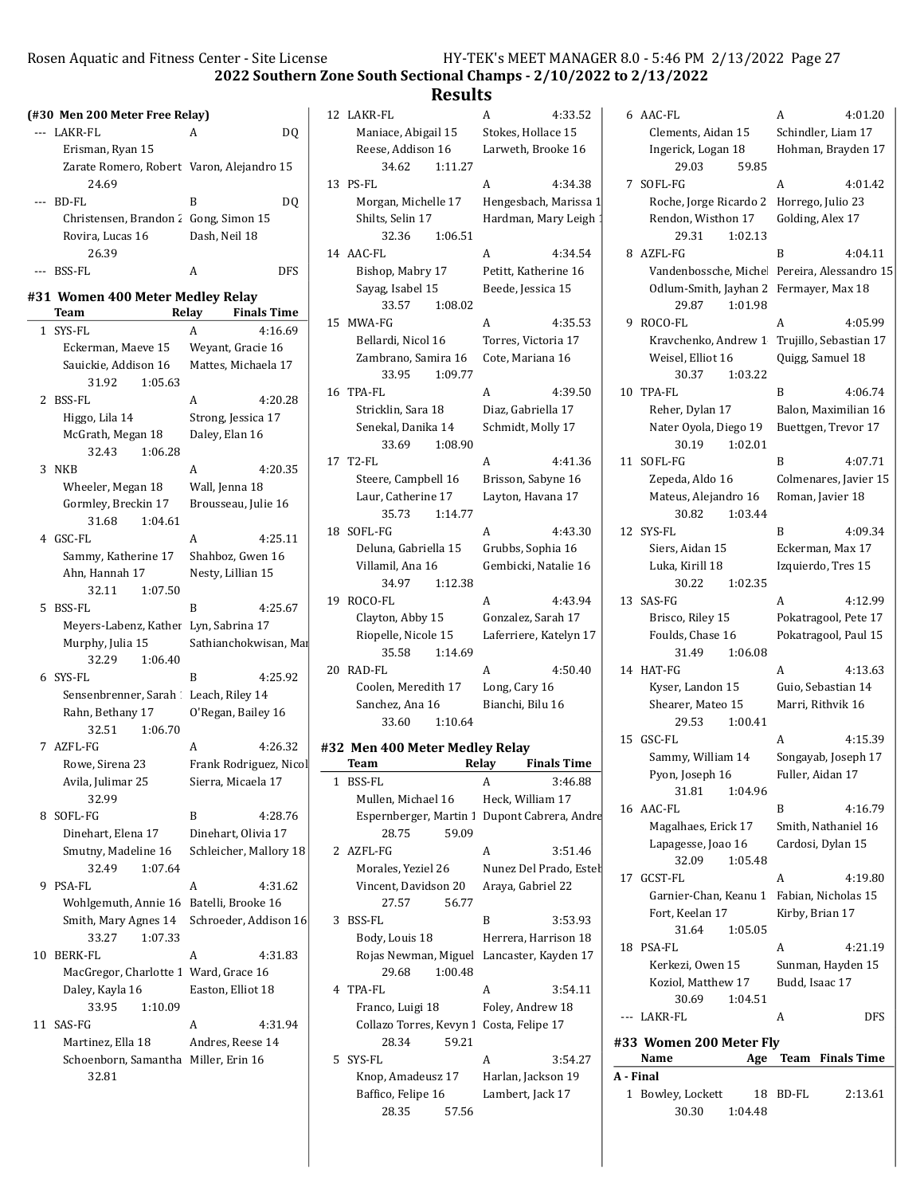## 2022 Southern Zone South Sectional Champs - 2/10/2022 to 2/13/2022

## Results

### (#30 Men 200 Meter Free Relay)

--- LAKR-FL A DQ
Erisman, Ryan 15
Zarate Romero, Robert Varon, Alejandro 15
24.69

--- BD-FL B DQ
Christensen, Brandon 2 Gong, Simon 15
Rovira, Lucas 16 Dash, Neil 18
26.39

--- BSS-FL A DFS

### #31 Women 400 Meter Medley Relay

| | Team | Relay | Finals Time |
|---|---|---|---|
| 1 | SYS-FL | A | 4:16.69 |
| | Eckerman, Maeve 15 | Weyant, Gracie 16 | |
| | Sauickie, Addison 16 | Mattes, Michaela 17 | |
| | 31.92 1:05.63 | | |
| 2 | BSS-FL | A | 4:20.28 |
| | Higgo, Lila 14 | Strong, Jessica 17 | |
| | McGrath, Megan 18 | Daley, Elan 16 | |
| | 32.43 1:06.28 | | |
| 3 | NKB | A | 4:20.35 |
| | Wheeler, Megan 18 | Wall, Jenna 18 | |
| | Gormley, Breckin 17 | Brousseau, Julie 16 | |
| | 31.68 1:04.61 | | |
| 4 | GSC-FL | A | 4:25.11 |
| | Sammy, Katherine 17 | Shahboz, Gwen 16 | |
| | Ahn, Hannah 17 | Nesty, Lillian 15 | |
| | 32.11 1:07.50 | | |
| 5 | BSS-FL | B | 4:25.67 |
| | Meyers-Labenz, Kather | Lyn, Sabrina 17 | |
| | Murphy, Julia 15 | Sathianchokwisan, Mar | |
| | 32.29 1:06.40 | | |
| 6 | SYS-FL | B | 4:25.92 |
| | Sensenbrenner, Sarah 1 | Leach, Riley 14 | |
| | Rahn, Bethany 17 | O'Regan, Bailey 16 | |
| | 32.51 1:06.70 | | |
| 7 | AZFL-FG | A | 4:26.32 |
| | Rowe, Sirena 23 | Frank Rodriguez, Nicol | |
| | Avila, Julimar 25 | Sierra, Micaela 17 | |
| | 32.99 | | |
| 8 | SOFL-FG | B | 4:28.76 |
| | Dinehart, Elena 17 | Dinehart, Olivia 17 | |
| | Smutny, Madeline 16 | Schleicher, Mallory 18 | |
| | 32.49 1:07.64 | | |
| 9 | PSA-FL | A | 4:31.62 |
| | Wohlgemuth, Annie 16 | Batelli, Brooke 16 | |
| | Smith, Mary Agnes 14 | Schroeder, Addison 16 | |
| | 33.27 1:07.33 | | |
| 10 | BERK-FL | A | 4:31.83 |
| | MacGregor, Charlotte 1 | Ward, Grace 16 | |
| | Daley, Kayla 16 | Easton, Elliot 18 | |
| | 33.95 1:10.09 | | |
| 11 | SAS-FG | A | 4:31.94 |
| | Martinez, Ella 18 | Andres, Reese 14 | |
| | Schoenborn, Samantha | Miller, Erin 16 | |
| | 32.81 | | |
| 12 | LAKR-FL | A | 4:33.52 |
| | Maniace, Abigail 15 | Stokes, Hollace 15 | |
| | Reese, Addison 16 | Larweth, Brooke 16 | |
| | 34.62 1:11.27 | | |
| 13 | PS-FL | A | 4:34.38 |
| | Morgan, Michelle 17 | Hengesbach, Marissa 1 | |
| | Shilts, Selin 17 | Hardman, Mary Leigh 1 | |
| | 32.36 1:06.51 | | |
| 14 | AAC-FL | A | 4:34.54 |
| | Bishop, Mabry 17 | Petitt, Katherine 16 | |
| | Sayag, Isabel 15 | Beede, Jessica 15 | |
| | 33.57 1:08.02 | | |
| 15 | MWA-FG | A | 4:35.53 |
| | Bellardi, Nicol 16 | Torres, Victoria 17 | |
| | Zambrano, Samira 16 | Cote, Mariana 16 | |
| | 33.95 1:09.77 | | |
| 16 | TPA-FL | A | 4:39.50 |
| | Stricklin, Sara 18 | Diaz, Gabriella 17 | |
| | Senekal, Danika 14 | Schmidt, Molly 17 | |
| | 33.69 1:08.90 | | |
| 17 | T2-FL | A | 4:41.36 |
| | Steere, Campbell 16 | Brisson, Sabyne 16 | |
| | Laur, Catherine 17 | Layton, Havana 17 | |
| | 35.73 1:14.77 | | |
| 18 | SOFL-FG | A | 4:43.30 |
| | Deluna, Gabriella 15 | Grubbs, Sophia 16 | |
| | Villamil, Ana 16 | Gembicki, Natalie 16 | |
| | 34.97 1:12.38 | | |
| 19 | ROCO-FL | A | 4:43.94 |
| | Clayton, Abby 15 | Gonzalez, Sarah 17 | |
| | Riopelle, Nicole 15 | Laferriere, Katelyn 17 | |
| | 35.58 1:14.69 | | |
| 20 | RAD-FL | A | 4:50.40 |
| | Coolen, Meredith 17 | Long, Cary 16 | |
| | Sanchez, Ana 16 | Bianchi, Bilu 16 | |
| | 33.60 1:10.64 | | |

### #32 Men 400 Meter Medley Relay

| | Team | Relay | Finals Time |
|---|---|---|---|
| 1 | BSS-FL | A | 3:46.88 |
| | Mullen, Michael 16 | Heck, William 17 | |
| | Espernberger, Martin 1 | Dupont Cabrera, Andre | |
| | 28.75 59.09 | | |
| 2 | AZFL-FG | A | 3:51.46 |
| | Morales, Yeziel 26 | Nunez Del Prado, Esteb | |
| | Vincent, Davidson 20 | Araya, Gabriel 22 | |
| | 27.57 56.77 | | |
| 3 | BSS-FL | B | 3:53.93 |
| | Body, Louis 18 | Herrera, Harrison 18 | |
| | Rojas Newman, Miguel | Lancaster, Kayden 17 | |
| | 29.68 1:00.48 | | |
| 4 | TPA-FL | A | 3:54.11 |
| | Franco, Luigi 18 | Foley, Andrew 18 | |
| | Collazo Torres, Kevyn 1 | Costa, Felipe 17 | |
| | 28.34 59.21 | | |
| 5 | SYS-FL | A | 3:54.27 |
| | Knop, Amadeusz 17 | Harlan, Jackson 19 | |
| | Baffico, Felipe 16 | Lambert, Jack 17 | |
| | 28.35 57.56 | | |
| 6 | AAC-FL | A | 4:01.20 |
| | Clements, Aidan 15 | Schindler, Liam 17 | |
| | Ingerick, Logan 18 | Hohman, Brayden 17 | |
| | 29.03 59.85 | | |
| 7 | SOFL-FG | A | 4:01.42 |
| | Roche, Jorge Ricardo 2 | Horrego, Julio 23 | |
| | Rendon, Wisthon 17 | Golding, Alex 17 | |
| | 29.31 1:02.13 | | |
| 8 | AZFL-FG | B | 4:04.11 |
| | Vandenbossche, Michel | Pereira, Alessandro 15 | |
| | Odlum-Smith, Jayhan 2 | Fermayer, Max 18 | |
| | 29.87 1:01.98 | | |
| 9 | ROCO-FL | A | 4:05.99 |
| | Kravchenko, Andrew 1 | Trujillo, Sebastian 17 | |
| | Weisel, Elliot 16 | Quigg, Samuel 18 | |
| | 30.37 1:03.22 | | |
| 10 | TPA-FL | B | 4:06.74 |
| | Reher, Dylan 17 | Balon, Maximilian 16 | |
| | Nater Oyola, Diego 19 | Buettgen, Trevor 17 | |
| | 30.19 1:02.01 | | |
| 11 | SOFL-FG | B | 4:07.71 |
| | Zepeda, Aldo 16 | Colmenares, Javier 15 | |
| | Mateus, Alejandro 16 | Roman, Javier 18 | |
| | 30.82 1:03.44 | | |
| 12 | SYS-FL | B | 4:09.34 |
| | Siers, Aidan 15 | Eckerman, Max 17 | |
| | Luka, Kirill 18 | Izquierdo, Tres 15 | |
| | 30.22 1:02.35 | | |
| 13 | SAS-FG | A | 4:12.99 |
| | Brisco, Riley 15 | Pokatragool, Pete 17 | |
| | Foulds, Chase 16 | Pokatragool, Paul 15 | |
| | 31.49 1:06.08 | | |
| 14 | HAT-FG | A | 4:13.63 |
| | Kyser, Landon 15 | Guio, Sebastian 14 | |
| | Shearer, Mateo 15 | Marri, Rithvik 16 | |
| | 29.53 1:00.41 | | |
| 15 | GSC-FL | A | 4:15.39 |
| | Sammy, William 14 | Songayab, Joseph 17 | |
| | Pyon, Joseph 16 | Fuller, Aidan 17 | |
| | 31.81 1:04.96 | | |
| 16 | AAC-FL | B | 4:16.79 |
| | Magalhaes, Erick 17 | Smith, Nathaniel 16 | |
| | Lapagesse, Joao 16 | Cardosi, Dylan 15 | |
| | 32.09 1:05.48 | | |
| 17 | GCST-FL | A | 4:19.80 |
| | Garnier-Chan, Keanu 1 | Fabian, Nicholas 15 | |
| | Fort, Keelan 17 | Kirby, Brian 17 | |
| | 31.64 1:05.05 | | |
| 18 | PSA-FL | A | 4:21.19 |
| | Kerkezi, Owen 15 | Sunman, Hayden 15 | |
| | Koziol, Matthew 17 | Budd, Isaac 17 | |
| | 30.69 1:04.51 | | |
| --- | LAKR-FL | A | DFS |

### #33 Women 200 Meter Fly

| | Name | Age | Team | Finals Time |
|---|---|---|---|---|
| **A - Final** | | | | |
| 1 | Bowley, Lockett | 18 | BD-FL | 2:13.61 |
| | 30.30 1:04.48 | | | |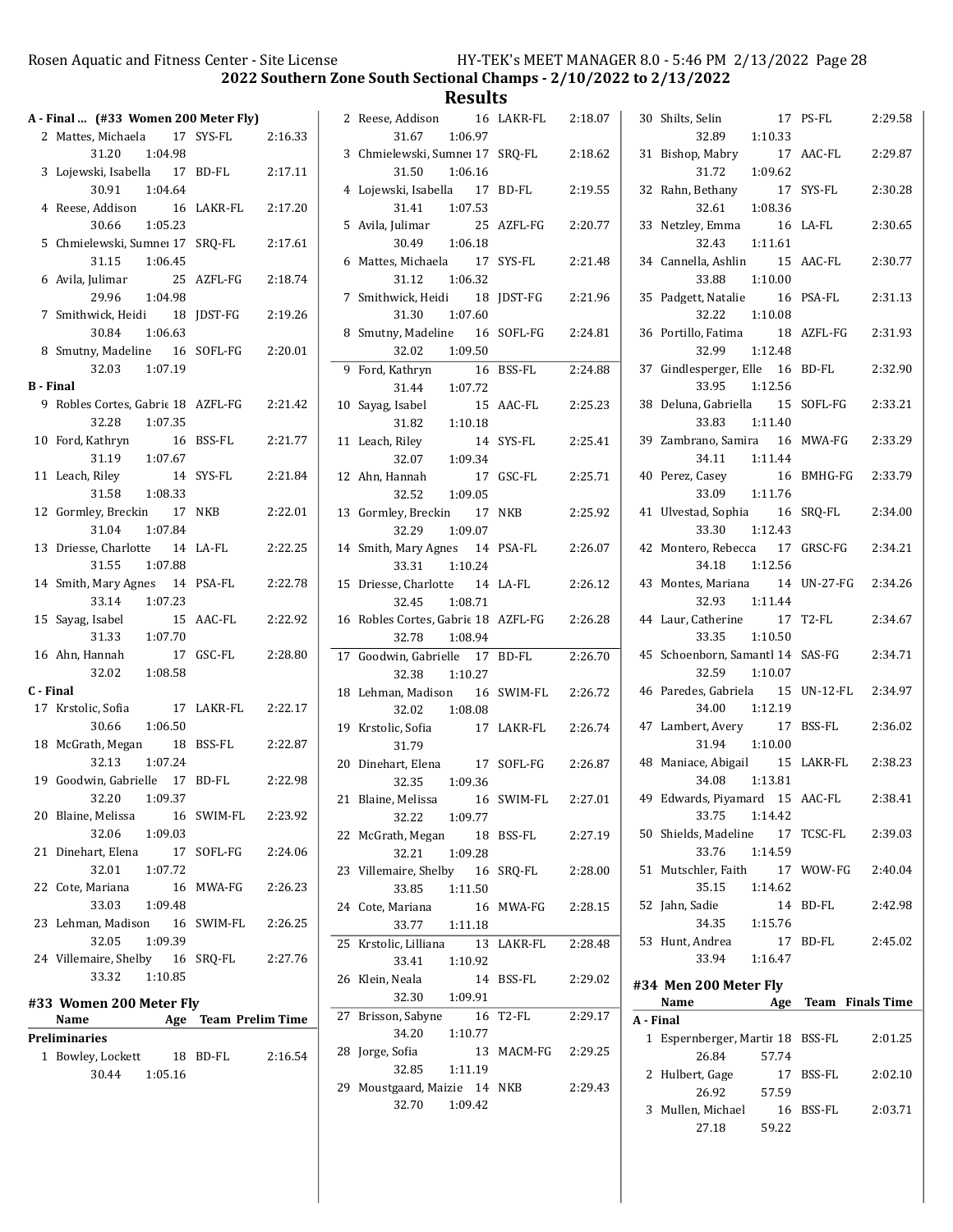## 2022 Southern Zone South Sectional Champs - 2/10/2022 to 2/13/2022

## Results

### A - Final ... (#33 Women 200 Meter Fly)

| Place | Name | Age | Team | Finals Time |
|---|---|---|---|---|
| 2 | Mattes, Michaela | 17 | SYS-FL | 2:16.33 |
| | 31.20 | 1:04.98 | | |
| 3 | Lojewski, Isabella | 17 | BD-FL | 2:17.11 |
| | 30.91 | 1:04.64 | | |
| 4 | Reese, Addison | 16 | LAKR-FL | 2:17.20 |
| | 30.66 | 1:05.23 | | |
| 5 | Chmielewski, Sumner | 17 | SRQ-FL | 2:17.61 |
| | 31.15 | 1:06.45 | | |
| 6 | Avila, Julimar | 25 | AZFL-FG | 2:18.74 |
| | 29.96 | 1:04.98 | | |
| 7 | Smithwick, Heidi | 18 | JDST-FG | 2:19.26 |
| | 30.84 | 1:06.63 | | |
| 8 | Smutny, Madeline | 16 | SOFL-FG | 2:20.01 |
| | 32.03 | 1:07.19 | | |

### B - Final

| Place | Name | Age | Team | Finals Time |
|---|---|---|---|---|
| 9 | Robles Cortes, Gabrie | 18 | AZFL-FG | 2:21.42 |
| | 32.28 | 1:07.35 | | |
| 10 | Ford, Kathryn | 16 | BSS-FL | 2:21.77 |
| | 31.19 | 1:07.67 | | |
| 11 | Leach, Riley | 14 | SYS-FL | 2:21.84 |
| | 31.58 | 1:08.33 | | |
| 12 | Gormley, Breckin | 17 | NKB | 2:22.01 |
| | 31.04 | 1:07.84 | | |
| 13 | Driesse, Charlotte | 14 | LA-FL | 2:22.25 |
| | 31.55 | 1:07.88 | | |
| 14 | Smith, Mary Agnes | 14 | PSA-FL | 2:22.78 |
| | 33.14 | 1:07.23 | | |
| 15 | Sayag, Isabel | 15 | AAC-FL | 2:22.92 |
| | 31.33 | 1:07.70 | | |
| 16 | Ahn, Hannah | 17 | GSC-FL | 2:28.80 |
| | 32.02 | 1:08.58 | | |

### C - Final

| Place | Name | Age | Team | Finals Time |
|---|---|---|---|---|
| 17 | Krstolic, Sofia | 17 | LAKR-FL | 2:22.17 |
| | 30.66 | 1:06.50 | | |
| 18 | McGrath, Megan | 18 | BSS-FL | 2:22.87 |
| | 32.13 | 1:07.24 | | |
| 19 | Goodwin, Gabrielle | 17 | BD-FL | 2:22.98 |
| | 32.20 | 1:09.37 | | |
| 20 | Blaine, Melissa | 16 | SWIM-FL | 2:23.92 |
| | 32.06 | 1:09.03 | | |
| 21 | Dinehart, Elena | 17 | SOFL-FG | 2:24.06 |
| | 32.01 | 1:07.72 | | |
| 22 | Cote, Mariana | 16 | MWA-FG | 2:26.23 |
| | 33.03 | 1:09.48 | | |
| 23 | Lehman, Madison | 16 | SWIM-FL | 2:26.25 |
| | 32.05 | 1:09.39 | | |
| 24 | Villemaire, Shelby | 16 | SRQ-FL | 2:27.76 |
| | 33.32 | 1:10.85 | | |

### #33 Women 200 Meter Fly

| Place | Name | Age | Team | Prelim Time |
|---|---|---|---|---|
| **Preliminaries** | | | | |
| 1 | Bowley, Lockett | 18 | BD-FL | 2:16.54 |
| | 30.44 | 1:05.16 | | |
| 2 | Reese, Addison | 16 | LAKR-FL | 2:18.07 |
| | 31.67 | 1:06.97 | | |
| 3 | Chmielewski, Sumner | 17 | SRQ-FL | 2:18.62 |
| | 31.50 | 1:06.16 | | |
| 4 | Lojewski, Isabella | 17 | BD-FL | 2:19.55 |
| | 31.41 | 1:07.53 | | |
| 5 | Avila, Julimar | 25 | AZFL-FG | 2:20.77 |
| | 30.49 | 1:06.18 | | |
| 6 | Mattes, Michaela | 17 | SYS-FL | 2:21.48 |
| | 31.12 | 1:06.32 | | |
| 7 | Smithwick, Heidi | 18 | JDST-FG | 2:21.96 |
| | 31.30 | 1:07.60 | | |
| 8 | Smutny, Madeline | 16 | SOFL-FG | 2:24.81 |
| | 32.02 | 1:09.50 | | |
| 9 | Ford, Kathryn | 16 | BSS-FL | 2:24.88 |
| | 31.44 | 1:07.72 | | |
| 10 | Sayag, Isabel | 15 | AAC-FL | 2:25.23 |
| | 31.82 | 1:10.18 | | |
| 11 | Leach, Riley | 14 | SYS-FL | 2:25.41 |
| | 32.07 | 1:09.34 | | |
| 12 | Ahn, Hannah | 17 | GSC-FL | 2:25.71 |
| | 32.52 | 1:09.05 | | |
| 13 | Gormley, Breckin | 17 | NKB | 2:25.92 |
| | 32.29 | 1:09.07 | | |
| 14 | Smith, Mary Agnes | 14 | PSA-FL | 2:26.07 |
| | 33.31 | 1:10.24 | | |
| 15 | Driesse, Charlotte | 14 | LA-FL | 2:26.12 |
| | 32.45 | 1:08.71 | | |
| 16 | Robles Cortes, Gabrie | 18 | AZFL-FG | 2:26.28 |
| | 32.78 | 1:08.94 | | |
| 17 | Goodwin, Gabrielle | 17 | BD-FL | 2:26.70 |
| | 32.38 | 1:10.27 | | |
| 18 | Lehman, Madison | 16 | SWIM-FL | 2:26.72 |
| | 32.02 | 1:08.08 | | |
| 19 | Krstolic, Sofia | 17 | LAKR-FL | 2:26.74 |
| | 31.79 | | | |
| 20 | Dinehart, Elena | 17 | SOFL-FG | 2:26.87 |
| | 32.35 | 1:09.36 | | |
| 21 | Blaine, Melissa | 16 | SWIM-FL | 2:27.01 |
| | 32.22 | 1:09.77 | | |
| 22 | McGrath, Megan | 18 | BSS-FL | 2:27.19 |
| | 32.21 | 1:09.28 | | |
| 23 | Villemaire, Shelby | 16 | SRQ-FL | 2:28.00 |
| | 33.85 | 1:11.50 | | |
| 24 | Cote, Mariana | 16 | MWA-FG | 2:28.15 |
| | 33.77 | 1:11.18 | | |
| 25 | Krstolic, Lilliana | 13 | LAKR-FL | 2:28.48 |
| | 33.41 | 1:10.92 | | |
| 26 | Klein, Neala | 14 | BSS-FL | 2:29.02 |
| | 32.30 | 1:09.91 | | |
| 27 | Brisson, Sabyne | 16 | T2-FL | 2:29.17 |
| | 34.20 | 1:10.77 | | |
| 28 | Jorge, Sofia | 13 | MACM-FG | 2:29.25 |
| | 32.85 | 1:11.19 | | |
| 29 | Moustgaard, Maizie | 14 | NKB | 2:29.43 |
| | 32.70 | 1:09.42 | | |
| 30 | Shilts, Selin | 17 | PS-FL | 2:29.58 |
| | 32.89 | 1:10.33 | | |
| 31 | Bishop, Mabry | 17 | AAC-FL | 2:29.87 |
| | 31.72 | 1:09.62 | | |
| 32 | Rahn, Bethany | 17 | SYS-FL | 2:30.28 |
| | 32.61 | 1:08.36 | | |
| 33 | Netzley, Emma | 16 | LA-FL | 2:30.65 |
| | 32.43 | 1:11.61 | | |
| 34 | Cannella, Ashlin | 15 | AAC-FL | 2:30.77 |
| | 33.88 | 1:10.00 | | |
| 35 | Padgett, Natalie | 16 | PSA-FL | 2:31.13 |
| | 32.22 | 1:10.08 | | |
| 36 | Portillo, Fatima | 18 | AZFL-FG | 2:31.93 |
| | 32.99 | 1:12.48 | | |
| 37 | Gindlesperger, Elle | 16 | BD-FL | 2:32.90 |
| | 33.95 | 1:12.56 | | |
| 38 | Deluna, Gabriella | 15 | SOFL-FG | 2:33.21 |
| | 33.83 | 1:11.40 | | |
| 39 | Zambrano, Samira | 16 | MWA-FG | 2:33.29 |
| | 34.11 | 1:11.44 | | |
| 40 | Perez, Casey | 16 | BMHG-FG | 2:33.79 |
| | 33.09 | 1:11.76 | | |
| 41 | Ulvestad, Sophia | 16 | SRQ-FL | 2:34.00 |
| | 33.30 | 1:12.43 | | |
| 42 | Montero, Rebecca | 17 | GRSC-FG | 2:34.21 |
| | 34.18 | 1:12.56 | | |
| 43 | Montes, Mariana | 14 | UN-27-FG | 2:34.26 |
| | 32.93 | 1:11.44 | | |
| 44 | Laur, Catherine | 17 | T2-FL | 2:34.67 |
| | 33.35 | 1:10.50 | | |
| 45 | Schoenborn, Samantl | 14 | SAS-FG | 2:34.71 |
| | 32.59 | 1:10.07 | | |
| 46 | Paredes, Gabriela | 15 | UN-12-FL | 2:34.97 |
| | 34.00 | 1:12.19 | | |
| 47 | Lambert, Avery | 17 | BSS-FL | 2:36.02 |
| | 31.94 | 1:10.00 | | |
| 48 | Maniace, Abigail | 15 | LAKR-FL | 2:38.23 |
| | 34.08 | 1:13.81 | | |
| 49 | Edwards, Piyamard | 15 | AAC-FL | 2:38.41 |
| | 33.75 | 1:14.42 | | |
| 50 | Shields, Madeline | 17 | TCSC-FL | 2:39.03 |
| | 33.76 | 1:14.59 | | |
| 51 | Mutschler, Faith | 17 | WOW-FG | 2:40.04 |
| | 35.15 | 1:14.62 | | |
| 52 | Jahn, Sadie | 14 | BD-FL | 2:42.98 |
| | 34.35 | 1:15.76 | | |
| 53 | Hunt, Andrea | 17 | BD-FL | 2:45.02 |
| | 33.94 | 1:16.47 | | |

### #34 Men 200 Meter Fly

| Place | Name | Age | Team | Finals Time |
|---|---|---|---|---|
| **A - Final** | | | | |
| 1 | Espernberger, Martir | 18 | BSS-FL | 2:01.25 |
| | 26.84 | 57.74 | | |
| 2 | Hulbert, Gage | 17 | BSS-FL | 2:02.10 |
| | 26.92 | 57.59 | | |
| 3 | Mullen, Michael | 16 | BSS-FL | 2:03.71 |
| | 27.18 | 59.22 | | |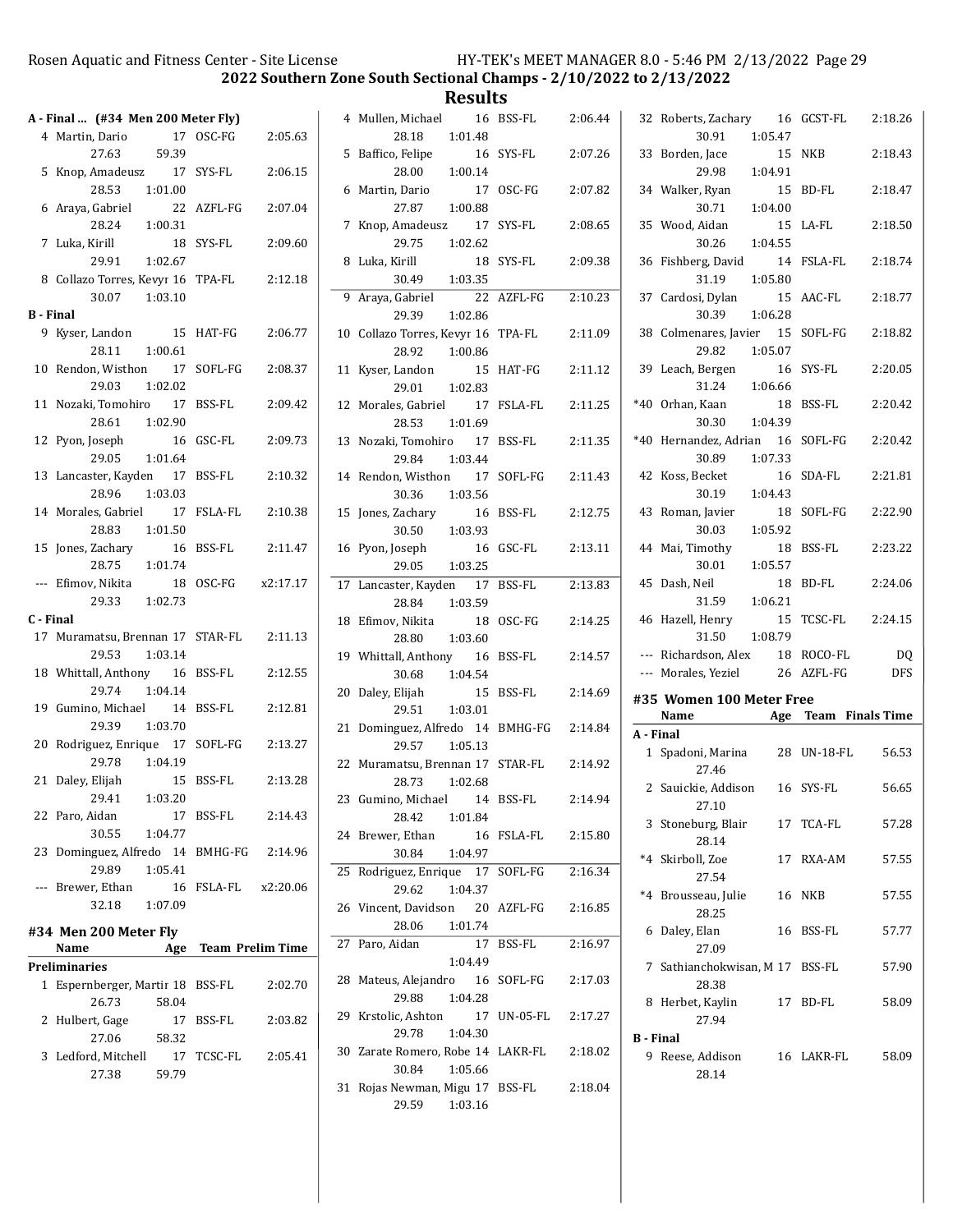## 2022 Southern Zone South Sectional Champs - 2/10/2022 to 2/13/2022

## Results

### A - Final ... (#34 Men 200 Meter Fly)

| Place | Name | Age | Team | Time | Split 1 | Split 2 |
|---|---|---|---|---|---|---|
| 4 | Martin, Dario | 17 | OSC-FG | 2:05.63 | 27.63 | 59.39 |
| 5 | Knop, Amadeusz | 17 | SYS-FL | 2:06.15 | 28.53 | 1:01.00 |
| 6 | Araya, Gabriel | 22 | AZFL-FG | 2:07.04 | 28.24 | 1:00.31 |
| 7 | Luka, Kirill | 18 | SYS-FL | 2:09.60 | 29.91 | 1:02.67 |
| 8 | Collazo Torres, Kevyr | 16 | TPA-FL | 2:12.18 | 30.07 | 1:03.10 |

**B - Final**

| Place | Name | Age | Team | Time | Split 1 | Split 2 |
|---|---|---|---|---|---|---|
| 9 | Kyser, Landon | 15 | HAT-FG | 2:06.77 | 28.11 | 1:00.61 |
| 10 | Rendon, Wisthon | 17 | SOFL-FG | 2:08.37 | 29.03 | 1:02.02 |
| 11 | Nozaki, Tomohiro | 17 | BSS-FL | 2:09.42 | 28.61 | 1:02.90 |
| 12 | Pyon, Joseph | 16 | GSC-FL | 2:09.73 | 29.05 | 1:01.64 |
| 13 | Lancaster, Kayden | 17 | BSS-FL | 2:10.32 | 28.96 | 1:03.03 |
| 14 | Morales, Gabriel | 17 | FSLA-FL | 2:10.38 | 28.83 | 1:01.50 |
| 15 | Jones, Zachary | 16 | BSS-FL | 2:11.47 | 28.75 | 1:01.74 |
| --- | Efimov, Nikita | 18 | OSC-FG | x2:17.17 | 29.33 | 1:02.73 |

**C - Final**

| Place | Name | Age | Team | Time | Split 1 | Split 2 |
|---|---|---|---|---|---|---|
| 17 | Muramatsu, Brennan | 17 | STAR-FL | 2:11.13 | 29.53 | 1:03.14 |
| 18 | Whittall, Anthony | 16 | BSS-FL | 2:12.55 | 29.74 | 1:04.14 |
| 19 | Gumino, Michael | 14 | BSS-FL | 2:12.81 | 29.39 | 1:03.70 |
| 20 | Rodriguez, Enrique | 17 | SOFL-FG | 2:13.27 | 29.78 | 1:04.19 |
| 21 | Daley, Elijah | 15 | BSS-FL | 2:13.28 | 29.41 | 1:03.20 |
| 22 | Paro, Aidan | 17 | BSS-FL | 2:14.43 | 30.55 | 1:04.77 |
| 23 | Dominguez, Alfredo | 14 | BMHG-FG | 2:14.96 | 29.89 | 1:05.41 |
| --- | Brewer, Ethan | 16 | FSLA-FL | x2:20.06 | 32.18 | 1:07.09 |

### #34 Men 200 Meter Fly

**Preliminaries**

| Place | Name | Age | Team | Prelim Time | Split 1 | Split 2 |
|---|---|---|---|---|---|---|
| 1 | Espernberger, Martir | 18 | BSS-FL | 2:02.70 | 26.73 | 58.04 |
| 2 | Hulbert, Gage | 17 | BSS-FL | 2:03.82 | 27.06 | 58.32 |
| 3 | Ledford, Mitchell | 17 | TCSC-FL | 2:05.41 | 27.38 | 59.79 |
| 4 | Mullen, Michael | 16 | BSS-FL | 2:06.44 | 28.18 | 1:01.48 |
| 5 | Baffico, Felipe | 16 | SYS-FL | 2:07.26 | 28.00 | 1:00.14 |
| 6 | Martin, Dario | 17 | OSC-FG | 2:07.82 | 27.87 | 1:00.88 |
| 7 | Knop, Amadeusz | 17 | SYS-FL | 2:08.65 | 29.75 | 1:02.62 |
| 8 | Luka, Kirill | 18 | SYS-FL | 2:09.38 | 30.49 | 1:03.35 |
| 9 | Araya, Gabriel | 22 | AZFL-FG | 2:10.23 | 29.39 | 1:02.86 |
| 10 | Collazo Torres, Kevyr | 16 | TPA-FL | 2:11.09 | 28.92 | 1:00.86 |
| 11 | Kyser, Landon | 15 | HAT-FG | 2:11.12 | 29.01 | 1:02.83 |
| 12 | Morales, Gabriel | 17 | FSLA-FL | 2:11.25 | 28.53 | 1:01.69 |
| 13 | Nozaki, Tomohiro | 17 | BSS-FL | 2:11.35 | 29.84 | 1:03.44 |
| 14 | Rendon, Wisthon | 17 | SOFL-FG | 2:11.43 | 30.36 | 1:03.56 |
| 15 | Jones, Zachary | 16 | BSS-FL | 2:12.75 | 30.50 | 1:03.93 |
| 16 | Pyon, Joseph | 16 | GSC-FL | 2:13.11 | 29.05 | 1:03.25 |
| 17 | Lancaster, Kayden | 17 | BSS-FL | 2:13.83 | 28.84 | 1:03.59 |
| 18 | Efimov, Nikita | 18 | OSC-FG | 2:14.25 | 28.80 | 1:03.60 |
| 19 | Whittall, Anthony | 16 | BSS-FL | 2:14.57 | 30.68 | 1:04.54 |
| 20 | Daley, Elijah | 15 | BSS-FL | 2:14.69 | 29.51 | 1:03.01 |
| 21 | Dominguez, Alfredo | 14 | BMHG-FG | 2:14.84 | 29.57 | 1:05.13 |
| 22 | Muramatsu, Brennan | 17 | STAR-FL | 2:14.92 | 28.73 | 1:02.68 |
| 23 | Gumino, Michael | 14 | BSS-FL | 2:14.94 | 28.42 | 1:01.84 |
| 24 | Brewer, Ethan | 16 | FSLA-FL | 2:15.80 | 30.84 | 1:04.97 |
| 25 | Rodriguez, Enrique | 17 | SOFL-FG | 2:16.34 | 29.62 | 1:04.37 |
| 26 | Vincent, Davidson | 20 | AZFL-FG | 2:16.85 | 28.06 | 1:01.74 |
| 27 | Paro, Aidan | 17 | BSS-FL | 2:16.97 | | 1:04.49 |
| 28 | Mateus, Alejandro | 16 | SOFL-FG | 2:17.03 | 29.88 | 1:04.28 |
| 29 | Krstolic, Ashton | 17 | UN-05-FL | 2:17.27 | 29.78 | 1:04.30 |
| 30 | Zarate Romero, Robe | 14 | LAKR-FL | 2:18.02 | 30.84 | 1:05.66 |
| 31 | Rojas Newman, Migu | 17 | BSS-FL | 2:18.04 | 29.59 | 1:03.16 |
| 32 | Roberts, Zachary | 16 | GCST-FL | 2:18.26 | 30.91 | 1:05.47 |
| 33 | Borden, Jace | 15 | NKB | 2:18.43 | 29.98 | 1:04.91 |
| 34 | Walker, Ryan | 15 | BD-FL | 2:18.47 | 30.71 | 1:04.00 |
| 35 | Wood, Aidan | 15 | LA-FL | 2:18.50 | 30.26 | 1:04.55 |
| 36 | Fishberg, David | 14 | FSLA-FL | 2:18.74 | 31.19 | 1:05.80 |
| 37 | Cardosi, Dylan | 15 | AAC-FL | 2:18.77 | 30.39 | 1:06.28 |
| 38 | Colmenares, Javier | 15 | SOFL-FG | 2:18.82 | 29.82 | 1:05.07 |
| 39 | Leach, Bergen | 16 | SYS-FL | 2:20.05 | 31.24 | 1:06.66 |
| *40 | Orhan, Kaan | 18 | BSS-FL | 2:20.42 | 30.30 | 1:04.39 |
| *40 | Hernandez, Adrian | 16 | SOFL-FG | 2:20.42 | 30.89 | 1:07.33 |
| 42 | Koss, Becket | 16 | SDA-FL | 2:21.81 | 30.19 | 1:04.43 |
| 43 | Roman, Javier | 18 | SOFL-FG | 2:22.90 | 30.03 | 1:05.92 |
| 44 | Mai, Timothy | 18 | BSS-FL | 2:23.22 | 30.01 | 1:05.57 |
| 45 | Dash, Neil | 18 | BD-FL | 2:24.06 | 31.59 | 1:06.21 |
| 46 | Hazell, Henry | 15 | TCSC-FL | 2:24.15 | 31.50 | 1:08.79 |
| --- | Richardson, Alex | 18 | ROCO-FL | DQ | | |
| --- | Morales, Yeziel | 26 | AZFL-FG | DFS | | |

### #35 Women 100 Meter Free

**A - Final**

| Place | Name | Age | Team | Finals Time | Split |
|---|---|---|---|---|---|
| 1 | Spadoni, Marina | 28 | UN-18-FL | 56.53 | 27.46 |
| 2 | Sauickie, Addison | 16 | SYS-FL | 56.65 | 27.10 |
| 3 | Stoneburg, Blair | 17 | TCA-FL | 57.28 | 28.14 |
| *4 | Skirboll, Zoe | 17 | RXA-AM | 57.55 | 27.54 |
| *4 | Brousseau, Julie | 16 | NKB | 57.55 | 28.25 |
| 6 | Daley, Elan | 16 | BSS-FL | 57.77 | 27.09 |
| 7 | Sathianchokwisan, M | 17 | BSS-FL | 57.90 | 28.38 |
| 8 | Herbet, Kaylin | 17 | BD-FL | 58.09 | 27.94 |

**B - Final**

| Place | Name | Age | Team | Finals Time | Split |
|---|---|---|---|---|---|
| 9 | Reese, Addison | 16 | LAKR-FL | 58.09 | 28.14 |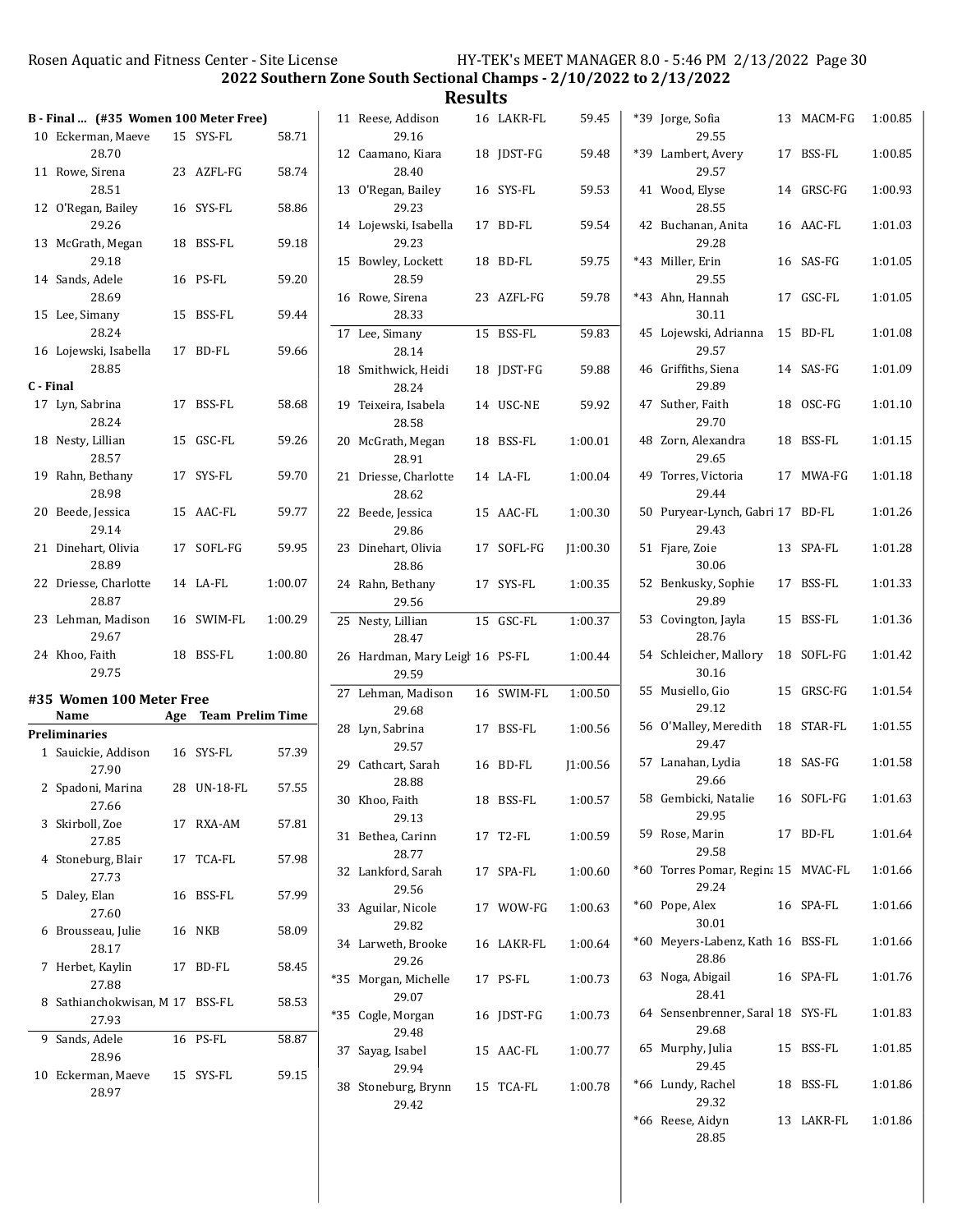## 2022 Southern Zone South Sectional Champs - 2/10/2022 to 2/13/2022

## Results

### B - Final ... (#35 Women 100 Meter Free)

| Place | Name | Age | Team | Time |
|---|---|---|---|---|
| 10 | Eckerman, Maeve | 15 | SYS-FL | 58.71 |
| | 28.70 | | | |
| 11 | Rowe, Sirena | 23 | AZFL-FG | 58.74 |
| | 28.51 | | | |
| 12 | O'Regan, Bailey | 16 | SYS-FL | 58.86 |
| | 29.26 | | | |
| 13 | McGrath, Megan | 18 | BSS-FL | 59.18 |
| | 29.18 | | | |
| 14 | Sands, Adele | 16 | PS-FL | 59.20 |
| | 28.69 | | | |
| 15 | Lee, Simany | 15 | BSS-FL | 59.44 |
| | 28.24 | | | |
| 16 | Lojewski, Isabella | 17 | BD-FL | 59.66 |
| | 28.85 | | | |

### C - Final

| Place | Name | Age | Team | Time |
|---|---|---|---|---|
| 17 | Lyn, Sabrina | 17 | BSS-FL | 58.68 |
| | 28.24 | | | |
| 18 | Nesty, Lillian | 15 | GSC-FL | 59.26 |
| | 28.57 | | | |
| 19 | Rahn, Bethany | 17 | SYS-FL | 59.70 |
| | 28.98 | | | |
| 20 | Beede, Jessica | 15 | AAC-FL | 59.77 |
| | 29.14 | | | |
| 21 | Dinehart, Olivia | 17 | SOFL-FG | 59.95 |
| | 28.89 | | | |
| 22 | Driesse, Charlotte | 14 | LA-FL | 1:00.07 |
| | 28.87 | | | |
| 23 | Lehman, Madison | 16 | SWIM-FL | 1:00.29 |
| | 29.67 | | | |
| 24 | Khoo, Faith | 18 | BSS-FL | 1:00.80 |
| | 29.75 | | | |

### #35 Women 100 Meter Free

**Preliminaries**

| Place | Name | Age | Team | Prelim Time |
|---|---|---|---|---|
| 1 | Sauickie, Addison | 16 | SYS-FL | 57.39 |
| | 27.90 | | | |
| 2 | Spadoni, Marina | 28 | UN-18-FL | 57.55 |
| | 27.66 | | | |
| 3 | Skirboll, Zoe | 17 | RXA-AM | 57.81 |
| | 27.85 | | | |
| 4 | Stoneburg, Blair | 17 | TCA-FL | 57.98 |
| | 27.73 | | | |
| 5 | Daley, Elan | 16 | BSS-FL | 57.99 |
| | 27.60 | | | |
| 6 | Brousseau, Julie | 16 | NKB | 58.09 |
| | 28.17 | | | |
| 7 | Herbet, Kaylin | 17 | BD-FL | 58.45 |
| | 27.88 | | | |
| 8 | Sathianchokwisan, M | 17 | BSS-FL | 58.53 |
| | 27.93 | | | |
| 9 | Sands, Adele | 16 | PS-FL | 58.87 |
| | 28.96 | | | |
| 10 | Eckerman, Maeve | 15 | SYS-FL | 59.15 |
| | 28.97 | | | |
| 11 | Reese, Addison | 16 | LAKR-FL | 59.45 |
| | 29.16 | | | |
| 12 | Caamano, Kiara | 18 | JDST-FG | 59.48 |
| | 28.40 | | | |
| 13 | O'Regan, Bailey | 16 | SYS-FL | 59.53 |
| | 29.23 | | | |
| 14 | Lojewski, Isabella | 17 | BD-FL | 59.54 |
| | 29.23 | | | |
| 15 | Bowley, Lockett | 18 | BD-FL | 59.75 |
| | 28.59 | | | |
| 16 | Rowe, Sirena | 23 | AZFL-FG | 59.78 |
| | 28.33 | | | |
| 17 | Lee, Simany | 15 | BSS-FL | 59.83 |
| | 28.14 | | | |
| 18 | Smithwick, Heidi | 18 | JDST-FG | 59.88 |
| | 28.24 | | | |
| 19 | Teixeira, Isabela | 14 | USC-NE | 59.92 |
| | 28.58 | | | |
| 20 | McGrath, Megan | 18 | BSS-FL | 1:00.01 |
| | 28.91 | | | |
| 21 | Driesse, Charlotte | 14 | LA-FL | 1:00.04 |
| | 28.62 | | | |
| 22 | Beede, Jessica | 15 | AAC-FL | 1:00.30 |
| | 29.86 | | | |
| 23 | Dinehart, Olivia | 17 | SOFL-FG | J1:00.30 |
| | 28.86 | | | |
| 24 | Rahn, Bethany | 17 | SYS-FL | 1:00.35 |
| | 29.56 | | | |
| 25 | Nesty, Lillian | 15 | GSC-FL | 1:00.37 |
| | 28.47 | | | |
| 26 | Hardman, Mary Leigh | 16 | PS-FL | 1:00.44 |
| | 29.59 | | | |
| 27 | Lehman, Madison | 16 | SWIM-FL | 1:00.50 |
| | 29.68 | | | |
| 28 | Lyn, Sabrina | 17 | BSS-FL | 1:00.56 |
| | 29.57 | | | |
| 29 | Cathcart, Sarah | 16 | BD-FL | J1:00.56 |
| | 28.88 | | | |
| 30 | Khoo, Faith | 18 | BSS-FL | 1:00.57 |
| | 29.13 | | | |
| 31 | Bethea, Carinn | 17 | T2-FL | 1:00.59 |
| | 28.77 | | | |
| 32 | Lankford, Sarah | 17 | SPA-FL | 1:00.60 |
| | 29.56 | | | |
| 33 | Aguilar, Nicole | 17 | WOW-FG | 1:00.63 |
| | 29.82 | | | |
| 34 | Larweth, Brooke | 16 | LAKR-FL | 1:00.64 |
| | 29.26 | | | |
| *35 | Morgan, Michelle | 17 | PS-FL | 1:00.73 |
| | 29.07 | | | |
| *35 | Cogle, Morgan | 16 | JDST-FG | 1:00.73 |
| | 29.48 | | | |
| 37 | Sayag, Isabel | 15 | AAC-FL | 1:00.77 |
| | 29.94 | | | |
| 38 | Stoneburg, Brynn | 15 | TCA-FL | 1:00.78 |
| | 29.42 | | | |
| *39 | Jorge, Sofia | 13 | MACM-FG | 1:00.85 |
| | 29.55 | | | |
| *39 | Lambert, Avery | 17 | BSS-FL | 1:00.85 |
| | 29.57 | | | |
| 41 | Wood, Elyse | 14 | GRSC-FG | 1:00.93 |
| | 28.55 | | | |
| 42 | Buchanan, Anita | 16 | AAC-FL | 1:01.03 |
| | 29.28 | | | |
| *43 | Miller, Erin | 16 | SAS-FG | 1:01.05 |
| | 29.55 | | | |
| *43 | Ahn, Hannah | 17 | GSC-FL | 1:01.05 |
| | 30.11 | | | |
| 45 | Lojewski, Adrianna | 15 | BD-FL | 1:01.08 |
| | 29.57 | | | |
| 46 | Griffiths, Siena | 14 | SAS-FG | 1:01.09 |
| | 29.89 | | | |
| 47 | Suther, Faith | 18 | OSC-FG | 1:01.10 |
| | 29.70 | | | |
| 48 | Zorn, Alexandra | 18 | BSS-FL | 1:01.15 |
| | 29.65 | | | |
| 49 | Torres, Victoria | 17 | MWA-FG | 1:01.18 |
| | 29.44 | | | |
| 50 | Puryear-Lynch, Gabri | 17 | BD-FL | 1:01.26 |
| | 29.43 | | | |
| 51 | Fjare, Zoie | 13 | SPA-FL | 1:01.28 |
| | 30.06 | | | |
| 52 | Benkusky, Sophie | 17 | BSS-FL | 1:01.33 |
| | 29.89 | | | |
| 53 | Covington, Jayla | 15 | BSS-FL | 1:01.36 |
| | 28.76 | | | |
| 54 | Schleicher, Mallory | 18 | SOFL-FG | 1:01.42 |
| | 30.16 | | | |
| 55 | Musiello, Gio | 15 | GRSC-FG | 1:01.54 |
| | 29.12 | | | |
| 56 | O'Malley, Meredith | 18 | STAR-FL | 1:01.55 |
| | 29.47 | | | |
| 57 | Lanahan, Lydia | 18 | SAS-FG | 1:01.58 |
| | 29.66 | | | |
| 58 | Gembicki, Natalie | 16 | SOFL-FG | 1:01.63 |
| | 29.95 | | | |
| 59 | Rose, Marin | 17 | BD-FL | 1:01.64 |
| | 29.58 | | | |
| *60 | Torres Pomar, Regina | 15 | MVAC-FL | 1:01.66 |
| | 29.24 | | | |
| *60 | Pope, Alex | 16 | SPA-FL | 1:01.66 |
| | 30.01 | | | |
| *60 | Meyers-Labenz, Kath | 16 | BSS-FL | 1:01.66 |
| | 28.86 | | | |
| 63 | Noga, Abigail | 16 | SPA-FL | 1:01.76 |
| | 28.41 | | | |
| 64 | Sensenbrenner, Sarah | 18 | SYS-FL | 1:01.83 |
| | 29.68 | | | |
| 65 | Murphy, Julia | 15 | BSS-FL | 1:01.85 |
| | 29.45 | | | |
| *66 | Lundy, Rachel | 18 | BSS-FL | 1:01.86 |
| | 29.32 | | | |
| *66 | Reese, Aidyn | 13 | LAKR-FL | 1:01.86 |
| | 28.85 | | | |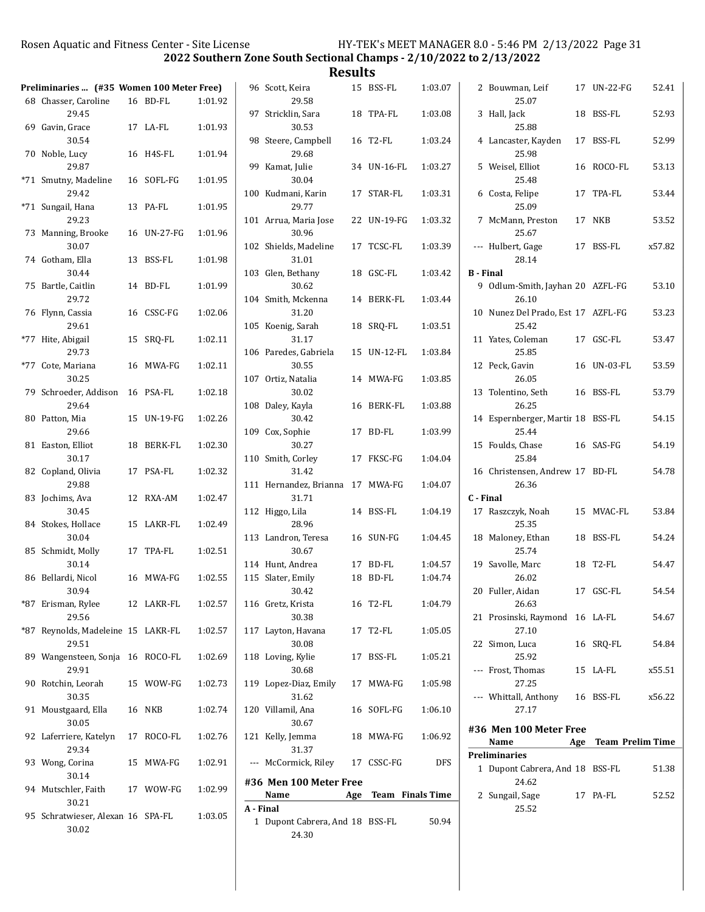2022 Southern Zone South Sectional Champs - 2/10/2022 to 2/13/2022

## Results

### Preliminaries ... (#35 Women 100 Meter Free)

| Place | Name | Age | Team | Time |
|---|---|---|---|---|
| 68 | Chasser, Caroline | 16 | BD-FL | 1:01.92 |
| | 29.45 | | | |
| 69 | Gavin, Grace | 17 | LA-FL | 1:01.93 |
| | 30.54 | | | |
| 70 | Noble, Lucy | 16 | H4S-FL | 1:01.94 |
| | 29.87 | | | |
| *71 | Smutny, Madeline | 16 | SOFL-FG | 1:01.95 |
| | 29.42 | | | |
| *71 | Sungail, Hana | 13 | PA-FL | 1:01.95 |
| | 29.23 | | | |
| 73 | Manning, Brooke | 16 | UN-27-FG | 1:01.96 |
| | 30.07 | | | |
| 74 | Gotham, Ella | 13 | BSS-FL | 1:01.98 |
| | 30.44 | | | |
| 75 | Bartle, Caitlin | 14 | BD-FL | 1:01.99 |
| | 29.72 | | | |
| 76 | Flynn, Cassia | 16 | CSSC-FG | 1:02.06 |
| | 29.61 | | | |
| *77 | Hite, Abigail | 15 | SRQ-FL | 1:02.11 |
| | 29.73 | | | |
| *77 | Cote, Mariana | 16 | MWA-FG | 1:02.11 |
| | 30.25 | | | |
| 79 | Schroeder, Addison | 16 | PSA-FL | 1:02.18 |
| | 29.64 | | | |
| 80 | Patton, Mia | 15 | UN-19-FG | 1:02.26 |
| | 29.66 | | | |
| 81 | Easton, Elliot | 18 | BERK-FL | 1:02.30 |
| | 30.17 | | | |
| 82 | Copland, Olivia | 17 | PSA-FL | 1:02.32 |
| | 29.88 | | | |
| 83 | Jochims, Ava | 12 | RXA-AM | 1:02.47 |
| | 30.45 | | | |
| 84 | Stokes, Hollace | 15 | LAKR-FL | 1:02.49 |
| | 30.04 | | | |
| 85 | Schmidt, Molly | 17 | TPA-FL | 1:02.51 |
| | 30.14 | | | |
| 86 | Bellardi, Nicol | 16 | MWA-FG | 1:02.55 |
| | 30.94 | | | |
| *87 | Erisman, Rylee | 12 | LAKR-FL | 1:02.57 |
| | 29.56 | | | |
| *87 | Reynolds, Madeleine | 15 | LAKR-FL | 1:02.57 |
| | 29.51 | | | |
| 89 | Wangensteen, Sonja | 16 | ROCO-FL | 1:02.69 |
| | 29.91 | | | |
| 90 | Rotchin, Leorah | 15 | WOW-FG | 1:02.73 |
| | 30.35 | | | |
| 91 | Moustgaard, Ella | 16 | NKB | 1:02.74 |
| | 30.05 | | | |
| 92 | Laferriere, Katelyn | 17 | ROCO-FL | 1:02.76 |
| | 29.34 | | | |
| 93 | Wong, Corina | 15 | MWA-FG | 1:02.91 |
| | 30.14 | | | |
| 94 | Mutschler, Faith | 17 | WOW-FG | 1:02.99 |
| | 30.21 | | | |
| 95 | Schratwieser, Alexan | 16 | SPA-FL | 1:03.05 |
| | 30.02 | | | |
| 96 | Scott, Keira | 15 | BSS-FL | 1:03.07 |
| | 29.58 | | | |
| 97 | Stricklin, Sara | 18 | TPA-FL | 1:03.08 |
| | 30.53 | | | |
| 98 | Steere, Campbell | 16 | T2-FL | 1:03.24 |
| | 29.68 | | | |
| 99 | Kamat, Julie | 34 | UN-16-FL | 1:03.27 |
| | 30.04 | | | |
| 100 | Kudmani, Karin | 17 | STAR-FL | 1:03.31 |
| | 29.77 | | | |
| 101 | Arrua, Maria Jose | 22 | UN-19-FG | 1:03.32 |
| | 30.96 | | | |
| 102 | Shields, Madeline | 17 | TCSC-FL | 1:03.39 |
| | 31.01 | | | |
| 103 | Glen, Bethany | 18 | GSC-FL | 1:03.42 |
| | 30.62 | | | |
| 104 | Smith, Mckenna | 14 | BERK-FL | 1:03.44 |
| | 31.20 | | | |
| 105 | Koenig, Sarah | 18 | SRQ-FL | 1:03.51 |
| | 31.17 | | | |
| 106 | Paredes, Gabriela | 15 | UN-12-FL | 1:03.84 |
| | 30.55 | | | |
| 107 | Ortiz, Natalia | 14 | MWA-FG | 1:03.85 |
| | 30.02 | | | |
| 108 | Daley, Kayla | 16 | BERK-FL | 1:03.88 |
| | 30.42 | | | |
| 109 | Cox, Sophie | 17 | BD-FL | 1:03.99 |
| | 30.27 | | | |
| 110 | Smith, Corley | 17 | FKSC-FG | 1:04.04 |
| | 31.42 | | | |
| 111 | Hernandez, Brianna | 17 | MWA-FG | 1:04.07 |
| | 31.71 | | | |
| 112 | Higgo, Lila | 14 | BSS-FL | 1:04.19 |
| | 28.96 | | | |
| 113 | Landron, Teresa | 16 | SUN-FG | 1:04.45 |
| | 30.67 | | | |
| 114 | Hunt, Andrea | 17 | BD-FL | 1:04.57 |
| 115 | Slater, Emily | 18 | BD-FL | 1:04.74 |
| | 30.42 | | | |
| 116 | Gretz, Krista | 16 | T2-FL | 1:04.79 |
| | 30.38 | | | |
| 117 | Layton, Havana | 17 | T2-FL | 1:05.05 |
| | 30.08 | | | |
| 118 | Loving, Kylie | 17 | BSS-FL | 1:05.21 |
| | 30.68 | | | |
| 119 | Lopez-Diaz, Emily | 17 | MWA-FG | 1:05.98 |
| | 31.62 | | | |
| 120 | Villamil, Ana | 16 | SOFL-FG | 1:06.10 |
| | 30.67 | | | |
| 121 | Kelly, Jemma | 18 | MWA-FG | 1:06.92 |
| | 31.37 | | | |
| --- | McCormick, Riley | 17 | CSSC-FG | DFS |

### #36 Men 100 Meter Free

| Place | Name | Age | Team | Finals Time |
|---|---|---|---|---|
| **A - Final** | | | | |
| 1 | Dupont Cabrera, And | 18 | BSS-FL | 50.94 |
| | 24.30 | | | |
| 2 | Bouwman, Leif | 17 | UN-22-FG | 52.41 |
| | 25.07 | | | |
| 3 | Hall, Jack | 18 | BSS-FL | 52.93 |
| | 25.88 | | | |
| 4 | Lancaster, Kayden | 17 | BSS-FL | 52.99 |
| | 25.98 | | | |
| 5 | Weisel, Elliot | 16 | ROCO-FL | 53.13 |
| | 25.48 | | | |
| 6 | Costa, Felipe | 17 | TPA-FL | 53.44 |
| | 25.09 | | | |
| 7 | McMann, Preston | 17 | NKB | 53.52 |
| | 25.67 | | | |
| --- | Hulbert, Gage | 17 | BSS-FL | x57.82 |
| | 28.14 | | | |
| **B - Final** | | | | |
| 9 | Odlum-Smith, Jayhan | 20 | AZFL-FG | 53.10 |
| | 26.10 | | | |
| 10 | Nunez Del Prado, Est | 17 | AZFL-FG | 53.23 |
| | 25.42 | | | |
| 11 | Yates, Coleman | 17 | GSC-FL | 53.47 |
| | 25.85 | | | |
| 12 | Peck, Gavin | 16 | UN-03-FL | 53.59 |
| | 26.05 | | | |
| 13 | Tolentino, Seth | 16 | BSS-FL | 53.79 |
| | 26.25 | | | |
| 14 | Espernberger, Martir | 18 | BSS-FL | 54.15 |
| | 25.44 | | | |
| 15 | Foulds, Chase | 16 | SAS-FG | 54.19 |
| | 25.84 | | | |
| 16 | Christensen, Andrew | 17 | BD-FL | 54.78 |
| | 26.36 | | | |
| **C - Final** | | | | |
| 17 | Raszczyk, Noah | 15 | MVAC-FL | 53.84 |
| | 25.35 | | | |
| 18 | Maloney, Ethan | 18 | BSS-FL | 54.24 |
| | 25.74 | | | |
| 19 | Savolle, Marc | 18 | T2-FL | 54.47 |
| | 26.02 | | | |
| 20 | Fuller, Aidan | 17 | GSC-FL | 54.54 |
| | 26.63 | | | |
| 21 | Prosinski, Raymond | 16 | LA-FL | 54.67 |
| | 27.10 | | | |
| 22 | Simon, Luca | 16 | SRQ-FL | 54.84 |
| | 25.92 | | | |
| --- | Frost, Thomas | 15 | LA-FL | x55.51 |
| | 27.25 | | | |
| --- | Whittall, Anthony | 16 | BSS-FL | x56.22 |
| | 27.17 | | | |

### #36 Men 100 Meter Free

| Place | Name | Age | Team | Prelim Time |
|---|---|---|---|---|
| **Preliminaries** | | | | |
| 1 | Dupont Cabrera, And | 18 | BSS-FL | 51.38 |
| | 24.62 | | | |
| 2 | Sungail, Sage | 17 | PA-FL | 52.52 |
| | 25.52 | | | |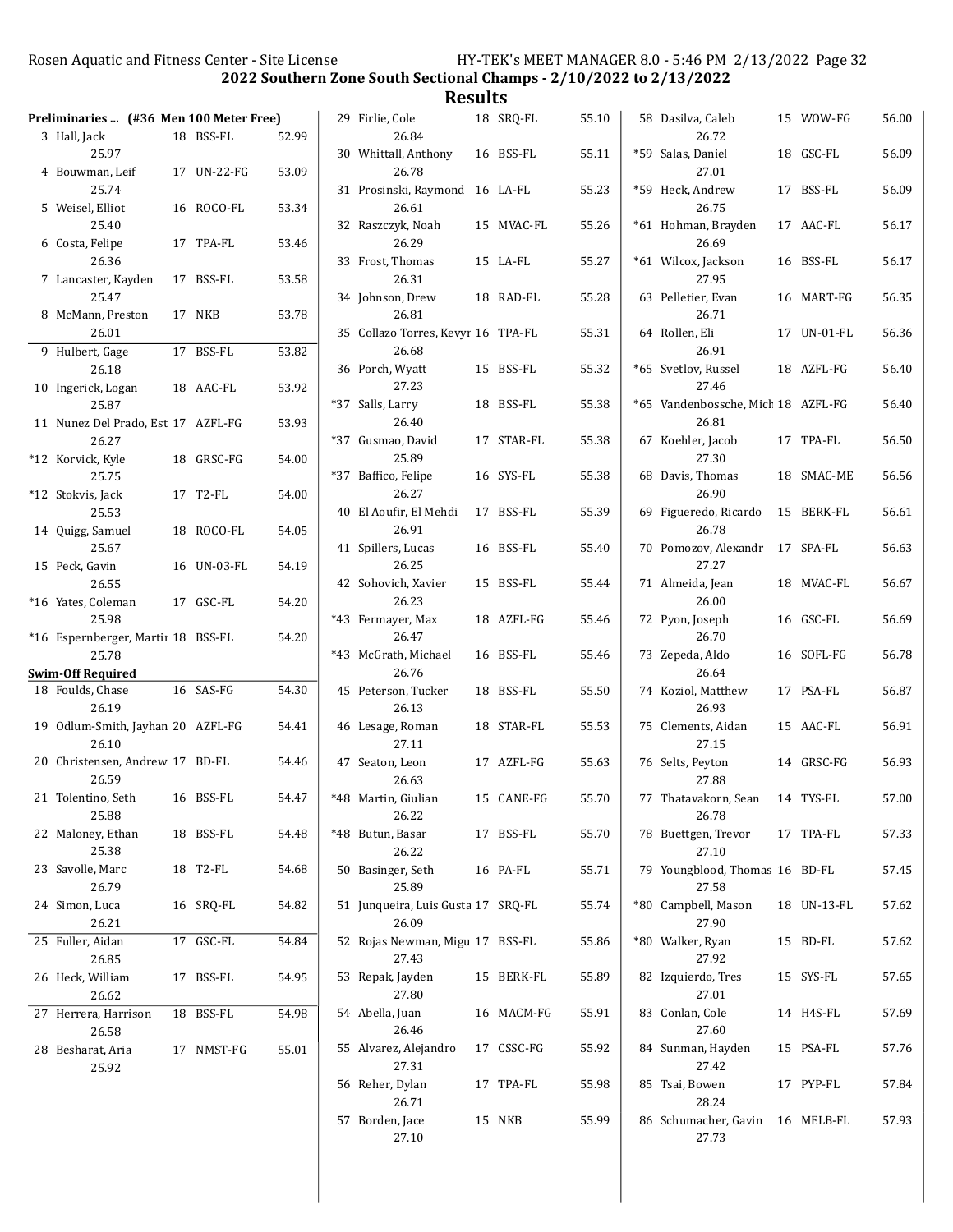**2022 Southern Zone South Sectional Champs - 2/10/2022 to 2/13/2022**

## Results

### Preliminaries ... (#36 Men 100 Meter Free)

| Place | Name | Age | Team | Time | Split |
|---|---|---|---|---|---|
| 3 | Hall, Jack | 18 | BSS-FL | 52.99 | 25.97 |
| 4 | Bouwman, Leif | 17 | UN-22-FG | 53.09 | 25.74 |
| 5 | Weisel, Elliot | 16 | ROCO-FL | 53.34 | 25.40 |
| 6 | Costa, Felipe | 17 | TPA-FL | 53.46 | 26.36 |
| 7 | Lancaster, Kayden | 17 | BSS-FL | 53.58 | 25.47 |
| 8 | McMann, Preston | 17 | NKB | 53.78 | 26.01 |
| 9 | Hulbert, Gage | 17 | BSS-FL | 53.82 | 26.18 |
| 10 | Ingerick, Logan | 18 | AAC-FL | 53.92 | 25.87 |
| 11 | Nunez Del Prado, Est | 17 | AZFL-FG | 53.93 | 26.27 |
| *12 | Korvick, Kyle | 18 | GRSC-FG | 54.00 | 25.75 |
| *12 | Stokvis, Jack | 17 | T2-FL | 54.00 | 25.53 |
| 14 | Quigg, Samuel | 18 | ROCO-FL | 54.05 | 25.67 |
| 15 | Peck, Gavin | 16 | UN-03-FL | 54.19 | 26.55 |
| *16 | Yates, Coleman | 17 | GSC-FL | 54.20 | 25.98 |
| *16 | Espernberger, Martir | 18 | BSS-FL | 54.20 | 25.78 |

**Swim-Off Required**

| Place | Name | Age | Team | Time | Split |
|---|---|---|---|---|---|
| 18 | Foulds, Chase | 16 | SAS-FG | 54.30 | 26.19 |
| 19 | Odlum-Smith, Jayhan | 20 | AZFL-FG | 54.41 | 26.10 |
| 20 | Christensen, Andrew | 17 | BD-FL | 54.46 | 26.59 |
| 21 | Tolentino, Seth | 16 | BSS-FL | 54.47 | 25.88 |
| 22 | Maloney, Ethan | 18 | BSS-FL | 54.48 | 25.38 |
| 23 | Savolle, Marc | 18 | T2-FL | 54.68 | 26.79 |
| 24 | Simon, Luca | 16 | SRQ-FL | 54.82 | 26.21 |
| 25 | Fuller, Aidan | 17 | GSC-FL | 54.84 | 26.85 |
| 26 | Heck, William | 17 | BSS-FL | 54.95 | 26.62 |
| 27 | Herrera, Harrison | 18 | BSS-FL | 54.98 | 26.58 |
| 28 | Besharat, Aria | 17 | NMST-FG | 55.01 | 25.92 |
| 29 | Firlie, Cole | 18 | SRQ-FL | 55.10 | 26.84 |
| 30 | Whittall, Anthony | 16 | BSS-FL | 55.11 | 26.78 |
| 31 | Prosinski, Raymond | 16 | LA-FL | 55.23 | 26.61 |
| 32 | Raszczyk, Noah | 15 | MVAC-FL | 55.26 | 26.29 |
| 33 | Frost, Thomas | 15 | LA-FL | 55.27 | 26.31 |
| 34 | Johnson, Drew | 18 | RAD-FL | 55.28 | 26.81 |
| 35 | Collazo Torres, Kevyr | 16 | TPA-FL | 55.31 | 26.68 |
| 36 | Porch, Wyatt | 15 | BSS-FL | 55.32 | 27.23 |
| *37 | Salls, Larry | 18 | BSS-FL | 55.38 | 26.40 |
| *37 | Gusmao, David | 17 | STAR-FL | 55.38 | 25.89 |
| *37 | Baffico, Felipe | 16 | SYS-FL | 55.38 | 26.27 |
| 40 | El Aoufir, El Mehdi | 17 | BSS-FL | 55.39 | 26.91 |
| 41 | Spillers, Lucas | 16 | BSS-FL | 55.40 | 26.25 |
| 42 | Sohovich, Xavier | 15 | BSS-FL | 55.44 | 26.23 |
| *43 | Fermayer, Max | 18 | AZFL-FG | 55.46 | 26.47 |
| *43 | McGrath, Michael | 16 | BSS-FL | 55.46 | 26.76 |
| 45 | Peterson, Tucker | 18 | BSS-FL | 55.50 | 26.13 |
| 46 | Lesage, Roman | 18 | STAR-FL | 55.53 | 27.11 |
| 47 | Seaton, Leon | 17 | AZFL-FG | 55.63 | 26.63 |
| *48 | Martin, Giulian | 15 | CANE-FG | 55.70 | 26.22 |
| *48 | Butun, Basar | 17 | BSS-FL | 55.70 | 26.22 |
| 50 | Basinger, Seth | 16 | PA-FL | 55.71 | 25.89 |
| 51 | Junqueira, Luis Gusta | 17 | SRQ-FL | 55.74 | 26.09 |
| 52 | Rojas Newman, Migu | 17 | BSS-FL | 55.86 | 27.43 |
| 53 | Repak, Jayden | 15 | BERK-FL | 55.89 | 27.80 |
| 54 | Abella, Juan | 16 | MACM-FG | 55.91 | 26.46 |
| 55 | Alvarez, Alejandro | 17 | CSSC-FG | 55.92 | 27.31 |
| 56 | Reher, Dylan | 17 | TPA-FL | 55.98 | 26.71 |
| 57 | Borden, Jace | 15 | NKB | 55.99 | 27.10 |
| 58 | Dasilva, Caleb | 15 | WOW-FG | 56.00 | 26.72 |
| *59 | Salas, Daniel | 18 | GSC-FL | 56.09 | 27.01 |
| *59 | Heck, Andrew | 17 | BSS-FL | 56.09 | 26.75 |
| *61 | Hohman, Brayden | 17 | AAC-FL | 56.17 | 26.69 |
| *61 | Wilcox, Jackson | 16 | BSS-FL | 56.17 | 27.95 |
| 63 | Pelletier, Evan | 16 | MART-FG | 56.35 | 26.71 |
| 64 | Rollen, Eli | 17 | UN-01-FL | 56.36 | 26.91 |
| *65 | Svetlov, Russel | 18 | AZFL-FG | 56.40 | 27.46 |
| *65 | Vandenbossche, Mich | 18 | AZFL-FG | 56.40 | 26.81 |
| 67 | Koehler, Jacob | 17 | TPA-FL | 56.50 | 27.30 |
| 68 | Davis, Thomas | 18 | SMAC-ME | 56.56 | 26.90 |
| 69 | Figueredo, Ricardo | 15 | BERK-FL | 56.61 | 26.78 |
| 70 | Pomozov, Alexandr | 17 | SPA-FL | 56.63 | 27.27 |
| 71 | Almeida, Jean | 18 | MVAC-FL | 56.67 | 26.00 |
| 72 | Pyon, Joseph | 16 | GSC-FL | 56.69 | 26.70 |
| 73 | Zepeda, Aldo | 16 | SOFL-FG | 56.78 | 26.64 |
| 74 | Koziol, Matthew | 17 | PSA-FL | 56.87 | 26.93 |
| 75 | Clements, Aidan | 15 | AAC-FL | 56.91 | 27.15 |
| 76 | Selts, Peyton | 14 | GRSC-FG | 56.93 | 27.88 |
| 77 | Thatavakorn, Sean | 14 | TYS-FL | 57.00 | 26.78 |
| 78 | Buettgen, Trevor | 17 | TPA-FL | 57.33 | 27.10 |
| 79 | Youngblood, Thomas | 16 | BD-FL | 57.45 | 27.58 |
| *80 | Campbell, Mason | 18 | UN-13-FL | 57.62 | 27.90 |
| *80 | Walker, Ryan | 15 | BD-FL | 57.62 | 27.92 |
| 82 | Izquierdo, Tres | 15 | SYS-FL | 57.65 | 27.01 |
| 83 | Conlan, Cole | 14 | H4S-FL | 57.69 | 27.60 |
| 84 | Sunman, Hayden | 15 | PSA-FL | 57.76 | 27.42 |
| 85 | Tsai, Bowen | 17 | PYP-FL | 57.84 | 28.24 |
| 86 | Schumacher, Gavin | 16 | MELB-FL | 57.93 | 27.73 |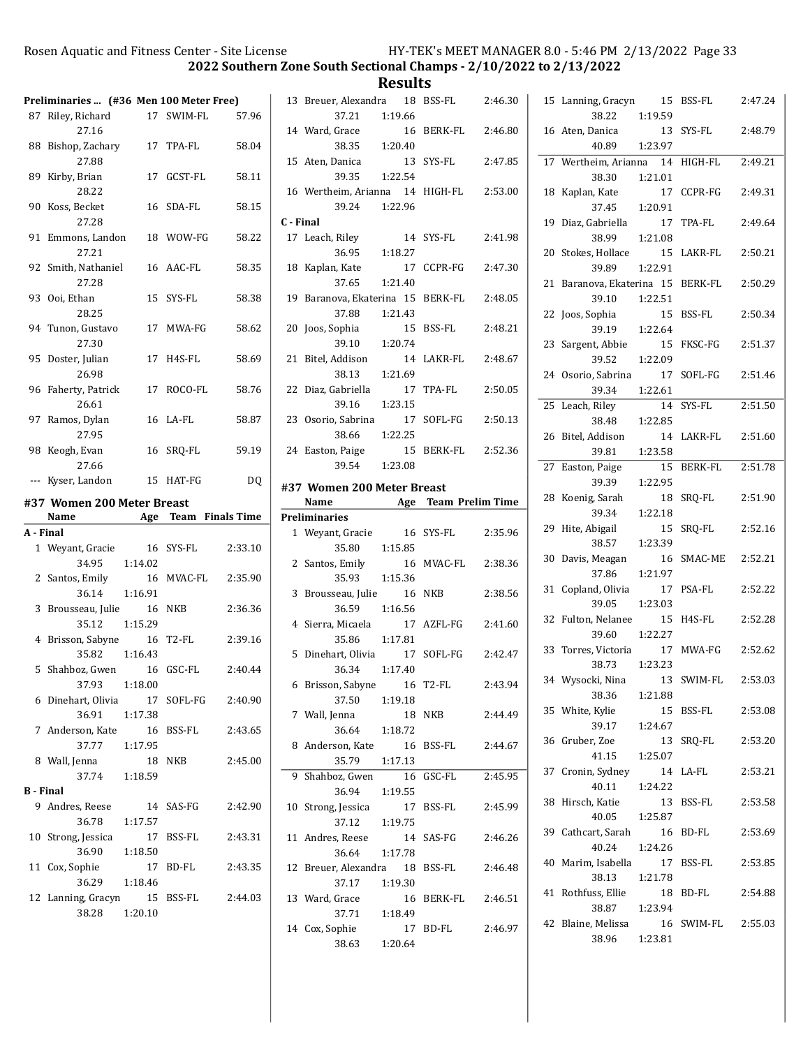## 2022 Southern Zone South Sectional Champs - 2/10/2022 to 2/13/2022

### Results

**Preliminaries ... (#36 Men 100 Meter Free)**

| Place | Name | Age | Team | Time |
|---|---|---|---|---|
| 87 | Riley, Richard | 17 | SWIM-FL | 57.96 |
| | 27.16 | | | |
| 88 | Bishop, Zachary | 17 | TPA-FL | 58.04 |
| | 27.88 | | | |
| 89 | Kirby, Brian | 17 | GCST-FL | 58.11 |
| | 28.22 | | | |
| 90 | Koss, Becket | 16 | SDA-FL | 58.15 |
| | 27.28 | | | |
| 91 | Emmons, Landon | 18 | WOW-FG | 58.22 |
| | 27.21 | | | |
| 92 | Smith, Nathaniel | 16 | AAC-FL | 58.35 |
| | 27.28 | | | |
| 93 | Ooi, Ethan | 15 | SYS-FL | 58.38 |
| | 28.25 | | | |
| 94 | Tunon, Gustavo | 17 | MWA-FG | 58.62 |
| | 27.30 | | | |
| 95 | Doster, Julian | 17 | H4S-FL | 58.69 |
| | 26.98 | | | |
| 96 | Faherty, Patrick | 17 | ROCO-FL | 58.76 |
| | 26.61 | | | |
| 97 | Ramos, Dylan | 16 | LA-FL | 58.87 |
| | 27.95 | | | |
| 98 | Keogh, Evan | 16 | SRQ-FL | 59.19 |
| | 27.66 | | | |
| --- | Kyser, Landon | 15 | HAT-FG | DQ |

### #37 Women 200 Meter Breast

| Place | Name | Age | Team | Finals Time |
|---|---|---|---|---|
| **A - Final** | | | | |
| 1 | Weyant, Gracie | 16 | SYS-FL | 2:33.10 |
| | 34.95 | 1:14.02 | | |
| 2 | Santos, Emily | 16 | MVAC-FL | 2:35.90 |
| | 36.14 | 1:16.91 | | |
| 3 | Brousseau, Julie | 16 | NKB | 2:36.36 |
| | 35.12 | 1:15.29 | | |
| 4 | Brisson, Sabyne | 16 | T2-FL | 2:39.16 |
| | 35.82 | 1:16.43 | | |
| 5 | Shahboz, Gwen | 16 | GSC-FL | 2:40.44 |
| | 37.93 | 1:18.00 | | |
| 6 | Dinehart, Olivia | 17 | SOFL-FG | 2:40.90 |
| | 36.91 | 1:17.38 | | |
| 7 | Anderson, Kate | 16 | BSS-FL | 2:43.65 |
| | 37.77 | 1:17.95 | | |
| 8 | Wall, Jenna | 18 | NKB | 2:45.00 |
| | 37.74 | 1:18.59 | | |
| **B - Final** | | | | |
| 9 | Andres, Reese | 14 | SAS-FG | 2:42.90 |
| | 36.78 | 1:17.57 | | |
| 10 | Strong, Jessica | 17 | BSS-FL | 2:43.31 |
| | 36.90 | 1:18.50 | | |
| 11 | Cox, Sophie | 17 | BD-FL | 2:43.35 |
| | 36.29 | 1:18.46 | | |
| 12 | Lanning, Gracyn | 15 | BSS-FL | 2:44.03 |
| | 38.28 | 1:20.10 | | |
| 13 | Breuer, Alexandra | 18 | BSS-FL | 2:46.30 |
| | 37.21 | 1:19.66 | | |
| 14 | Ward, Grace | 16 | BERK-FL | 2:46.80 |
| | 38.35 | 1:20.40 | | |
| 15 | Aten, Danica | 13 | SYS-FL | 2:47.85 |
| | 39.35 | 1:22.54 | | |
| 16 | Wertheim, Arianna | 14 | HIGH-FL | 2:53.00 |
| | 39.24 | 1:22.96 | | |
| **C - Final** | | | | |
| 17 | Leach, Riley | 14 | SYS-FL | 2:41.98 |
| | 36.95 | 1:18.27 | | |
| 18 | Kaplan, Kate | 17 | CCPR-FG | 2:47.30 |
| | 37.65 | 1:21.40 | | |
| 19 | Baranova, Ekaterina | 15 | BERK-FL | 2:48.05 |
| | 37.88 | 1:21.43 | | |
| 20 | Joos, Sophia | 15 | BSS-FL | 2:48.21 |
| | 39.10 | 1:20.74 | | |
| 21 | Bitel, Addison | 14 | LAKR-FL | 2:48.67 |
| | 38.13 | 1:21.69 | | |
| 22 | Diaz, Gabriella | 17 | TPA-FL | 2:50.05 |
| | 39.16 | 1:23.15 | | |
| 23 | Osorio, Sabrina | 17 | SOFL-FG | 2:50.13 |
| | 38.66 | 1:22.25 | | |
| 24 | Easton, Paige | 15 | BERK-FL | 2:52.36 |
| | 39.54 | 1:23.08 | | |

### #37 Women 200 Meter Breast

| Place | Name | Age | Team | Prelim Time |
|---|---|---|---|---|
| **Preliminaries** | | | | |
| 1 | Weyant, Gracie | 16 | SYS-FL | 2:35.96 |
| | 35.80 | 1:15.85 | | |
| 2 | Santos, Emily | 16 | MVAC-FL | 2:38.36 |
| | 35.93 | 1:15.36 | | |
| 3 | Brousseau, Julie | 16 | NKB | 2:38.56 |
| | 36.59 | 1:16.56 | | |
| 4 | Sierra, Micaela | 17 | AZFL-FG | 2:41.60 |
| | 35.86 | 1:17.81 | | |
| 5 | Dinehart, Olivia | 17 | SOFL-FG | 2:42.47 |
| | 36.34 | 1:17.40 | | |
| 6 | Brisson, Sabyne | 16 | T2-FL | 2:43.94 |
| | 37.50 | 1:19.18 | | |
| 7 | Wall, Jenna | 18 | NKB | 2:44.49 |
| | 36.64 | 1:18.72 | | |
| 8 | Anderson, Kate | 16 | BSS-FL | 2:44.67 |
| | 35.79 | 1:17.13 | | |
| 9 | Shahboz, Gwen | 16 | GSC-FL | 2:45.95 |
| | 36.94 | 1:19.55 | | |
| 10 | Strong, Jessica | 17 | BSS-FL | 2:45.99 |
| | 37.12 | 1:19.75 | | |
| 11 | Andres, Reese | 14 | SAS-FG | 2:46.26 |
| | 36.64 | 1:17.78 | | |
| 12 | Breuer, Alexandra | 18 | BSS-FL | 2:46.48 |
| | 37.17 | 1:19.30 | | |
| 13 | Ward, Grace | 16 | BERK-FL | 2:46.51 |
| | 37.71 | 1:18.49 | | |
| 14 | Cox, Sophie | 17 | BD-FL | 2:46.97 |
| | 38.63 | 1:20.64 | | |
| 15 | Lanning, Gracyn | 15 | BSS-FL | 2:47.24 |
| | 38.22 | 1:19.59 | | |
| 16 | Aten, Danica | 13 | SYS-FL | 2:48.79 |
| | 40.89 | 1:23.97 | | |
| 17 | Wertheim, Arianna | 14 | HIGH-FL | 2:49.21 |
| | 38.30 | 1:21.01 | | |
| 18 | Kaplan, Kate | 17 | CCPR-FG | 2:49.31 |
| | 37.45 | 1:20.91 | | |
| 19 | Diaz, Gabriella | 17 | TPA-FL | 2:49.64 |
| | 38.99 | 1:21.08 | | |
| 20 | Stokes, Hollace | 15 | LAKR-FL | 2:50.21 |
| | 39.89 | 1:22.91 | | |
| 21 | Baranova, Ekaterina | 15 | BERK-FL | 2:50.29 |
| | 39.10 | 1:22.51 | | |
| 22 | Joos, Sophia | 15 | BSS-FL | 2:50.34 |
| | 39.19 | 1:22.64 | | |
| 23 | Sargent, Abbie | 15 | FKSC-FG | 2:51.37 |
| | 39.52 | 1:22.09 | | |
| 24 | Osorio, Sabrina | 17 | SOFL-FG | 2:51.46 |
| | 39.34 | 1:22.61 | | |
| 25 | Leach, Riley | 14 | SYS-FL | 2:51.50 |
| | 38.48 | 1:22.85 | | |
| 26 | Bitel, Addison | 14 | LAKR-FL | 2:51.60 |
| | 39.81 | 1:23.58 | | |
| 27 | Easton, Paige | 15 | BERK-FL | 2:51.78 |
| | 39.39 | 1:22.95 | | |
| 28 | Koenig, Sarah | 18 | SRQ-FL | 2:51.90 |
| | 39.34 | 1:22.18 | | |
| 29 | Hite, Abigail | 15 | SRQ-FL | 2:52.16 |
| | 38.57 | 1:23.39 | | |
| 30 | Davis, Meagan | 16 | SMAC-ME | 2:52.21 |
| | 37.86 | 1:21.97 | | |
| 31 | Copland, Olivia | 17 | PSA-FL | 2:52.22 |
| | 39.05 | 1:23.03 | | |
| 32 | Fulton, Nelanee | 15 | H4S-FL | 2:52.28 |
| | 39.60 | 1:22.27 | | |
| 33 | Torres, Victoria | 17 | MWA-FG | 2:52.62 |
| | 38.73 | 1:23.23 | | |
| 34 | Wysocki, Nina | 13 | SWIM-FL | 2:53.03 |
| | 38.36 | 1:21.88 | | |
| 35 | White, Kylie | 15 | BSS-FL | 2:53.08 |
| | 39.17 | 1:24.67 | | |
| 36 | Gruber, Zoe | 13 | SRQ-FL | 2:53.20 |
| | 41.15 | 1:25.07 | | |
| 37 | Cronin, Sydney | 14 | LA-FL | 2:53.21 |
| | 40.11 | 1:24.22 | | |
| 38 | Hirsch, Katie | 13 | BSS-FL | 2:53.58 |
| | 40.05 | 1:25.87 | | |
| 39 | Cathcart, Sarah | 16 | BD-FL | 2:53.69 |
| | 40.24 | 1:24.26 | | |
| 40 | Marim, Isabella | 17 | BSS-FL | 2:53.85 |
| | 38.13 | 1:21.78 | | |
| 41 | Rothfuss, Ellie | 18 | BD-FL | 2:54.88 |
| | 38.87 | 1:23.94 | | |
| 42 | Blaine, Melissa | 16 | SWIM-FL | 2:55.03 |
| | 38.96 | 1:23.81 | | |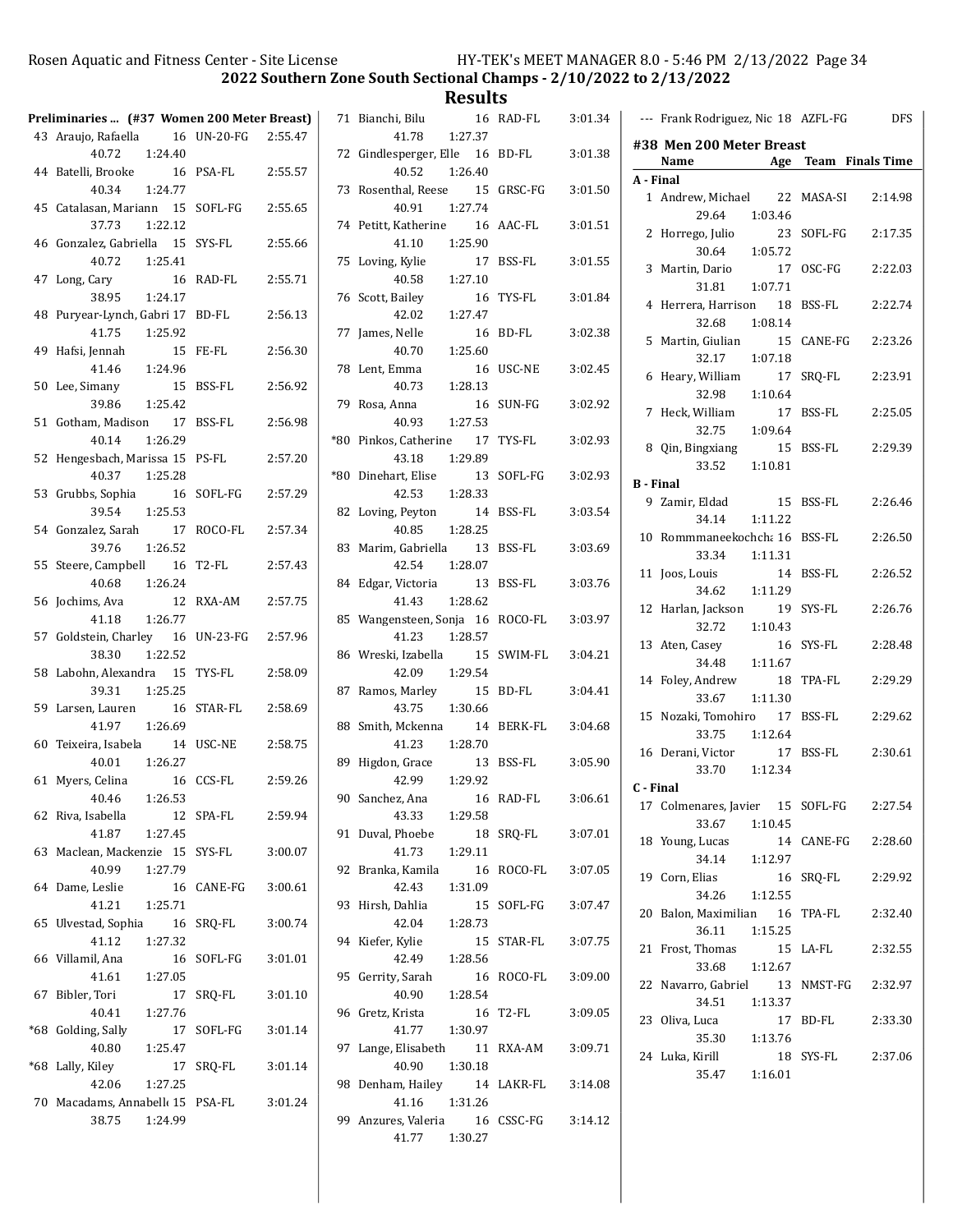# 2022 Southern Zone South Sectional Champs - 2/10/2022 to 2/13/2022

## Results

**Preliminaries ... (#37 Women 200 Meter Breast)**

| Place | Name | Age | Team | Time | Split 1 | Split 2 |
|---|---|---|---|---|---|---|
| 43 | Araujo, Rafaella | 16 | UN-20-FG | 2:55.47 | 40.72 | 1:24.40 |
| 44 | Batelli, Brooke | 16 | PSA-FL | 2:55.57 | 40.34 | 1:24.77 |
| 45 | Catalasan, Mariann | 15 | SOFL-FG | 2:55.65 | 37.73 | 1:22.12 |
| 46 | Gonzalez, Gabriella | 15 | SYS-FL | 2:55.66 | 40.72 | 1:25.41 |
| 47 | Long, Cary | 16 | RAD-FL | 2:55.71 | 38.95 | 1:24.17 |
| 48 | Puryear-Lynch, Gabri | 17 | BD-FL | 2:56.13 | 41.75 | 1:25.92 |
| 49 | Hafsi, Jennah | 15 | FE-FL | 2:56.30 | 41.46 | 1:24.96 |
| 50 | Lee, Simany | 15 | BSS-FL | 2:56.92 | 39.86 | 1:25.42 |
| 51 | Gotham, Madison | 17 | BSS-FL | 2:56.98 | 40.14 | 1:26.29 |
| 52 | Hengesbach, Marissa | 15 | PS-FL | 2:57.20 | 40.37 | 1:25.28 |
| 53 | Grubbs, Sophia | 16 | SOFL-FG | 2:57.29 | 39.54 | 1:25.53 |
| 54 | Gonzalez, Sarah | 17 | ROCO-FL | 2:57.34 | 39.76 | 1:26.52 |
| 55 | Steere, Campbell | 16 | T2-FL | 2:57.43 | 40.68 | 1:26.24 |
| 56 | Jochims, Ava | 12 | RXA-AM | 2:57.75 | 41.18 | 1:26.77 |
| 57 | Goldstein, Charley | 16 | UN-23-FG | 2:57.96 | 38.30 | 1:22.52 |
| 58 | Labohn, Alexandra | 15 | TYS-FL | 2:58.09 | 39.31 | 1:25.25 |
| 59 | Larsen, Lauren | 16 | STAR-FL | 2:58.69 | 41.97 | 1:26.69 |
| 60 | Teixeira, Isabela | 14 | USC-NE | 2:58.75 | 40.01 | 1:26.27 |
| 61 | Myers, Celina | 16 | CCS-FL | 2:59.26 | 40.46 | 1:26.53 |
| 62 | Riva, Isabella | 12 | SPA-FL | 2:59.94 | 41.87 | 1:27.45 |
| 63 | Maclean, Mackenzie | 15 | SYS-FL | 3:00.07 | 40.99 | 1:27.79 |
| 64 | Dame, Leslie | 16 | CANE-FG | 3:00.61 | 41.21 | 1:25.71 |
| 65 | Ulvestad, Sophia | 16 | SRQ-FL | 3:00.74 | 41.12 | 1:27.32 |
| 66 | Villamil, Ana | 16 | SOFL-FG | 3:01.01 | 41.61 | 1:27.05 |
| 67 | Bibler, Tori | 17 | SRQ-FL | 3:01.10 | 40.41 | 1:27.76 |
| *68 | Golding, Sally | 17 | SOFL-FG | 3:01.14 | 40.80 | 1:25.47 |
| *68 | Lally, Kiley | 17 | SRQ-FL | 3:01.14 | 42.06 | 1:27.25 |
| 70 | Macadams, Annabelle | 15 | PSA-FL | 3:01.24 | 38.75 | 1:24.99 |
| 71 | Bianchi, Bilu | 16 | RAD-FL | 3:01.34 | 41.78 | 1:27.37 |
| 72 | Gindlesperger, Elle | 16 | BD-FL | 3:01.38 | 40.52 | 1:26.40 |
| 73 | Rosenthal, Reese | 15 | GRSC-FG | 3:01.50 | 40.91 | 1:27.74 |
| 74 | Petitt, Katherine | 16 | AAC-FL | 3:01.51 | 41.10 | 1:25.90 |
| 75 | Loving, Kylie | 17 | BSS-FL | 3:01.55 | 40.58 | 1:27.10 |
| 76 | Scott, Bailey | 16 | TYS-FL | 3:01.84 | 42.02 | 1:27.47 |
| 77 | James, Nelle | 16 | BD-FL | 3:02.38 | 40.70 | 1:25.60 |
| 78 | Lent, Emma | 16 | USC-NE | 3:02.45 | 40.73 | 1:28.13 |
| 79 | Rosa, Anna | 16 | SUN-FG | 3:02.92 | 40.93 | 1:27.53 |
| *80 | Pinkos, Catherine | 17 | TYS-FL | 3:02.93 | 43.18 | 1:29.89 |
| *80 | Dinehart, Elise | 13 | SOFL-FG | 3:02.93 | 42.53 | 1:28.33 |
| 82 | Loving, Peyton | 14 | BSS-FL | 3:03.54 | 40.85 | 1:28.25 |
| 83 | Marim, Gabriella | 13 | BSS-FL | 3:03.69 | 42.54 | 1:28.07 |
| 84 | Edgar, Victoria | 13 | BSS-FL | 3:03.76 | 41.43 | 1:28.62 |
| 85 | Wangensteen, Sonja | 16 | ROCO-FL | 3:03.97 | 41.23 | 1:28.57 |
| 86 | Wreski, Izabella | 15 | SWIM-FL | 3:04.21 | 42.09 | 1:29.54 |
| 87 | Ramos, Marley | 15 | BD-FL | 3:04.41 | 43.75 | 1:30.66 |
| 88 | Smith, Mckenna | 14 | BERK-FL | 3:04.68 | 41.23 | 1:28.70 |
| 89 | Higdon, Grace | 13 | BSS-FL | 3:05.90 | 42.99 | 1:29.92 |
| 90 | Sanchez, Ana | 16 | RAD-FL | 3:06.61 | 43.33 | 1:29.58 |
| 91 | Duval, Phoebe | 18 | SRQ-FL | 3:07.01 | 41.73 | 1:29.11 |
| 92 | Branka, Kamila | 16 | ROCO-FL | 3:07.05 | 42.43 | 1:31.09 |
| 93 | Hirsh, Dahlia | 15 | SOFL-FG | 3:07.47 | 42.04 | 1:28.73 |
| 94 | Kiefer, Kylie | 15 | STAR-FL | 3:07.75 | 42.49 | 1:28.56 |
| 95 | Gerrity, Sarah | 16 | ROCO-FL | 3:09.00 | 40.90 | 1:28.54 |
| 96 | Gretz, Krista | 16 | T2-FL | 3:09.05 | 41.77 | 1:30.97 |
| 97 | Lange, Elisabeth | 11 | RXA-AM | 3:09.71 | 40.90 | 1:30.18 |
| 98 | Denham, Hailey | 14 | LAKR-FL | 3:14.08 | 41.16 | 1:31.26 |
| 99 | Anzures, Valeria | 16 | CSSC-FG | 3:14.12 | 41.77 | 1:30.27 |
| --- | Frank Rodriguez, Nic | 18 | AZFL-FG | DFS | | |

### #38 Men 200 Meter Breast

| Place | Name | Age | Team | Finals Time | Split 1 | Split 2 |
|---|---|---|---|---|---|---|
| **A - Final** | | | | | | |
| 1 | Andrew, Michael | 22 | MASA-SI | 2:14.98 | 29.64 | 1:03.46 |
| 2 | Horrego, Julio | 23 | SOFL-FG | 2:17.35 | 30.64 | 1:05.72 |
| 3 | Martin, Dario | 17 | OSC-FG | 2:22.03 | 31.81 | 1:07.71 |
| 4 | Herrera, Harrison | 18 | BSS-FL | 2:22.74 | 32.68 | 1:08.14 |
| 5 | Martin, Giulian | 15 | CANE-FG | 2:23.26 | 32.17 | 1:07.18 |
| 6 | Heary, William | 17 | SRQ-FL | 2:23.91 | 32.98 | 1:10.64 |
| 7 | Heck, William | 17 | BSS-FL | 2:25.05 | 32.75 | 1:09.64 |
| 8 | Qin, Bingxiang | 15 | BSS-FL | 2:29.39 | 33.52 | 1:10.81 |
| **B - Final** | | | | | | |
| 9 | Zamir, Eldad | 15 | BSS-FL | 2:26.46 | 34.14 | 1:11.22 |
| 10 | Rommmaneekochch: | 16 | BSS-FL | 2:26.50 | 33.34 | 1:11.31 |
| 11 | Joos, Louis | 14 | BSS-FL | 2:26.52 | 34.62 | 1:11.29 |
| 12 | Harlan, Jackson | 19 | SYS-FL | 2:26.76 | 32.72 | 1:10.43 |
| 13 | Aten, Casey | 16 | SYS-FL | 2:28.48 | 34.48 | 1:11.67 |
| 14 | Foley, Andrew | 18 | TPA-FL | 2:29.29 | 33.67 | 1:11.30 |
| 15 | Nozaki, Tomohiro | 17 | BSS-FL | 2:29.62 | 33.75 | 1:12.64 |
| 16 | Derani, Victor | 17 | BSS-FL | 2:30.61 | 33.70 | 1:12.34 |
| **C - Final** | | | | | | |
| 17 | Colmenares, Javier | 15 | SOFL-FG | 2:27.54 | 33.67 | 1:10.45 |
| 18 | Young, Lucas | 14 | CANE-FG | 2:28.60 | 34.14 | 1:12.97 |
| 19 | Corn, Elias | 16 | SRQ-FL | 2:29.92 | 34.26 | 1:12.55 |
| 20 | Balon, Maximilian | 16 | TPA-FL | 2:32.40 | 36.11 | 1:15.25 |
| 21 | Frost, Thomas | 15 | LA-FL | 2:32.55 | 33.68 | 1:12.67 |
| 22 | Navarro, Gabriel | 13 | NMST-FG | 2:32.97 | 34.51 | 1:13.37 |
| 23 | Oliva, Luca | 17 | BD-FL | 2:33.30 | 35.30 | 1:13.76 |
| 24 | Luka, Kirill | 18 | SYS-FL | 2:37.06 | 35.47 | 1:16.01 |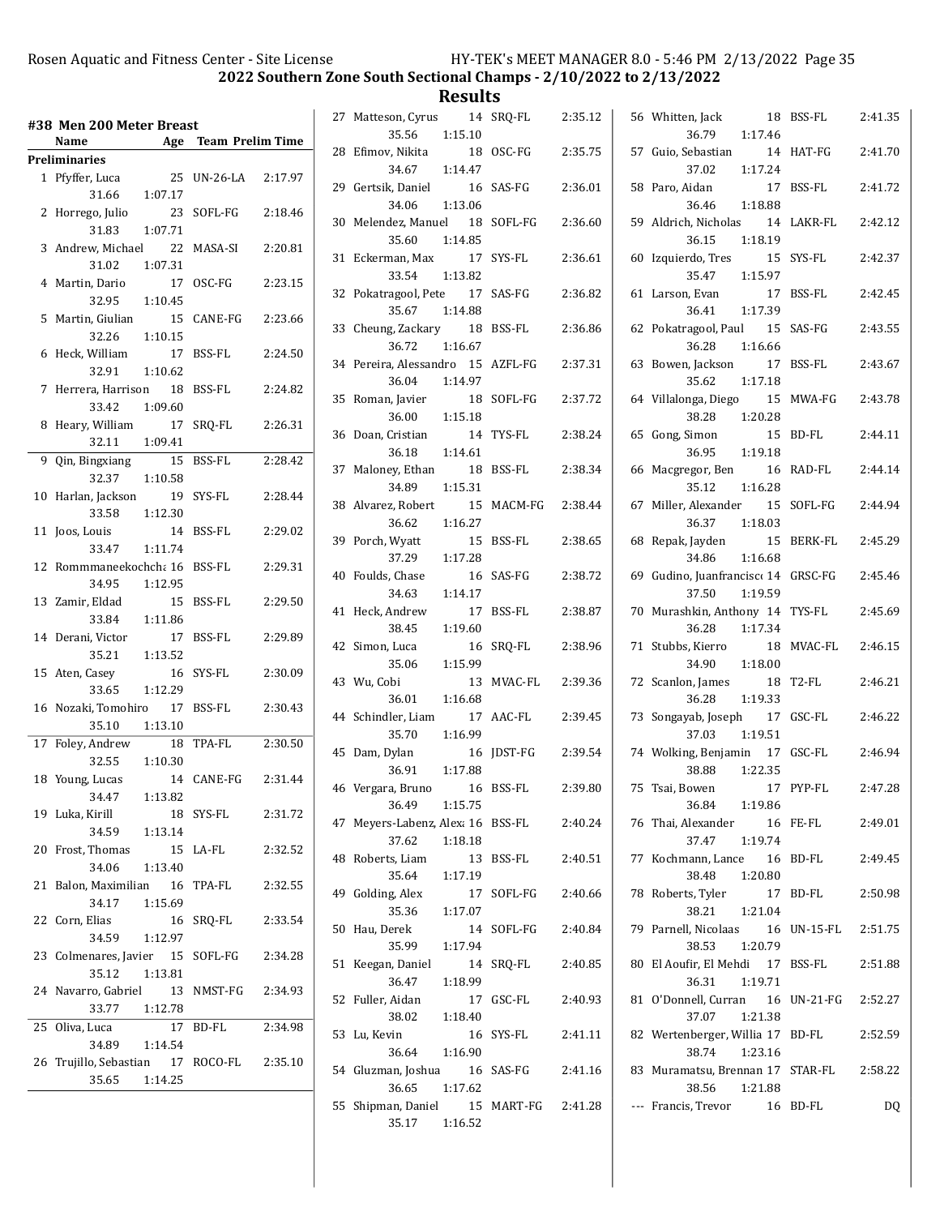## 2022 Southern Zone South Sectional Champs - 2/10/2022 to 2/13/2022

## Results

### #38 Men 200 Meter Breast

| Place | Name | Age | Team | Prelim Time | Splits |
|---|---|---|---|---|---|
| **Preliminaries** | | | | | |
| 1 | Pfyffer, Luca | 25 | UN-26-LA | 2:17.97 | 31.66 1:07.17 |
| 2 | Horrego, Julio | 23 | SOFL-FG | 2:18.46 | 31.83 1:07.71 |
| 3 | Andrew, Michael | 22 | MASA-SI | 2:20.81 | 31.02 1:07.31 |
| 4 | Martin, Dario | 17 | OSC-FG | 2:23.15 | 32.95 1:10.45 |
| 5 | Martin, Giulian | 15 | CANE-FG | 2:23.66 | 32.26 1:10.15 |
| 6 | Heck, William | 17 | BSS-FL | 2:24.50 | 32.91 1:10.62 |
| 7 | Herrera, Harrison | 18 | BSS-FL | 2:24.82 | 33.42 1:09.60 |
| 8 | Heary, William | 17 | SRQ-FL | 2:26.31 | 32.11 1:09.41 |
| 9 | Qin, Bingxiang | 15 | BSS-FL | 2:28.42 | 32.37 1:10.58 |
| 10 | Harlan, Jackson | 19 | SYS-FL | 2:28.44 | 33.58 1:12.30 |
| 11 | Joos, Louis | 14 | BSS-FL | 2:29.02 | 33.47 1:11.74 |
| 12 | Rommmaneekochcha | 16 | BSS-FL | 2:29.31 | 34.95 1:12.95 |
| 13 | Zamir, Eldad | 15 | BSS-FL | 2:29.50 | 33.84 1:11.86 |
| 14 | Derani, Victor | 17 | BSS-FL | 2:29.89 | 35.21 1:13.52 |
| 15 | Aten, Casey | 16 | SYS-FL | 2:30.09 | 33.65 1:12.29 |
| 16 | Nozaki, Tomohiro | 17 | BSS-FL | 2:30.43 | 35.10 1:13.10 |
| 17 | Foley, Andrew | 18 | TPA-FL | 2:30.50 | 32.55 1:10.30 |
| 18 | Young, Lucas | 14 | CANE-FG | 2:31.44 | 34.47 1:13.82 |
| 19 | Luka, Kirill | 18 | SYS-FL | 2:31.72 | 34.59 1:13.14 |
| 20 | Frost, Thomas | 15 | LA-FL | 2:32.52 | 34.06 1:13.40 |
| 21 | Balon, Maximilian | 16 | TPA-FL | 2:32.55 | 34.17 1:15.69 |
| 22 | Corn, Elias | 16 | SRQ-FL | 2:33.54 | 34.59 1:12.97 |
| 23 | Colmenares, Javier | 15 | SOFL-FG | 2:34.28 | 35.12 1:13.81 |
| 24 | Navarro, Gabriel | 13 | NMST-FG | 2:34.93 | 33.77 1:12.78 |
| 25 | Oliva, Luca | 17 | BD-FL | 2:34.98 | 34.89 1:14.54 |
| 26 | Trujillo, Sebastian | 17 | ROCO-FL | 2:35.10 | 35.65 1:14.25 |
| 27 | Matteson, Cyrus | 14 | SRQ-FL | 2:35.12 | 35.56 1:15.10 |
| 28 | Efimov, Nikita | 18 | OSC-FG | 2:35.75 | 34.67 1:14.47 |
| 29 | Gertsik, Daniel | 16 | SAS-FG | 2:36.01 | 34.06 1:13.06 |
| 30 | Melendez, Manuel | 18 | SOFL-FG | 2:36.60 | 35.60 1:14.85 |
| 31 | Eckerman, Max | 17 | SYS-FL | 2:36.61 | 33.54 1:13.82 |
| 32 | Pokatragool, Pete | 17 | SAS-FG | 2:36.82 | 35.67 1:14.88 |
| 33 | Cheung, Zackary | 18 | BSS-FL | 2:36.86 | 36.72 1:16.67 |
| 34 | Pereira, Alessandro | 15 | AZFL-FG | 2:37.31 | 36.04 1:14.97 |
| 35 | Roman, Javier | 18 | SOFL-FG | 2:37.72 | 36.00 1:15.18 |
| 36 | Doan, Cristian | 14 | TYS-FL | 2:38.24 | 36.18 1:14.61 |
| 37 | Maloney, Ethan | 18 | BSS-FL | 2:38.34 | 34.89 1:15.31 |
| 38 | Alvarez, Robert | 15 | MACM-FG | 2:38.44 | 36.62 1:16.27 |
| 39 | Porch, Wyatt | 15 | BSS-FL | 2:38.65 | 37.29 1:17.28 |
| 40 | Foulds, Chase | 16 | SAS-FG | 2:38.72 | 34.63 1:14.17 |
| 41 | Heck, Andrew | 17 | BSS-FL | 2:38.87 | 38.45 1:19.60 |
| 42 | Simon, Luca | 16 | SRQ-FL | 2:38.96 | 35.06 1:15.99 |
| 43 | Wu, Cobi | 13 | MVAC-FL | 2:39.36 | 36.01 1:16.68 |
| 44 | Schindler, Liam | 17 | AAC-FL | 2:39.45 | 35.70 1:16.99 |
| 45 | Dam, Dylan | 16 | JDST-FG | 2:39.54 | 36.91 1:17.88 |
| 46 | Vergara, Bruno | 16 | BSS-FL | 2:39.80 | 36.49 1:15.75 |
| 47 | Meyers-Labenz, Alex | 16 | BSS-FL | 2:40.24 | 37.62 1:18.18 |
| 48 | Roberts, Liam | 13 | BSS-FL | 2:40.51 | 35.64 1:17.19 |
| 49 | Golding, Alex | 17 | SOFL-FG | 2:40.66 | 35.36 1:17.07 |
| 50 | Hau, Derek | 14 | SOFL-FG | 2:40.84 | 35.99 1:17.94 |
| 51 | Keegan, Daniel | 14 | SRQ-FL | 2:40.85 | 36.47 1:18.99 |
| 52 | Fuller, Aidan | 17 | GSC-FL | 2:40.93 | 38.02 1:18.40 |
| 53 | Lu, Kevin | 16 | SYS-FL | 2:41.11 | 36.64 1:16.90 |
| 54 | Gluzman, Joshua | 16 | SAS-FG | 2:41.16 | 36.65 1:17.62 |
| 55 | Shipman, Daniel | 15 | MART-FG | 2:41.28 | 35.17 1:16.52 |
| 56 | Whitten, Jack | 18 | BSS-FL | 2:41.35 | 36.79 1:17.46 |
| 57 | Guio, Sebastian | 14 | HAT-FG | 2:41.70 | 37.02 1:17.24 |
| 58 | Paro, Aidan | 17 | BSS-FL | 2:41.72 | 36.46 1:18.88 |
| 59 | Aldrich, Nicholas | 14 | LAKR-FL | 2:42.12 | 36.15 1:18.19 |
| 60 | Izquierdo, Tres | 15 | SYS-FL | 2:42.37 | 35.47 1:15.97 |
| 61 | Larson, Evan | 17 | BSS-FL | 2:42.45 | 36.41 1:17.39 |
| 62 | Pokatragool, Paul | 15 | SAS-FG | 2:43.55 | 36.28 1:16.66 |
| 63 | Bowen, Jackson | 17 | BSS-FL | 2:43.67 | 35.62 1:17.18 |
| 64 | Villalonga, Diego | 15 | MWA-FG | 2:43.78 | 38.28 1:20.28 |
| 65 | Gong, Simon | 15 | BD-FL | 2:44.11 | 36.95 1:19.18 |
| 66 | Macgregor, Ben | 16 | RAD-FL | 2:44.14 | 35.12 1:16.28 |
| 67 | Miller, Alexander | 15 | SOFL-FG | 2:44.94 | 36.37 1:18.03 |
| 68 | Repak, Jayden | 15 | BERK-FL | 2:45.29 | 34.86 1:16.68 |
| 69 | Gudino, Juanfrancisco | 14 | GRSC-FG | 2:45.46 | 37.50 1:19.59 |
| 70 | Murashkin, Anthony | 14 | TYS-FL | 2:45.69 | 36.28 1:17.34 |
| 71 | Stubbs, Kierro | 18 | MVAC-FL | 2:46.15 | 34.90 1:18.00 |
| 72 | Scanlon, James | 18 | T2-FL | 2:46.21 | 36.28 1:19.33 |
| 73 | Songayab, Joseph | 17 | GSC-FL | 2:46.22 | 37.03 1:19.51 |
| 74 | Wolking, Benjamin | 17 | GSC-FL | 2:46.94 | 38.88 1:22.35 |
| 75 | Tsai, Bowen | 17 | PYP-FL | 2:47.28 | 36.84 1:19.86 |
| 76 | Thai, Alexander | 16 | FE-FL | 2:49.01 | 37.47 1:19.74 |
| 77 | Kochmann, Lance | 16 | BD-FL | 2:49.45 | 38.48 1:20.80 |
| 78 | Roberts, Tyler | 17 | BD-FL | 2:50.98 | 38.21 1:21.04 |
| 79 | Parnell, Nicolaas | 16 | UN-15-FL | 2:51.75 | 38.53 1:20.79 |
| 80 | El Aoufir, El Mehdi | 17 | BSS-FL | 2:51.88 | 36.31 1:19.71 |
| 81 | O'Donnell, Curran | 16 | UN-21-FG | 2:52.27 | 37.07 1:21.38 |
| 82 | Wertenberger, Willia | 17 | BD-FL | 2:52.59 | 38.74 1:23.16 |
| 83 | Muramatsu, Brennan | 17 | STAR-FL | 2:58.22 | 38.56 1:21.88 |
| --- | Francis, Trevor | 16 | BD-FL | DQ | |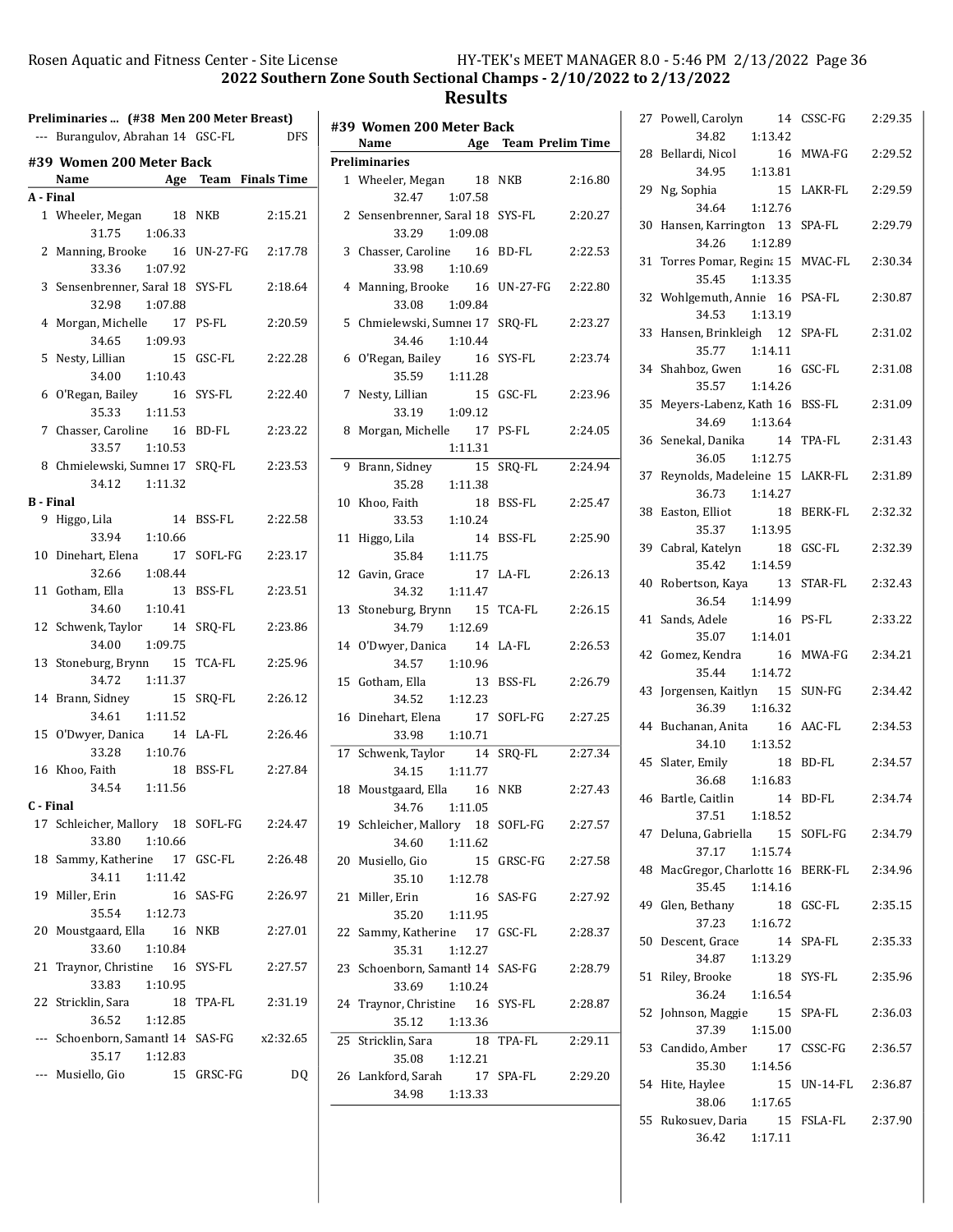# 2022 Southern Zone South Sectional Champs - 2/10/2022 to 2/13/2022

## Results

**Preliminaries ... (#38 Men 200 Meter Breast)**

| | Name | Age | Team | Prelim Time |
|---|---|---|---|---|
| --- | Burangulov, Abrahan | 14 | GSC-FL | DFS |

### #39 Women 200 Meter Back

| | Name | Age | Team | Finals Time |
|---|---|---|---|---|
| **A - Final** | | | | |
| 1 | Wheeler, Megan | 18 | NKB | 2:15.21 |
| | 31.75 | 1:06.33 | | |
| 2 | Manning, Brooke | 16 | UN-27-FG | 2:17.78 |
| | 33.36 | 1:07.92 | | |
| 3 | Sensenbrenner, Sarah | 18 | SYS-FL | 2:18.64 |
| | 32.98 | 1:07.88 | | |
| 4 | Morgan, Michelle | 17 | PS-FL | 2:20.59 |
| | 34.65 | 1:09.93 | | |
| 5 | Nesty, Lillian | 15 | GSC-FL | 2:22.28 |
| | 34.00 | 1:10.43 | | |
| 6 | O'Regan, Bailey | 16 | SYS-FL | 2:22.40 |
| | 35.33 | 1:11.53 | | |
| 7 | Chasser, Caroline | 16 | BD-FL | 2:23.22 |
| | 33.57 | 1:10.53 | | |
| 8 | Chmielewski, Sumner | 17 | SRQ-FL | 2:23.53 |
| | 34.12 | 1:11.32 | | |
| **B - Final** | | | | |
| 9 | Higgo, Lila | 14 | BSS-FL | 2:22.58 |
| | 33.94 | 1:10.66 | | |
| 10 | Dinehart, Elena | 17 | SOFL-FG | 2:23.17 |
| | 32.66 | 1:08.44 | | |
| 11 | Gotham, Ella | 13 | BSS-FL | 2:23.51 |
| | 34.60 | 1:10.41 | | |
| 12 | Schwenk, Taylor | 14 | SRQ-FL | 2:23.86 |
| | 34.00 | 1:09.75 | | |
| 13 | Stoneburg, Brynn | 15 | TCA-FL | 2:25.96 |
| | 34.72 | 1:11.37 | | |
| 14 | Brann, Sidney | 15 | SRQ-FL | 2:26.12 |
| | 34.61 | 1:11.52 | | |
| 15 | O'Dwyer, Danica | 14 | LA-FL | 2:26.46 |
| | 33.28 | 1:10.76 | | |
| 16 | Khoo, Faith | 18 | BSS-FL | 2:27.84 |
| | 34.54 | 1:11.56 | | |
| **C - Final** | | | | |
| 17 | Schleicher, Mallory | 18 | SOFL-FG | 2:24.47 |
| | 33.80 | 1:10.66 | | |
| 18 | Sammy, Katherine | 17 | GSC-FL | 2:26.48 |
| | 34.11 | 1:11.42 | | |
| 19 | Miller, Erin | 16 | SAS-FG | 2:26.97 |
| | 35.54 | 1:12.73 | | |
| 20 | Moustgaard, Ella | 16 | NKB | 2:27.01 |
| | 33.60 | 1:10.84 | | |
| 21 | Traynor, Christine | 16 | SYS-FL | 2:27.57 |
| | 33.83 | 1:10.95 | | |
| 22 | Stricklin, Sara | 18 | TPA-FL | 2:31.19 |
| | 36.52 | 1:12.85 | | |
| --- | Schoenborn, Samantha | 14 | SAS-FG | x2:32.65 |
| | 35.17 | 1:12.83 | | |
| --- | Musiello, Gio | 15 | GRSC-FG | DQ |

### #39 Women 200 Meter Back

| | Name | Age | Team | Prelim Time |
|---|---|---|---|---|
| **Preliminaries** | | | | |
| 1 | Wheeler, Megan | 18 | NKB | 2:16.80 |
| | 32.47 | 1:07.58 | | |
| 2 | Sensenbrenner, Sarah | 18 | SYS-FL | 2:20.27 |
| | 33.29 | 1:09.08 | | |
| 3 | Chasser, Caroline | 16 | BD-FL | 2:22.53 |
| | 33.98 | 1:10.69 | | |
| 4 | Manning, Brooke | 16 | UN-27-FG | 2:22.80 |
| | 33.08 | 1:09.84 | | |
| 5 | Chmielewski, Sumner | 17 | SRQ-FL | 2:23.27 |
| | 34.46 | 1:10.44 | | |
| 6 | O'Regan, Bailey | 16 | SYS-FL | 2:23.74 |
| | 35.59 | 1:11.28 | | |
| 7 | Nesty, Lillian | 15 | GSC-FL | 2:23.96 |
| | 33.19 | 1:09.12 | | |
| 8 | Morgan, Michelle | 17 | PS-FL | 2:24.05 |
| | | 1:11.31 | | |
| 9 | Brann, Sidney | 15 | SRQ-FL | 2:24.94 |
| | 35.28 | 1:11.38 | | |
| 10 | Khoo, Faith | 18 | BSS-FL | 2:25.47 |
| | 33.53 | 1:10.24 | | |
| 11 | Higgo, Lila | 14 | BSS-FL | 2:25.90 |
| | 35.84 | 1:11.75 | | |
| 12 | Gavin, Grace | 17 | LA-FL | 2:26.13 |
| | 34.32 | 1:11.47 | | |
| 13 | Stoneburg, Brynn | 15 | TCA-FL | 2:26.15 |
| | 34.79 | 1:12.69 | | |
| 14 | O'Dwyer, Danica | 14 | LA-FL | 2:26.53 |
| | 34.57 | 1:10.96 | | |
| 15 | Gotham, Ella | 13 | BSS-FL | 2:26.79 |
| | 34.52 | 1:12.23 | | |
| 16 | Dinehart, Elena | 17 | SOFL-FG | 2:27.25 |
| | 33.98 | 1:10.71 | | |
| 17 | Schwenk, Taylor | 14 | SRQ-FL | 2:27.34 |
| | 34.15 | 1:11.77 | | |
| 18 | Moustgaard, Ella | 16 | NKB | 2:27.43 |
| | 34.76 | 1:11.05 | | |
| 19 | Schleicher, Mallory | 18 | SOFL-FG | 2:27.57 |
| | 34.60 | 1:11.62 | | |
| 20 | Musiello, Gio | 15 | GRSC-FG | 2:27.58 |
| | 35.10 | 1:12.78 | | |
| 21 | Miller, Erin | 16 | SAS-FG | 2:27.92 |
| | 35.20 | 1:11.95 | | |
| 22 | Sammy, Katherine | 17 | GSC-FL | 2:28.37 |
| | 35.31 | 1:12.27 | | |
| 23 | Schoenborn, Samantha | 14 | SAS-FG | 2:28.79 |
| | 33.69 | 1:10.24 | | |
| 24 | Traynor, Christine | 16 | SYS-FL | 2:28.87 |
| | 35.12 | 1:13.36 | | |
| 25 | Stricklin, Sara | 18 | TPA-FL | 2:29.11 |
| | 35.08 | 1:12.21 | | |
| 26 | Lankford, Sarah | 17 | SPA-FL | 2:29.20 |
| | 34.98 | 1:13.33 | | |
| 27 | Powell, Carolyn | 14 | CSSC-FG | 2:29.35 |
| | 34.82 | 1:13.42 | | |
| 28 | Bellardi, Nicol | 16 | MWA-FG | 2:29.52 |
| | 34.95 | 1:13.81 | | |
| 29 | Ng, Sophia | 15 | LAKR-FL | 2:29.59 |
| | 34.64 | 1:12.76 | | |
| 30 | Hansen, Karrington | 13 | SPA-FL | 2:29.79 |
| | 34.26 | 1:12.89 | | |
| 31 | Torres Pomar, Regina | 15 | MVAC-FL | 2:30.34 |
| | 35.45 | 1:13.35 | | |
| 32 | Wohlgemuth, Annie | 16 | PSA-FL | 2:30.87 |
| | 34.53 | 1:13.19 | | |
| 33 | Hansen, Brinkleigh | 12 | SPA-FL | 2:31.02 |
| | 35.77 | 1:14.11 | | |
| 34 | Shahboz, Gwen | 16 | GSC-FL | 2:31.08 |
| | 35.57 | 1:14.26 | | |
| 35 | Meyers-Labenz, Kath | 16 | BSS-FL | 2:31.09 |
| | 34.69 | 1:13.64 | | |
| 36 | Senekal, Danika | 14 | TPA-FL | 2:31.43 |
| | 36.05 | 1:12.75 | | |
| 37 | Reynolds, Madeleine | 15 | LAKR-FL | 2:31.89 |
| | 36.73 | 1:14.27 | | |
| 38 | Easton, Elliot | 18 | BERK-FL | 2:32.32 |
| | 35.37 | 1:13.95 | | |
| 39 | Cabral, Katelyn | 18 | GSC-FL | 2:32.39 |
| | 35.42 | 1:14.59 | | |
| 40 | Robertson, Kaya | 13 | STAR-FL | 2:32.43 |
| | 36.54 | 1:14.99 | | |
| 41 | Sands, Adele | 16 | PS-FL | 2:33.22 |
| | 35.07 | 1:14.01 | | |
| 42 | Gomez, Kendra | 16 | MWA-FG | 2:34.21 |
| | 35.44 | 1:14.72 | | |
| 43 | Jorgensen, Kaitlyn | 15 | SUN-FG | 2:34.42 |
| | 36.39 | 1:16.32 | | |
| 44 | Buchanan, Anita | 16 | AAC-FL | 2:34.53 |
| | 34.10 | 1:13.52 | | |
| 45 | Slater, Emily | 18 | BD-FL | 2:34.57 |
| | 36.68 | 1:16.83 | | |
| 46 | Bartle, Caitlin | 14 | BD-FL | 2:34.74 |
| | 37.51 | 1:18.52 | | |
| 47 | Deluna, Gabriella | 15 | SOFL-FG | 2:34.79 |
| | 37.17 | 1:15.74 | | |
| 48 | MacGregor, Charlotte | 16 | BERK-FL | 2:34.96 |
| | 35.45 | 1:14.16 | | |
| 49 | Glen, Bethany | 18 | GSC-FL | 2:35.15 |
| | 37.23 | 1:16.72 | | |
| 50 | Descent, Grace | 14 | SPA-FL | 2:35.33 |
| | 34.87 | 1:13.29 | | |
| 51 | Riley, Brooke | 18 | SYS-FL | 2:35.96 |
| | 36.24 | 1:16.54 | | |
| 52 | Johnson, Maggie | 15 | SPA-FL | 2:36.03 |
| | 37.39 | 1:15.00 | | |
| 53 | Candido, Amber | 17 | CSSC-FG | 2:36.57 |
| | 35.30 | 1:14.56 | | |
| 54 | Hite, Haylee | 15 | UN-14-FL | 2:36.87 |
| | 38.06 | 1:17.65 | | |
| 55 | Rukosuev, Daria | 15 | FSLA-FL | 2:37.90 |
| | 36.42 | 1:17.11 | | |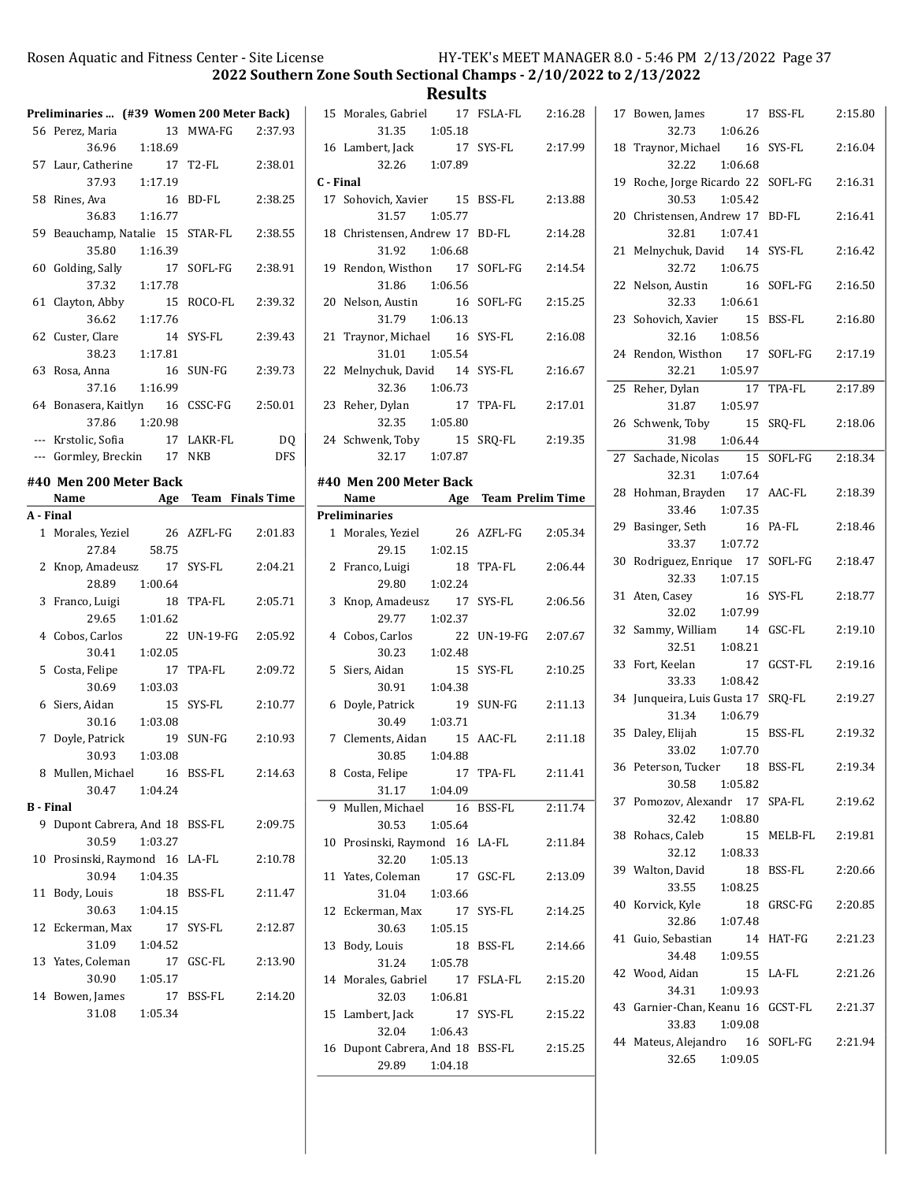## 2022 Southern Zone South Sectional Champs - 2/10/2022 to 2/13/2022

## Results

### Preliminaries ... (#39 Women 200 Meter Back)

| Place | Name | Age | Team | Prelim Time | Splits |
|---|---|---|---|---|---|
| 56 | Perez, Maria | 13 | MWA-FG | 2:37.93 | 36.96 1:18.69 |
| 57 | Laur, Catherine | 17 | T2-FL | 2:38.01 | 37.93 1:17.19 |
| 58 | Rines, Ava | 16 | BD-FL | 2:38.25 | 36.83 1:16.77 |
| 59 | Beauchamp, Natalie | 15 | STAR-FL | 2:38.55 | 35.80 1:16.39 |
| 60 | Golding, Sally | 17 | SOFL-FG | 2:38.91 | 37.32 1:17.78 |
| 61 | Clayton, Abby | 15 | ROCO-FL | 2:39.32 | 36.62 1:17.76 |
| 62 | Custer, Clare | 14 | SYS-FL | 2:39.43 | 38.23 1:17.81 |
| 63 | Rosa, Anna | 16 | SUN-FG | 2:39.73 | 37.16 1:16.99 |
| 64 | Bonasera, Kaitlyn | 16 | CSSC-FG | 2:50.01 | 37.86 1:20.98 |
| --- | Krstolic, Sofia | 17 | LAKR-FL | DQ | |
| --- | Gormley, Breckin | 17 | NKB | DFS | |

### #40 Men 200 Meter Back

| Place | Name | Age | Team | Finals Time | Splits |
|---|---|---|---|---|---|
| **A - Final** | | | | | |
| 1 | Morales, Yeziel | 26 | AZFL-FG | 2:01.83 | 27.84 58.75 |
| 2 | Knop, Amadeusz | 17 | SYS-FL | 2:04.21 | 28.89 1:00.64 |
| 3 | Franco, Luigi | 18 | TPA-FL | 2:05.71 | 29.65 1:01.62 |
| 4 | Cobos, Carlos | 22 | UN-19-FG | 2:05.92 | 30.41 1:02.05 |
| 5 | Costa, Felipe | 17 | TPA-FL | 2:09.72 | 30.69 1:03.03 |
| 6 | Siers, Aidan | 15 | SYS-FL | 2:10.77 | 30.16 1:03.08 |
| 7 | Doyle, Patrick | 19 | SUN-FG | 2:10.93 | 30.93 1:03.08 |
| 8 | Mullen, Michael | 16 | BSS-FL | 2:14.63 | 30.47 1:04.24 |
| **B - Final** | | | | | |
| 9 | Dupont Cabrera, And | 18 | BSS-FL | 2:09.75 | 30.59 1:03.27 |
| 10 | Prosinski, Raymond | 16 | LA-FL | 2:10.78 | 30.94 1:04.35 |
| 11 | Body, Louis | 18 | BSS-FL | 2:11.47 | 30.63 1:04.15 |
| 12 | Eckerman, Max | 17 | SYS-FL | 2:12.87 | 31.09 1:04.52 |
| 13 | Yates, Coleman | 17 | GSC-FL | 2:13.90 | 30.90 1:05.17 |
| 14 | Bowen, James | 17 | BSS-FL | 2:14.20 | 31.08 1:05.34 |
| 15 | Morales, Gabriel | 17 | FSLA-FL | 2:16.28 | 31.35 1:05.18 |
| 16 | Lambert, Jack | 17 | SYS-FL | 2:17.99 | 32.26 1:07.89 |
| **C - Final** | | | | | |
| 17 | Sohovich, Xavier | 15 | BSS-FL | 2:13.88 | 31.57 1:05.77 |
| 18 | Christensen, Andrew | 17 | BD-FL | 2:14.28 | 31.92 1:06.68 |
| 19 | Rendon, Wisthon | 17 | SOFL-FG | 2:14.54 | 31.86 1:06.56 |
| 20 | Nelson, Austin | 16 | SOFL-FG | 2:15.25 | 31.79 1:06.13 |
| 21 | Traynor, Michael | 16 | SYS-FL | 2:16.08 | 31.01 1:05.54 |
| 22 | Melnychuk, David | 14 | SYS-FL | 2:16.67 | 32.36 1:06.73 |
| 23 | Reher, Dylan | 17 | TPA-FL | 2:17.01 | 32.35 1:05.80 |
| 24 | Schwenk, Toby | 15 | SRQ-FL | 2:19.35 | 32.17 1:07.87 |

### #40 Men 200 Meter Back

| Place | Name | Age | Team | Prelim Time | Splits |
|---|---|---|---|---|---|
| **Preliminaries** | | | | | |
| 1 | Morales, Yeziel | 26 | AZFL-FG | 2:05.34 | 29.15 1:02.15 |
| 2 | Franco, Luigi | 18 | TPA-FL | 2:06.44 | 29.80 1:02.24 |
| 3 | Knop, Amadeusz | 17 | SYS-FL | 2:06.56 | 29.77 1:02.37 |
| 4 | Cobos, Carlos | 22 | UN-19-FG | 2:07.67 | 30.23 1:02.48 |
| 5 | Siers, Aidan | 15 | SYS-FL | 2:10.25 | 30.91 1:04.38 |
| 6 | Doyle, Patrick | 19 | SUN-FG | 2:11.13 | 30.49 1:03.71 |
| 7 | Clements, Aidan | 15 | AAC-FL | 2:11.18 | 30.85 1:04.88 |
| 8 | Costa, Felipe | 17 | TPA-FL | 2:11.41 | 31.17 1:04.09 |
| 9 | Mullen, Michael | 16 | BSS-FL | 2:11.74 | 30.53 1:05.64 |
| 10 | Prosinski, Raymond | 16 | LA-FL | 2:11.84 | 32.20 1:05.13 |
| 11 | Yates, Coleman | 17 | GSC-FL | 2:13.09 | 31.04 1:03.66 |
| 12 | Eckerman, Max | 17 | SYS-FL | 2:14.25 | 30.63 1:05.15 |
| 13 | Body, Louis | 18 | BSS-FL | 2:14.66 | 31.24 1:05.78 |
| 14 | Morales, Gabriel | 17 | FSLA-FL | 2:15.20 | 32.03 1:06.81 |
| 15 | Lambert, Jack | 17 | SYS-FL | 2:15.22 | 32.04 1:06.43 |
| 16 | Dupont Cabrera, And | 18 | BSS-FL | 2:15.25 | 29.89 1:04.18 |
| 17 | Bowen, James | 17 | BSS-FL | 2:15.80 | 32.73 1:06.26 |
| 18 | Traynor, Michael | 16 | SYS-FL | 2:16.04 | 32.22 1:06.68 |
| 19 | Roche, Jorge Ricardo | 22 | SOFL-FG | 2:16.31 | 30.53 1:05.42 |
| 20 | Christensen, Andrew | 17 | BD-FL | 2:16.41 | 32.81 1:07.41 |
| 21 | Melnychuk, David | 14 | SYS-FL | 2:16.42 | 32.72 1:06.75 |
| 22 | Nelson, Austin | 16 | SOFL-FG | 2:16.50 | 32.33 1:06.61 |
| 23 | Sohovich, Xavier | 15 | BSS-FL | 2:16.80 | 32.16 1:08.56 |
| 24 | Rendon, Wisthon | 17 | SOFL-FG | 2:17.19 | 32.21 1:05.97 |
| 25 | Reher, Dylan | 17 | TPA-FL | 2:17.89 | 31.87 1:05.97 |
| 26 | Schwenk, Toby | 15 | SRQ-FL | 2:18.06 | 31.98 1:06.44 |
| 27 | Sachade, Nicolas | 15 | SOFL-FG | 2:18.34 | 32.31 1:07.64 |
| 28 | Hohman, Brayden | 17 | AAC-FL | 2:18.39 | 33.46 1:07.35 |
| 29 | Basinger, Seth | 16 | PA-FL | 2:18.46 | 33.37 1:07.72 |
| 30 | Rodriguez, Enrique | 17 | SOFL-FG | 2:18.47 | 32.33 1:07.15 |
| 31 | Aten, Casey | 16 | SYS-FL | 2:18.77 | 32.02 1:07.99 |
| 32 | Sammy, William | 14 | GSC-FL | 2:19.10 | 32.51 1:08.21 |
| 33 | Fort, Keelan | 17 | GCST-FL | 2:19.16 | 33.33 1:08.42 |
| 34 | Junqueira, Luis Gusta | 17 | SRQ-FL | 2:19.27 | 31.34 1:06.79 |
| 35 | Daley, Elijah | 15 | BSS-FL | 2:19.32 | 33.02 1:07.70 |
| 36 | Peterson, Tucker | 18 | BSS-FL | 2:19.34 | 30.58 1:05.82 |
| 37 | Pomozov, Alexandr | 17 | SPA-FL | 2:19.62 | 32.42 1:08.80 |
| 38 | Rohacs, Caleb | 15 | MELB-FL | 2:19.81 | 32.12 1:08.33 |
| 39 | Walton, David | 18 | BSS-FL | 2:20.66 | 33.55 1:08.25 |
| 40 | Korvick, Kyle | 18 | GRSC-FG | 2:20.85 | 32.86 1:07.48 |
| 41 | Guio, Sebastian | 14 | HAT-FG | 2:21.23 | 34.48 1:09.55 |
| 42 | Wood, Aidan | 15 | LA-FL | 2:21.26 | 34.31 1:09.93 |
| 43 | Garnier-Chan, Keanu | 16 | GCST-FL | 2:21.37 | 33.83 1:09.08 |
| 44 | Mateus, Alejandro | 16 | SOFL-FG | 2:21.94 | 32.65 1:09.05 |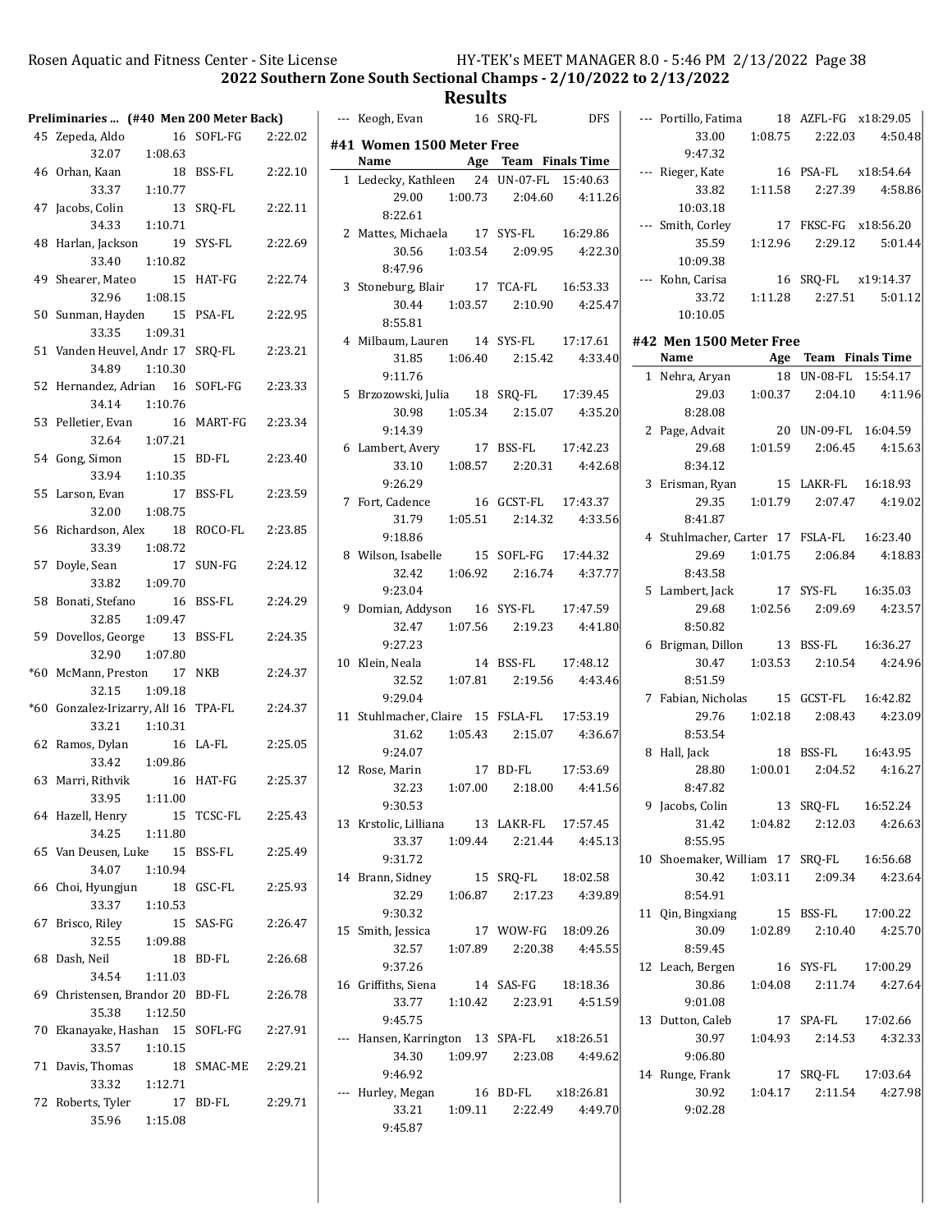## 2022 Southern Zone South Sectional Champs - 2/10/2022 to 2/13/2022

## Results

**Preliminaries ... (#40 Men 200 Meter Back)**

| Place | Name | Age | Team | Time |
|---|---|---|---|---|
| 45 | Zepeda, Aldo | 16 | SOFL-FG | 2:22.02 |
| | 32.07 | 1:08.63 | | |
| 46 | Orhan, Kaan | 18 | BSS-FL | 2:22.10 |
| | 33.37 | 1:10.77 | | |
| 47 | Jacobs, Colin | 13 | SRQ-FL | 2:22.11 |
| | 34.33 | 1:10.71 | | |
| 48 | Harlan, Jackson | 19 | SYS-FL | 2:22.69 |
| | 33.40 | 1:10.82 | | |
| 49 | Shearer, Mateo | 15 | HAT-FG | 2:22.74 |
| | 32.96 | 1:08.15 | | |
| 50 | Sunman, Hayden | 15 | PSA-FL | 2:22.95 |
| | 33.35 | 1:09.31 | | |
| 51 | Vanden Heuvel, Andr | 17 | SRQ-FL | 2:23.21 |
| | 34.89 | 1:10.30 | | |
| 52 | Hernandez, Adrian | 16 | SOFL-FG | 2:23.33 |
| | 34.14 | 1:10.76 | | |
| 53 | Pelletier, Evan | 16 | MART-FG | 2:23.34 |
| | 32.64 | 1:07.21 | | |
| 54 | Gong, Simon | 15 | BD-FL | 2:23.40 |
| | 33.94 | 1:10.35 | | |
| 55 | Larson, Evan | 17 | BSS-FL | 2:23.59 |
| | 32.00 | 1:08.75 | | |
| 56 | Richardson, Alex | 18 | ROCO-FL | 2:23.85 |
| | 33.39 | 1:08.72 | | |
| 57 | Doyle, Sean | 17 | SUN-FG | 2:24.12 |
| | 33.82 | 1:09.70 | | |
| 58 | Bonati, Stefano | 16 | BSS-FL | 2:24.29 |
| | 32.85 | 1:09.47 | | |
| 59 | Dovellos, George | 13 | BSS-FL | 2:24.35 |
| | 32.90 | 1:07.80 | | |
| *60 | McMann, Preston | 17 | NKB | 2:24.37 |
| | 32.15 | 1:09.18 | | |
| *60 | Gonzalez-Irizarry, Al | 16 | TPA-FL | 2:24.37 |
| | 33.21 | 1:10.31 | | |
| 62 | Ramos, Dylan | 16 | LA-FL | 2:25.05 |
| | 33.42 | 1:09.86 | | |
| 63 | Marri, Rithvik | 16 | HAT-FG | 2:25.37 |
| | 33.95 | 1:11.00 | | |
| 64 | Hazell, Henry | 15 | TCSC-FL | 2:25.43 |
| | 34.25 | 1:11.80 | | |
| 65 | Van Deusen, Luke | 15 | BSS-FL | 2:25.49 |
| | 34.07 | 1:10.94 | | |
| 66 | Choi, Hyungjun | 18 | GSC-FL | 2:25.93 |
| | 33.37 | 1:10.53 | | |
| 67 | Brisco, Riley | 15 | SAS-FG | 2:26.47 |
| | 32.55 | 1:09.88 | | |
| 68 | Dash, Neil | 18 | BD-FL | 2:26.68 |
| | 34.54 | 1:11.03 | | |
| 69 | Christensen, Brandor | 20 | BD-FL | 2:26.78 |
| | 35.38 | 1:12.50 | | |
| 70 | Ekanayake, Hashan | 15 | SOFL-FG | 2:27.91 |
| | 33.57 | 1:10.15 | | |
| 71 | Davis, Thomas | 18 | SMAC-ME | 2:29.21 |
| | 33.32 | 1:12.71 | | |
| 72 | Roberts, Tyler | 17 | BD-FL | 2:29.71 |
| | 35.96 | 1:15.08 | | |
| --- | Keogh, Evan | 16 | SRQ-FL | DFS |

### #41 Women 1500 Meter Free

| Place | Name | Age | Team | Finals Time |
|---|---|---|---|---|
| 1 | Ledecky, Kathleen | 24 | UN-07-FL | 15:40.63 |
| | 29.00 | 1:00.73 | 2:04.60 | 4:11.26 |
| | 8:22.61 | | | |
| 2 | Mattes, Michaela | 17 | SYS-FL | 16:29.86 |
| | 30.56 | 1:03.54 | 2:09.95 | 4:22.30 |
| | 8:47.96 | | | |
| 3 | Stoneburg, Blair | 17 | TCA-FL | 16:53.33 |
| | 30.44 | 1:03.57 | 2:10.90 | 4:25.47 |
| | 8:55.81 | | | |
| 4 | Milbaum, Lauren | 14 | SYS-FL | 17:17.61 |
| | 31.85 | 1:06.40 | 2:15.42 | 4:33.40 |
| | 9:11.76 | | | |
| 5 | Brzozowski, Julia | 18 | SRQ-FL | 17:39.45 |
| | 30.98 | 1:05.34 | 2:15.07 | 4:35.20 |
| | 9:14.39 | | | |
| 6 | Lambert, Avery | 17 | BSS-FL | 17:42.23 |
| | 33.10 | 1:08.57 | 2:20.31 | 4:42.68 |
| | 9:26.29 | | | |
| 7 | Fort, Cadence | 16 | GCST-FL | 17:43.37 |
| | 31.79 | 1:05.51 | 2:14.32 | 4:33.56 |
| | 9:18.86 | | | |
| 8 | Wilson, Isabelle | 15 | SOFL-FG | 17:44.32 |
| | 32.42 | 1:06.92 | 2:16.74 | 4:37.77 |
| | 9:23.04 | | | |
| 9 | Domian, Addyson | 16 | SYS-FL | 17:47.59 |
| | 32.47 | 1:07.56 | 2:19.23 | 4:41.80 |
| | 9:27.23 | | | |
| 10 | Klein, Neala | 14 | BSS-FL | 17:48.12 |
| | 32.52 | 1:07.81 | 2:19.56 | 4:43.46 |
| | 9:29.04 | | | |
| 11 | Stuhlmacher, Claire | 15 | FSLA-FL | 17:53.19 |
| | 31.62 | 1:05.43 | 2:15.07 | 4:36.67 |
| | 9:24.07 | | | |
| 12 | Rose, Marin | 17 | BD-FL | 17:53.69 |
| | 32.23 | 1:07.00 | 2:18.00 | 4:41.56 |
| | 9:30.53 | | | |
| 13 | Krstolic, Lilliana | 13 | LAKR-FL | 17:57.45 |
| | 33.37 | 1:09.44 | 2:21.44 | 4:45.13 |
| | 9:31.72 | | | |
| 14 | Brann, Sidney | 15 | SRQ-FL | 18:02.58 |
| | 32.29 | 1:06.87 | 2:17.23 | 4:39.89 |
| | 9:30.32 | | | |
| 15 | Smith, Jessica | 17 | WOW-FG | 18:09.26 |
| | 32.57 | 1:07.89 | 2:20.38 | 4:45.55 |
| | 9:37.26 | | | |
| 16 | Griffiths, Siena | 14 | SAS-FG | 18:18.36 |
| | 33.77 | 1:10.42 | 2:23.91 | 4:51.59 |
| | 9:45.75 | | | |
| --- | Hansen, Karrington | 13 | SPA-FL | x18:26.51 |
| | 34.30 | 1:09.97 | 2:23.08 | 4:49.62 |
| | 9:46.92 | | | |
| --- | Hurley, Megan | 16 | BD-FL | x18:26.81 |
| | 33.21 | 1:09.11 | 2:22.49 | 4:49.70 |
| | 9:45.87 | | | |
| --- | Portillo, Fatima | 18 | AZFL-FG | x18:29.05 |
| | 33.00 | 1:08.75 | 2:22.03 | 4:50.48 |
| | 9:47.32 | | | |
| --- | Rieger, Kate | 16 | PSA-FL | x18:54.64 |
| | 33.82 | 1:11.58 | 2:27.39 | 4:58.86 |
| | 10:03.18 | | | |
| --- | Smith, Corley | 17 | FKSC-FG | x18:56.20 |
| | 35.59 | 1:12.96 | 2:29.12 | 5:01.44 |
| | 10:09.38 | | | |
| --- | Kohn, Carisa | 16 | SRQ-FL | x19:14.37 |
| | 33.72 | 1:11.28 | 2:27.51 | 5:01.12 |
| | 10:10.05 | | | |

### #42 Men 1500 Meter Free

| Place | Name | Age | Team | Finals Time |
|---|---|---|---|---|
| 1 | Nehra, Aryan | 18 | UN-08-FL | 15:54.17 |
| | 29.03 | 1:00.37 | 2:04.10 | 4:11.96 |
| | 8:28.08 | | | |
| 2 | Page, Advait | 20 | UN-09-FL | 16:04.59 |
| | 29.68 | 1:01.59 | 2:06.45 | 4:15.63 |
| | 8:34.12 | | | |
| 3 | Erisman, Ryan | 15 | LAKR-FL | 16:18.93 |
| | 29.35 | 1:01.79 | 2:07.47 | 4:19.02 |
| | 8:41.87 | | | |
| 4 | Stuhlmacher, Carter | 17 | FSLA-FL | 16:23.40 |
| | 29.69 | 1:01.75 | 2:06.84 | 4:18.83 |
| | 8:43.58 | | | |
| 5 | Lambert, Jack | 17 | SYS-FL | 16:35.03 |
| | 29.68 | 1:02.56 | 2:09.69 | 4:23.57 |
| | 8:50.82 | | | |
| 6 | Brigman, Dillon | 13 | BSS-FL | 16:36.27 |
| | 30.47 | 1:03.53 | 2:10.54 | 4:24.96 |
| | 8:51.59 | | | |
| 7 | Fabian, Nicholas | 15 | GCST-FL | 16:42.82 |
| | 29.76 | 1:02.18 | 2:08.43 | 4:23.09 |
| | 8:53.54 | | | |
| 8 | Hall, Jack | 18 | BSS-FL | 16:43.95 |
| | 28.80 | 1:00.01 | 2:04.52 | 4:16.27 |
| | 8:47.82 | | | |
| 9 | Jacobs, Colin | 13 | SRQ-FL | 16:52.24 |
| | 31.42 | 1:04.82 | 2:12.03 | 4:26.63 |
| | 8:55.95 | | | |
| 10 | Shoemaker, William | 17 | SRQ-FL | 16:56.68 |
| | 30.42 | 1:03.11 | 2:09.34 | 4:23.64 |
| | 8:54.91 | | | |
| 11 | Qin, Bingxiang | 15 | BSS-FL | 17:00.22 |
| | 30.09 | 1:02.89 | 2:10.40 | 4:25.70 |
| | 8:59.45 | | | |
| 12 | Leach, Bergen | 16 | SYS-FL | 17:00.29 |
| | 30.86 | 1:04.08 | 2:11.74 | 4:27.64 |
| | 9:01.08 | | | |
| 13 | Dutton, Caleb | 17 | SPA-FL | 17:02.66 |
| | 30.97 | 1:04.93 | 2:14.53 | 4:32.33 |
| | 9:06.80 | | | |
| 14 | Runge, Frank | 17 | SRQ-FL | 17:03.64 |
| | 30.92 | 1:04.17 | 2:11.54 | 4:27.98 |
| | 9:02.28 | | | |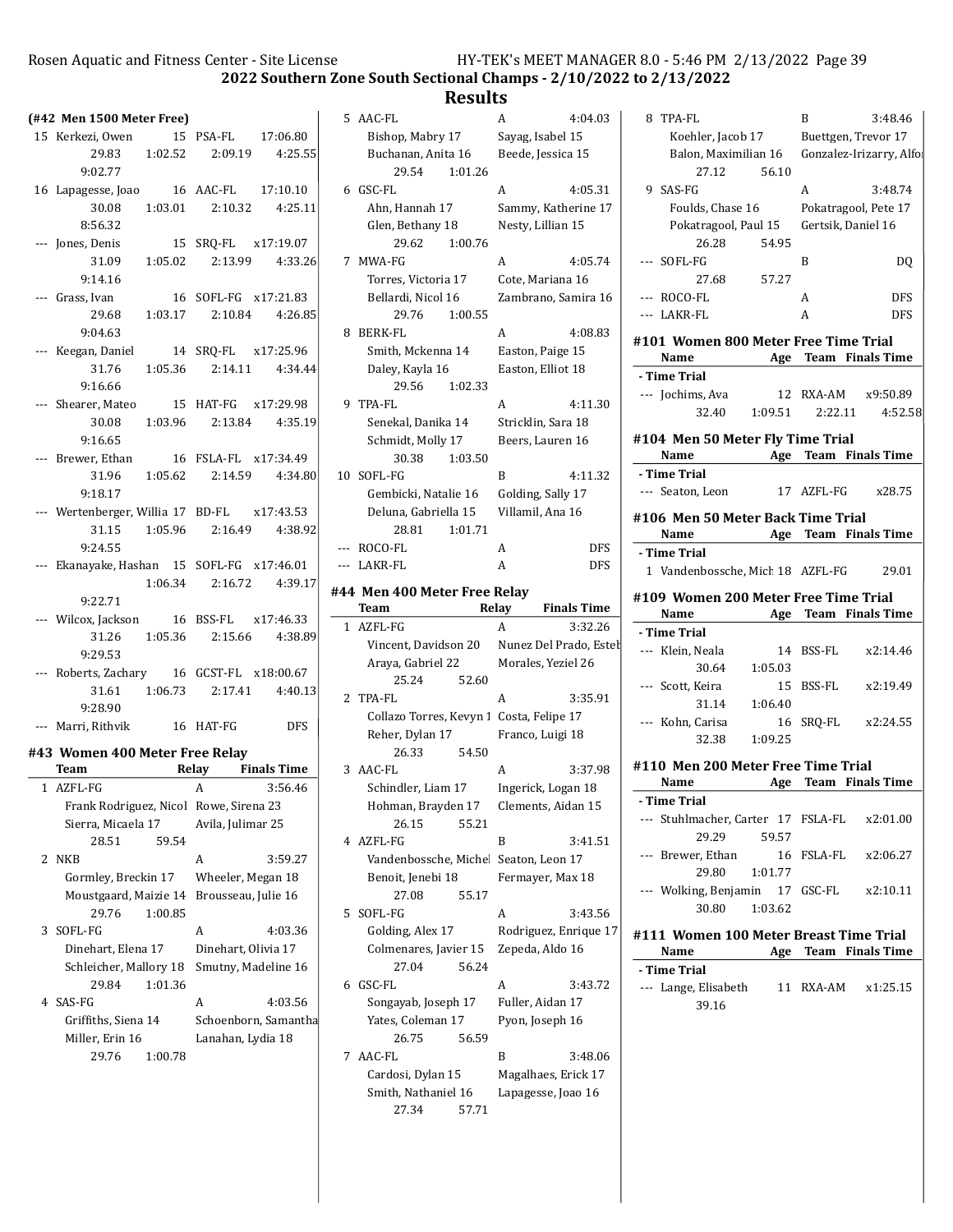# 2022 Southern Zone South Sectional Champs - 2/10/2022 to 2/13/2022

## Results

### (#42 Men 1500 Meter Free)

15 Kerkezi, Owen 15 PSA-FL 17:06.80
29.83 1:02.52 2:09.19 4:25.55
9:02.77

16 Lapagesse, Joao 16 AAC-FL 17:10.10
30.08 1:03.01 2:10.32 4:25.11
8:56.32

--- Jones, Denis 15 SRQ-FL x17:19.07
31.09 1:05.02 2:13.99 4:33.26
9:14.16

--- Grass, Ivan 16 SOFL-FG x17:21.83
29.68 1:03.17 2:10.84 4:26.85
9:04.63

--- Keegan, Daniel 14 SRQ-FL x17:25.96
31.76 1:05.36 2:14.11 4:34.44
9:16.66

--- Shearer, Mateo 15 HAT-FG x17:29.98
30.08 1:03.96 2:13.84 4:35.19
9:16.65

--- Brewer, Ethan 16 FSLA-FL x17:34.49
31.96 1:05.62 2:14.59 4:34.80
9:18.17

--- Wertenberger, Willia 17 BD-FL x17:43.53
31.15 1:05.96 2:16.49 4:38.92
9:24.55

--- Ekanayake, Hashan 15 SOFL-FG x17:46.01
1:06.34 2:16.72 4:39.17
9:22.71

--- Wilcox, Jackson 16 BSS-FL x17:46.33
31.26 1:05.36 2:15.66 4:38.89
9:29.53

--- Roberts, Zachary 16 GCST-FL x18:00.67
31.61 1:06.73 2:17.41 4:40.13
9:28.90

--- Marri, Rithvik 16 HAT-FG DFS

### #43 Women 400 Meter Free Relay

| Team | Relay | Finals Time |
|---|---|---|

1 AZFL-FG A 3:56.46
Frank Rodriguez, Nicol — Rowe, Sirena 23
Sierra, Micaela 17 — Avila, Julimar 25
28.51 59.54

2 NKB A 3:59.27
Gormley, Breckin 17 — Wheeler, Megan 18
Moustgaard, Maizie 14 — Brousseau, Julie 16
29.76 1:00.85

3 SOFL-FG A 4:03.36
Dinehart, Elena 17 — Dinehart, Olivia 17
Schleicher, Mallory 18 — Smutny, Madeline 16
29.84 1:01.36

4 SAS-FG A 4:03.56
Griffiths, Siena 14 — Schoenborn, Samantha
Miller, Erin 16 — Lanahan, Lydia 18
29.76 1:00.78

5 AAC-FL A 4:04.03
Bishop, Mabry 17 — Sayag, Isabel 15
Buchanan, Anita 16 — Beede, Jessica 15
29.54 1:01.26

6 GSC-FL A 4:05.31
Ahn, Hannah 17 — Sammy, Katherine 17
Glen, Bethany 18 — Nesty, Lillian 15
29.62 1:00.76

7 MWA-FG A 4:05.74
Torres, Victoria 17 — Cote, Mariana 16
Bellardi, Nicol 16 — Zambrano, Samira 16
29.76 1:00.55

8 BERK-FL A 4:08.83
Smith, Mckenna 14 — Easton, Paige 15
Daley, Kayla 16 — Easton, Elliot 18
29.56 1:02.33

9 TPA-FL A 4:11.30
Senekal, Danika 14 — Stricklin, Sara 18
Schmidt, Molly 17 — Beers, Lauren 16
30.38 1:03.50

10 SOFL-FG B 4:11.32
Gembicki, Natalie 16 — Golding, Sally 17
Deluna, Gabriella 15 — Villamil, Ana 16
28.81 1:01.71

--- ROCO-FL A DFS

--- LAKR-FL A DFS

### #44 Men 400 Meter Free Relay

| Team | Relay | Finals Time |
|---|---|---|

1 AZFL-FG A 3:32.26
Vincent, Davidson 20 — Nunez Del Prado, Esteb
Araya, Gabriel 22 — Morales, Yeziel 26
25.24 52.60

2 TPA-FL A 3:35.91
Collazo Torres, Kevyn 1 — Costa, Felipe 17
Reher, Dylan 17 — Franco, Luigi 18
26.33 54.50

3 AAC-FL A 3:37.98
Schindler, Liam 17 — Ingerick, Logan 18
Hohman, Brayden 17 — Clements, Aidan 15
26.15 55.21

4 AZFL-FG B 3:41.51
Vandenbossche, Michel — Seaton, Leon 17
Benoit, Jenebi 18 — Fermayer, Max 18
27.08 55.17

5 SOFL-FG A 3:43.56
Golding, Alex 17 — Rodriguez, Enrique 17
Colmenares, Javier 15 — Zepeda, Aldo 16
27.04 56.24

6 GSC-FL A 3:43.72
Songayab, Joseph 17 — Fuller, Aidan 17
Yates, Coleman 17 — Pyon, Joseph 16
26.75 56.59

7 AAC-FL B 3:48.06
Cardosi, Dylan 15 — Magalhaes, Erick 17
Smith, Nathaniel 16 — Lapagesse, Joao 16
27.34 57.71

8 TPA-FL B 3:48.46
Koehler, Jacob 17 — Buettgen, Trevor 17
Balon, Maximilian 16 — Gonzalez-Irizarry, Alfor
27.12 56.10

9 SAS-FG A 3:48.74
Foulds, Chase 16 — Pokatragool, Pete 17
Pokatragool, Paul 15 — Gertsik, Daniel 16
26.28 54.95

--- SOFL-FG B DQ
27.68 57.27

--- ROCO-FL A DFS

--- LAKR-FL A DFS

### #101 Women 800 Meter Free Time Trial

| Name | Age | Team | Finals Time |
|---|---|---|---|

**- Time Trial**

--- Jochims, Ava 12 RXA-AM x9:50.89
32.40 1:09.51 2:22.11 4:52.58

### #104 Men 50 Meter Fly Time Trial

| Name | Age | Team | Finals Time |
|---|---|---|---|

**- Time Trial**

--- Seaton, Leon 17 AZFL-FG x28.75

### #106 Men 50 Meter Back Time Trial

| Name | Age | Team | Finals Time |
|---|---|---|---|

**- Time Trial**

1 Vandenbossche, Mich 18 AZFL-FG 29.01

### #109 Women 200 Meter Free Time Trial

| Name | Age | Team | Finals Time |
|---|---|---|---|

**- Time Trial**

--- Klein, Neala 14 BSS-FL x2:14.46
30.64 1:05.03

--- Scott, Keira 15 BSS-FL x2:19.49
31.14 1:06.40

--- Kohn, Carisa 16 SRQ-FL x2:24.55
32.38 1:09.25

### #110 Men 200 Meter Free Time Trial

| Name | Age | Team | Finals Time |
|---|---|---|---|

**- Time Trial**

--- Stuhlmacher, Carter 17 FSLA-FL x2:01.00
29.29 59.57

--- Brewer, Ethan 16 FSLA-FL x2:06.27
29.80 1:01.77

--- Wolking, Benjamin 17 GSC-FL x2:10.11
30.80 1:03.62

### #111 Women 100 Meter Breast Time Trial

| Name | Age | Team | Finals Time |
|---|---|---|---|

**- Time Trial**

--- Lange, Elisabeth 11 RXA-AM x1:25.15
39.16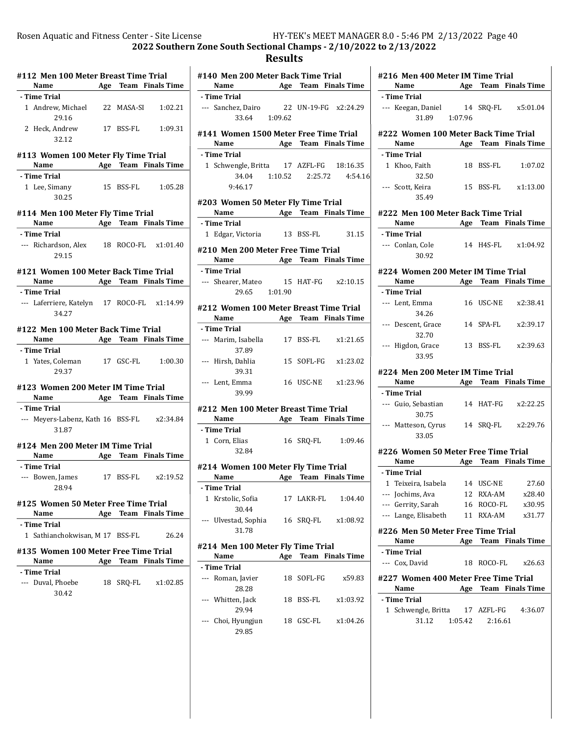2022 Southern Zone South Sectional Champs - 2/10/2022 to 2/13/2022

# Results

### #112 Men 100 Meter Breast Time Trial

| | Name | Age | Team | Finals Time |
|---|---|---|---|---|
| **- Time Trial** | | | | |
| 1 | Andrew, Michael | 22 | MASA-SI | 1:02.21 |
| | 29.16 | | | |
| 2 | Heck, Andrew | 17 | BSS-FL | 1:09.31 |
| | 32.12 | | | |

### #113 Women 100 Meter Fly Time Trial

| | Name | Age | Team | Finals Time |
|---|---|---|---|---|
| **- Time Trial** | | | | |
| 1 | Lee, Simany | 15 | BSS-FL | 1:05.28 |
| | 30.25 | | | |

### #114 Men 100 Meter Fly Time Trial

| | Name | Age | Team | Finals Time |
|---|---|---|---|---|
| **- Time Trial** | | | | |
| --- | Richardson, Alex | 18 | ROCO-FL | x1:01.40 |
| | 29.15 | | | |

### #121 Women 100 Meter Back Time Trial

| | Name | Age | Team | Finals Time |
|---|---|---|---|---|
| **- Time Trial** | | | | |
| --- | Laferriere, Katelyn | 17 | ROCO-FL | x1:14.99 |
| | 34.27 | | | |

### #122 Men 100 Meter Back Time Trial

| | Name | Age | Team | Finals Time |
|---|---|---|---|---|
| **- Time Trial** | | | | |
| 1 | Yates, Coleman | 17 | GSC-FL | 1:00.30 |
| | 29.37 | | | |

### #123 Women 200 Meter IM Time Trial

| | Name | Age | Team | Finals Time |
|---|---|---|---|---|
| **- Time Trial** | | | | |
| --- | Meyers-Labenz, Kath | 16 | BSS-FL | x2:34.84 |
| | 31.87 | | | |

### #124 Men 200 Meter IM Time Trial

| | Name | Age | Team | Finals Time |
|---|---|---|---|---|
| **- Time Trial** | | | | |
| --- | Bowen, James | 17 | BSS-FL | x2:19.52 |
| | 28.94 | | | |

### #125 Women 50 Meter Free Time Trial

| | Name | Age | Team | Finals Time |
|---|---|---|---|---|
| **- Time Trial** | | | | |
| 1 | Sathianchokwisan, M | 17 | BSS-FL | 26.24 |

### #135 Women 100 Meter Free Time Trial

| | Name | Age | Team | Finals Time |
|---|---|---|---|---|
| **- Time Trial** | | | | |
| --- | Duval, Phoebe | 18 | SRQ-FL | x1:02.85 |
| | 30.42 | | | |

### #140 Men 200 Meter Back Time Trial

| | Name | Age | Team | Finals Time |
|---|---|---|---|---|
| **- Time Trial** | | | | |
| --- | Sanchez, Dairo | 22 | UN-19-FG | x2:24.29 |
| | 33.64 1:09.62 | | | |

### #141 Women 1500 Meter Free Time Trial

| | Name | Age | Team | Finals Time |
|---|---|---|---|---|
| **- Time Trial** | | | | |
| 1 | Schwengle, Britta | 17 | AZFL-FG | 18:16.35 |
| | 34.04 1:10.52 2:25.72 4:54.16 9:46.17 | | | |

### #203 Women 50 Meter Fly Time Trial

| | Name | Age | Team | Finals Time |
|---|---|---|---|---|
| **- Time Trial** | | | | |
| 1 | Edgar, Victoria | 13 | BSS-FL | 31.15 |

### #210 Men 200 Meter Free Time Trial

| | Name | Age | Team | Finals Time |
|---|---|---|---|---|
| **- Time Trial** | | | | |
| --- | Shearer, Mateo | 15 | HAT-FG | x2:10.15 |
| | 29.65 1:01.90 | | | |

### #212 Women 100 Meter Breast Time Trial

| | Name | Age | Team | Finals Time |
|---|---|---|---|---|
| **- Time Trial** | | | | |
| --- | Marim, Isabella | 17 | BSS-FL | x1:21.65 |
| | 37.89 | | | |
| --- | Hirsh, Dahlia | 15 | SOFL-FG | x1:23.02 |
| | 39.31 | | | |
| --- | Lent, Emma | 16 | USC-NE | x1:23.96 |
| | 39.99 | | | |

### #212 Men 100 Meter Breast Time Trial

| | Name | Age | Team | Finals Time |
|---|---|---|---|---|
| **- Time Trial** | | | | |
| 1 | Corn, Elias | 16 | SRQ-FL | 1:09.46 |
| | 32.84 | | | |

### #214 Women 100 Meter Fly Time Trial

| | Name | Age | Team | Finals Time |
|---|---|---|---|---|
| **- Time Trial** | | | | |
| 1 | Krstolic, Sofia | 17 | LAKR-FL | 1:04.40 |
| | 30.44 | | | |
| --- | Ulvestad, Sophia | 16 | SRQ-FL | x1:08.92 |
| | 31.78 | | | |

### #214 Men 100 Meter Fly Time Trial

| | Name | Age | Team | Finals Time |
|---|---|---|---|---|
| **- Time Trial** | | | | |
| --- | Roman, Javier | 18 | SOFL-FG | x59.83 |
| | 28.28 | | | |
| --- | Whitten, Jack | 18 | BSS-FL | x1:03.92 |
| | 29.94 | | | |
| --- | Choi, Hyungjun | 18 | GSC-FL | x1:04.26 |
| | 29.85 | | | |

### #216 Men 400 Meter IM Time Trial

| | Name | Age | Team | Finals Time |
|---|---|---|---|---|
| **- Time Trial** | | | | |
| --- | Keegan, Daniel | 14 | SRQ-FL | x5:01.04 |
| | 31.89 1:07.96 | | | |

### #222 Women 100 Meter Back Time Trial

| | Name | Age | Team | Finals Time |
|---|---|---|---|---|
| **- Time Trial** | | | | |
| 1 | Khoo, Faith | 18 | BSS-FL | 1:07.02 |
| | 32.50 | | | |
| --- | Scott, Keira | 15 | BSS-FL | x1:13.00 |
| | 35.49 | | | |

### #222 Men 100 Meter Back Time Trial

| | Name | Age | Team | Finals Time |
|---|---|---|---|---|
| **- Time Trial** | | | | |
| --- | Conlan, Cole | 14 | H4S-FL | x1:04.92 |
| | 30.92 | | | |

### #224 Women 200 Meter IM Time Trial

| | Name | Age | Team | Finals Time |
|---|---|---|---|---|
| **- Time Trial** | | | | |
| --- | Lent, Emma | 16 | USC-NE | x2:38.41 |
| | 34.26 | | | |
| --- | Descent, Grace | 14 | SPA-FL | x2:39.17 |
| | 32.70 | | | |
| --- | Higdon, Grace | 13 | BSS-FL | x2:39.63 |
| | 33.95 | | | |

### #224 Men 200 Meter IM Time Trial

| | Name | Age | Team | Finals Time |
|---|---|---|---|---|
| **- Time Trial** | | | | |
| --- | Guio, Sebastian | 14 | HAT-FG | x2:22.25 |
| | 30.75 | | | |
| --- | Matteson, Cyrus | 14 | SRQ-FL | x2:29.76 |
| | 33.05 | | | |

### #226 Women 50 Meter Free Time Trial

| | Name | Age | Team | Finals Time |
|---|---|---|---|---|
| **- Time Trial** | | | | |
| 1 | Teixeira, Isabela | 14 | USC-NE | 27.60 |
| --- | Jochims, Ava | 12 | RXA-AM | x28.40 |
| --- | Gerrity, Sarah | 16 | ROCO-FL | x30.95 |
| --- | Lange, Elisabeth | 11 | RXA-AM | x31.77 |

### #226 Men 50 Meter Free Time Trial

| | Name | Age | Team | Finals Time |
|---|---|---|---|---|
| **- Time Trial** | | | | |
| --- | Cox, David | 18 | ROCO-FL | x26.63 |

### #227 Women 400 Meter Free Time Trial

| | Name | Age | Team | Finals Time |
|---|---|---|---|---|
| **- Time Trial** | | | | |
| 1 | Schwengle, Britta | 17 | AZFL-FG | 4:36.07 |
| | 31.12 1:05.42 2:16.61 | | | |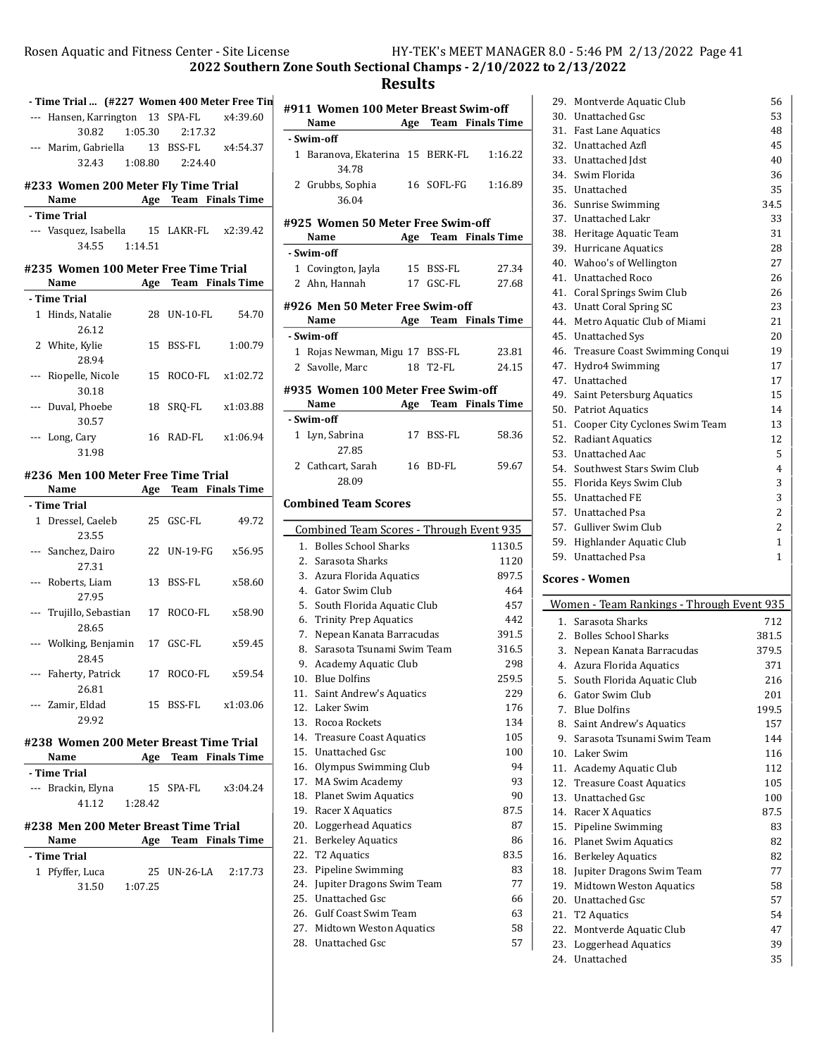# 2022 Southern Zone South Sectional Champs - 2/10/2022 to 2/13/2022

## Results

### - Time Trial ... (#227 Women 400 Meter Free Time Trial)

| | Name | Age | Team | Finals Time |
|---|---|---|---|---|
| --- | Hansen, Karrington | 13 | SPA-FL | x4:39.60 |
| | 30.82 1:05.30 2:17.32 | | | |
| --- | Marim, Gabriella | 13 | BSS-FL | x4:54.37 |
| | 32.43 1:08.80 2:24.40 | | | |

### #233 Women 200 Meter Fly Time Trial

| | Name | Age | Team | Finals Time |
|---|---|---|---|---|
| **- Time Trial** | | | | |
| --- | Vasquez, Isabella | 15 | LAKR-FL | x2:39.42 |
| | 34.55 1:14.51 | | | |

### #235 Women 100 Meter Free Time Trial

| | Name | Age | Team | Finals Time |
|---|---|---|---|---|
| **- Time Trial** | | | | |
| 1 | Hinds, Natalie | 28 | UN-10-FL | 54.70 |
| | 26.12 | | | |
| 2 | White, Kylie | 15 | BSS-FL | 1:00.79 |
| | 28.94 | | | |
| --- | Riopelle, Nicole | 15 | ROCO-FL | x1:02.72 |
| | 30.18 | | | |
| --- | Duval, Phoebe | 18 | SRQ-FL | x1:03.88 |
| | 30.57 | | | |
| --- | Long, Cary | 16 | RAD-FL | x1:06.94 |
| | 31.98 | | | |

### #236 Men 100 Meter Free Time Trial

| | Name | Age | Team | Finals Time |
|---|---|---|---|---|
| **- Time Trial** | | | | |
| 1 | Dressel, Caeleb | 25 | GSC-FL | 49.72 |
| | 23.55 | | | |
| --- | Sanchez, Dairo | 22 | UN-19-FG | x56.95 |
| | 27.31 | | | |
| --- | Roberts, Liam | 13 | BSS-FL | x58.60 |
| | 27.95 | | | |
| --- | Trujillo, Sebastian | 17 | ROCO-FL | x58.90 |
| | 28.65 | | | |
| --- | Wolking, Benjamin | 17 | GSC-FL | x59.45 |
| | 28.45 | | | |
| --- | Faherty, Patrick | 17 | ROCO-FL | x59.54 |
| | 26.81 | | | |
| --- | Zamir, Eldad | 15 | BSS-FL | x1:03.06 |
| | 29.92 | | | |

### #238 Women 200 Meter Breast Time Trial

| | Name | Age | Team | Finals Time |
|---|---|---|---|---|
| **- Time Trial** | | | | |
| --- | Brackin, Elyna | 15 | SPA-FL | x3:04.24 |
| | 41.12 1:28.42 | | | |

### #238 Men 200 Meter Breast Time Trial

| | Name | Age | Team | Finals Time |
|---|---|---|---|---|
| **- Time Trial** | | | | |
| 1 | Pfyffer, Luca | 25 | UN-26-LA | 2:17.73 |
| | 31.50 1:07.25 | | | |

### #911 Women 100 Meter Breast Swim-off

| | Name | Age | Team | Finals Time |
|---|---|---|---|---|
| **- Swim-off** | | | | |
| 1 | Baranova, Ekaterina | 15 | BERK-FL | 1:16.22 |
| | 34.78 | | | |
| 2 | Grubbs, Sophia | 16 | SOFL-FG | 1:16.89 |
| | 36.04 | | | |

### #925 Women 50 Meter Free Swim-off

| | Name | Age | Team | Finals Time |
|---|---|---|---|---|
| **- Swim-off** | | | | |
| 1 | Covington, Jayla | 15 | BSS-FL | 27.34 |
| 2 | Ahn, Hannah | 17 | GSC-FL | 27.68 |

### #926 Men 50 Meter Free Swim-off

| | Name | Age | Team | Finals Time |
|---|---|---|---|---|
| **- Swim-off** | | | | |
| 1 | Rojas Newman, Migu | 17 | BSS-FL | 23.81 |
| 2 | Savolle, Marc | 18 | T2-FL | 24.15 |

### #935 Women 100 Meter Free Swim-off

| | Name | Age | Team | Finals Time |
|---|---|---|---|---|
| **- Swim-off** | | | | |
| 1 | Lyn, Sabrina | 17 | BSS-FL | 58.36 |
| | 27.85 | | | |
| 2 | Cathcart, Sarah | 16 | BD-FL | 59.67 |
| | 28.09 | | | |

### Combined Team Scores

| Combined Team Scores - Through Event 935 | | |
|---|---|---|
| 1. | Bolles School Sharks | 1130.5 |
| 2. | Sarasota Sharks | 1120 |
| 3. | Azura Florida Aquatics | 897.5 |
| 4. | Gator Swim Club | 464 |
| 5. | South Florida Aquatic Club | 457 |
| 6. | Trinity Prep Aquatics | 442 |
| 7. | Nepean Kanata Barracudas | 391.5 |
| 8. | Sarasota Tsunami Swim Team | 316.5 |
| 9. | Academy Aquatic Club | 298 |
| 10. | Blue Dolfins | 259.5 |
| 11. | Saint Andrew's Aquatics | 229 |
| 12. | Laker Swim | 176 |
| 13. | Rocoa Rockets | 134 |
| 14. | Treasure Coast Aquatics | 105 |
| 15. | Unattached Gsc | 100 |
| 16. | Olympus Swimming Club | 94 |
| 17. | MA Swim Academy | 93 |
| 18. | Planet Swim Aquatics | 90 |
| 19. | Racer X Aquatics | 87.5 |
| 20. | Loggerhead Aquatics | 87 |
| 21. | Berkeley Aquatics | 86 |
| 22. | T2 Aquatics | 83.5 |
| 23. | Pipeline Swimming | 83 |
| 24. | Jupiter Dragons Swim Team | 77 |
| 25. | Unattached Gsc | 66 |
| 26. | Gulf Coast Swim Team | 63 |
| 27. | Midtown Weston Aquatics | 58 |
| 28. | Unattached Gsc | 57 |
| 29. | Montverde Aquatic Club | 56 |
| 30. | Unattached Gsc | 53 |
| 31. | Fast Lane Aquatics | 48 |
| 32. | Unattached Azfl | 45 |
| 33. | Unattached Jdst | 40 |
| 34. | Swim Florida | 36 |
| 35. | Unattached | 35 |
| 36. | Sunrise Swimming | 34.5 |
| 37. | Unattached Lakr | 33 |
| 38. | Heritage Aquatic Team | 31 |
| 39. | Hurricane Aquatics | 28 |
| 40. | Wahoo's of Wellington | 27 |
| 41. | Unattached Roco | 26 |
| 41. | Coral Springs Swim Club | 26 |
| 43. | Unatt Coral Spring SC | 23 |
| 44. | Metro Aquatic Club of Miami | 21 |
| 45. | Unattached Sys | 20 |
| 46. | Treasure Coast Swimming Conqui | 19 |
| 47. | Hydro4 Swimming | 17 |
| 47. | Unattached | 17 |
| 49. | Saint Petersburg Aquatics | 15 |
| 50. | Patriot Aquatics | 14 |
| 51. | Cooper City Cyclones Swim Team | 13 |
| 52. | Radiant Aquatics | 12 |
| 53. | Unattached Aac | 5 |
| 54. | Southwest Stars Swim Club | 4 |
| 55. | Florida Keys Swim Club | 3 |
| 55. | Unattached FE | 3 |
| 57. | Unattached Psa | 2 |
| 57. | Gulliver Swim Club | 2 |
| 59. | Highlander Aquatic Club | 1 |
| 59. | Unattached Psa | 1 |

### Scores - Women

| Women - Team Rankings - Through Event 935 | | |
|---|---|---|
| 1. | Sarasota Sharks | 712 |
| 2. | Bolles School Sharks | 381.5 |
| 3. | Nepean Kanata Barracudas | 379.5 |
| 4. | Azura Florida Aquatics | 371 |
| 5. | South Florida Aquatic Club | 216 |
| 6. | Gator Swim Club | 201 |
| 7. | Blue Dolfins | 199.5 |
| 8. | Saint Andrew's Aquatics | 157 |
| 9. | Sarasota Tsunami Swim Team | 144 |
| 10. | Laker Swim | 116 |
| 11. | Academy Aquatic Club | 112 |
| 12. | Treasure Coast Aquatics | 105 |
| 13. | Unattached Gsc | 100 |
| 14. | Racer X Aquatics | 87.5 |
| 15. | Pipeline Swimming | 83 |
| 16. | Planet Swim Aquatics | 82 |
| 16. | Berkeley Aquatics | 82 |
| 18. | Jupiter Dragons Swim Team | 77 |
| 19. | Midtown Weston Aquatics | 58 |
| 20. | Unattached Gsc | 57 |
| 21. | T2 Aquatics | 54 |
| 22. | Montverde Aquatic Club | 47 |
| 23. | Loggerhead Aquatics | 39 |
| 24. | Unattached | 35 |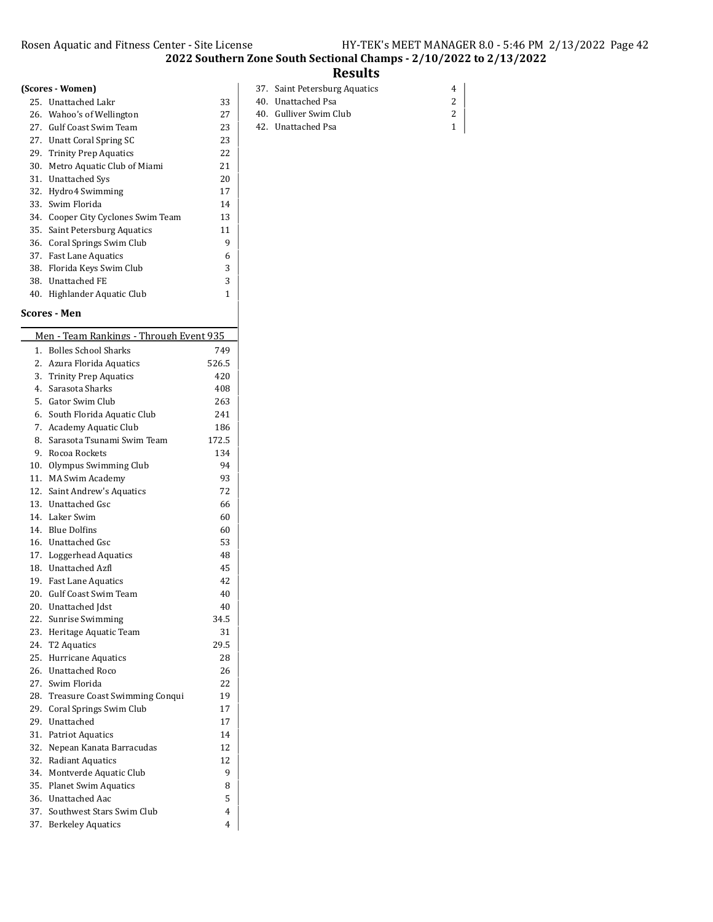## Results

**(Scores - Women)**

| | | |
|---|---|---|
| 25. | Unattached Lakr | 33 |
| 26. | Wahoo's of Wellington | 27 |
| 27. | Gulf Coast Swim Team | 23 |
| 27. | Unatt Coral Spring SC | 23 |
| 29. | Trinity Prep Aquatics | 22 |
| 30. | Metro Aquatic Club of Miami | 21 |
| 31. | Unattached Sys | 20 |
| 32. | Hydro4 Swimming | 17 |
| 33. | Swim Florida | 14 |
| 34. | Cooper City Cyclones Swim Team | 13 |
| 35. | Saint Petersburg Aquatics | 11 |
| 36. | Coral Springs Swim Club | 9 |
| 37. | Fast Lane Aquatics | 6 |
| 38. | Florida Keys Swim Club | 3 |
| 38. | Unattached FE | 3 |
| 40. | Highlander Aquatic Club | 1 |

### Scores - Men

Men - Team Rankings - Through Event 935

| | | |
|---|---|---|
| 1. | Bolles School Sharks | 749 |
| 2. | Azura Florida Aquatics | 526.5 |
| 3. | Trinity Prep Aquatics | 420 |
| 4. | Sarasota Sharks | 408 |
| 5. | Gator Swim Club | 263 |
| 6. | South Florida Aquatic Club | 241 |
| 7. | Academy Aquatic Club | 186 |
| 8. | Sarasota Tsunami Swim Team | 172.5 |
| 9. | Rocoa Rockets | 134 |
| 10. | Olympus Swimming Club | 94 |
| 11. | MA Swim Academy | 93 |
| 12. | Saint Andrew's Aquatics | 72 |
| 13. | Unattached Gsc | 66 |
| 14. | Laker Swim | 60 |
| 14. | Blue Dolfins | 60 |
| 16. | Unattached Gsc | 53 |
| 17. | Loggerhead Aquatics | 48 |
| 18. | Unattached Azfl | 45 |
| 19. | Fast Lane Aquatics | 42 |
| 20. | Gulf Coast Swim Team | 40 |
| 20. | Unattached Jdst | 40 |
| 22. | Sunrise Swimming | 34.5 |
| 23. | Heritage Aquatic Team | 31 |
| 24. | T2 Aquatics | 29.5 |
| 25. | Hurricane Aquatics | 28 |
| 26. | Unattached Roco | 26 |
| 27. | Swim Florida | 22 |
| 28. | Treasure Coast Swimming Conqui | 19 |
| 29. | Coral Springs Swim Club | 17 |
| 29. | Unattached | 17 |
| 31. | Patriot Aquatics | 14 |
| 32. | Nepean Kanata Barracudas | 12 |
| 32. | Radiant Aquatics | 12 |
| 34. | Montverde Aquatic Club | 9 |
| 35. | Planet Swim Aquatics | 8 |
| 36. | Unattached Aac | 5 |
| 37. | Southwest Stars Swim Club | 4 |
| 37. | Berkeley Aquatics | 4 |
| 37. | Saint Petersburg Aquatics | 4 |
| 40. | Unattached Psa | 2 |
| 40. | Gulliver Swim Club | 2 |
| 42. | Unattached Psa | 1 |